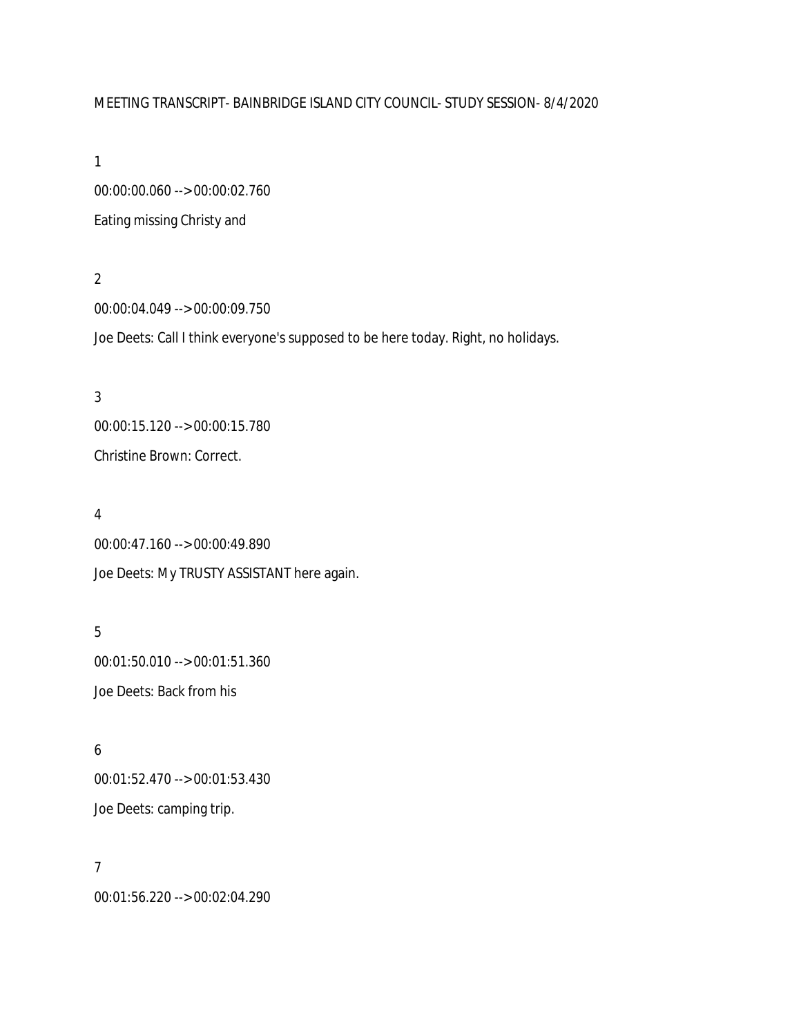MEETING TRANSCRIPT- BAINBRIDGE ISLAND CITY COUNCIL- STUDY SESSION- 8/4/2020

1

00:00:00.060 --> 00:00:02.760

Eating missing Christy and

2

00:00:04.049 --> 00:00:09.750

Joe Deets: Call I think everyone's supposed to be here today. Right, no holidays.

3

00:00:15.120 --> 00:00:15.780

Christine Brown: Correct.

4

00:00:47.160 --> 00:00:49.890

Joe Deets: My TRUSTY ASSISTANT here again.

5

00:01:50.010 --> 00:01:51.360

Joe Deets: Back from his

6

00:01:52.470 --> 00:01:53.430

Joe Deets: camping trip.

7

00:01:56.220 --> 00:02:04.290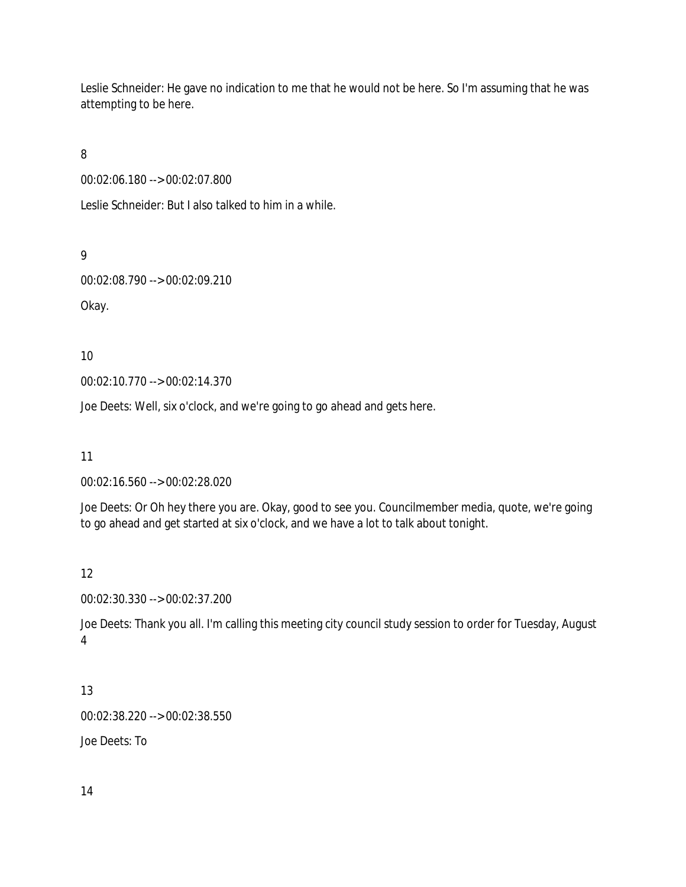Leslie Schneider: He gave no indication to me that he would not be here. So I'm assuming that he was attempting to be here.

8

00:02:06.180 --> 00:02:07.800

Leslie Schneider: But I also talked to him in a while.

9

00:02:08.790 --> 00:02:09.210

Okay.

10

00:02:10.770 --> 00:02:14.370

Joe Deets: Well, six o'clock, and we're going to go ahead and gets here.

11

00:02:16.560 --> 00:02:28.020

Joe Deets: Or Oh hey there you are. Okay, good to see you. Councilmember media, quote, we're going to go ahead and get started at six o'clock, and we have a lot to talk about tonight.

12

00:02:30.330 --> 00:02:37.200

Joe Deets: Thank you all. I'm calling this meeting city council study session to order for Tuesday, August 4

13

00:02:38.220 --> 00:02:38.550

Joe Deets: To

14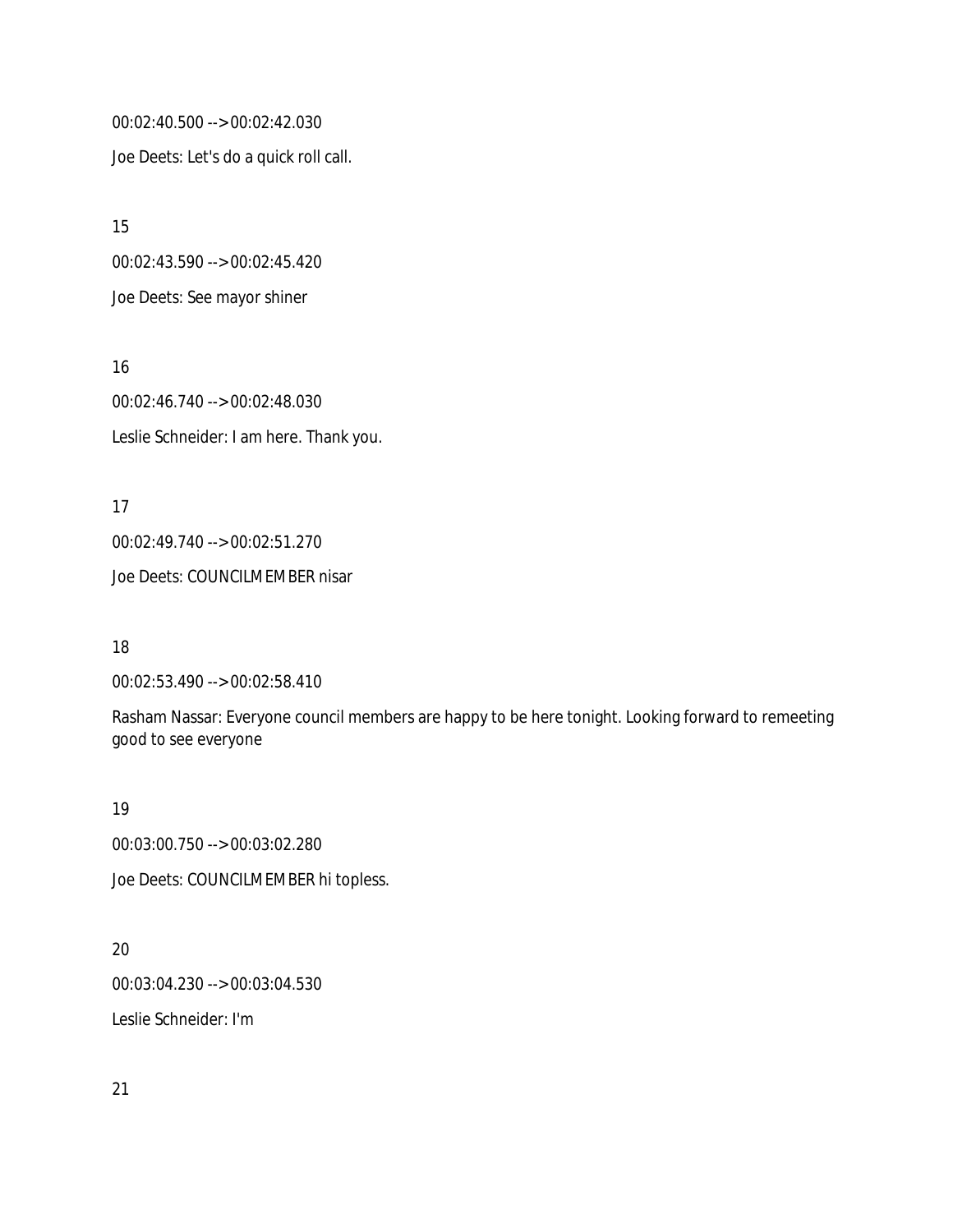00:02:40.500 --> 00:02:42.030

Joe Deets: Let's do a quick roll call.

15

00:02:43.590 --> 00:02:45.420

Joe Deets: See mayor shiner

16

00:02:46.740 --> 00:02:48.030

Leslie Schneider: I am here. Thank you.

17

00:02:49.740 --> 00:02:51.270

Joe Deets: COUNCILMEMBER nisar

18

00:02:53.490 --> 00:02:58.410

Rasham Nassar: Everyone council members are happy to be here tonight. Looking forward to remeeting good to see everyone

19

00:03:00.750 --> 00:03:02.280

Joe Deets: COUNCILMEMBER hi topless.

20

00:03:04.230 --> 00:03:04.530

Leslie Schneider: I'm

21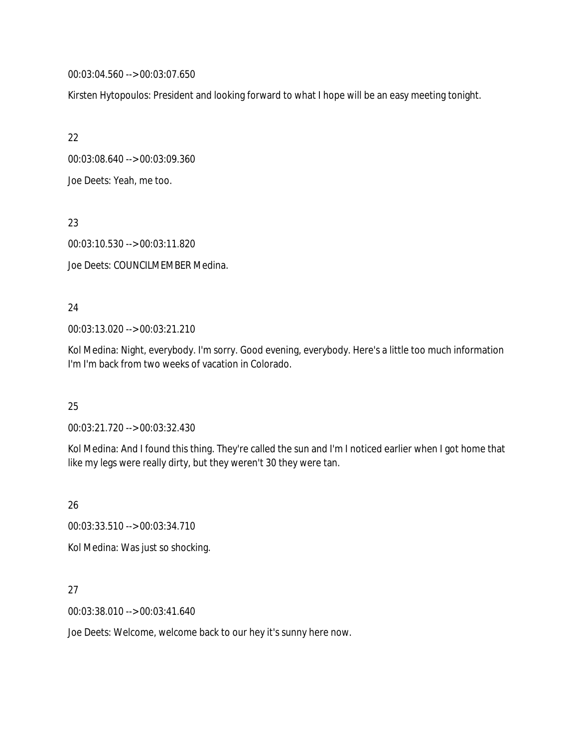00:03:04.560 --> 00:03:07.650

Kirsten Hytopoulos: President and looking forward to what I hope will be an easy meeting tonight.

22

00:03:08.640 --> 00:03:09.360

Joe Deets: Yeah, me too.

23

00:03:10.530 --> 00:03:11.820

Joe Deets: COUNCILMEMBER Medina.

24

00:03:13.020 --> 00:03:21.210

Kol Medina: Night, everybody. I'm sorry. Good evening, everybody. Here's a little too much information I'm I'm back from two weeks of vacation in Colorado.

25

00:03:21.720 --> 00:03:32.430

Kol Medina: And I found this thing. They're called the sun and I'm I noticed earlier when I got home that like my legs were really dirty, but they weren't 30 they were tan.

26

00:03:33.510 --> 00:03:34.710

Kol Medina: Was just so shocking.

27

00:03:38.010 --> 00:03:41.640

Joe Deets: Welcome, welcome back to our hey it's sunny here now.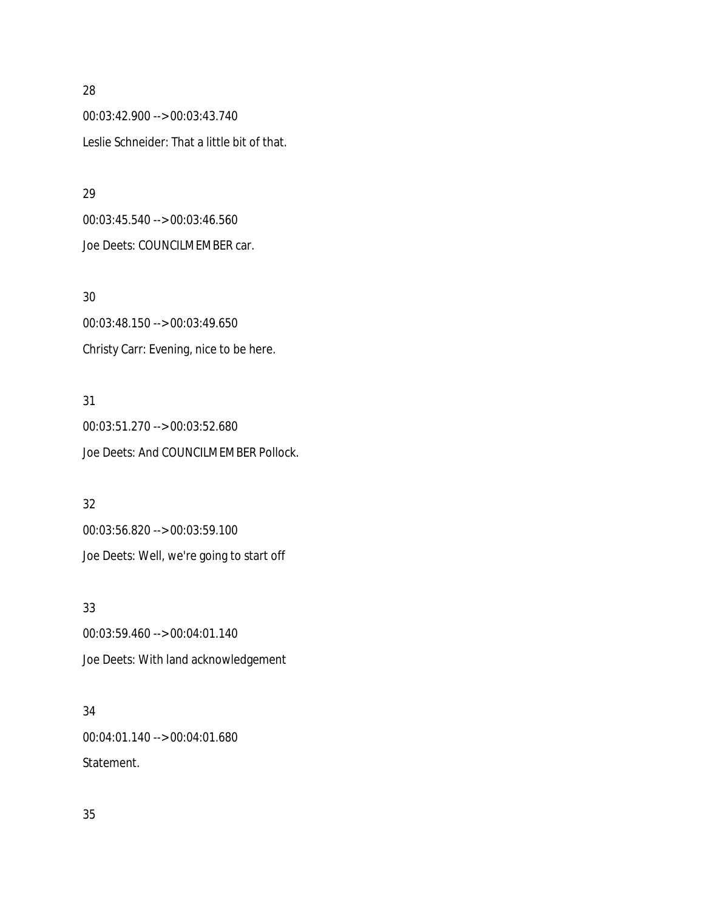28

00:03:42.900 --> 00:03:43.740

Leslie Schneider: That a little bit of that.

29

00:03:45.540 --> 00:03:46.560

Joe Deets: COUNCILMEMBER car.

30

00:03:48.150 --> 00:03:49.650

Christy Carr: Evening, nice to be here.

31

00:03:51.270 --> 00:03:52.680

Joe Deets: And COUNCILMEMBER Pollock.

32

00:03:56.820 --> 00:03:59.100

Joe Deets: Well, we're going to start off

33

00:03:59.460 --> 00:04:01.140

Joe Deets: With land acknowledgement

34

00:04:01.140 --> 00:04:01.680

Statement.

35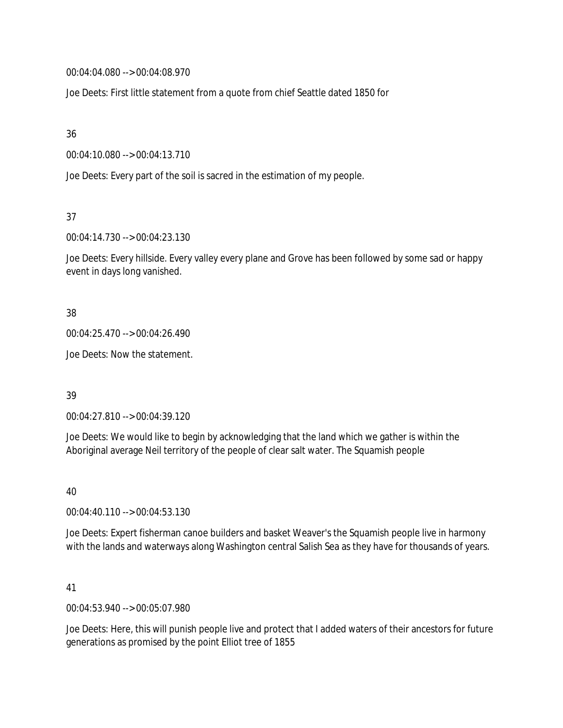00:04:04.080 --> 00:04:08.970

Joe Deets: First little statement from a quote from chief Seattle dated 1850 for

36

00:04:10.080 --> 00:04:13.710

Joe Deets: Every part of the soil is sacred in the estimation of my people.

37

00:04:14.730 --> 00:04:23.130

Joe Deets: Every hillside. Every valley every plane and Grove has been followed by some sad or happy event in days long vanished.

38

00:04:25.470 --> 00:04:26.490

Joe Deets: Now the statement.

39

00:04:27.810 --> 00:04:39.120

Joe Deets: We would like to begin by acknowledging that the land which we gather is within the Aboriginal average Neil territory of the people of clear salt water. The Squamish people

40

00:04:40.110 --> 00:04:53.130

Joe Deets: Expert fisherman canoe builders and basket Weaver's the Squamish people live in harmony with the lands and waterways along Washington central Salish Sea as they have for thousands of years.

41

00:04:53.940 --> 00:05:07.980

Joe Deets: Here, this will punish people live and protect that I added waters of their ancestors for future generations as promised by the point Elliot tree of 1855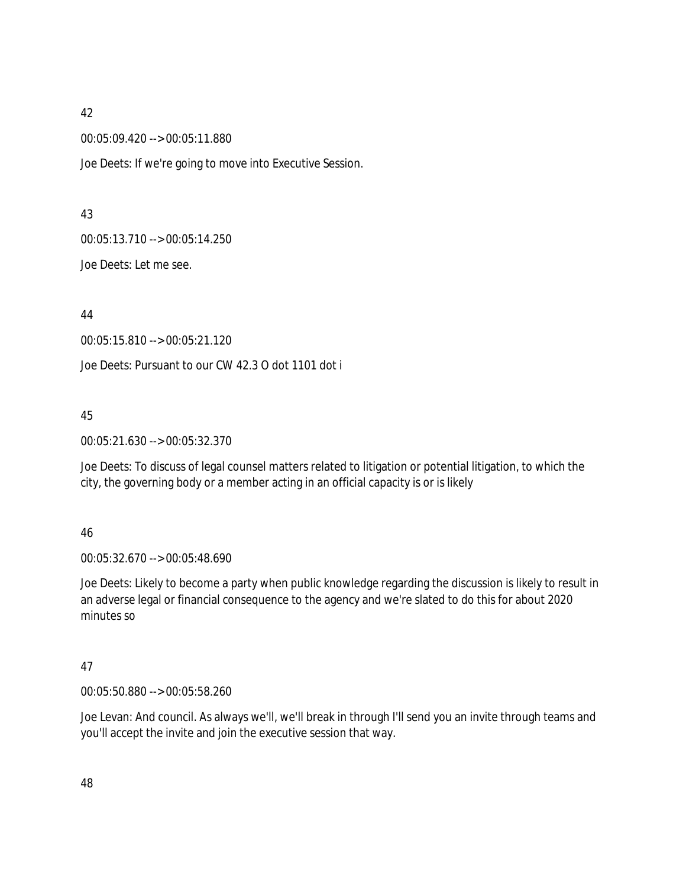42

00:05:09.420 --> 00:05:11.880

Joe Deets: If we're going to move into Executive Session.

43

00:05:13.710 --> 00:05:14.250

Joe Deets: Let me see.

44

00:05:15.810 --> 00:05:21.120

Joe Deets: Pursuant to our CW 42.3 O dot 1101 dot i

45

00:05:21.630 --> 00:05:32.370

Joe Deets: To discuss of legal counsel matters related to litigation or potential litigation, to which the city, the governing body or a member acting in an official capacity is or is likely

46

00:05:32.670 --> 00:05:48.690

Joe Deets: Likely to become a party when public knowledge regarding the discussion is likely to result in an adverse legal or financial consequence to the agency and we're slated to do this for about 2020 minutes so

47

00:05:50.880 --> 00:05:58.260

Joe Levan: And council. As always we'll, we'll break in through I'll send you an invite through teams and you'll accept the invite and join the executive session that way.

48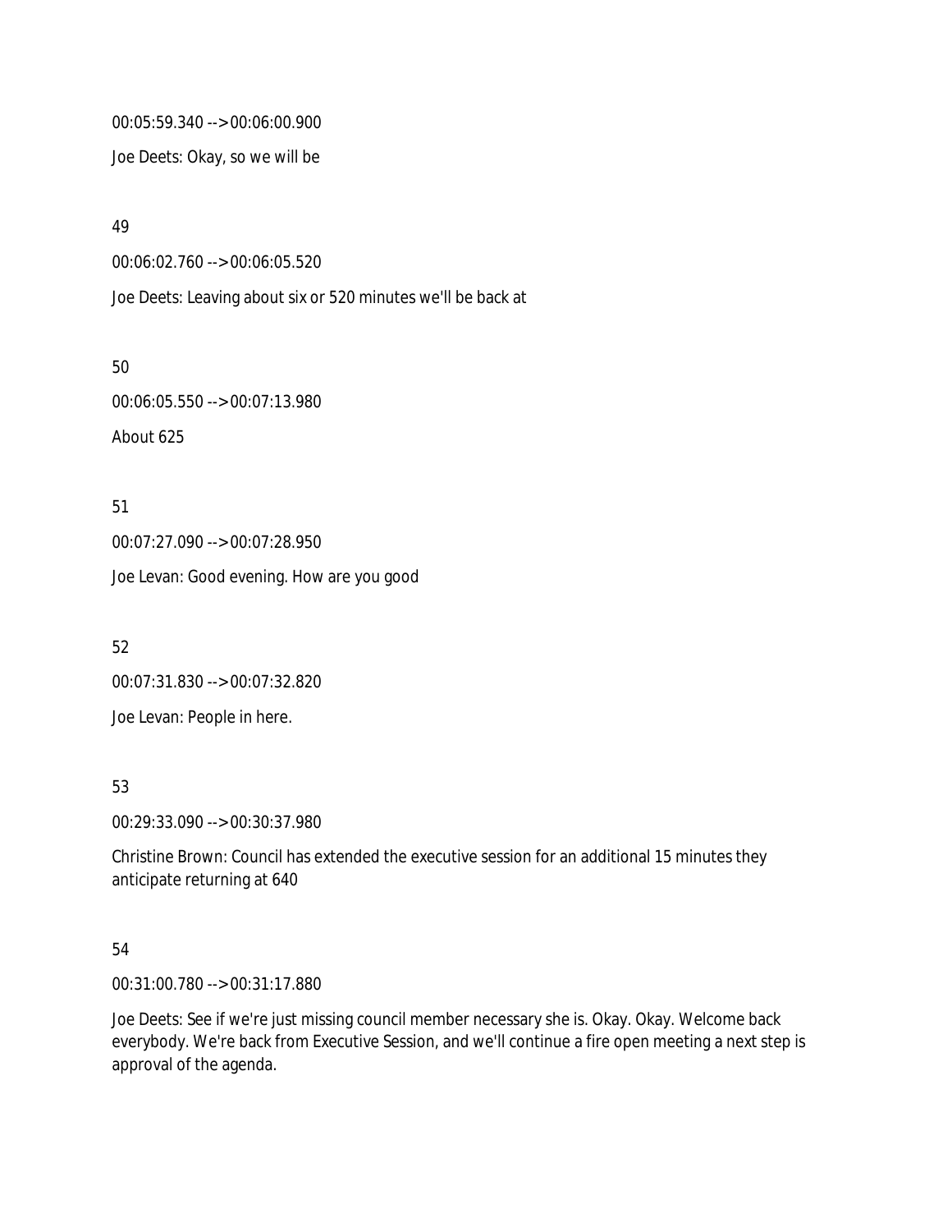00:05:59.340 --> 00:06:00.900

Joe Deets: Okay, so we will be

49

00:06:02.760 --> 00:06:05.520

Joe Deets: Leaving about six or 520 minutes we'll be back at

50

00:06:05.550 --> 00:07:13.980

About 625

51

00:07:27.090 --> 00:07:28.950

Joe Levan: Good evening. How are you good

52

00:07:31.830 --> 00:07:32.820

Joe Levan: People in here.

53

00:29:33.090 --> 00:30:37.980

Christine Brown: Council has extended the executive session for an additional 15 minutes they anticipate returning at 640

54

00:31:00.780 --> 00:31:17.880

Joe Deets: See if we're just missing council member necessary she is. Okay. Okay. Welcome back everybody. We're back from Executive Session, and we'll continue a fire open meeting a next step is approval of the agenda.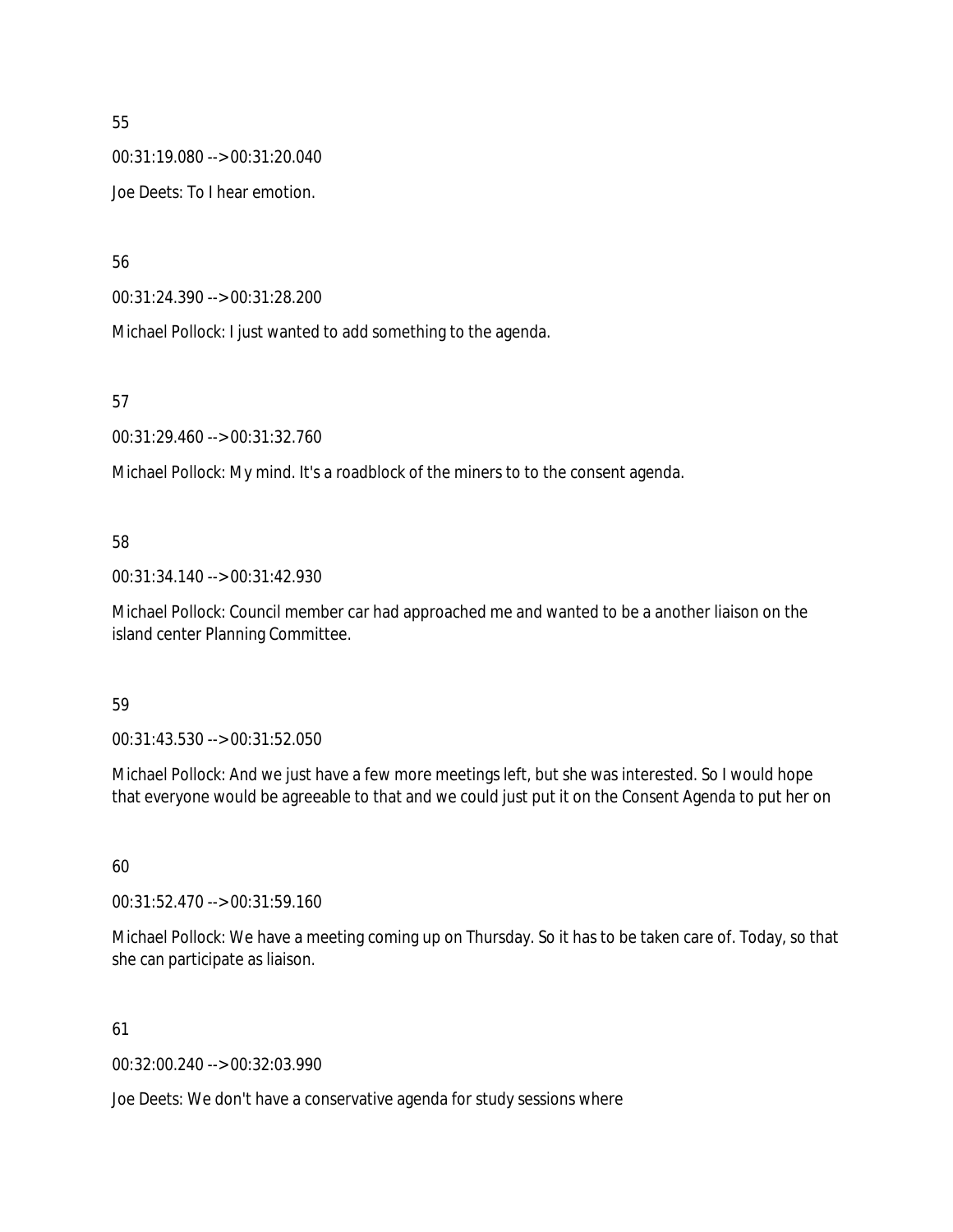55

00:31:19.080 --> 00:31:20.040

Joe Deets: To I hear emotion.

56

00:31:24.390 --> 00:31:28.200

Michael Pollock: I just wanted to add something to the agenda.

57

00:31:29.460 --> 00:31:32.760

Michael Pollock: My mind. It's a roadblock of the miners to to the consent agenda.

58

00:31:34.140 --> 00:31:42.930

Michael Pollock: Council member car had approached me and wanted to be a another liaison on the island center Planning Committee.

59

00:31:43.530 --> 00:31:52.050

Michael Pollock: And we just have a few more meetings left, but she was interested. So I would hope that everyone would be agreeable to that and we could just put it on the Consent Agenda to put her on

60

00:31:52.470 --> 00:31:59.160

Michael Pollock: We have a meeting coming up on Thursday. So it has to be taken care of. Today, so that she can participate as liaison.

61

00:32:00.240 --> 00:32:03.990

Joe Deets: We don't have a conservative agenda for study sessions where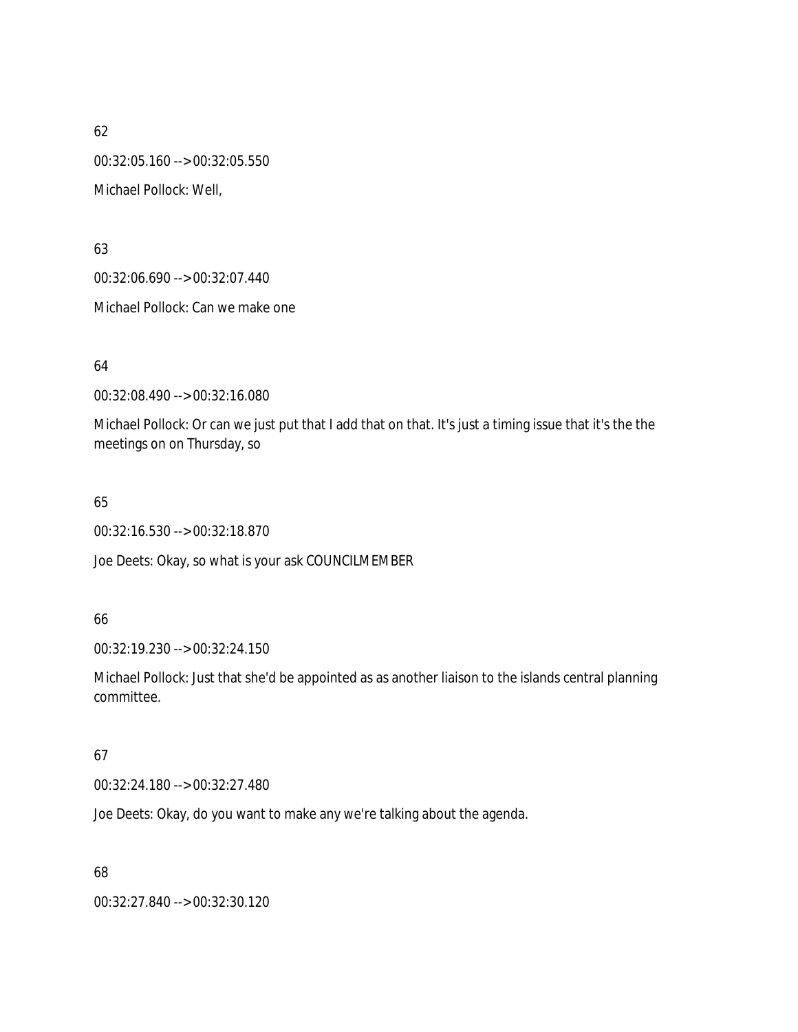62

00:32:05.160 --> 00:32:05.550

Michael Pollock: Well,

63

00:32:06.690 --> 00:32:07.440

Michael Pollock: Can we make one

64

00:32:08.490 --> 00:32:16.080

Michael Pollock: Or can we just put that I add that on that. It's just a timing issue that it's the the meetings on on Thursday, so

65

00:32:16.530 --> 00:32:18.870

Joe Deets: Okay, so what is your ask COUNCILMEMBER

66

00:32:19.230 --> 00:32:24.150

Michael Pollock: Just that she'd be appointed as as another liaison to the islands central planning committee.

67

00:32:24.180 --> 00:32:27.480

Joe Deets: Okay, do you want to make any we're talking about the agenda.

68

00:32:27.840 --> 00:32:30.120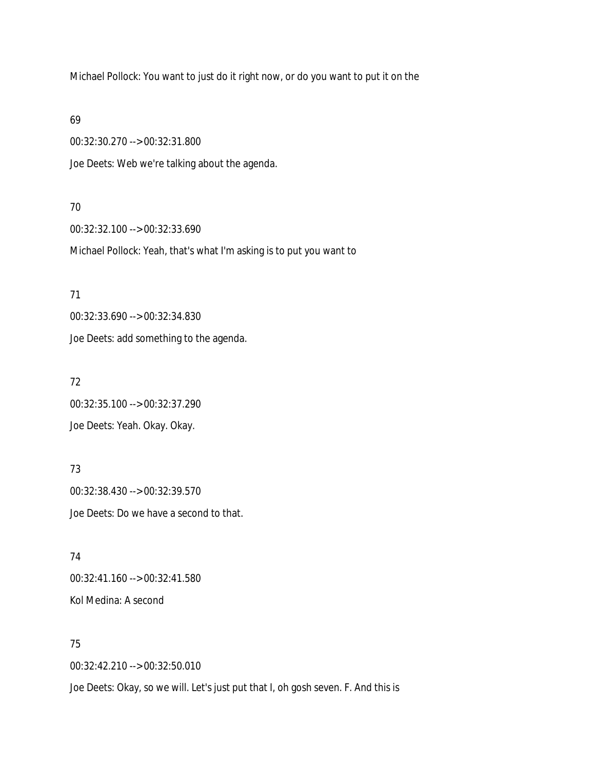Michael Pollock: You want to just do it right now, or do you want to put it on the

69

00:32:30.270 --> 00:32:31.800

Joe Deets: Web we're talking about the agenda.

70

00:32:32.100 --> 00:32:33.690

Michael Pollock: Yeah, that's what I'm asking is to put you want to

71

00:32:33.690 --> 00:32:34.830

Joe Deets: add something to the agenda.

72

00:32:35.100 --> 00:32:37.290

Joe Deets: Yeah. Okay. Okay.

73

00:32:38.430 --> 00:32:39.570

Joe Deets: Do we have a second to that.

74

00:32:41.160 --> 00:32:41.580

Kol Medina: A second

75

00:32:42.210 --> 00:32:50.010

Joe Deets: Okay, so we will. Let's just put that I, oh gosh seven. F. And this is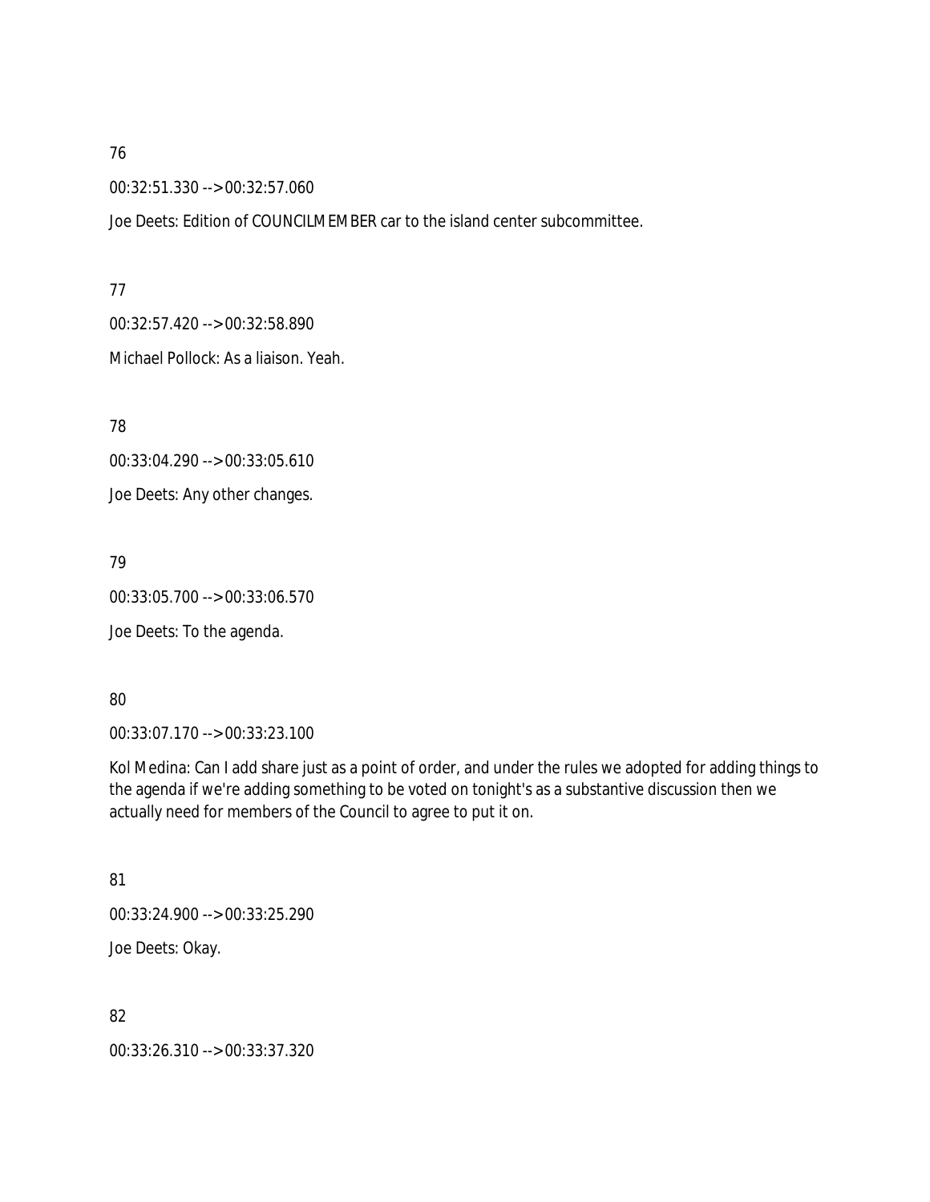76

00:32:51.330 --> 00:32:57.060

Joe Deets: Edition of COUNCILMEMBER car to the island center subcommittee.

77

00:32:57.420 --> 00:32:58.890

Michael Pollock: As a liaison. Yeah.

78

00:33:04.290 --> 00:33:05.610

Joe Deets: Any other changes.

79

00:33:05.700 --> 00:33:06.570

Joe Deets: To the agenda.

80

00:33:07.170 --> 00:33:23.100

Kol Medina: Can I add share just as a point of order, and under the rules we adopted for adding things to the agenda if we're adding something to be voted on tonight's as a substantive discussion then we actually need for members of the Council to agree to put it on.

81

00:33:24.900 --> 00:33:25.290

Joe Deets: Okay.

82

00:33:26.310 --> 00:33:37.320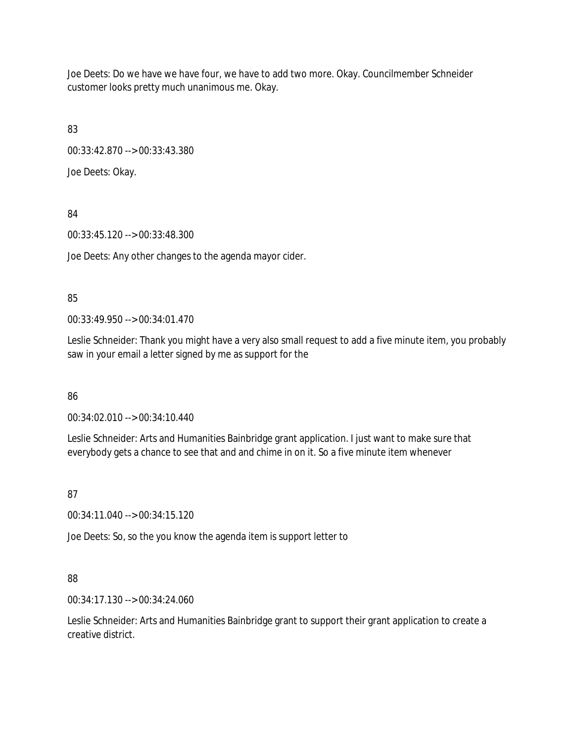Joe Deets: Do we have we have four, we have to add two more. Okay. Councilmember Schneider customer looks pretty much unanimous me. Okay.

83

00:33:42.870 --> 00:33:43.380

Joe Deets: Okay.

84

00:33:45.120 --> 00:33:48.300

Joe Deets: Any other changes to the agenda mayor cider.

85

00:33:49.950 --> 00:34:01.470

Leslie Schneider: Thank you might have a very also small request to add a five minute item, you probably saw in your email a letter signed by me as support for the

86

00:34:02.010 --> 00:34:10.440

Leslie Schneider: Arts and Humanities Bainbridge grant application. I just want to make sure that everybody gets a chance to see that and and chime in on it. So a five minute item whenever

87

00:34:11.040 --> 00:34:15.120

Joe Deets: So, so the you know the agenda item is support letter to

88

00:34:17.130 --> 00:34:24.060

Leslie Schneider: Arts and Humanities Bainbridge grant to support their grant application to create a creative district.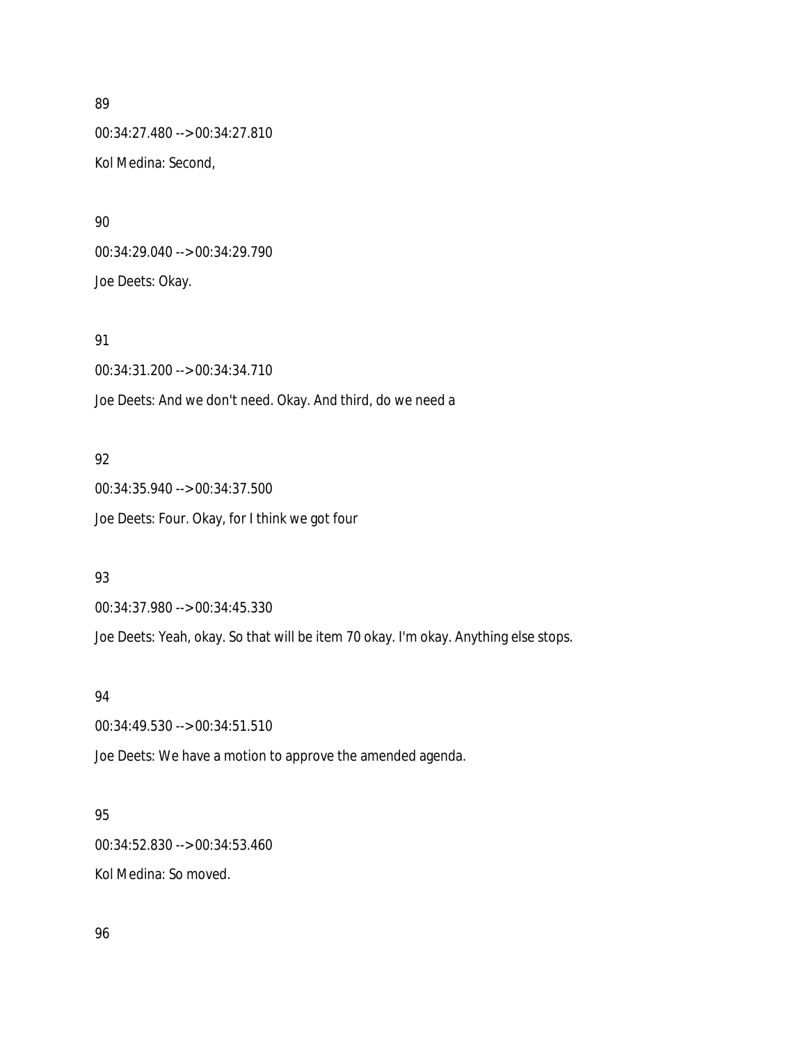89

00:34:27.480 --> 00:34:27.810

Kol Medina: Second,

90

00:34:29.040 --> 00:34:29.790

Joe Deets: Okay.

91

00:34:31.200 --> 00:34:34.710

Joe Deets: And we don't need. Okay. And third, do we need a

92

00:34:35.940 --> 00:34:37.500

Joe Deets: Four. Okay, for I think we got four

93

00:34:37.980 --> 00:34:45.330

Joe Deets: Yeah, okay. So that will be item 70 okay. I'm okay. Anything else stops.

94

00:34:49.530 --> 00:34:51.510

Joe Deets: We have a motion to approve the amended agenda.

95

00:34:52.830 --> 00:34:53.460

Kol Medina: So moved.

96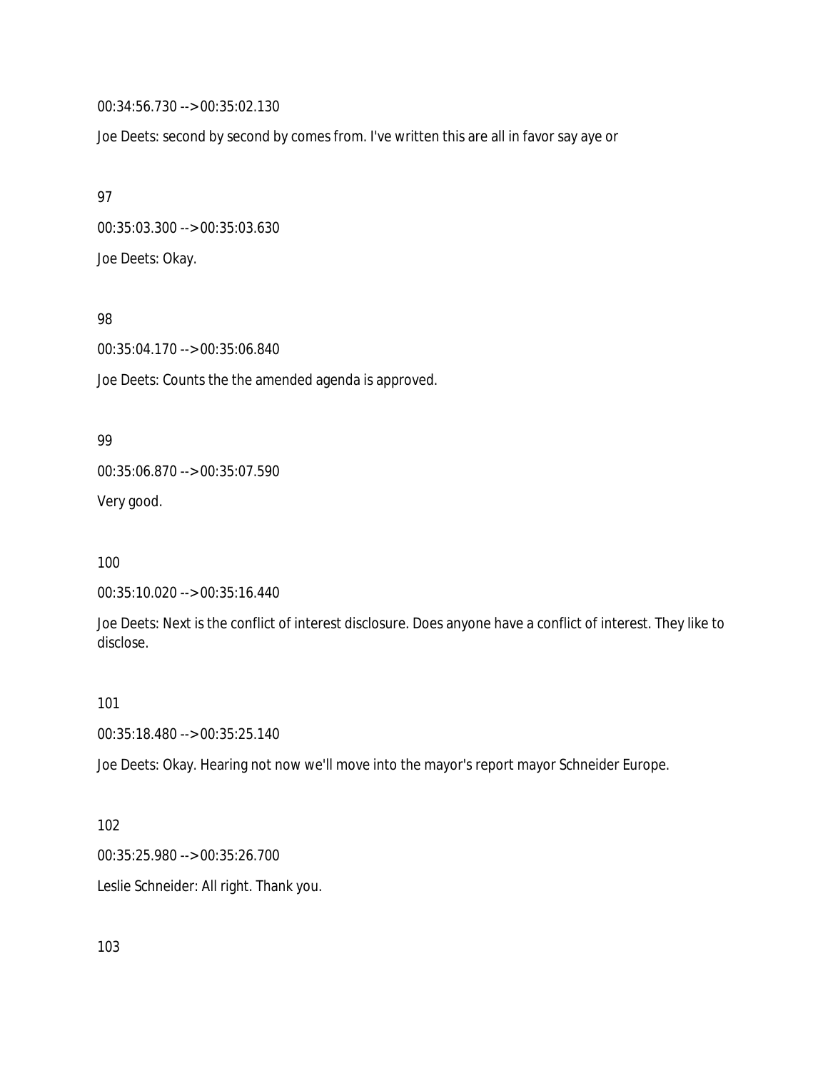00:34:56.730 --> 00:35:02.130

Joe Deets: second by second by comes from. I've written this are all in favor say aye or

97

00:35:03.300 --> 00:35:03.630

Joe Deets: Okay.

98

00:35:04.170 --> 00:35:06.840

Joe Deets: Counts the the amended agenda is approved.

99

00:35:06.870 --> 00:35:07.590

Very good.

100

00:35:10.020 --> 00:35:16.440

Joe Deets: Next is the conflict of interest disclosure. Does anyone have a conflict of interest. They like to disclose.

101

00:35:18.480 --> 00:35:25.140

Joe Deets: Okay. Hearing not now we'll move into the mayor's report mayor Schneider Europe.

102

00:35:25.980 --> 00:35:26.700

Leslie Schneider: All right. Thank you.

103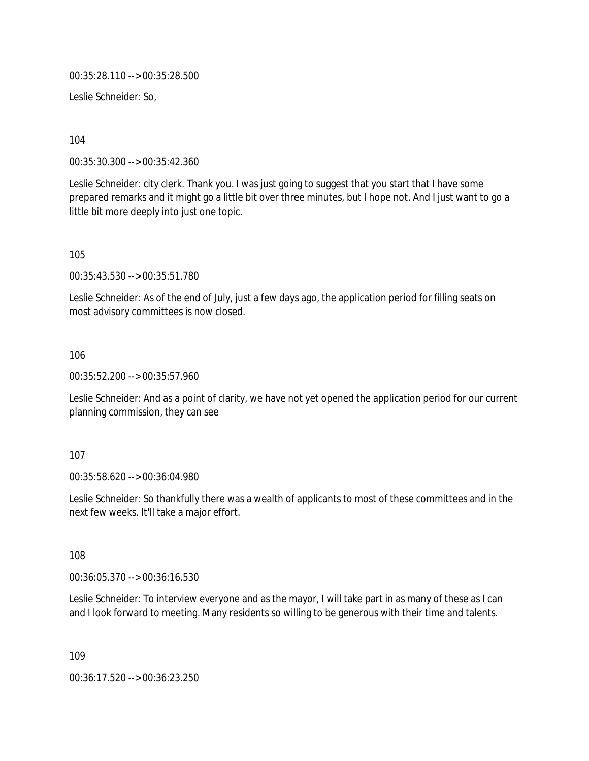00:35:28.110 --> 00:35:28.500

Leslie Schneider: So,

104

00:35:30.300 --> 00:35:42.360

Leslie Schneider: city clerk. Thank you. I was just going to suggest that you start that I have some prepared remarks and it might go a little bit over three minutes, but I hope not. And I just want to go a little bit more deeply into just one topic.

105

00:35:43.530 --> 00:35:51.780

Leslie Schneider: As of the end of July, just a few days ago, the application period for filling seats on most advisory committees is now closed.

106

00:35:52.200 --> 00:35:57.960

Leslie Schneider: And as a point of clarity, we have not yet opened the application period for our current planning commission, they can see

107

00:35:58.620 --> 00:36:04.980

Leslie Schneider: So thankfully there was a wealth of applicants to most of these committees and in the next few weeks. It'll take a major effort.

108

00:36:05.370 --> 00:36:16.530

Leslie Schneider: To interview everyone and as the mayor, I will take part in as many of these as I can and I look forward to meeting. Many residents so willing to be generous with their time and talents.

109

00:36:17.520 --> 00:36:23.250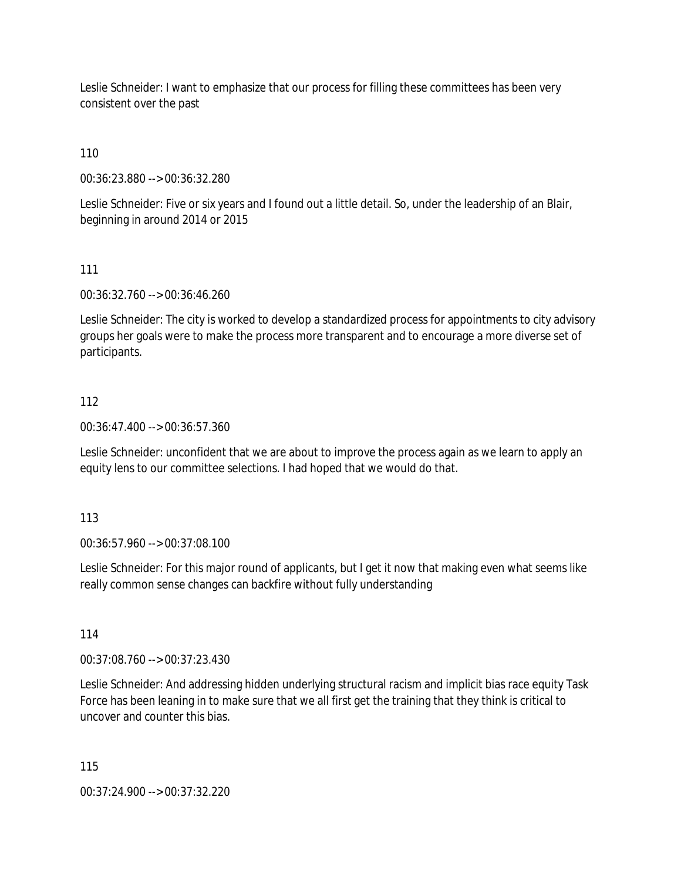Leslie Schneider: I want to emphasize that our process for filling these committees has been very consistent over the past

110

00:36:23.880 --> 00:36:32.280

Leslie Schneider: Five or six years and I found out a little detail. So, under the leadership of an Blair, beginning in around 2014 or 2015

111

00:36:32.760 --> 00:36:46.260

Leslie Schneider: The city is worked to develop a standardized process for appointments to city advisory groups her goals were to make the process more transparent and to encourage a more diverse set of participants.

112

00:36:47.400 --> 00:36:57.360

Leslie Schneider: unconfident that we are about to improve the process again as we learn to apply an equity lens to our committee selections. I had hoped that we would do that.

113

00:36:57.960 --> 00:37:08.100

Leslie Schneider: For this major round of applicants, but I get it now that making even what seems like really common sense changes can backfire without fully understanding

114

00:37:08.760 --> 00:37:23.430

Leslie Schneider: And addressing hidden underlying structural racism and implicit bias race equity Task Force has been leaning in to make sure that we all first get the training that they think is critical to uncover and counter this bias.

115

00:37:24.900 --> 00:37:32.220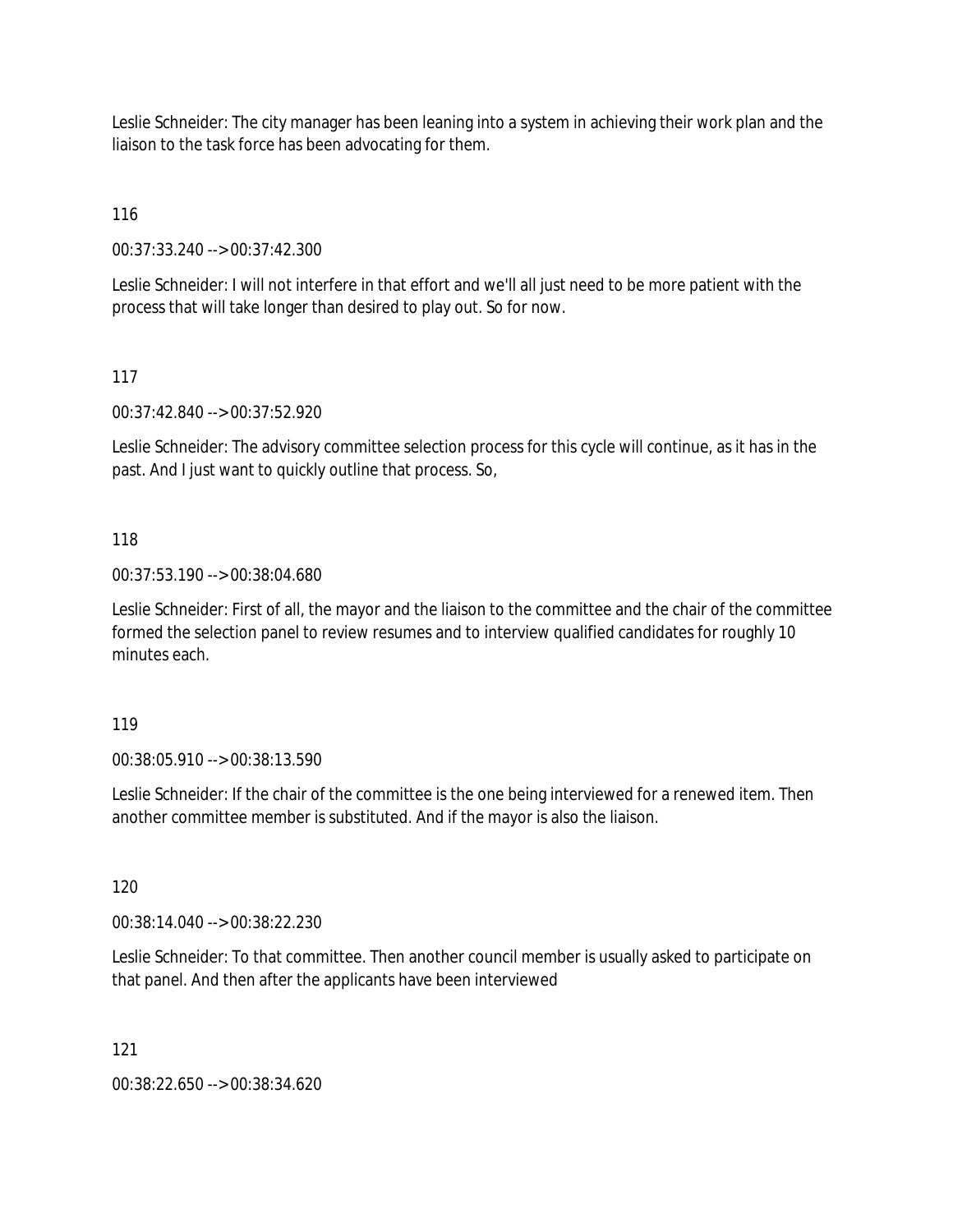Leslie Schneider: The city manager has been leaning into a system in achieving their work plan and the liaison to the task force has been advocating for them.

116

00:37:33.240 --> 00:37:42.300

Leslie Schneider: I will not interfere in that effort and we'll all just need to be more patient with the process that will take longer than desired to play out. So for now.

117

00:37:42.840 --> 00:37:52.920

Leslie Schneider: The advisory committee selection process for this cycle will continue, as it has in the past. And I just want to quickly outline that process. So,

118

00:37:53.190 --> 00:38:04.680

Leslie Schneider: First of all, the mayor and the liaison to the committee and the chair of the committee formed the selection panel to review resumes and to interview qualified candidates for roughly 10 minutes each.

119

00:38:05.910 --> 00:38:13.590

Leslie Schneider: If the chair of the committee is the one being interviewed for a renewed item. Then another committee member is substituted. And if the mayor is also the liaison.

120

00:38:14.040 --> 00:38:22.230

Leslie Schneider: To that committee. Then another council member is usually asked to participate on that panel. And then after the applicants have been interviewed

121

00:38:22.650 --> 00:38:34.620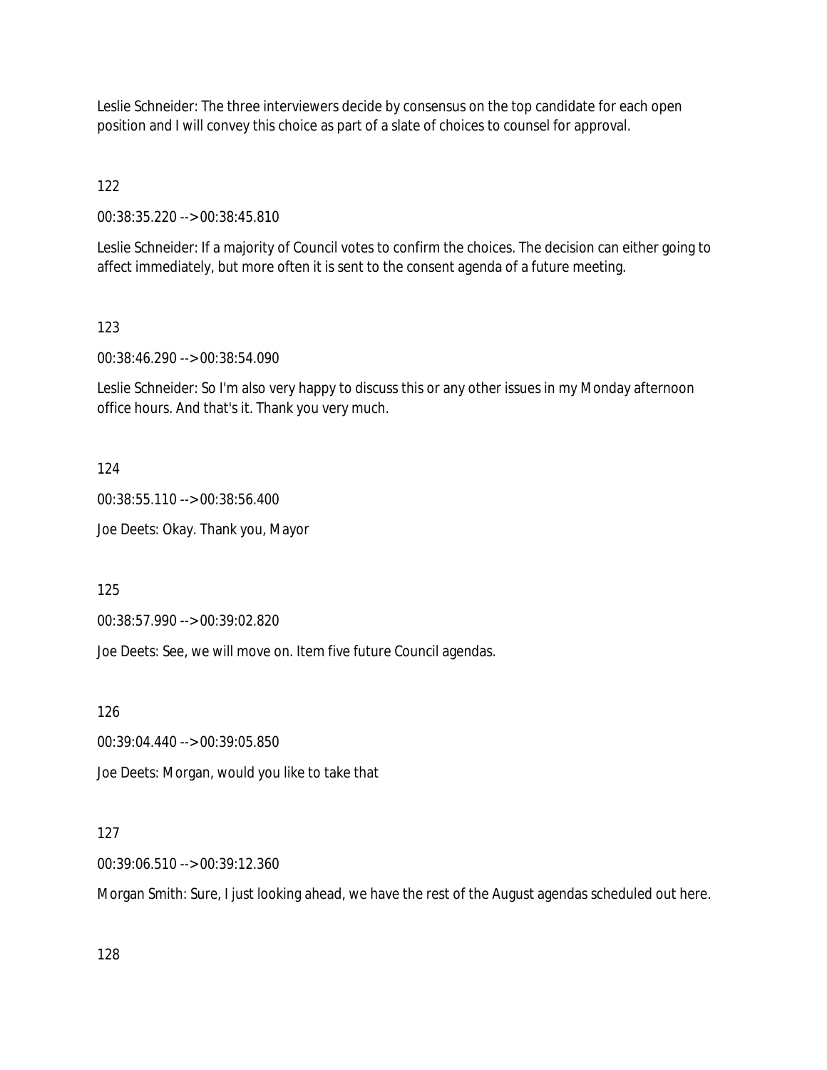Leslie Schneider: The three interviewers decide by consensus on the top candidate for each open position and I will convey this choice as part of a slate of choices to counsel for approval.

122

00:38:35.220 --> 00:38:45.810

Leslie Schneider: If a majority of Council votes to confirm the choices. The decision can either going to affect immediately, but more often it is sent to the consent agenda of a future meeting.

123

00:38:46.290 --> 00:38:54.090

Leslie Schneider: So I'm also very happy to discuss this or any other issues in my Monday afternoon office hours. And that's it. Thank you very much.

124

00:38:55.110 --> 00:38:56.400

Joe Deets: Okay. Thank you, Mayor

125

00:38:57.990 --> 00:39:02.820

Joe Deets: See, we will move on. Item five future Council agendas.

126

00:39:04.440 --> 00:39:05.850

Joe Deets: Morgan, would you like to take that

127

00:39:06.510 --> 00:39:12.360

Morgan Smith: Sure, I just looking ahead, we have the rest of the August agendas scheduled out here.

128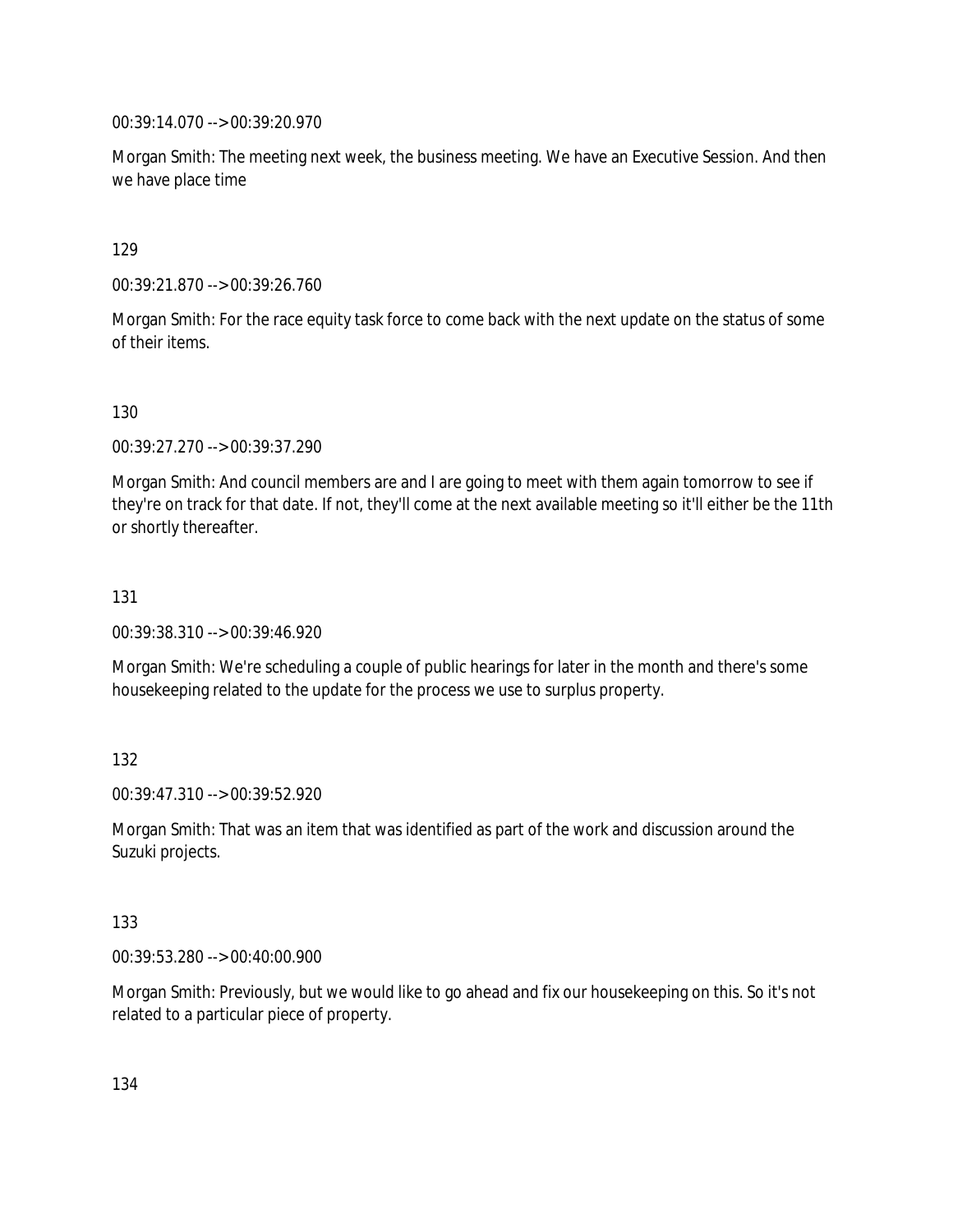00:39:14.070 --> 00:39:20.970

Morgan Smith: The meeting next week, the business meeting. We have an Executive Session. And then we have place time

129

00:39:21.870 --> 00:39:26.760

Morgan Smith: For the race equity task force to come back with the next update on the status of some of their items.

130

00:39:27.270 --> 00:39:37.290

Morgan Smith: And council members are and I are going to meet with them again tomorrow to see if they're on track for that date. If not, they'll come at the next available meeting so it'll either be the 11th or shortly thereafter.

131

00:39:38.310 --> 00:39:46.920

Morgan Smith: We're scheduling a couple of public hearings for later in the month and there's some housekeeping related to the update for the process we use to surplus property.

132

00:39:47.310 --> 00:39:52.920

Morgan Smith: That was an item that was identified as part of the work and discussion around the Suzuki projects.

133

00:39:53.280 --> 00:40:00.900

Morgan Smith: Previously, but we would like to go ahead and fix our housekeeping on this. So it's not related to a particular piece of property.

134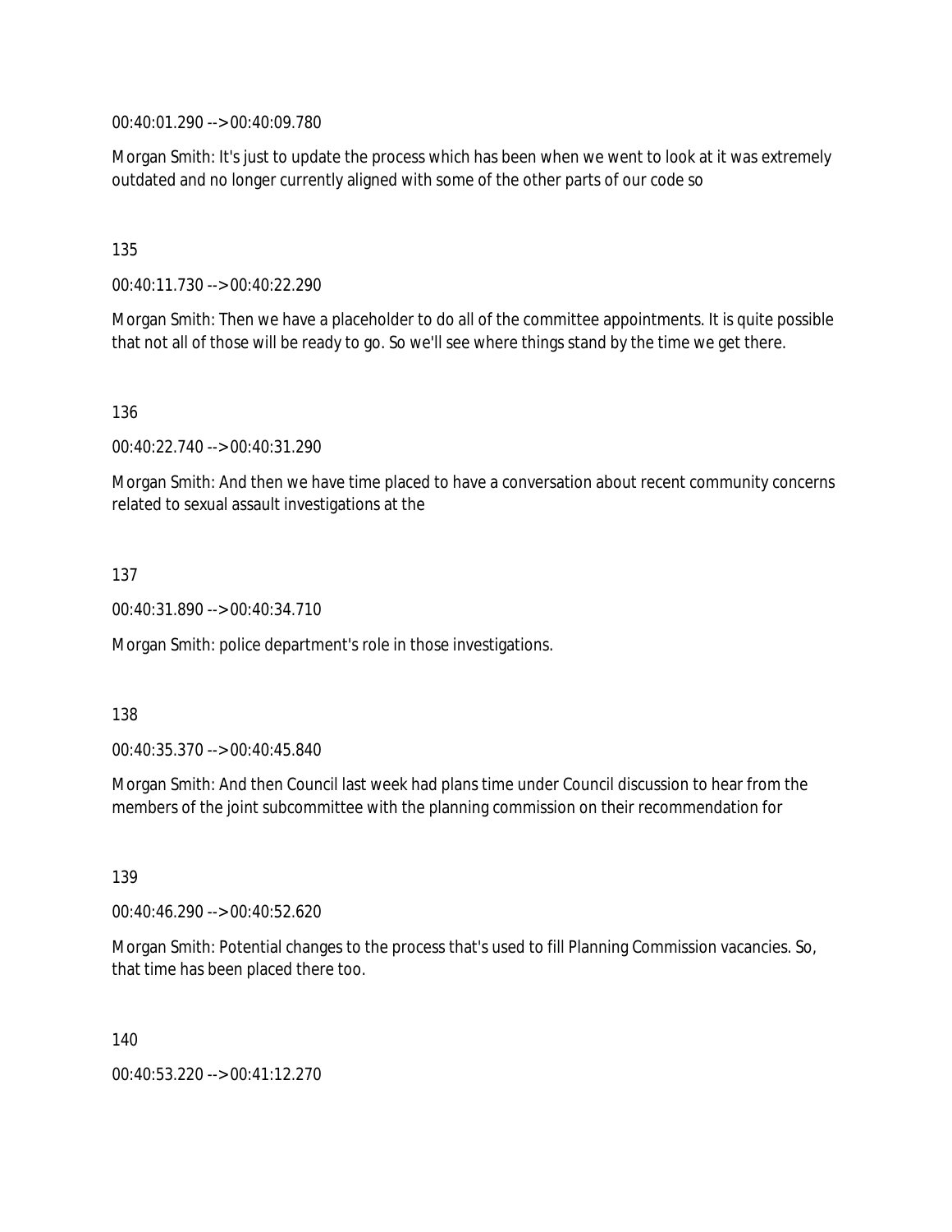00:40:01.290 --> 00:40:09.780

Morgan Smith: It's just to update the process which has been when we went to look at it was extremely outdated and no longer currently aligned with some of the other parts of our code so

135

00:40:11.730 --> 00:40:22.290

Morgan Smith: Then we have a placeholder to do all of the committee appointments. It is quite possible that not all of those will be ready to go. So we'll see where things stand by the time we get there.

136

00:40:22.740 --> 00:40:31.290

Morgan Smith: And then we have time placed to have a conversation about recent community concerns related to sexual assault investigations at the

137

00:40:31.890 --> 00:40:34.710

Morgan Smith: police department's role in those investigations.

138

00:40:35.370 --> 00:40:45.840

Morgan Smith: And then Council last week had plans time under Council discussion to hear from the members of the joint subcommittee with the planning commission on their recommendation for

139

00:40:46.290 --> 00:40:52.620

Morgan Smith: Potential changes to the process that's used to fill Planning Commission vacancies. So, that time has been placed there too.

140

00:40:53.220 --> 00:41:12.270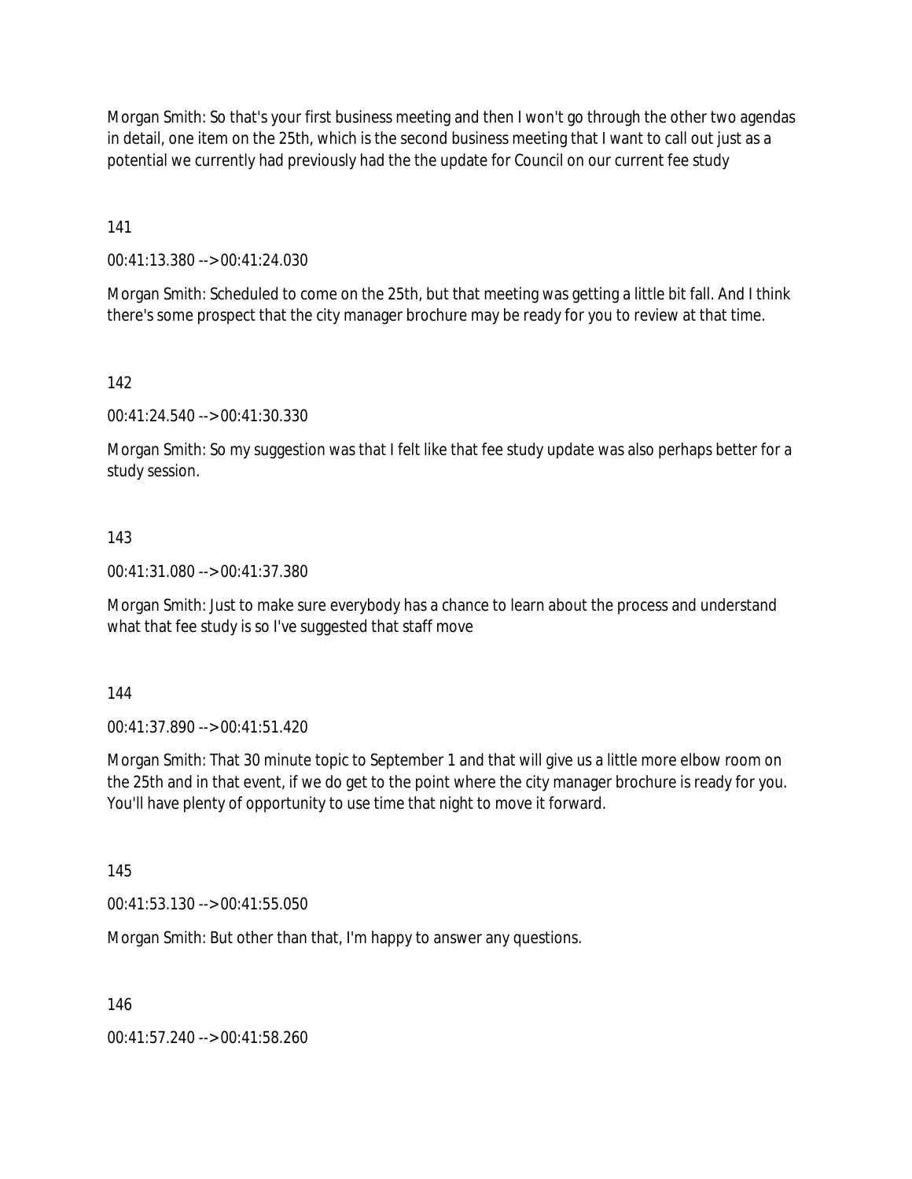Morgan Smith: So that's your first business meeting and then I won't go through the other two agendas in detail, one item on the 25th, which is the second business meeting that I want to call out just as a potential we currently had previously had the the update for Council on our current fee study

141

00:41:13.380 --> 00:41:24.030

Morgan Smith: Scheduled to come on the 25th, but that meeting was getting a little bit fall. And I think there's some prospect that the city manager brochure may be ready for you to review at that time.

142

00:41:24.540 --> 00:41:30.330

Morgan Smith: So my suggestion was that I felt like that fee study update was also perhaps better for a study session.

143

00:41:31.080 --> 00:41:37.380

Morgan Smith: Just to make sure everybody has a chance to learn about the process and understand what that fee study is so I've suggested that staff move

144

00:41:37.890 --> 00:41:51.420

Morgan Smith: That 30 minute topic to September 1 and that will give us a little more elbow room on the 25th and in that event, if we do get to the point where the city manager brochure is ready for you. You'll have plenty of opportunity to use time that night to move it forward.

145

00:41:53.130 --> 00:41:55.050

Morgan Smith: But other than that, I'm happy to answer any questions.

146

00:41:57.240 --> 00:41:58.260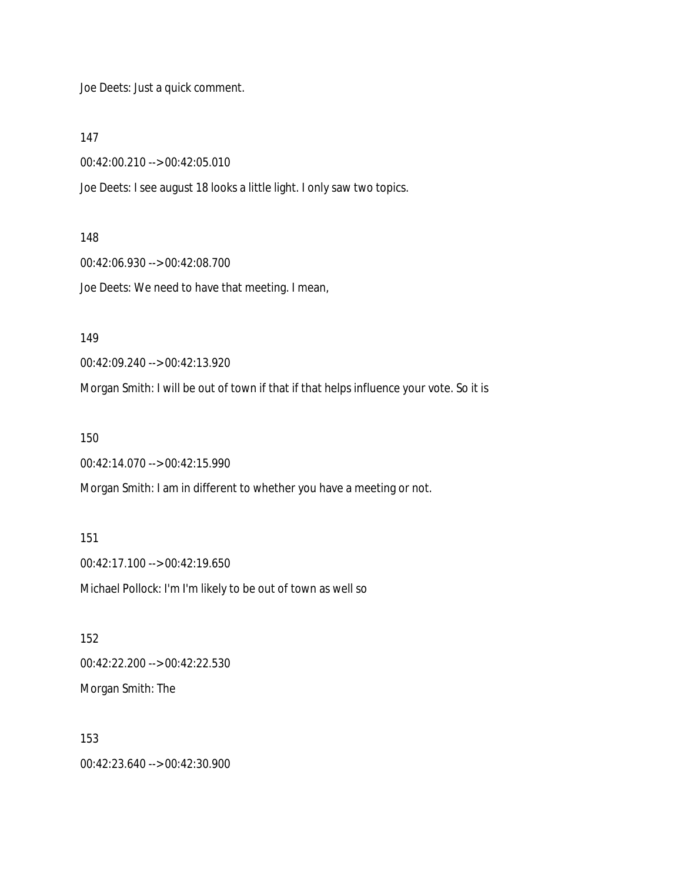Joe Deets: Just a quick comment.

147

00:42:00.210 --> 00:42:05.010

Joe Deets: I see august 18 looks a little light. I only saw two topics.

148

00:42:06.930 --> 00:42:08.700

Joe Deets: We need to have that meeting. I mean,

149

00:42:09.240 --> 00:42:13.920

Morgan Smith: I will be out of town if that if that helps influence your vote. So it is

150

00:42:14.070 --> 00:42:15.990

Morgan Smith: I am in different to whether you have a meeting or not.

151

00:42:17.100 --> 00:42:19.650

Michael Pollock: I'm I'm likely to be out of town as well so

152

00:42:22.200 --> 00:42:22.530

Morgan Smith: The

153

00:42:23.640 --> 00:42:30.900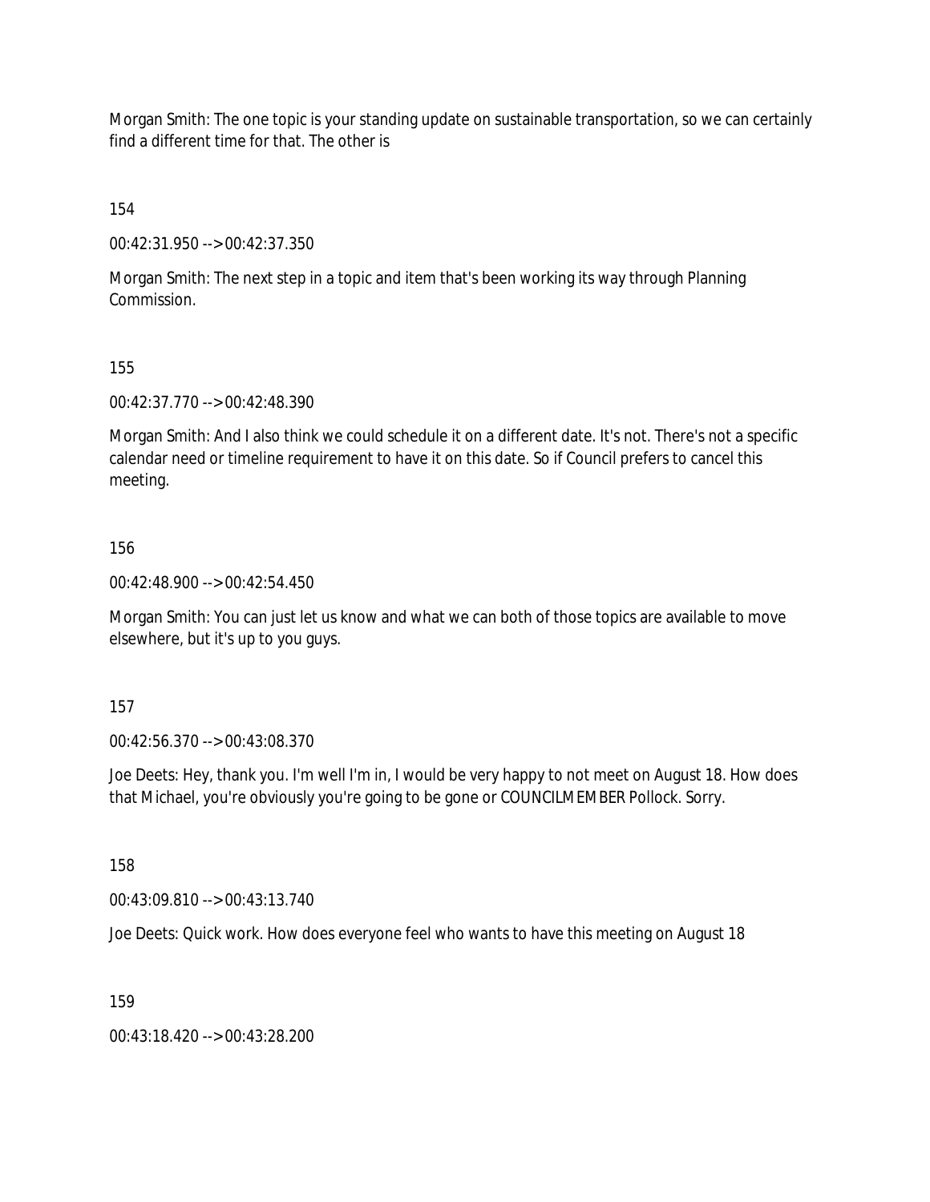Morgan Smith: The one topic is your standing update on sustainable transportation, so we can certainly find a different time for that. The other is

154

00:42:31.950 --> 00:42:37.350

Morgan Smith: The next step in a topic and item that's been working its way through Planning Commission.

155

00:42:37.770 --> 00:42:48.390

Morgan Smith: And I also think we could schedule it on a different date. It's not. There's not a specific calendar need or timeline requirement to have it on this date. So if Council prefers to cancel this meeting.

156

00:42:48.900 --> 00:42:54.450

Morgan Smith: You can just let us know and what we can both of those topics are available to move elsewhere, but it's up to you guys.

157

00:42:56.370 --> 00:43:08.370

Joe Deets: Hey, thank you. I'm well I'm in, I would be very happy to not meet on August 18. How does that Michael, you're obviously you're going to be gone or COUNCILMEMBER Pollock. Sorry.

158

00:43:09.810 --> 00:43:13.740

Joe Deets: Quick work. How does everyone feel who wants to have this meeting on August 18

159

00:43:18.420 --> 00:43:28.200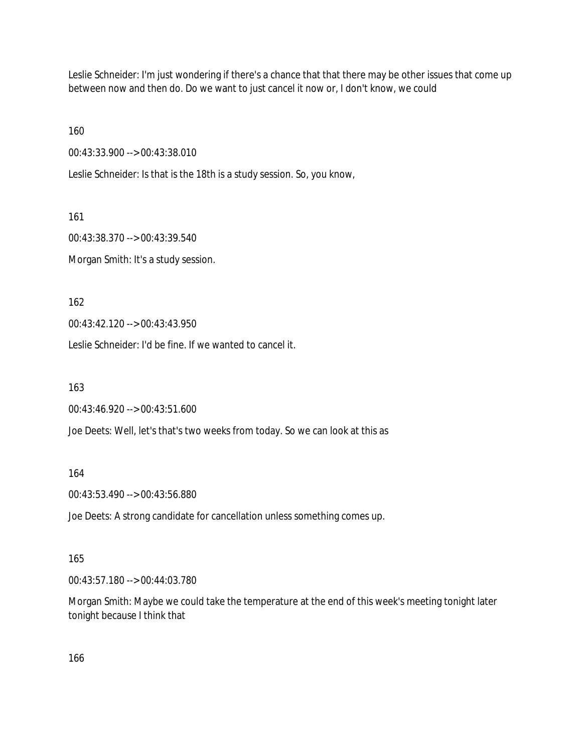Leslie Schneider: I'm just wondering if there's a chance that that there may be other issues that come up between now and then do. Do we want to just cancel it now or, I don't know, we could

160

00:43:33.900 --> 00:43:38.010

Leslie Schneider: Is that is the 18th is a study session. So, you know,

161

00:43:38.370 --> 00:43:39.540

Morgan Smith: It's a study session.

162

00:43:42.120 --> 00:43:43.950

Leslie Schneider: I'd be fine. If we wanted to cancel it.

163

00:43:46.920 --> 00:43:51.600

Joe Deets: Well, let's that's two weeks from today. So we can look at this as

164

00:43:53.490 --> 00:43:56.880

Joe Deets: A strong candidate for cancellation unless something comes up.

165

00:43:57.180 --> 00:44:03.780

Morgan Smith: Maybe we could take the temperature at the end of this week's meeting tonight later tonight because I think that

166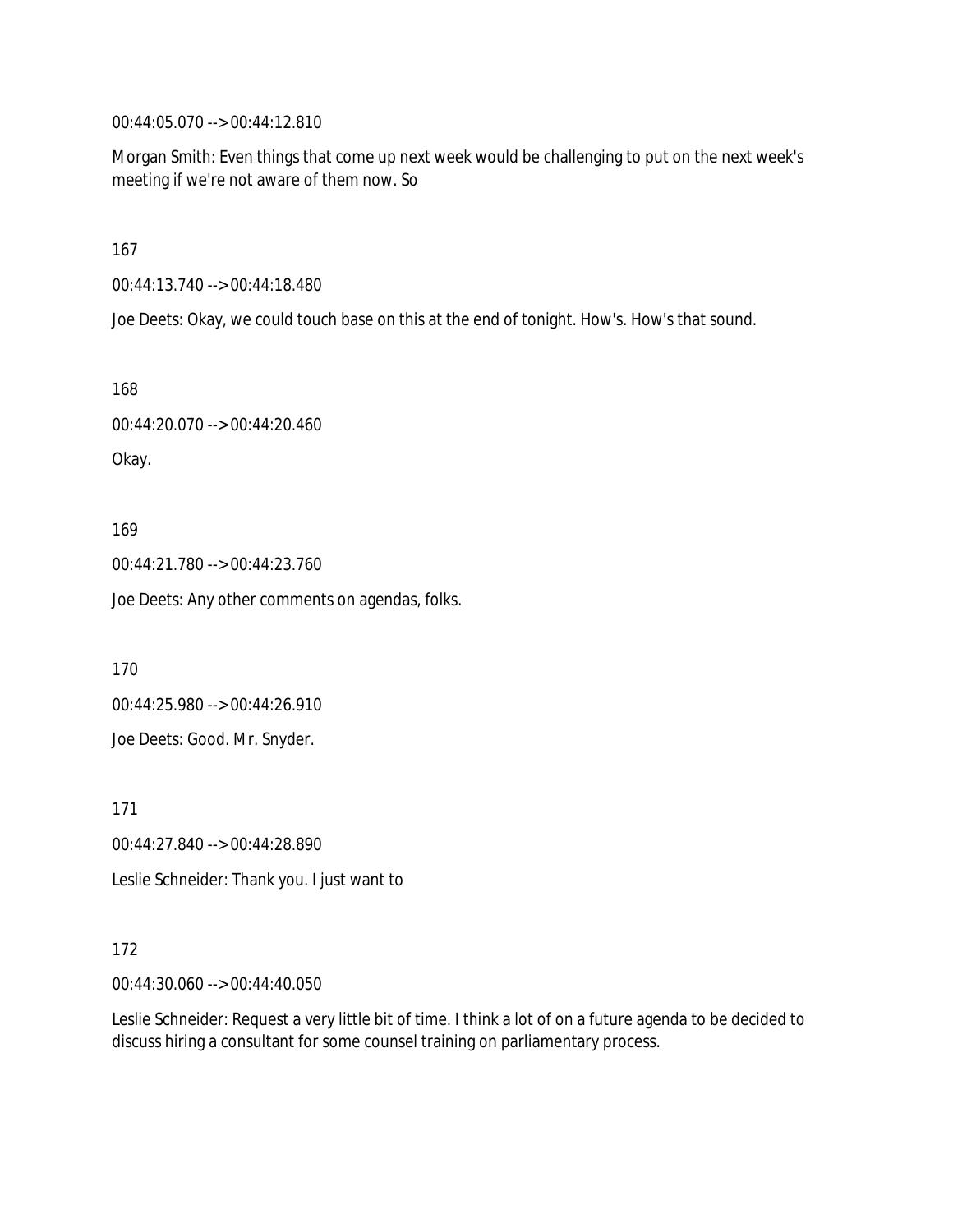00:44:05.070 --> 00:44:12.810

Morgan Smith: Even things that come up next week would be challenging to put on the next week's meeting if we're not aware of them now. So

167

00:44:13.740 --> 00:44:18.480

Joe Deets: Okay, we could touch base on this at the end of tonight. How's. How's that sound.

168

00:44:20.070 --> 00:44:20.460

Okay.

169

00:44:21.780 --> 00:44:23.760

Joe Deets: Any other comments on agendas, folks.

170

00:44:25.980 --> 00:44:26.910

Joe Deets: Good. Mr. Snyder.

171

00:44:27.840 --> 00:44:28.890

Leslie Schneider: Thank you. I just want to

172

00:44:30.060 --> 00:44:40.050

Leslie Schneider: Request a very little bit of time. I think a lot of on a future agenda to be decided to discuss hiring a consultant for some counsel training on parliamentary process.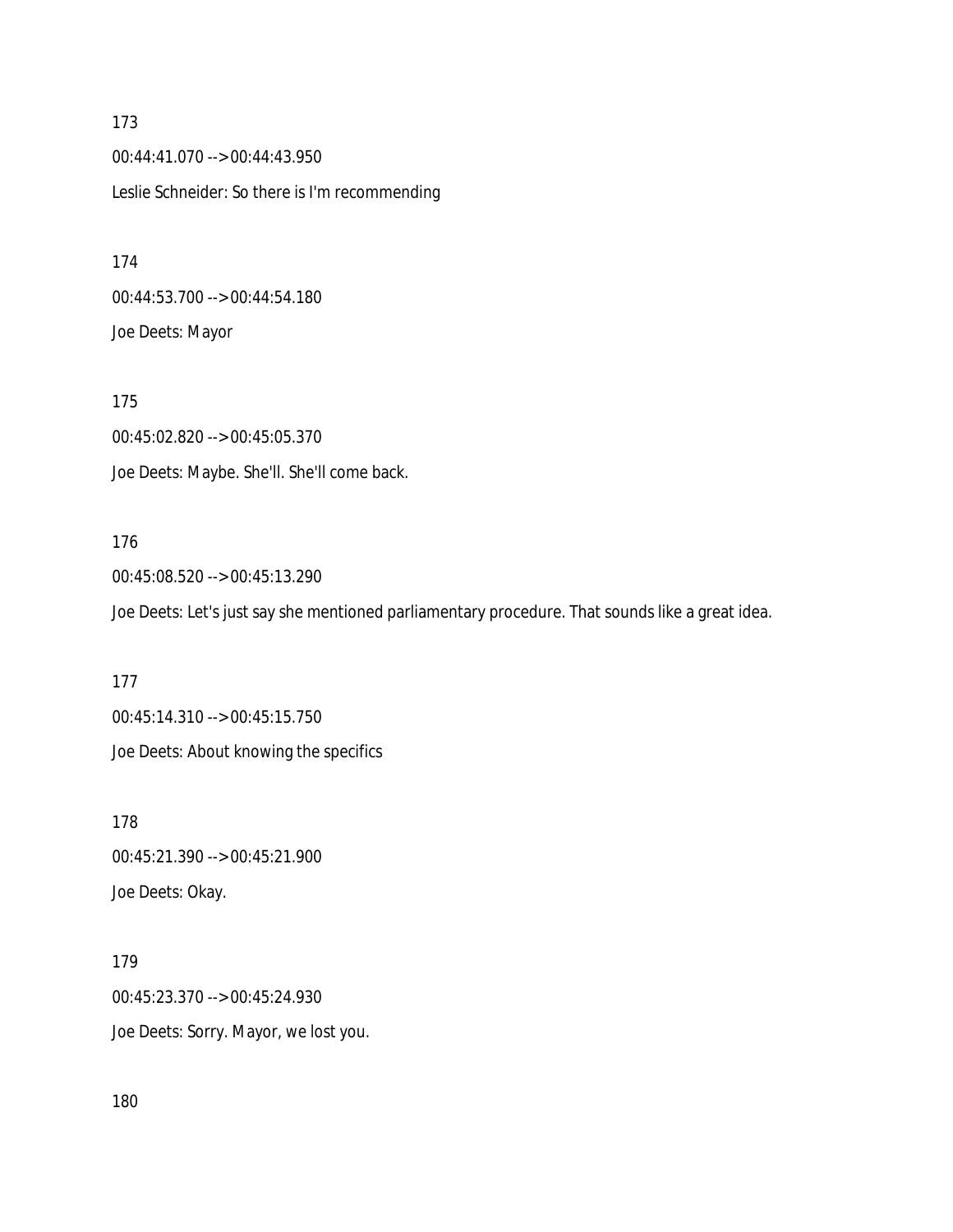173

00:44:41.070 --> 00:44:43.950

Leslie Schneider: So there is I'm recommending

174

00:44:53.700 --> 00:44:54.180

Joe Deets: Mayor

175

00:45:02.820 --> 00:45:05.370

Joe Deets: Maybe. She'll. She'll come back.

176

00:45:08.520 --> 00:45:13.290

Joe Deets: Let's just say she mentioned parliamentary procedure. That sounds like a great idea.

177

00:45:14.310 --> 00:45:15.750

Joe Deets: About knowing the specifics

178

00:45:21.390 --> 00:45:21.900

Joe Deets: Okay.

179

00:45:23.370 --> 00:45:24.930

Joe Deets: Sorry. Mayor, we lost you.

180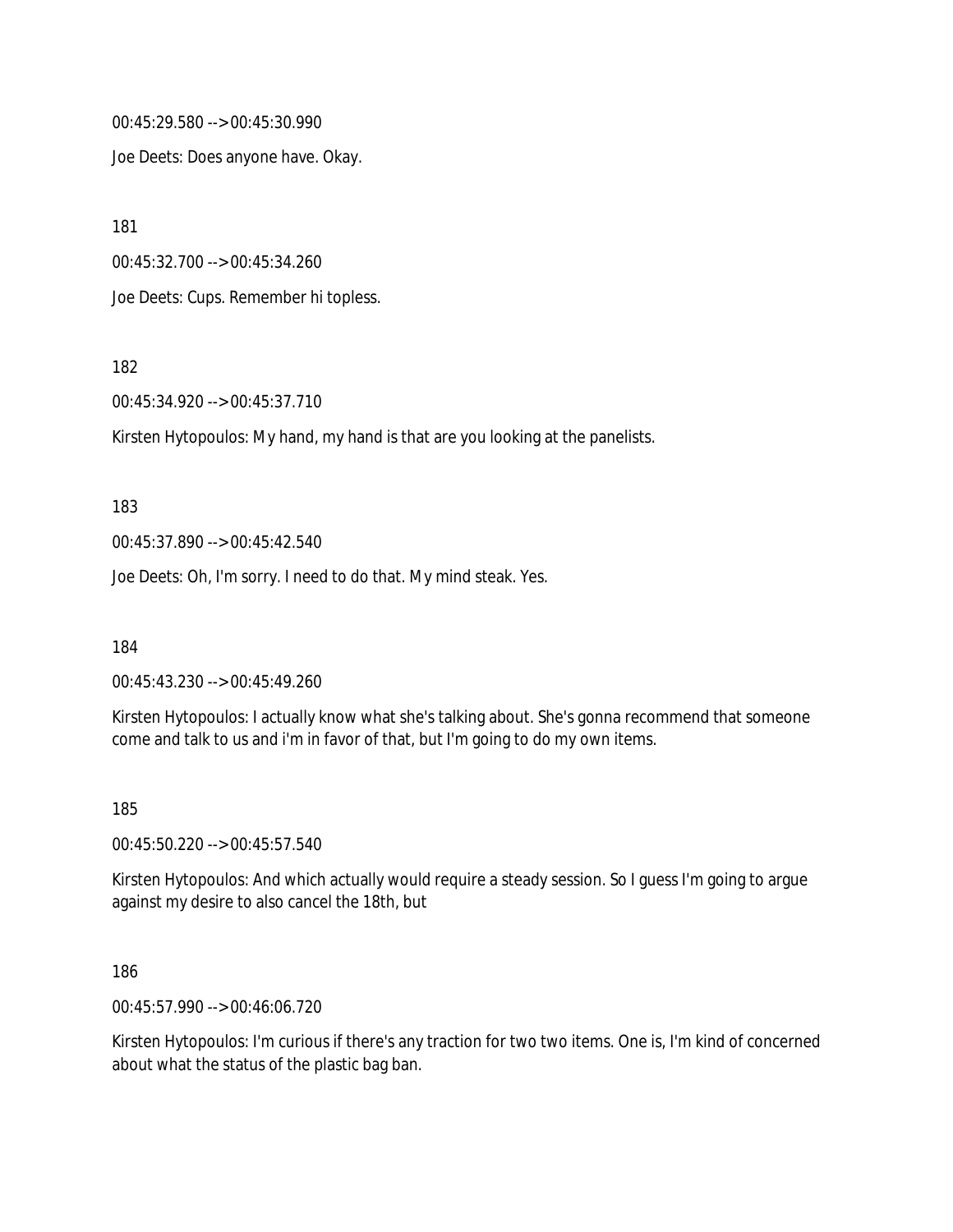00:45:29.580 --> 00:45:30.990

Joe Deets: Does anyone have. Okay.

181

00:45:32.700 --> 00:45:34.260

Joe Deets: Cups. Remember hi topless.

182

00:45:34.920 --> 00:45:37.710

Kirsten Hytopoulos: My hand, my hand is that are you looking at the panelists.

183

00:45:37.890 --> 00:45:42.540

Joe Deets: Oh, I'm sorry. I need to do that. My mind steak. Yes.

184

00:45:43.230 --> 00:45:49.260

Kirsten Hytopoulos: I actually know what she's talking about. She's gonna recommend that someone come and talk to us and i'm in favor of that, but I'm going to do my own items.

185

00:45:50.220 --> 00:45:57.540

Kirsten Hytopoulos: And which actually would require a steady session. So I guess I'm going to argue against my desire to also cancel the 18th, but

186

00:45:57.990 --> 00:46:06.720

Kirsten Hytopoulos: I'm curious if there's any traction for two two items. One is, I'm kind of concerned about what the status of the plastic bag ban.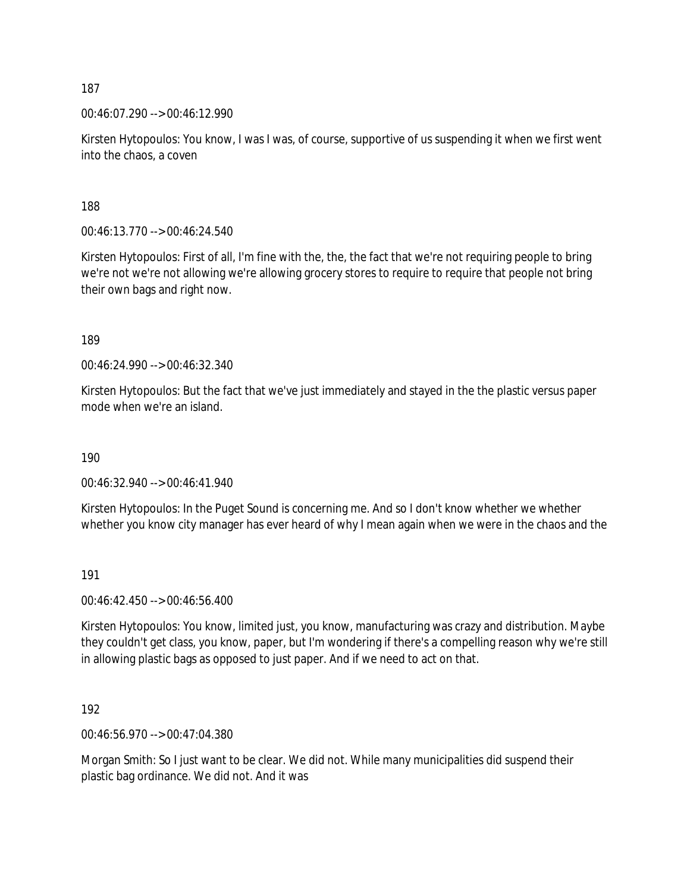187

00:46:07.290 --> 00:46:12.990

Kirsten Hytopoulos: You know, I was I was, of course, supportive of us suspending it when we first went into the chaos, a coven

188

00:46:13.770 --> 00:46:24.540

Kirsten Hytopoulos: First of all, I'm fine with the, the, the fact that we're not requiring people to bring we're not we're not allowing we're allowing grocery stores to require to require that people not bring their own bags and right now.

189

00:46:24.990 --> 00:46:32.340

Kirsten Hytopoulos: But the fact that we've just immediately and stayed in the the plastic versus paper mode when we're an island.

190

00:46:32.940 --> 00:46:41.940

Kirsten Hytopoulos: In the Puget Sound is concerning me. And so I don't know whether we whether whether you know city manager has ever heard of why I mean again when we were in the chaos and the

191

00:46:42.450 --> 00:46:56.400

Kirsten Hytopoulos: You know, limited just, you know, manufacturing was crazy and distribution. Maybe they couldn't get class, you know, paper, but I'm wondering if there's a compelling reason why we're still in allowing plastic bags as opposed to just paper. And if we need to act on that.

192

00:46:56.970 --> 00:47:04.380

Morgan Smith: So I just want to be clear. We did not. While many municipalities did suspend their plastic bag ordinance. We did not. And it was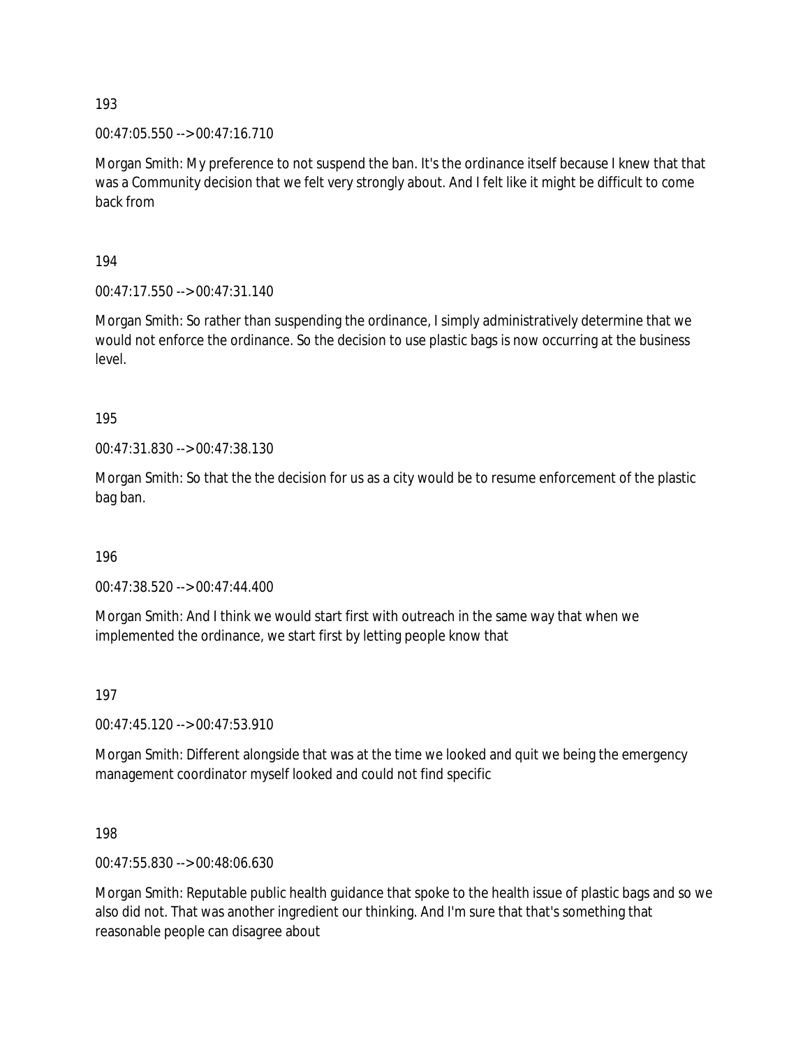193

00:47:05.550 --> 00:47:16.710

Morgan Smith: My preference to not suspend the ban. It's the ordinance itself because I knew that that was a Community decision that we felt very strongly about. And I felt like it might be difficult to come back from

194

00:47:17.550 --> 00:47:31.140

Morgan Smith: So rather than suspending the ordinance, I simply administratively determine that we would not enforce the ordinance. So the decision to use plastic bags is now occurring at the business level.

195

00:47:31.830 --> 00:47:38.130

Morgan Smith: So that the the decision for us as a city would be to resume enforcement of the plastic bag ban.

196

00:47:38.520 --> 00:47:44.400

Morgan Smith: And I think we would start first with outreach in the same way that when we implemented the ordinance, we start first by letting people know that

197

00:47:45.120 --> 00:47:53.910

Morgan Smith: Different alongside that was at the time we looked and quit we being the emergency management coordinator myself looked and could not find specific

198

00:47:55.830 --> 00:48:06.630

Morgan Smith: Reputable public health guidance that spoke to the health issue of plastic bags and so we also did not. That was another ingredient our thinking. And I'm sure that that's something that reasonable people can disagree about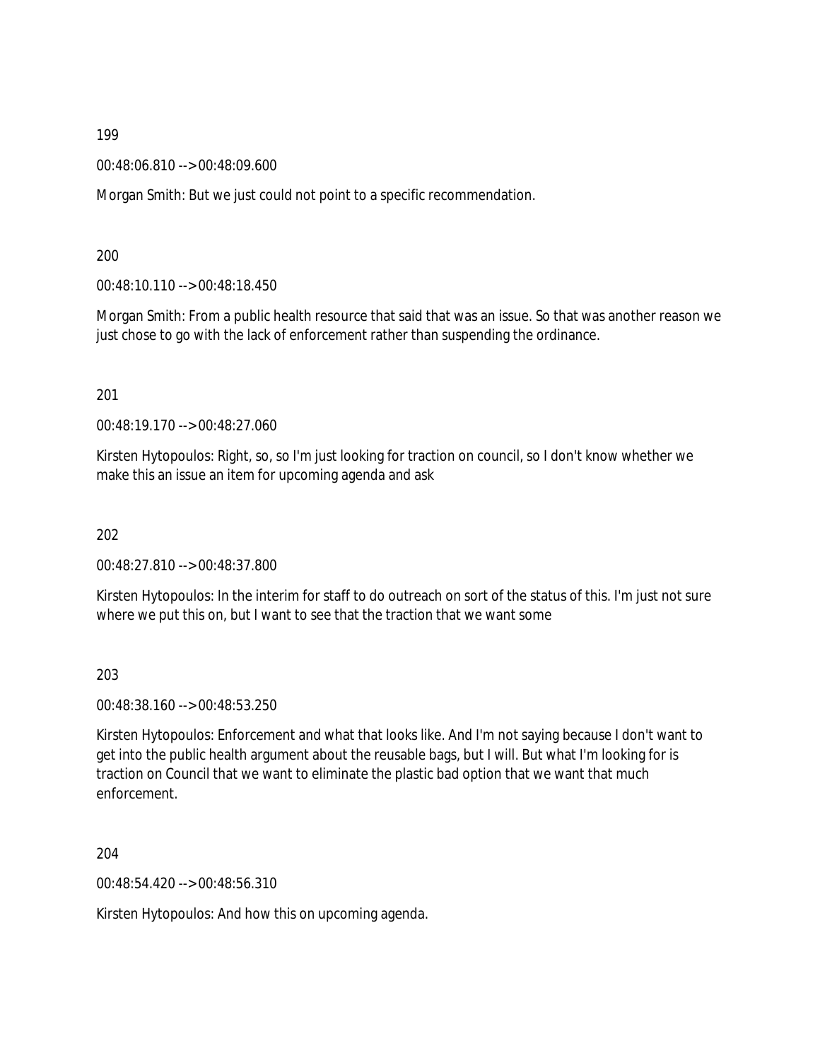199

00:48:06.810 --> 00:48:09.600

Morgan Smith: But we just could not point to a specific recommendation.

200

00:48:10.110 --> 00:48:18.450

Morgan Smith: From a public health resource that said that was an issue. So that was another reason we just chose to go with the lack of enforcement rather than suspending the ordinance.

201

00:48:19.170 --> 00:48:27.060

Kirsten Hytopoulos: Right, so, so I'm just looking for traction on council, so I don't know whether we make this an issue an item for upcoming agenda and ask

202

00:48:27.810 --> 00:48:37.800

Kirsten Hytopoulos: In the interim for staff to do outreach on sort of the status of this. I'm just not sure where we put this on, but I want to see that the traction that we want some

203

00:48:38.160 --> 00:48:53.250

Kirsten Hytopoulos: Enforcement and what that looks like. And I'm not saying because I don't want to get into the public health argument about the reusable bags, but I will. But what I'm looking for is traction on Council that we want to eliminate the plastic bad option that we want that much enforcement.

204

00:48:54.420 --> 00:48:56.310

Kirsten Hytopoulos: And how this on upcoming agenda.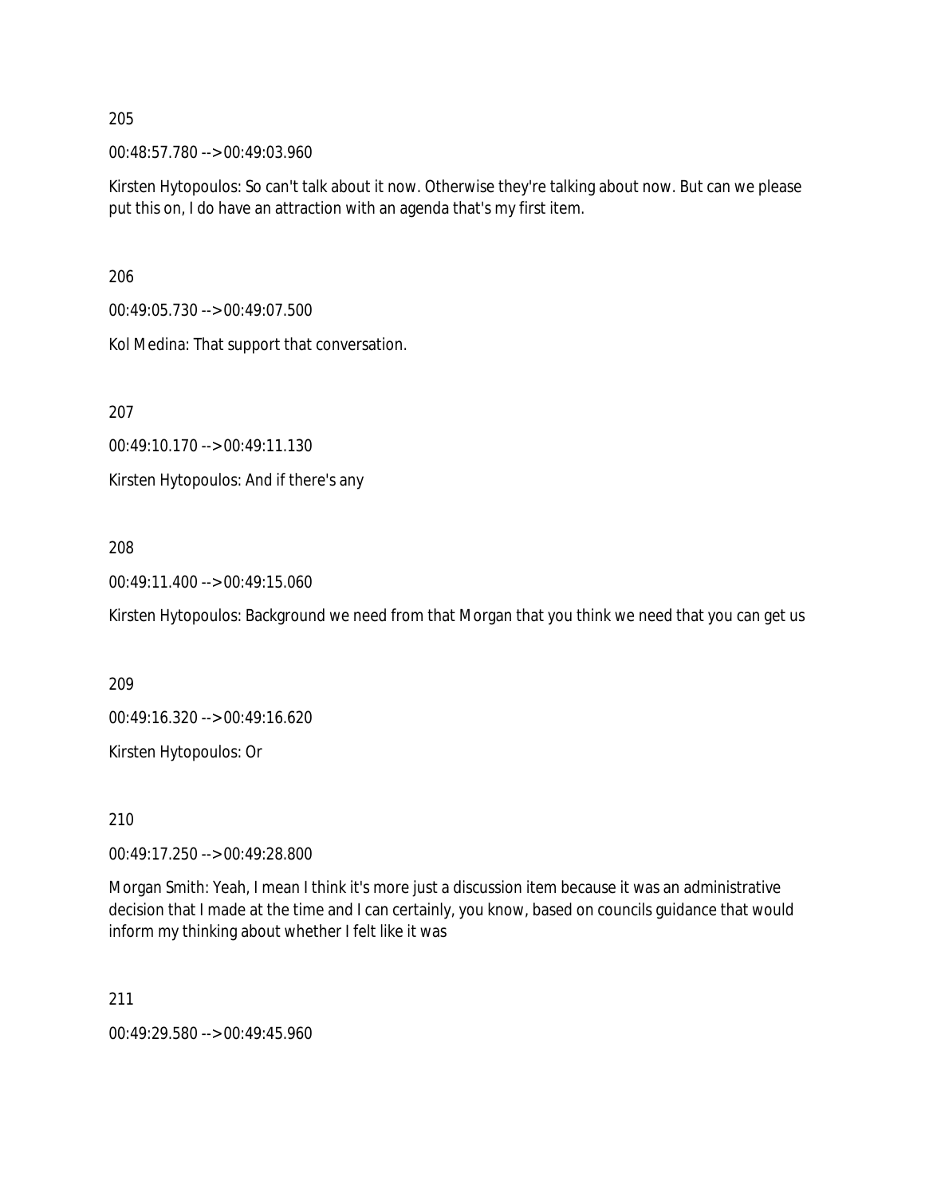205

00:48:57.780 --> 00:49:03.960

Kirsten Hytopoulos: So can't talk about it now. Otherwise they're talking about now. But can we please put this on, I do have an attraction with an agenda that's my first item.

206

00:49:05.730 --> 00:49:07.500

Kol Medina: That support that conversation.

207

00:49:10.170 --> 00:49:11.130

Kirsten Hytopoulos: And if there's any

208

00:49:11.400 --> 00:49:15.060

Kirsten Hytopoulos: Background we need from that Morgan that you think we need that you can get us

209

00:49:16.320 --> 00:49:16.620

Kirsten Hytopoulos: Or

210

00:49:17.250 --> 00:49:28.800

Morgan Smith: Yeah, I mean I think it's more just a discussion item because it was an administrative decision that I made at the time and I can certainly, you know, based on councils guidance that would inform my thinking about whether I felt like it was

211

00:49:29.580 --> 00:49:45.960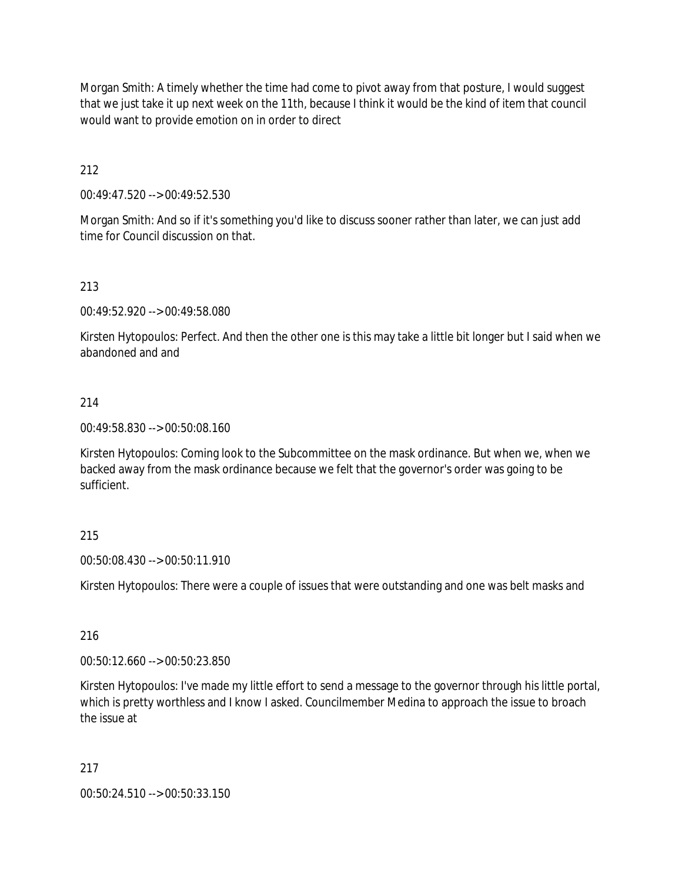Morgan Smith: A timely whether the time had come to pivot away from that posture, I would suggest that we just take it up next week on the 11th, because I think it would be the kind of item that council would want to provide emotion on in order to direct

212

00:49:47.520 --> 00:49:52.530

Morgan Smith: And so if it's something you'd like to discuss sooner rather than later, we can just add time for Council discussion on that.

213

00:49:52.920 --> 00:49:58.080

Kirsten Hytopoulos: Perfect. And then the other one is this may take a little bit longer but I said when we abandoned and and

214

00:49:58.830 --> 00:50:08.160

Kirsten Hytopoulos: Coming look to the Subcommittee on the mask ordinance. But when we, when we backed away from the mask ordinance because we felt that the governor's order was going to be sufficient.

215

00:50:08.430 --> 00:50:11.910

Kirsten Hytopoulos: There were a couple of issues that were outstanding and one was belt masks and

216

00:50:12.660 --> 00:50:23.850

Kirsten Hytopoulos: I've made my little effort to send a message to the governor through his little portal, which is pretty worthless and I know I asked. Councilmember Medina to approach the issue to broach the issue at

217

00:50:24.510 --> 00:50:33.150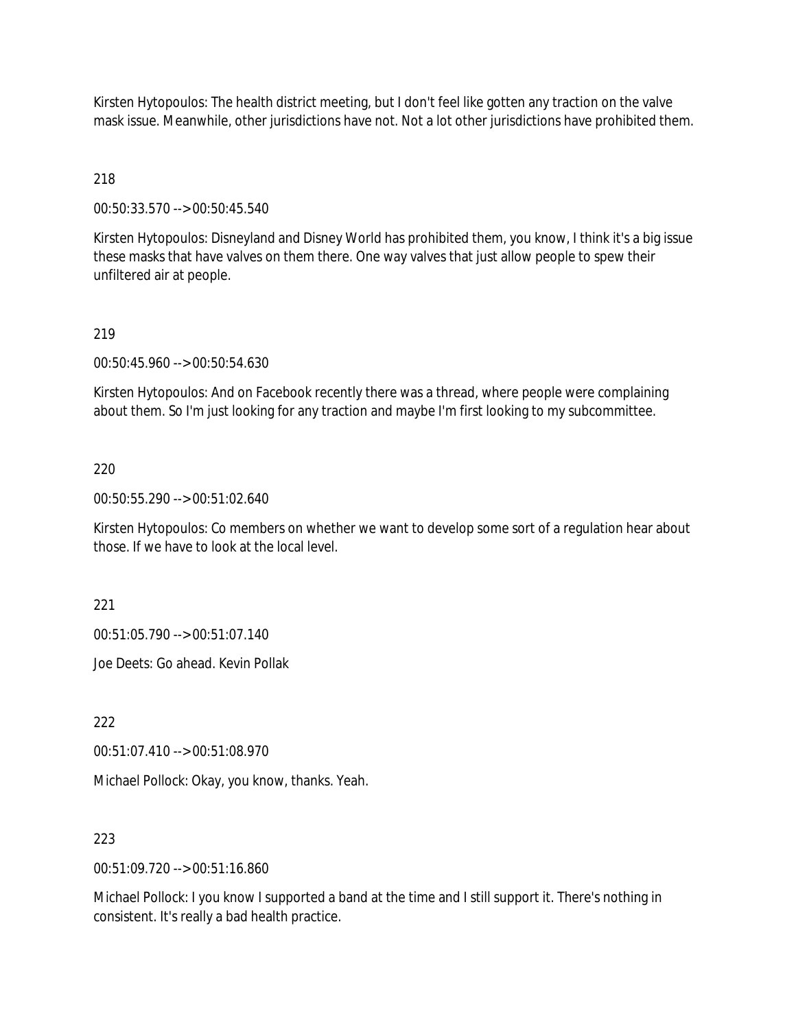Kirsten Hytopoulos: The health district meeting, but I don't feel like gotten any traction on the valve mask issue. Meanwhile, other jurisdictions have not. Not a lot other jurisdictions have prohibited them.

218

00:50:33.570 --> 00:50:45.540

Kirsten Hytopoulos: Disneyland and Disney World has prohibited them, you know, I think it's a big issue these masks that have valves on them there. One way valves that just allow people to spew their unfiltered air at people.

219

00:50:45.960 --> 00:50:54.630

Kirsten Hytopoulos: And on Facebook recently there was a thread, where people were complaining about them. So I'm just looking for any traction and maybe I'm first looking to my subcommittee.

220

00:50:55.290 --> 00:51:02.640

Kirsten Hytopoulos: Co members on whether we want to develop some sort of a regulation hear about those. If we have to look at the local level.

221

00:51:05.790 --> 00:51:07.140

Joe Deets: Go ahead. Kevin Pollak

222

00:51:07.410 --> 00:51:08.970

Michael Pollock: Okay, you know, thanks. Yeah.

223

00:51:09.720 --> 00:51:16.860

Michael Pollock: I you know I supported a band at the time and I still support it. There's nothing in consistent. It's really a bad health practice.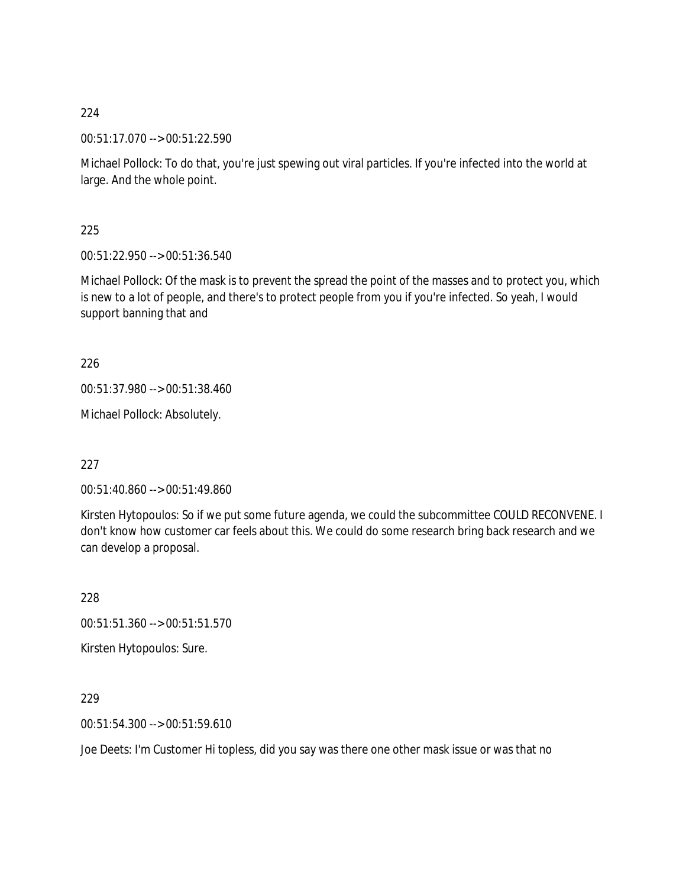224

00:51:17.070 --> 00:51:22.590

Michael Pollock: To do that, you're just spewing out viral particles. If you're infected into the world at large. And the whole point.

225

00:51:22.950 --> 00:51:36.540

Michael Pollock: Of the mask is to prevent the spread the point of the masses and to protect you, which is new to a lot of people, and there's to protect people from you if you're infected. So yeah, I would support banning that and

226

00:51:37.980 --> 00:51:38.460

Michael Pollock: Absolutely.

227

00:51:40.860 --> 00:51:49.860

Kirsten Hytopoulos: So if we put some future agenda, we could the subcommittee COULD RECONVENE. I don't know how customer car feels about this. We could do some research bring back research and we can develop a proposal.

228

00:51:51.360 --> 00:51:51.570

Kirsten Hytopoulos: Sure.

229

00:51:54.300 --> 00:51:59.610

Joe Deets: I'm Customer Hi topless, did you say was there one other mask issue or was that no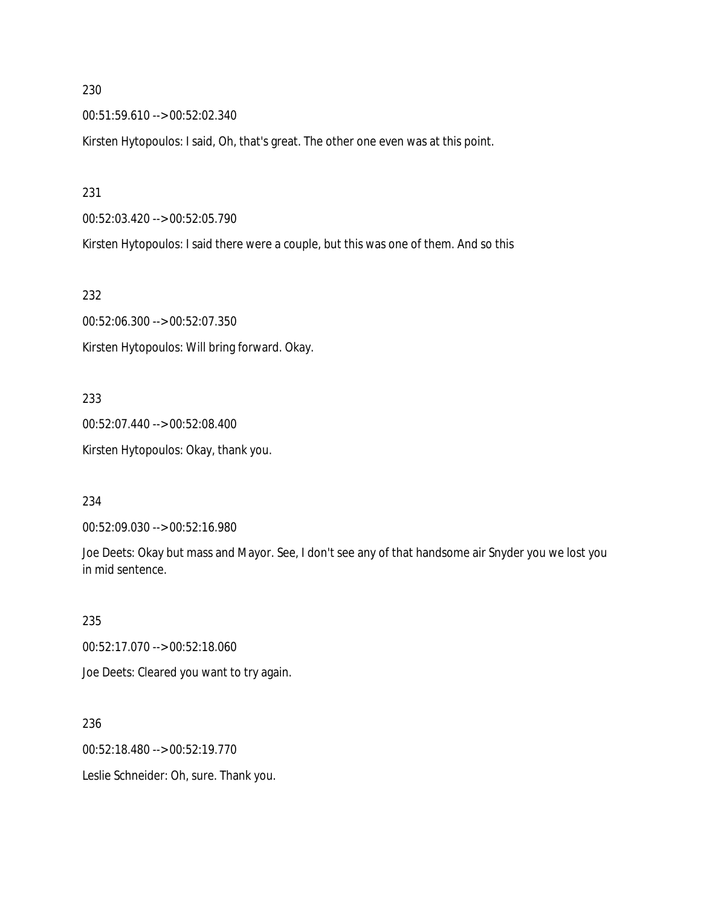230

00:51:59.610 --> 00:52:02.340

Kirsten Hytopoulos: I said, Oh, that's great. The other one even was at this point.

231

00:52:03.420 --> 00:52:05.790

Kirsten Hytopoulos: I said there were a couple, but this was one of them. And so this

232

00:52:06.300 --> 00:52:07.350

Kirsten Hytopoulos: Will bring forward. Okay.

233

00:52:07.440 --> 00:52:08.400

Kirsten Hytopoulos: Okay, thank you.

234

00:52:09.030 --> 00:52:16.980

Joe Deets: Okay but mass and Mayor. See, I don't see any of that handsome air Snyder you we lost you in mid sentence.

235

00:52:17.070 --> 00:52:18.060

Joe Deets: Cleared you want to try again.

236

00:52:18.480 --> 00:52:19.770

Leslie Schneider: Oh, sure. Thank you.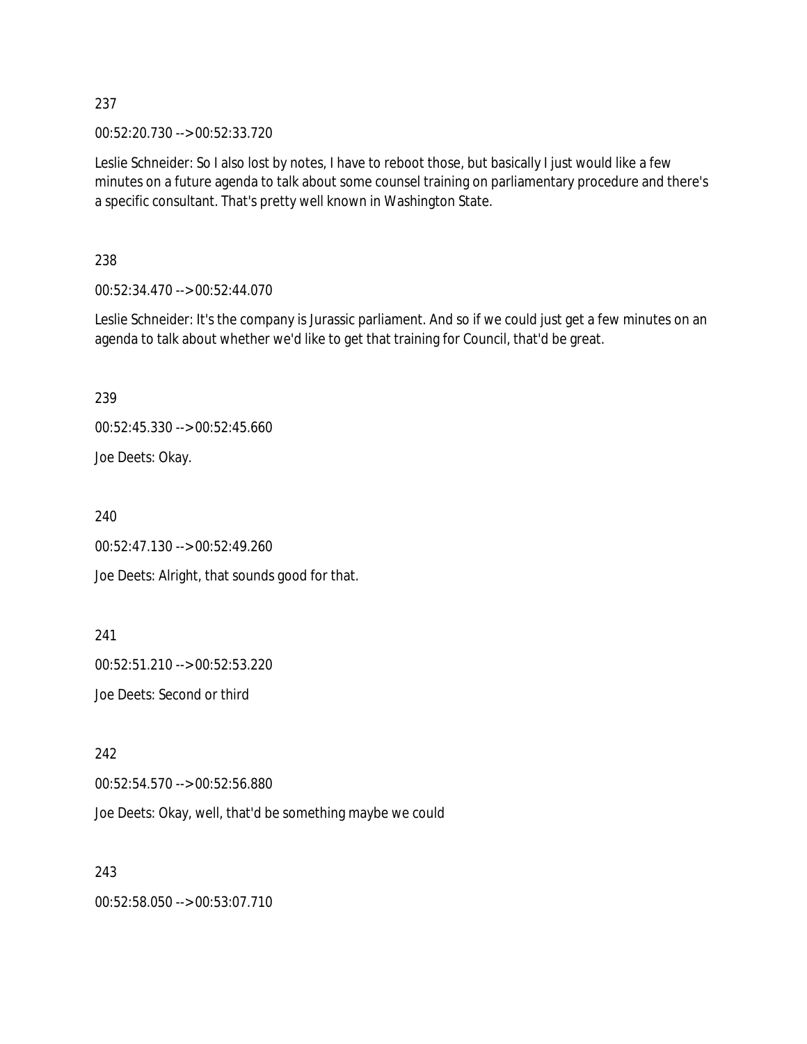237

00:52:20.730 --> 00:52:33.720

Leslie Schneider: So I also lost by notes, I have to reboot those, but basically I just would like a few minutes on a future agenda to talk about some counsel training on parliamentary procedure and there's a specific consultant. That's pretty well known in Washington State.

238

00:52:34.470 --> 00:52:44.070

Leslie Schneider: It's the company is Jurassic parliament. And so if we could just get a few minutes on an agenda to talk about whether we'd like to get that training for Council, that'd be great.

239

00:52:45.330 --> 00:52:45.660

Joe Deets: Okay.

240

00:52:47.130 --> 00:52:49.260

Joe Deets: Alright, that sounds good for that.

241

00:52:51.210 --> 00:52:53.220

Joe Deets: Second or third

242

00:52:54.570 --> 00:52:56.880

Joe Deets: Okay, well, that'd be something maybe we could

243

00:52:58.050 --> 00:53:07.710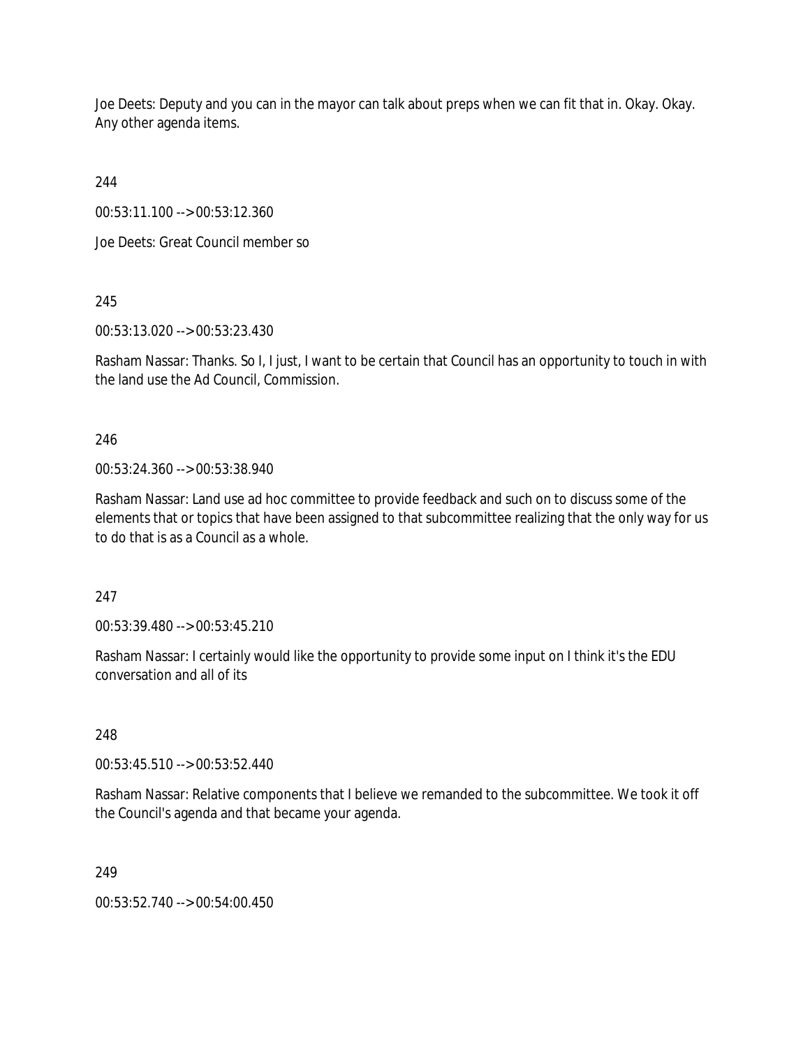Joe Deets: Deputy and you can in the mayor can talk about preps when we can fit that in. Okay. Okay. Any other agenda items.

244

00:53:11.100 --> 00:53:12.360

Joe Deets: Great Council member so

245

00:53:13.020 --> 00:53:23.430

Rasham Nassar: Thanks. So I, I just, I want to be certain that Council has an opportunity to touch in with the land use the Ad Council, Commission.

246

00:53:24.360 --> 00:53:38.940

Rasham Nassar: Land use ad hoc committee to provide feedback and such on to discuss some of the elements that or topics that have been assigned to that subcommittee realizing that the only way for us to do that is as a Council as a whole.

247

00:53:39.480 --> 00:53:45.210

Rasham Nassar: I certainly would like the opportunity to provide some input on I think it's the EDU conversation and all of its

248

00:53:45.510 --> 00:53:52.440

Rasham Nassar: Relative components that I believe we remanded to the subcommittee. We took it off the Council's agenda and that became your agenda.

249

00:53:52.740 --> 00:54:00.450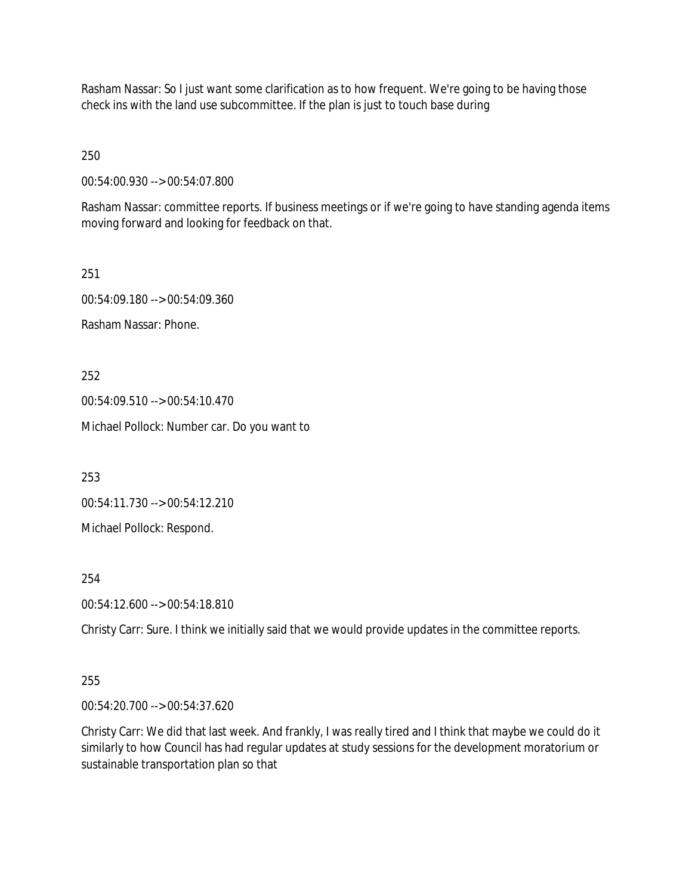Rasham Nassar: So I just want some clarification as to how frequent. We're going to be having those check ins with the land use subcommittee. If the plan is just to touch base during

250

00:54:00.930 --> 00:54:07.800

Rasham Nassar: committee reports. If business meetings or if we're going to have standing agenda items moving forward and looking for feedback on that.

251

00:54:09.180 --> 00:54:09.360

Rasham Nassar: Phone.

252

00:54:09.510 --> 00:54:10.470

Michael Pollock: Number car. Do you want to

253

00:54:11.730 --> 00:54:12.210

Michael Pollock: Respond.

254

00:54:12.600 --> 00:54:18.810

Christy Carr: Sure. I think we initially said that we would provide updates in the committee reports.

255

00:54:20.700 --> 00:54:37.620

Christy Carr: We did that last week. And frankly, I was really tired and I think that maybe we could do it similarly to how Council has had regular updates at study sessions for the development moratorium or sustainable transportation plan so that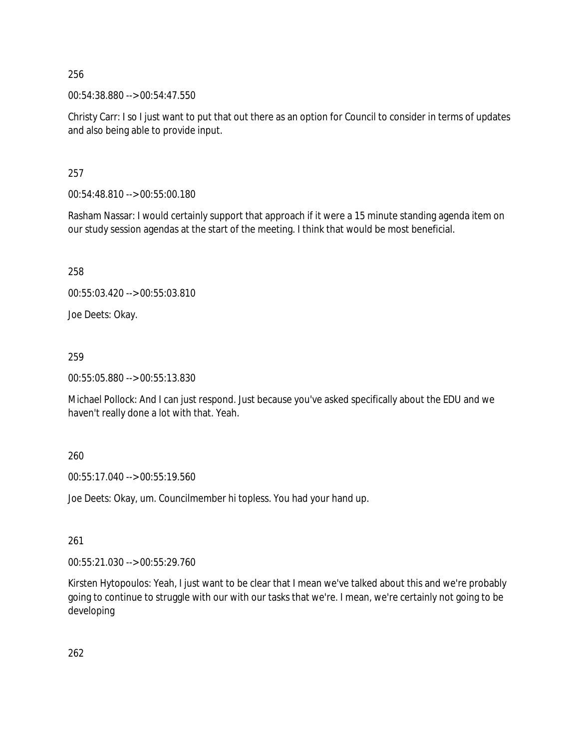256

00:54:38.880 --> 00:54:47.550

Christy Carr: I so I just want to put that out there as an option for Council to consider in terms of updates and also being able to provide input.

257

00:54:48.810 --> 00:55:00.180

Rasham Nassar: I would certainly support that approach if it were a 15 minute standing agenda item on our study session agendas at the start of the meeting. I think that would be most beneficial.

258

00:55:03.420 --> 00:55:03.810

Joe Deets: Okay.

259

00:55:05.880 --> 00:55:13.830

Michael Pollock: And I can just respond. Just because you've asked specifically about the EDU and we haven't really done a lot with that. Yeah.

260

00:55:17.040 --> 00:55:19.560

Joe Deets: Okay, um. Councilmember hi topless. You had your hand up.

261

00:55:21.030 --> 00:55:29.760

Kirsten Hytopoulos: Yeah, I just want to be clear that I mean we've talked about this and we're probably going to continue to struggle with our with our tasks that we're. I mean, we're certainly not going to be developing

262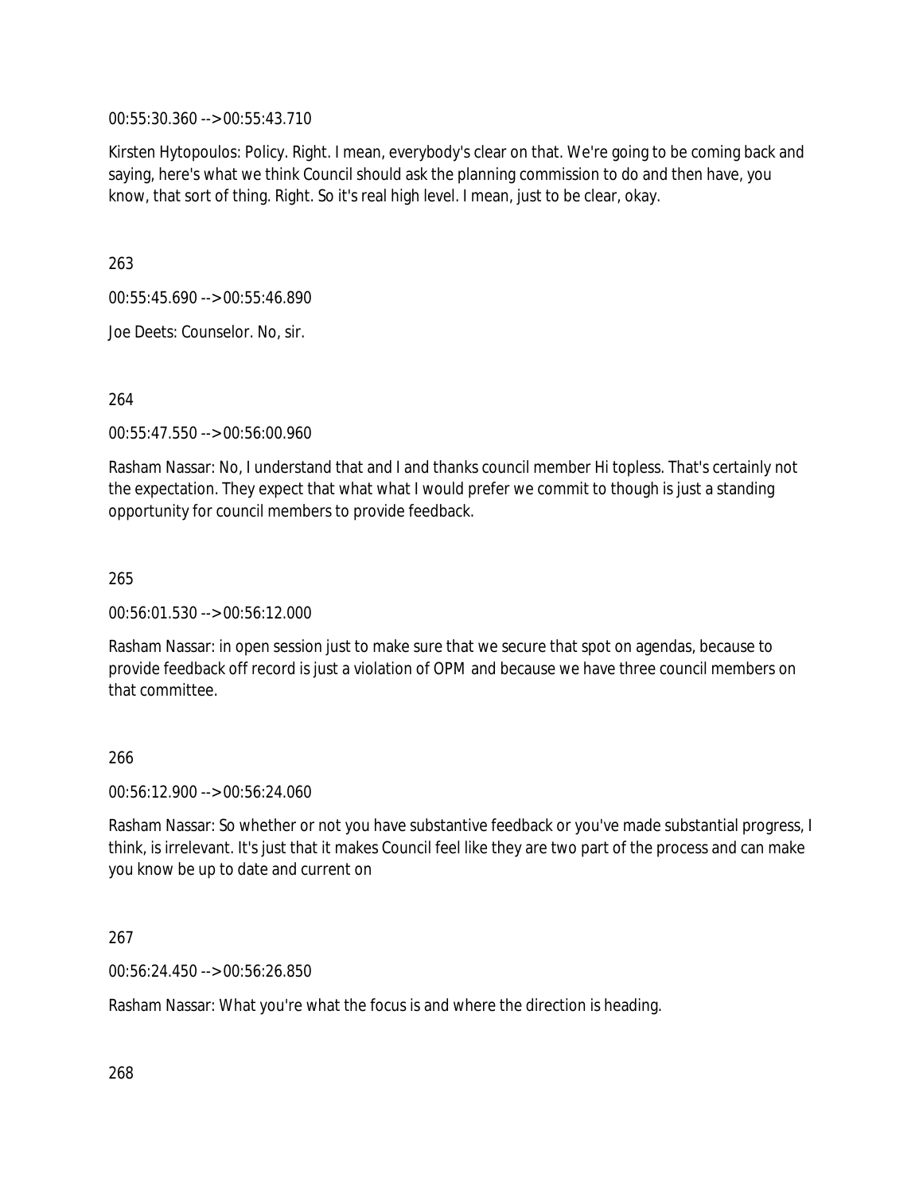00:55:30.360 --> 00:55:43.710

Kirsten Hytopoulos: Policy. Right. I mean, everybody's clear on that. We're going to be coming back and saying, here's what we think Council should ask the planning commission to do and then have, you know, that sort of thing. Right. So it's real high level. I mean, just to be clear, okay.

263

00:55:45.690 --> 00:55:46.890

Joe Deets: Counselor. No, sir.

264

00:55:47.550 --> 00:56:00.960

Rasham Nassar: No, I understand that and I and thanks council member Hi topless. That's certainly not the expectation. They expect that what what I would prefer we commit to though is just a standing opportunity for council members to provide feedback.

265

00:56:01.530 --> 00:56:12.000

Rasham Nassar: in open session just to make sure that we secure that spot on agendas, because to provide feedback off record is just a violation of OPM and because we have three council members on that committee.

266

00:56:12.900 --> 00:56:24.060

Rasham Nassar: So whether or not you have substantive feedback or you've made substantial progress, I think, is irrelevant. It's just that it makes Council feel like they are two part of the process and can make you know be up to date and current on

267

00:56:24.450 --> 00:56:26.850

Rasham Nassar: What you're what the focus is and where the direction is heading.

268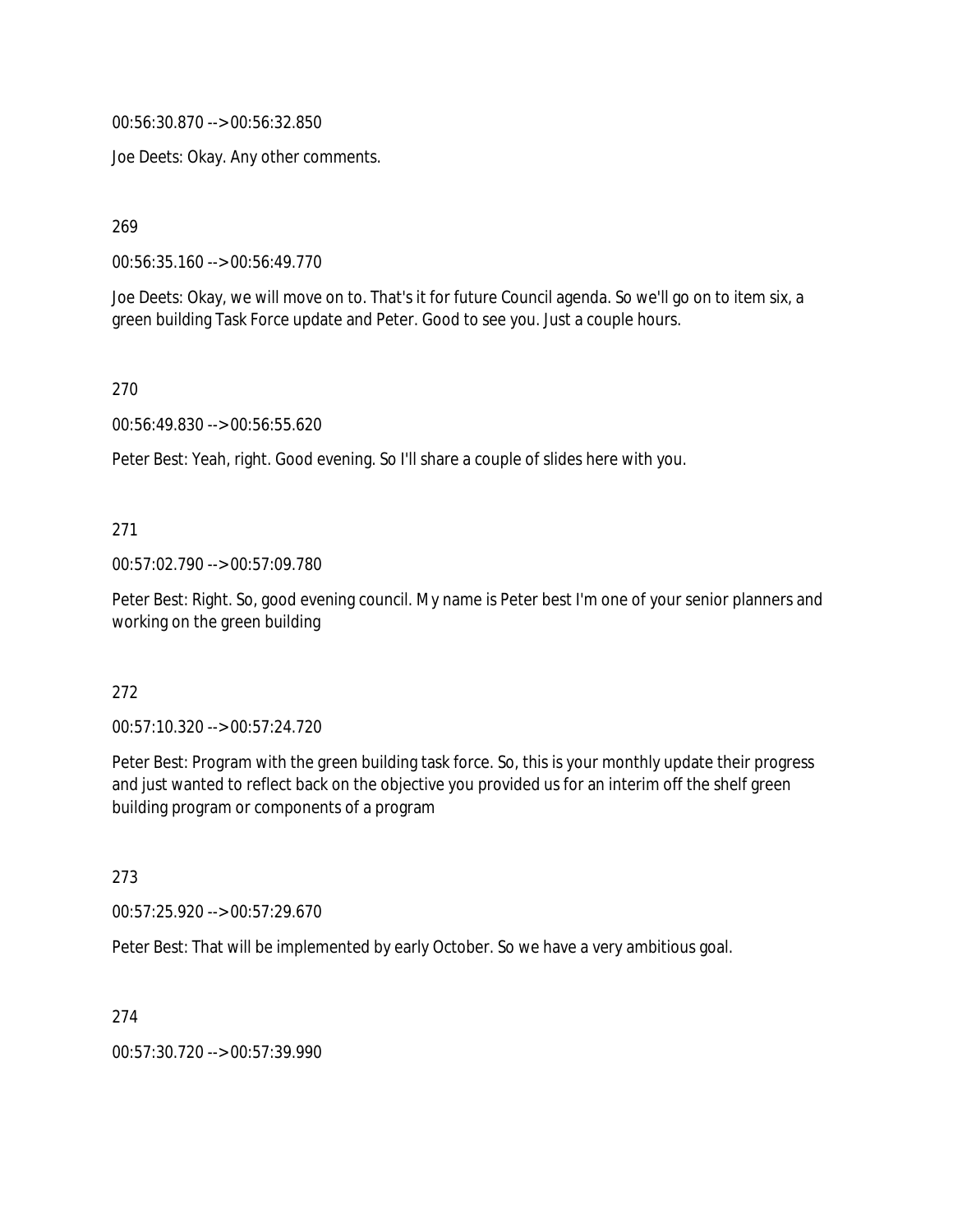00:56:30.870 --> 00:56:32.850

Joe Deets: Okay. Any other comments.

269

00:56:35.160 --> 00:56:49.770

Joe Deets: Okay, we will move on to. That's it for future Council agenda. So we'll go on to item six, a green building Task Force update and Peter. Good to see you. Just a couple hours.

270

00:56:49.830 --> 00:56:55.620

Peter Best: Yeah, right. Good evening. So I'll share a couple of slides here with you.

271

00:57:02.790 --> 00:57:09.780

Peter Best: Right. So, good evening council. My name is Peter best I'm one of your senior planners and working on the green building

272

00:57:10.320 --> 00:57:24.720

Peter Best: Program with the green building task force. So, this is your monthly update their progress and just wanted to reflect back on the objective you provided us for an interim off the shelf green building program or components of a program

273

00:57:25.920 --> 00:57:29.670

Peter Best: That will be implemented by early October. So we have a very ambitious goal.

274

00:57:30.720 --> 00:57:39.990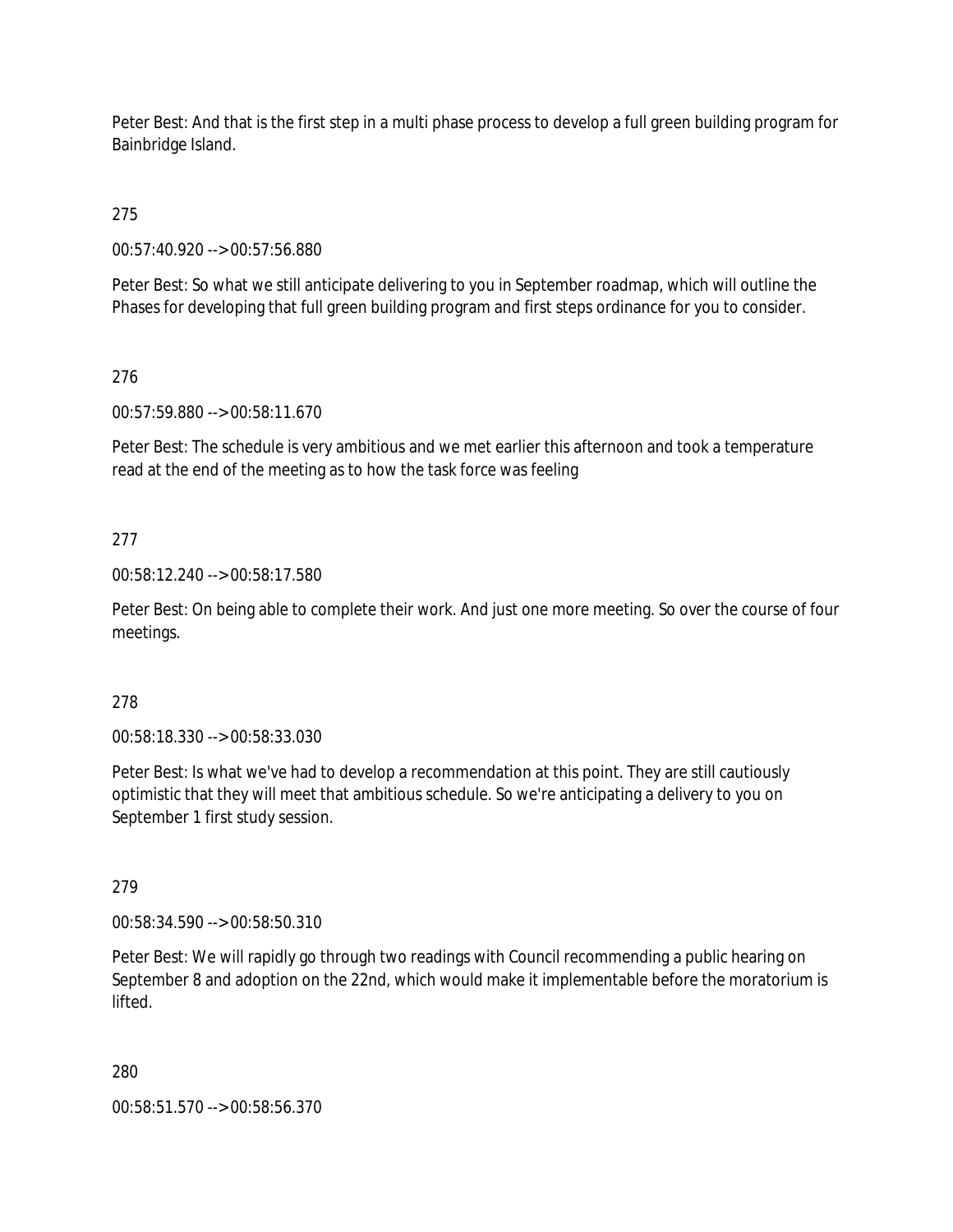Peter Best: And that is the first step in a multi phase process to develop a full green building program for Bainbridge Island.

275

00:57:40.920 --> 00:57:56.880

Peter Best: So what we still anticipate delivering to you in September roadmap, which will outline the Phases for developing that full green building program and first steps ordinance for you to consider.

276

00:57:59.880 --> 00:58:11.670

Peter Best: The schedule is very ambitious and we met earlier this afternoon and took a temperature read at the end of the meeting as to how the task force was feeling

277

00:58:12.240 --> 00:58:17.580

Peter Best: On being able to complete their work. And just one more meeting. So over the course of four meetings.

278

00:58:18.330 --> 00:58:33.030

Peter Best: Is what we've had to develop a recommendation at this point. They are still cautiously optimistic that they will meet that ambitious schedule. So we're anticipating a delivery to you on September 1 first study session.

279

00:58:34.590 --> 00:58:50.310

Peter Best: We will rapidly go through two readings with Council recommending a public hearing on September 8 and adoption on the 22nd, which would make it implementable before the moratorium is lifted.

280

00:58:51.570 --> 00:58:56.370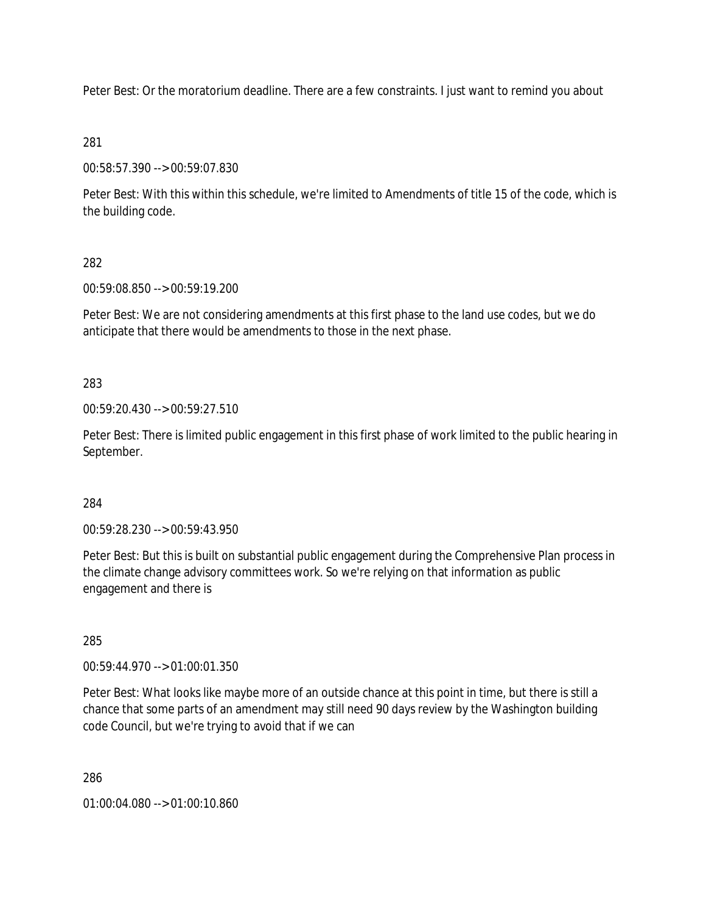Peter Best: Or the moratorium deadline. There are a few constraints. I just want to remind you about

281

00:58:57.390 --> 00:59:07.830

Peter Best: With this within this schedule, we're limited to Amendments of title 15 of the code, which is the building code.

282

00:59:08.850 --> 00:59:19.200

Peter Best: We are not considering amendments at this first phase to the land use codes, but we do anticipate that there would be amendments to those in the next phase.

283

00:59:20.430 --> 00:59:27.510

Peter Best: There is limited public engagement in this first phase of work limited to the public hearing in September.

284

00:59:28.230 --> 00:59:43.950

Peter Best: But this is built on substantial public engagement during the Comprehensive Plan process in the climate change advisory committees work. So we're relying on that information as public engagement and there is

285

00:59:44.970 --> 01:00:01.350

Peter Best: What looks like maybe more of an outside chance at this point in time, but there is still a chance that some parts of an amendment may still need 90 days review by the Washington building code Council, but we're trying to avoid that if we can

286

01:00:04.080 --> 01:00:10.860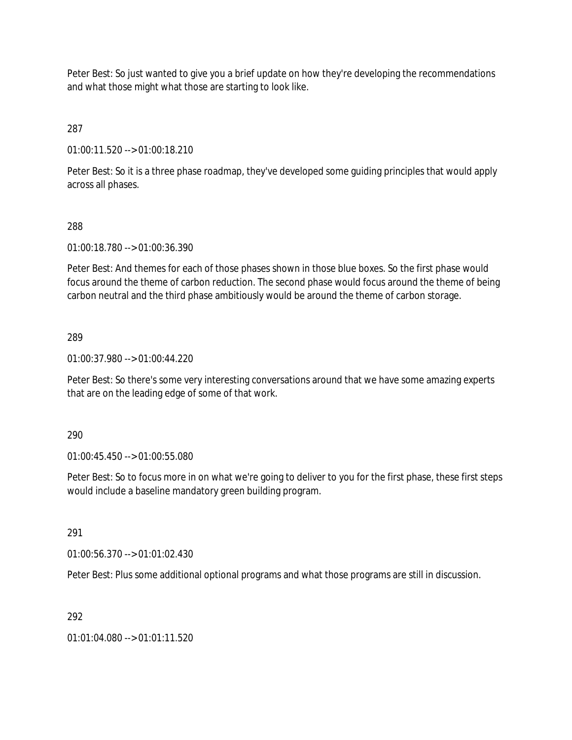Peter Best: So just wanted to give you a brief update on how they're developing the recommendations and what those might what those are starting to look like.

287

01:00:11.520 --> 01:00:18.210

Peter Best: So it is a three phase roadmap, they've developed some guiding principles that would apply across all phases.

288

01:00:18.780 --> 01:00:36.390

Peter Best: And themes for each of those phases shown in those blue boxes. So the first phase would focus around the theme of carbon reduction. The second phase would focus around the theme of being carbon neutral and the third phase ambitiously would be around the theme of carbon storage.

289

01:00:37.980 --> 01:00:44.220

Peter Best: So there's some very interesting conversations around that we have some amazing experts that are on the leading edge of some of that work.

290

01:00:45.450 --> 01:00:55.080

Peter Best: So to focus more in on what we're going to deliver to you for the first phase, these first steps would include a baseline mandatory green building program.

291

01:00:56.370 --> 01:01:02.430

Peter Best: Plus some additional optional programs and what those programs are still in discussion.

292

01:01:04.080 --> 01:01:11.520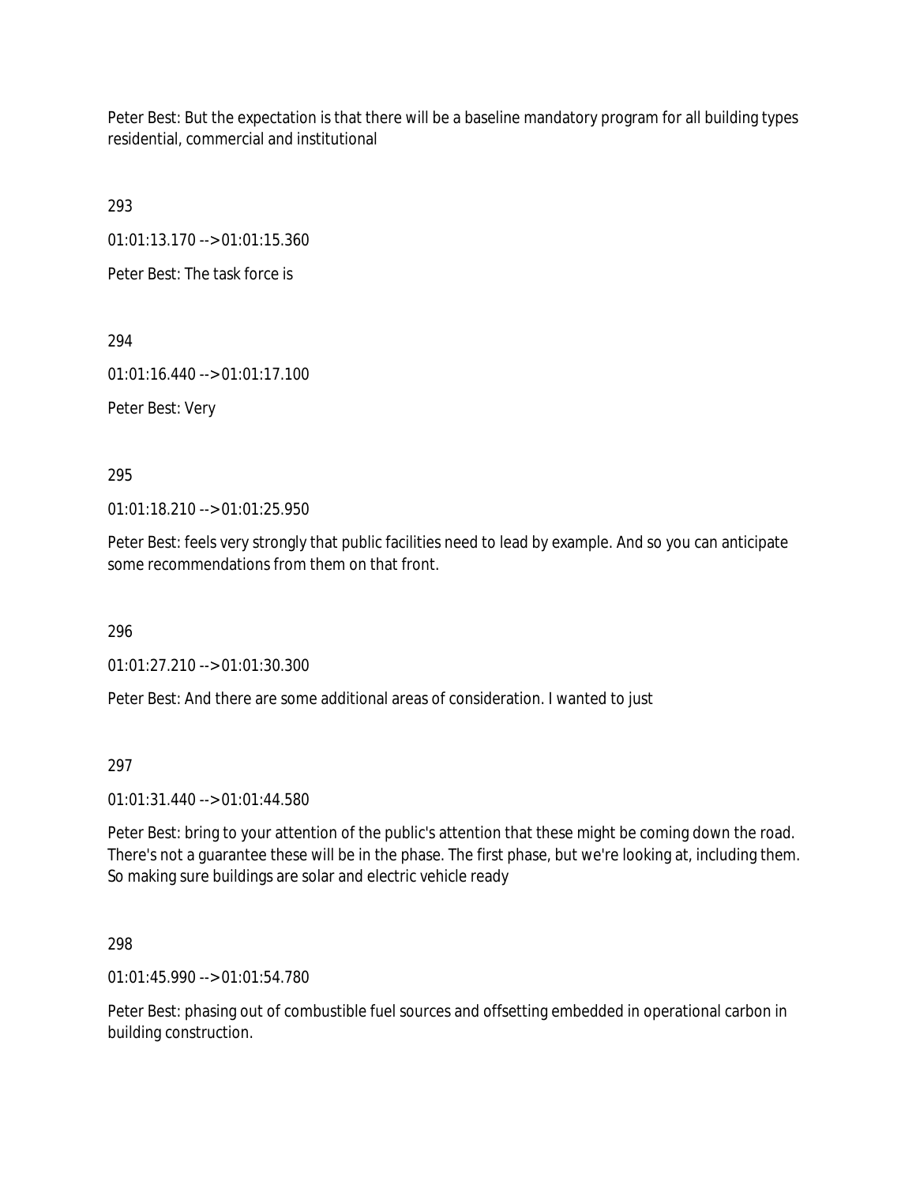Peter Best: But the expectation is that there will be a baseline mandatory program for all building types residential, commercial and institutional

293

01:01:13.170 --> 01:01:15.360

Peter Best: The task force is

294

01:01:16.440 --> 01:01:17.100

Peter Best: Very

295

01:01:18.210 --> 01:01:25.950

Peter Best: feels very strongly that public facilities need to lead by example. And so you can anticipate some recommendations from them on that front.

296

01:01:27.210 --> 01:01:30.300

Peter Best: And there are some additional areas of consideration. I wanted to just

297

01:01:31.440 --> 01:01:44.580

Peter Best: bring to your attention of the public's attention that these might be coming down the road. There's not a guarantee these will be in the phase. The first phase, but we're looking at, including them. So making sure buildings are solar and electric vehicle ready

298

01:01:45.990 --> 01:01:54.780

Peter Best: phasing out of combustible fuel sources and offsetting embedded in operational carbon in building construction.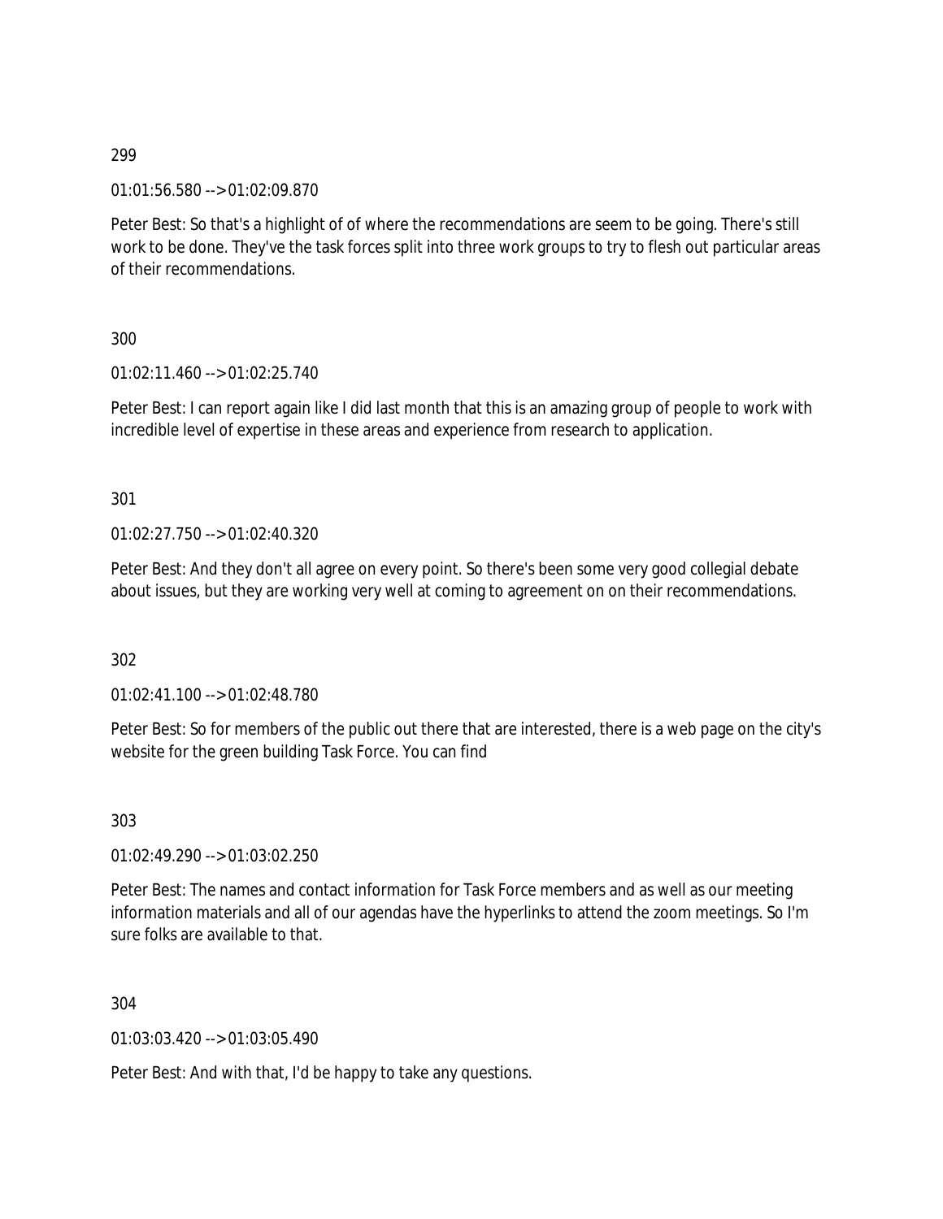299

01:01:56.580 --> 01:02:09.870

Peter Best: So that's a highlight of of where the recommendations are seem to be going. There's still work to be done. They've the task forces split into three work groups to try to flesh out particular areas of their recommendations.

300

01:02:11.460 --> 01:02:25.740

Peter Best: I can report again like I did last month that this is an amazing group of people to work with incredible level of expertise in these areas and experience from research to application.

301

01:02:27.750 --> 01:02:40.320

Peter Best: And they don't all agree on every point. So there's been some very good collegial debate about issues, but they are working very well at coming to agreement on on their recommendations.

302

01:02:41.100 --> 01:02:48.780

Peter Best: So for members of the public out there that are interested, there is a web page on the city's website for the green building Task Force. You can find

303

01:02:49.290 --> 01:03:02.250

Peter Best: The names and contact information for Task Force members and as well as our meeting information materials and all of our agendas have the hyperlinks to attend the zoom meetings. So I'm sure folks are available to that.

304

01:03:03.420 --> 01:03:05.490

Peter Best: And with that, I'd be happy to take any questions.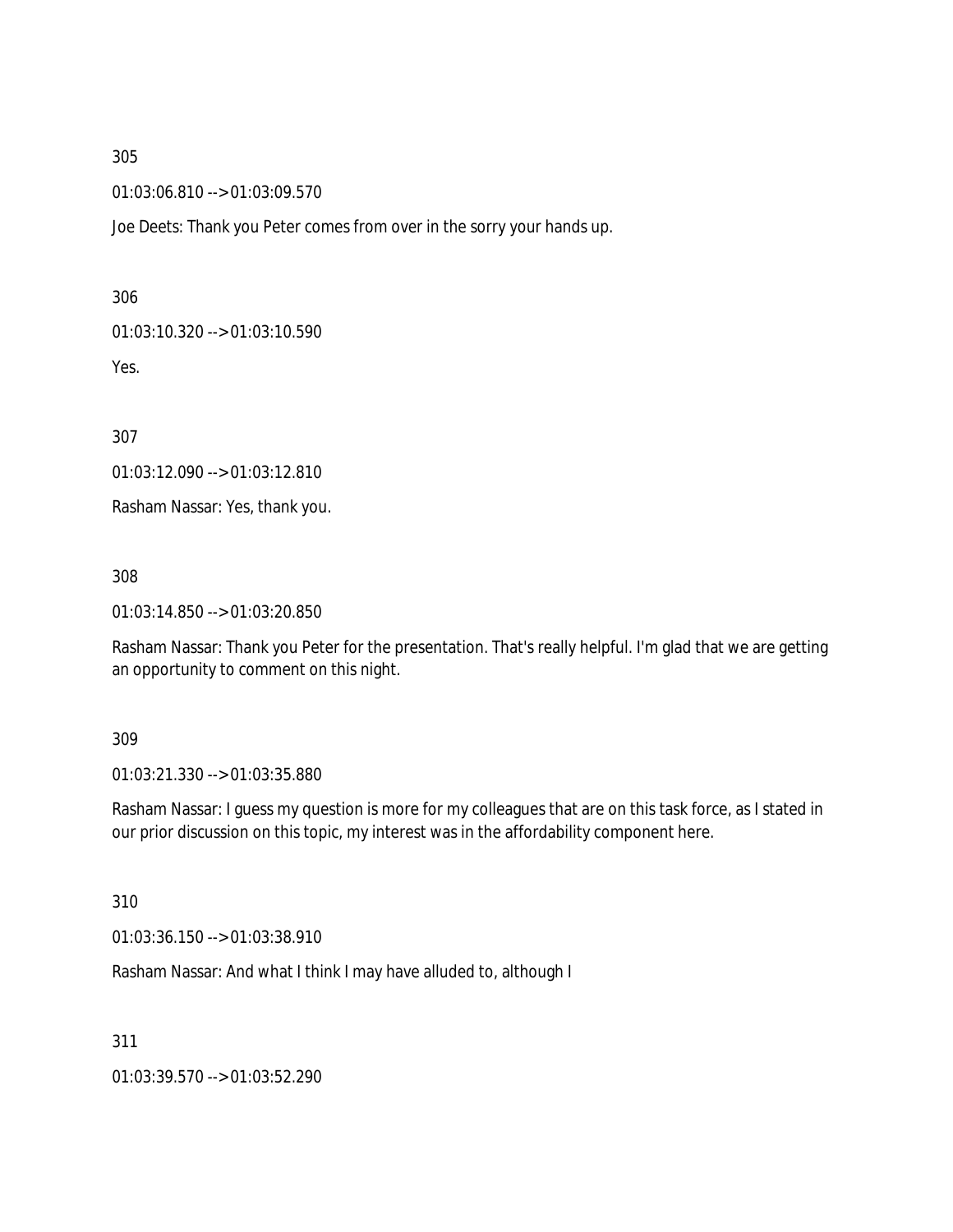305

01:03:06.810 --> 01:03:09.570

Joe Deets: Thank you Peter comes from over in the sorry your hands up.

306

01:03:10.320 --> 01:03:10.590

Yes.

307

01:03:12.090 --> 01:03:12.810

Rasham Nassar: Yes, thank you.

308

01:03:14.850 --> 01:03:20.850

Rasham Nassar: Thank you Peter for the presentation. That's really helpful. I'm glad that we are getting an opportunity to comment on this night.

309

01:03:21.330 --> 01:03:35.880

Rasham Nassar: I guess my question is more for my colleagues that are on this task force, as I stated in our prior discussion on this topic, my interest was in the affordability component here.

310

01:03:36.150 --> 01:03:38.910

Rasham Nassar: And what I think I may have alluded to, although I

311

01:03:39.570 --> 01:03:52.290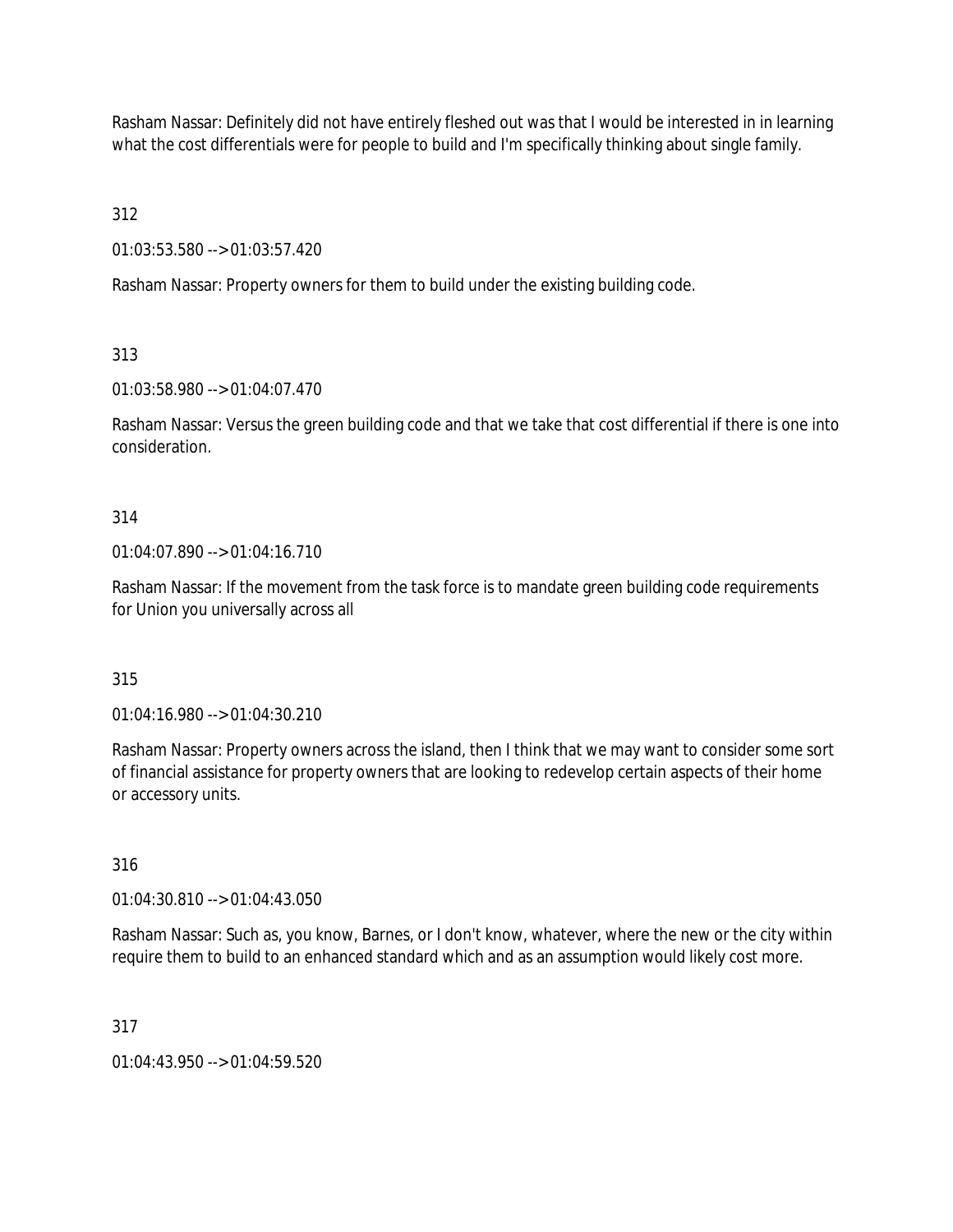Rasham Nassar: Definitely did not have entirely fleshed out was that I would be interested in in learning what the cost differentials were for people to build and I'm specifically thinking about single family.

312

01:03:53.580 --> 01:03:57.420

Rasham Nassar: Property owners for them to build under the existing building code.

313

01:03:58.980 --> 01:04:07.470

Rasham Nassar: Versus the green building code and that we take that cost differential if there is one into consideration.

314

01:04:07.890 --> 01:04:16.710

Rasham Nassar: If the movement from the task force is to mandate green building code requirements for Union you universally across all

315

01:04:16.980 --> 01:04:30.210

Rasham Nassar: Property owners across the island, then I think that we may want to consider some sort of financial assistance for property owners that are looking to redevelop certain aspects of their home or accessory units.

316

01:04:30.810 --> 01:04:43.050

Rasham Nassar: Such as, you know, Barnes, or I don't know, whatever, where the new or the city within require them to build to an enhanced standard which and as an assumption would likely cost more.

317

01:04:43.950 --> 01:04:59.520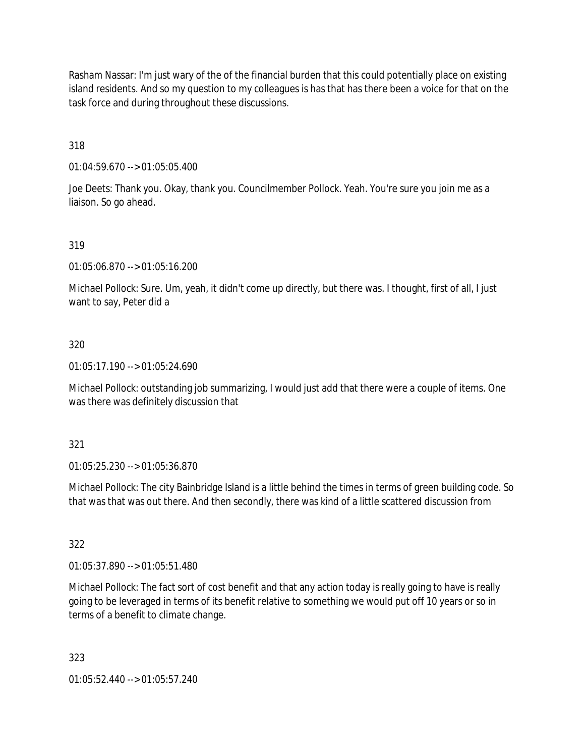Rasham Nassar: I'm just wary of the of the financial burden that this could potentially place on existing island residents. And so my question to my colleagues is has that has there been a voice for that on the task force and during throughout these discussions.

318

01:04:59.670 --> 01:05:05.400

Joe Deets: Thank you. Okay, thank you. Councilmember Pollock. Yeah. You're sure you join me as a liaison. So go ahead.

319

01:05:06.870 --> 01:05:16.200

Michael Pollock: Sure. Um, yeah, it didn't come up directly, but there was. I thought, first of all, I just want to say, Peter did a

320

01:05:17.190 --> 01:05:24.690

Michael Pollock: outstanding job summarizing, I would just add that there were a couple of items. One was there was definitely discussion that

321

01:05:25.230 --> 01:05:36.870

Michael Pollock: The city Bainbridge Island is a little behind the times in terms of green building code. So that was that was out there. And then secondly, there was kind of a little scattered discussion from

322

01:05:37.890 --> 01:05:51.480

Michael Pollock: The fact sort of cost benefit and that any action today is really going to have is really going to be leveraged in terms of its benefit relative to something we would put off 10 years or so in terms of a benefit to climate change.

323

01:05:52.440 --> 01:05:57.240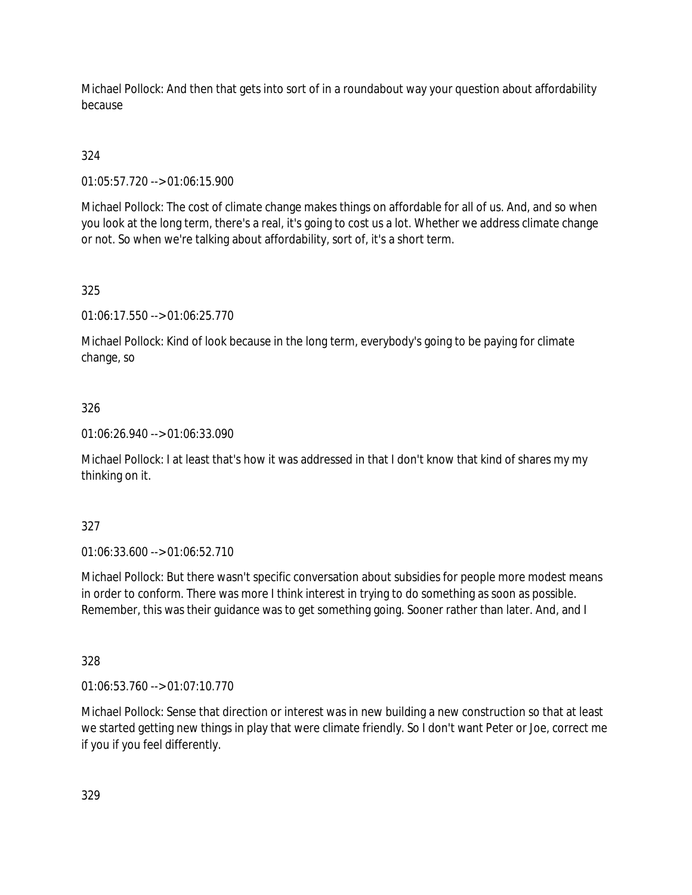Michael Pollock: And then that gets into sort of in a roundabout way your question about affordability because

324

01:05:57.720 --> 01:06:15.900

Michael Pollock: The cost of climate change makes things on affordable for all of us. And, and so when you look at the long term, there's a real, it's going to cost us a lot. Whether we address climate change or not. So when we're talking about affordability, sort of, it's a short term.

325

01:06:17.550 --> 01:06:25.770

Michael Pollock: Kind of look because in the long term, everybody's going to be paying for climate change, so

326

01:06:26.940 --> 01:06:33.090

Michael Pollock: I at least that's how it was addressed in that I don't know that kind of shares my my thinking on it.

327

01:06:33.600 --> 01:06:52.710

Michael Pollock: But there wasn't specific conversation about subsidies for people more modest means in order to conform. There was more I think interest in trying to do something as soon as possible. Remember, this was their guidance was to get something going. Sooner rather than later. And, and I

328

01:06:53.760 --> 01:07:10.770

Michael Pollock: Sense that direction or interest was in new building a new construction so that at least we started getting new things in play that were climate friendly. So I don't want Peter or Joe, correct me if you if you feel differently.

329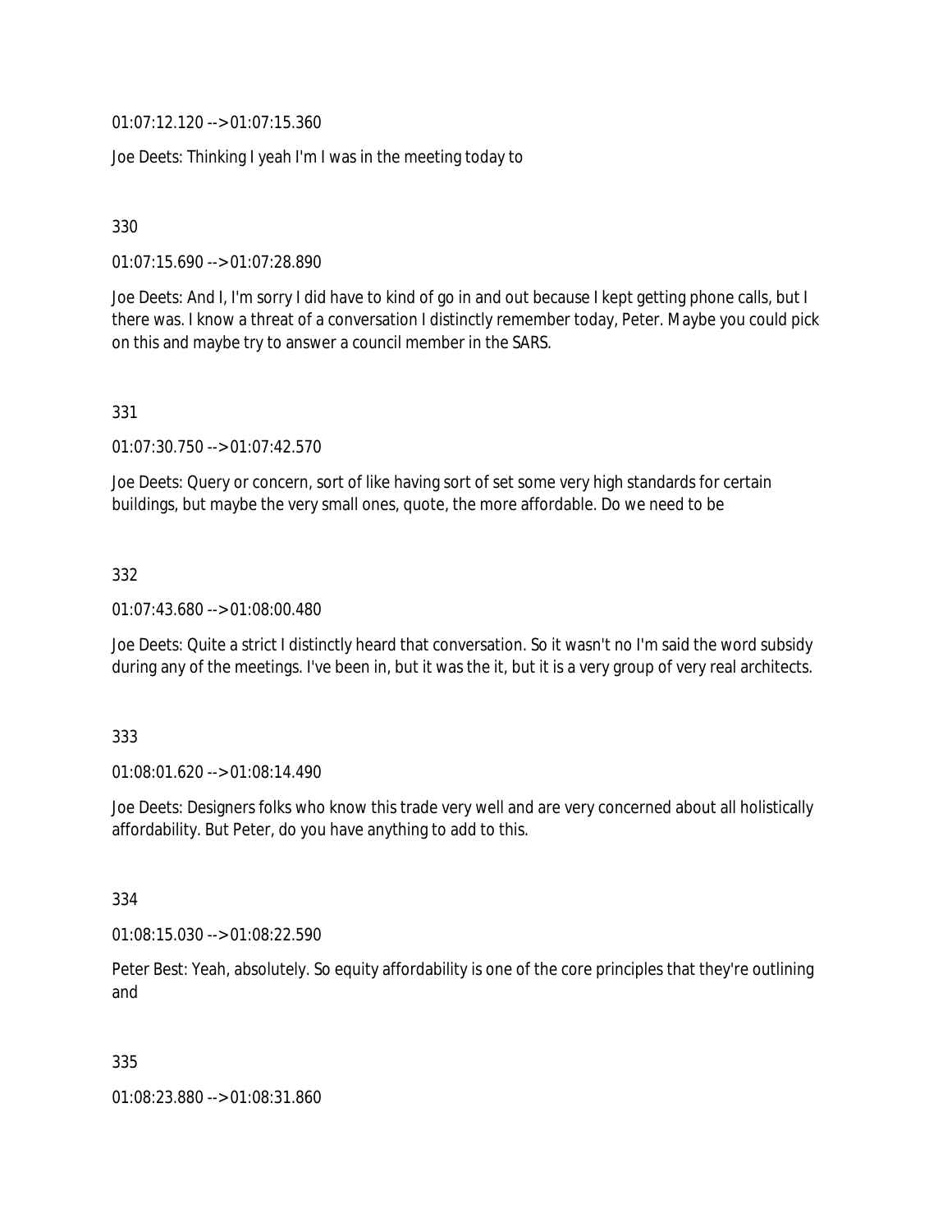01:07:12.120 --> 01:07:15.360

Joe Deets: Thinking I yeah I'm I was in the meeting today to

330

01:07:15.690 --> 01:07:28.890

Joe Deets: And I, I'm sorry I did have to kind of go in and out because I kept getting phone calls, but I there was. I know a threat of a conversation I distinctly remember today, Peter. Maybe you could pick on this and maybe try to answer a council member in the SARS.

331

01:07:30.750 --> 01:07:42.570

Joe Deets: Query or concern, sort of like having sort of set some very high standards for certain buildings, but maybe the very small ones, quote, the more affordable. Do we need to be

332

01:07:43.680 --> 01:08:00.480

Joe Deets: Quite a strict I distinctly heard that conversation. So it wasn't no I'm said the word subsidy during any of the meetings. I've been in, but it was the it, but it is a very group of very real architects.

333

01:08:01.620 --> 01:08:14.490

Joe Deets: Designers folks who know this trade very well and are very concerned about all holistically affordability. But Peter, do you have anything to add to this.

334

01:08:15.030 --> 01:08:22.590

Peter Best: Yeah, absolutely. So equity affordability is one of the core principles that they're outlining and

335

01:08:23.880 --> 01:08:31.860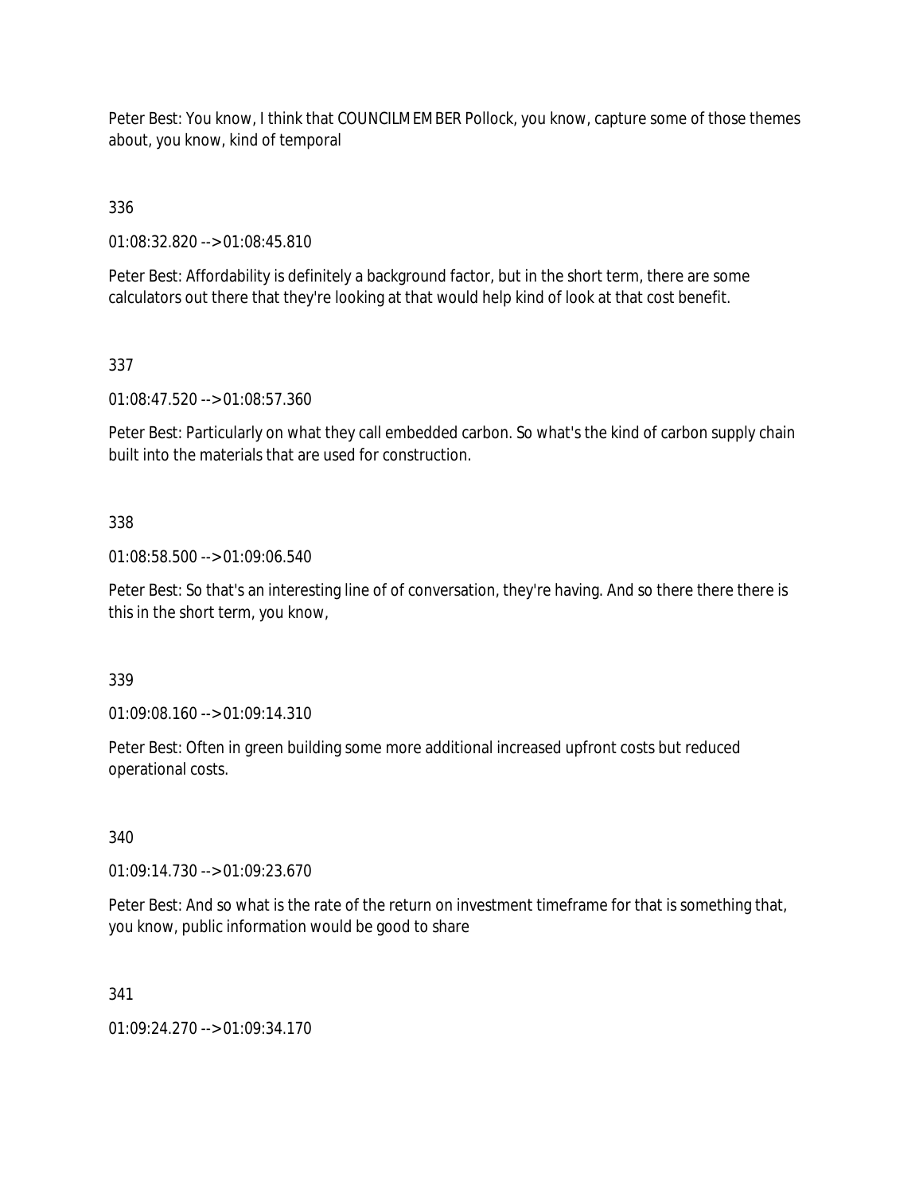Peter Best: You know, I think that COUNCILMEMBER Pollock, you know, capture some of those themes about, you know, kind of temporal

336

01:08:32.820 --> 01:08:45.810

Peter Best: Affordability is definitely a background factor, but in the short term, there are some calculators out there that they're looking at that would help kind of look at that cost benefit.

337

01:08:47.520 --> 01:08:57.360

Peter Best: Particularly on what they call embedded carbon. So what's the kind of carbon supply chain built into the materials that are used for construction.

338

01:08:58.500 --> 01:09:06.540

Peter Best: So that's an interesting line of of conversation, they're having. And so there there there is this in the short term, you know,

339

01:09:08.160 --> 01:09:14.310

Peter Best: Often in green building some more additional increased upfront costs but reduced operational costs.

340

01:09:14.730 --> 01:09:23.670

Peter Best: And so what is the rate of the return on investment timeframe for that is something that, you know, public information would be good to share

341

01:09:24.270 --> 01:09:34.170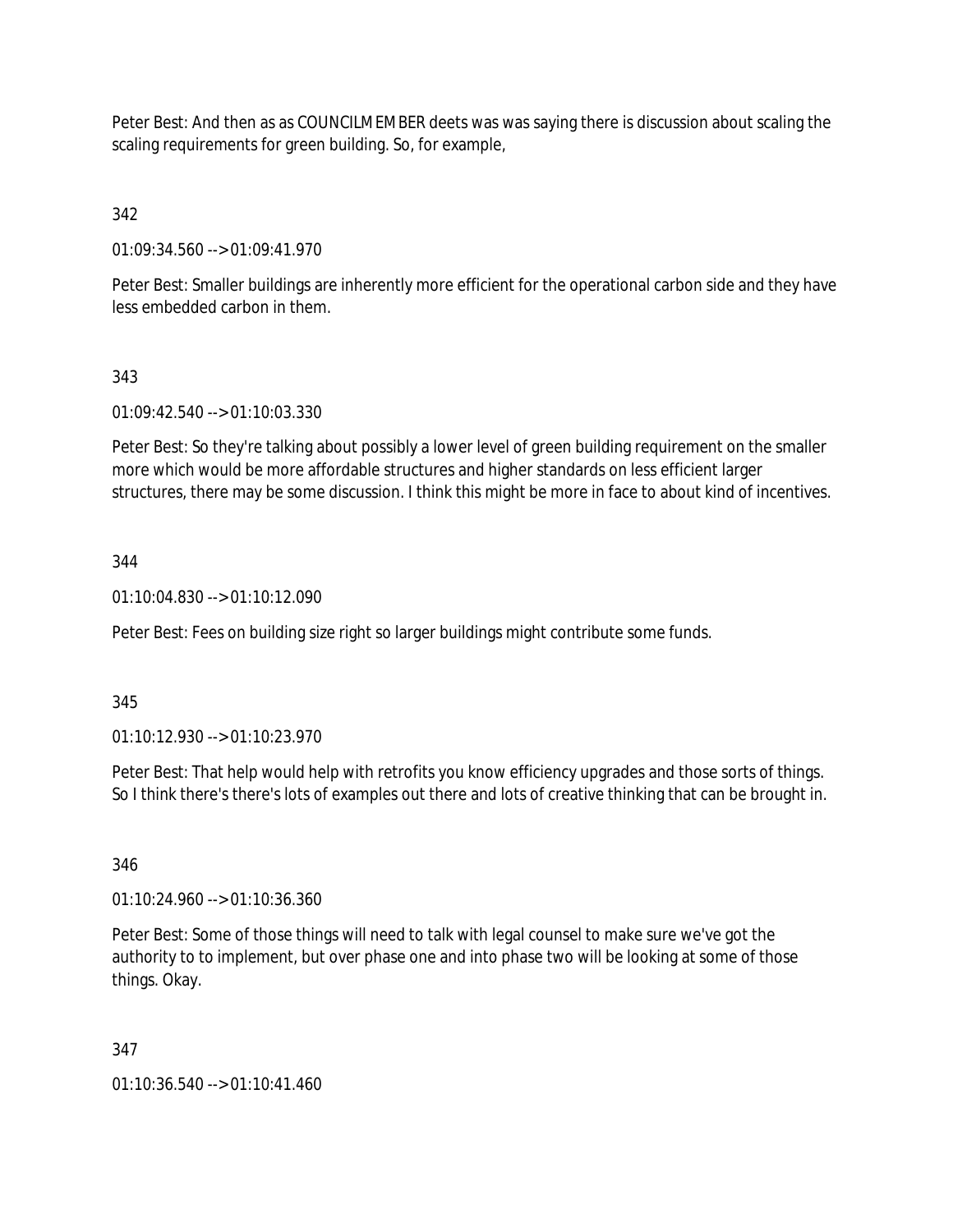Peter Best: And then as as COUNCILMEMBER deets was was saying there is discussion about scaling the scaling requirements for green building. So, for example,

342

01:09:34.560 --> 01:09:41.970

Peter Best: Smaller buildings are inherently more efficient for the operational carbon side and they have less embedded carbon in them.

343

01:09:42.540 --> 01:10:03.330

Peter Best: So they're talking about possibly a lower level of green building requirement on the smaller more which would be more affordable structures and higher standards on less efficient larger structures, there may be some discussion. I think this might be more in face to about kind of incentives.

344

01:10:04.830 --> 01:10:12.090

Peter Best: Fees on building size right so larger buildings might contribute some funds.

345

01:10:12.930 --> 01:10:23.970

Peter Best: That help would help with retrofits you know efficiency upgrades and those sorts of things. So I think there's there's lots of examples out there and lots of creative thinking that can be brought in.

346

01:10:24.960 --> 01:10:36.360

Peter Best: Some of those things will need to talk with legal counsel to make sure we've got the authority to to implement, but over phase one and into phase two will be looking at some of those things. Okay.

347

01:10:36.540 --> 01:10:41.460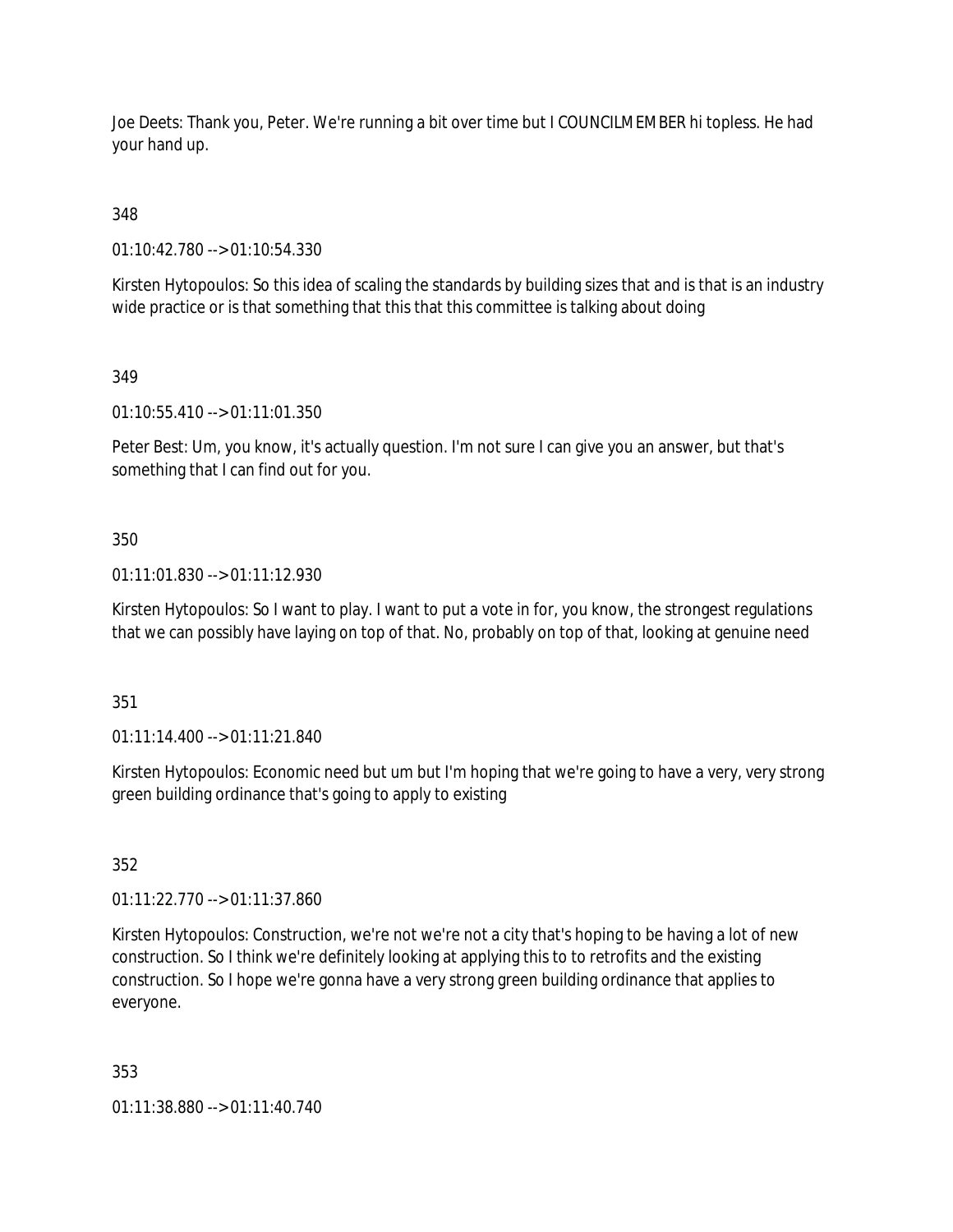Joe Deets: Thank you, Peter. We're running a bit over time but I COUNCILMEMBER hi topless. He had your hand up.

348

01:10:42.780 --> 01:10:54.330

Kirsten Hytopoulos: So this idea of scaling the standards by building sizes that and is that is an industry wide practice or is that something that this that this committee is talking about doing

349

01:10:55.410 --> 01:11:01.350

Peter Best: Um, you know, it's actually question. I'm not sure I can give you an answer, but that's something that I can find out for you.

350

01:11:01.830 --> 01:11:12.930

Kirsten Hytopoulos: So I want to play. I want to put a vote in for, you know, the strongest regulations that we can possibly have laying on top of that. No, probably on top of that, looking at genuine need

351

01:11:14.400 --> 01:11:21.840

Kirsten Hytopoulos: Economic need but um but I'm hoping that we're going to have a very, very strong green building ordinance that's going to apply to existing

352

01:11:22.770 --> 01:11:37.860

Kirsten Hytopoulos: Construction, we're not we're not a city that's hoping to be having a lot of new construction. So I think we're definitely looking at applying this to to retrofits and the existing construction. So I hope we're gonna have a very strong green building ordinance that applies to everyone.

353

01:11:38.880 --> 01:11:40.740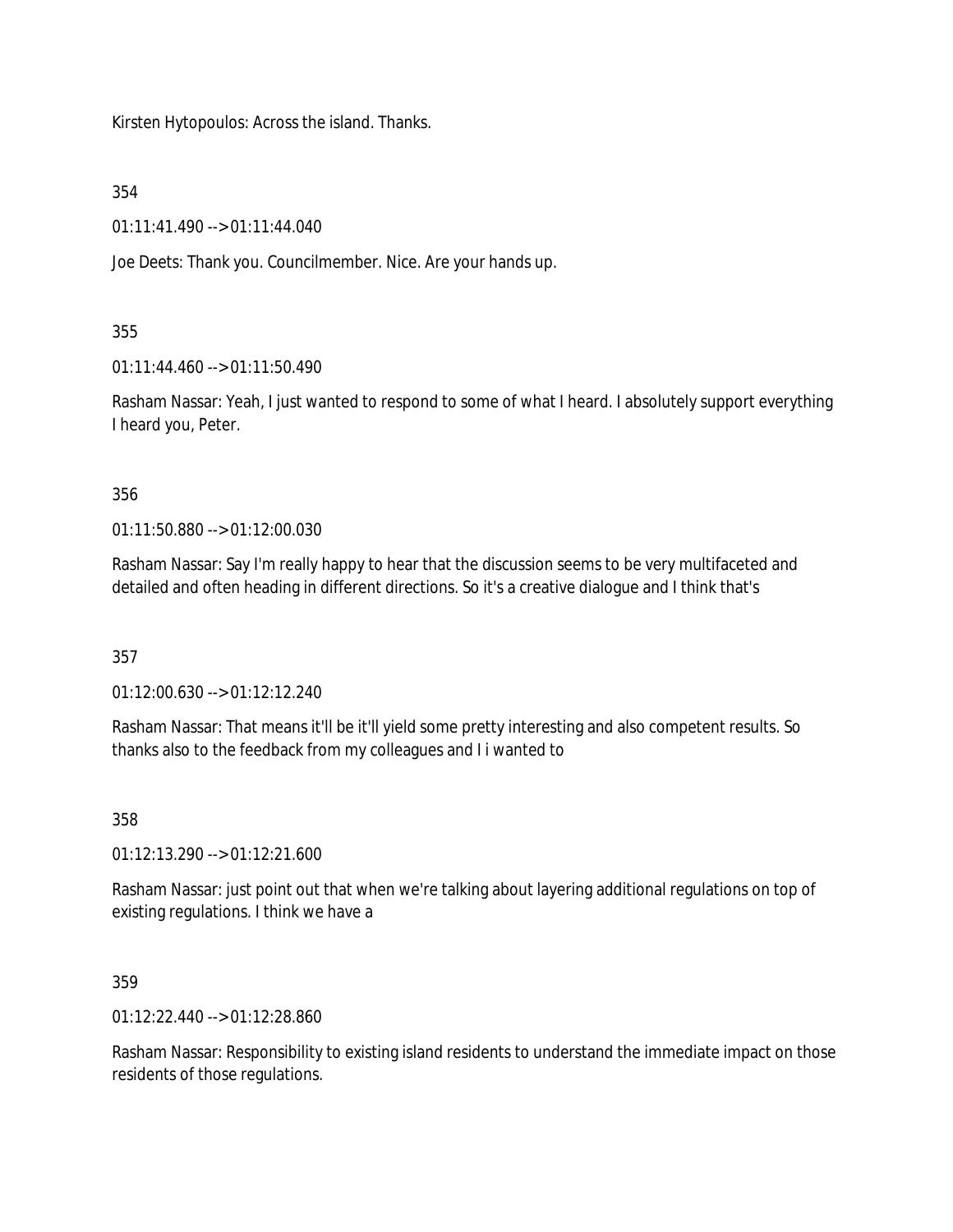Kirsten Hytopoulos: Across the island. Thanks.

354

01:11:41.490 --> 01:11:44.040

Joe Deets: Thank you. Councilmember. Nice. Are your hands up.

355

01:11:44.460 --> 01:11:50.490

Rasham Nassar: Yeah, I just wanted to respond to some of what I heard. I absolutely support everything I heard you, Peter.

356

01:11:50.880 --> 01:12:00.030

Rasham Nassar: Say I'm really happy to hear that the discussion seems to be very multifaceted and detailed and often heading in different directions. So it's a creative dialogue and I think that's

357

01:12:00.630 --> 01:12:12.240

Rasham Nassar: That means it'll be it'll yield some pretty interesting and also competent results. So thanks also to the feedback from my colleagues and I i wanted to

358

01:12:13.290 --> 01:12:21.600

Rasham Nassar: just point out that when we're talking about layering additional regulations on top of existing regulations. I think we have a

359

01:12:22.440 --> 01:12:28.860

Rasham Nassar: Responsibility to existing island residents to understand the immediate impact on those residents of those regulations.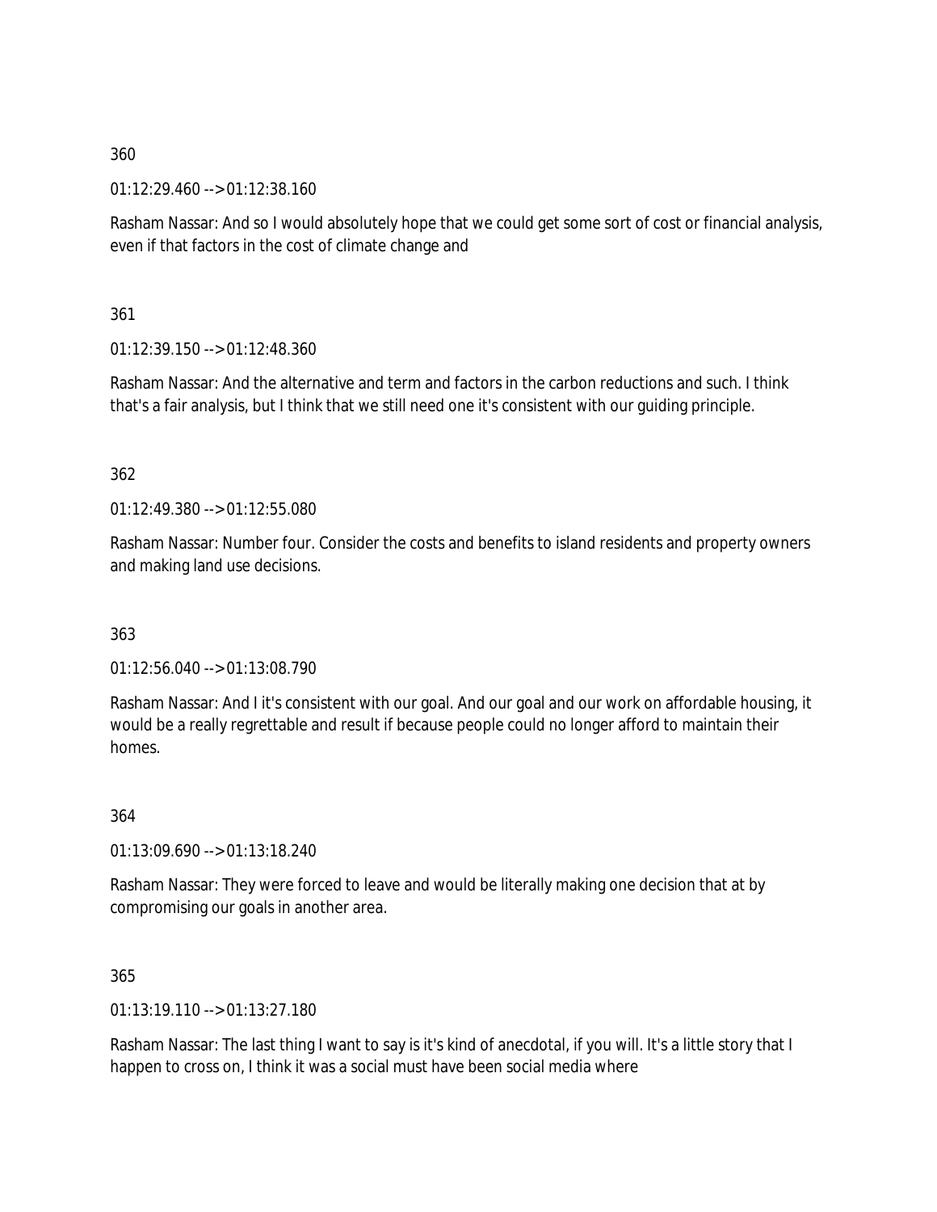360

01:12:29.460 --> 01:12:38.160

Rasham Nassar: And so I would absolutely hope that we could get some sort of cost or financial analysis, even if that factors in the cost of climate change and

361

01:12:39.150 --> 01:12:48.360

Rasham Nassar: And the alternative and term and factors in the carbon reductions and such. I think that's a fair analysis, but I think that we still need one it's consistent with our guiding principle.

362

01:12:49.380 --> 01:12:55.080

Rasham Nassar: Number four. Consider the costs and benefits to island residents and property owners and making land use decisions.

363

01:12:56.040 --> 01:13:08.790

Rasham Nassar: And I it's consistent with our goal. And our goal and our work on affordable housing, it would be a really regrettable and result if because people could no longer afford to maintain their homes.

364

01:13:09.690 --> 01:13:18.240

Rasham Nassar: They were forced to leave and would be literally making one decision that at by compromising our goals in another area.

365

01:13:19.110 --> 01:13:27.180

Rasham Nassar: The last thing I want to say is it's kind of anecdotal, if you will. It's a little story that I happen to cross on, I think it was a social must have been social media where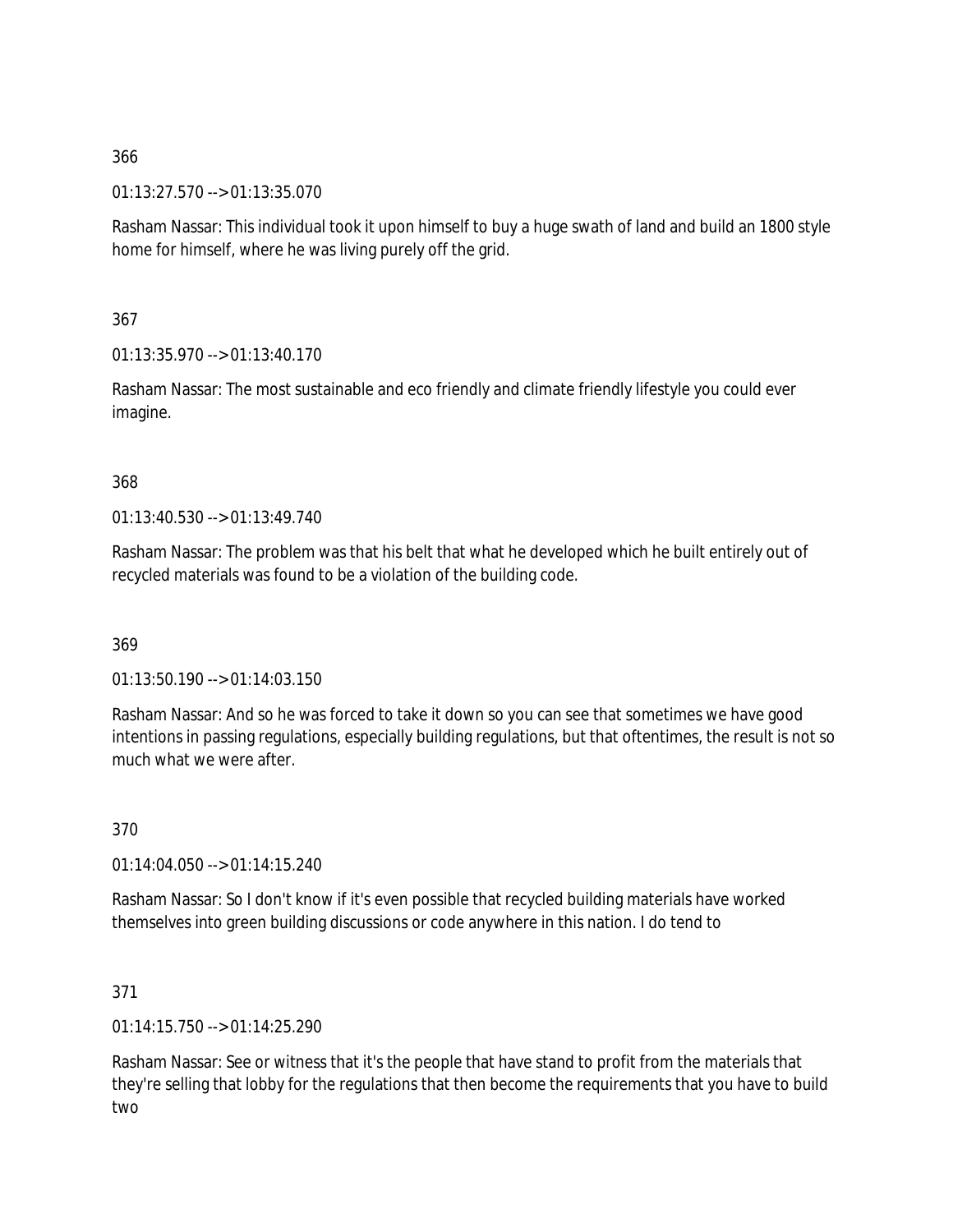366

01:13:27.570 --> 01:13:35.070

Rasham Nassar: This individual took it upon himself to buy a huge swath of land and build an 1800 style home for himself, where he was living purely off the grid.

367

01:13:35.970 --> 01:13:40.170

Rasham Nassar: The most sustainable and eco friendly and climate friendly lifestyle you could ever imagine.

368

01:13:40.530 --> 01:13:49.740

Rasham Nassar: The problem was that his belt that what he developed which he built entirely out of recycled materials was found to be a violation of the building code.

369

01:13:50.190 --> 01:14:03.150

Rasham Nassar: And so he was forced to take it down so you can see that sometimes we have good intentions in passing regulations, especially building regulations, but that oftentimes, the result is not so much what we were after.

370

01:14:04.050 --> 01:14:15.240

Rasham Nassar: So I don't know if it's even possible that recycled building materials have worked themselves into green building discussions or code anywhere in this nation. I do tend to

371

01:14:15.750 --> 01:14:25.290

Rasham Nassar: See or witness that it's the people that have stand to profit from the materials that they're selling that lobby for the regulations that then become the requirements that you have to build two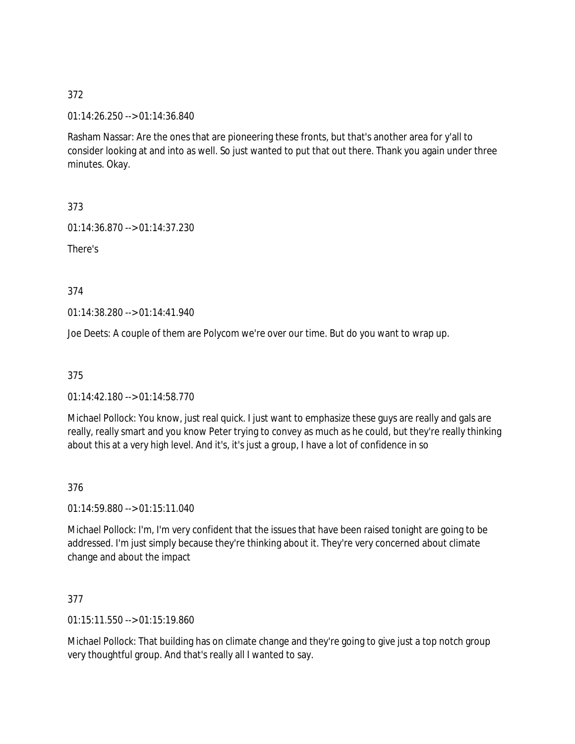372

01:14:26.250 --> 01:14:36.840

Rasham Nassar: Are the ones that are pioneering these fronts, but that's another area for y'all to consider looking at and into as well. So just wanted to put that out there. Thank you again under three minutes. Okay.

373

01:14:36.870 --> 01:14:37.230

There's

374

01:14:38.280 --> 01:14:41.940

Joe Deets: A couple of them are Polycom we're over our time. But do you want to wrap up.

375

01:14:42.180 --> 01:14:58.770

Michael Pollock: You know, just real quick. I just want to emphasize these guys are really and gals are really, really smart and you know Peter trying to convey as much as he could, but they're really thinking about this at a very high level. And it's, it's just a group, I have a lot of confidence in so

376

01:14:59.880 --> 01:15:11.040

Michael Pollock: I'm, I'm very confident that the issues that have been raised tonight are going to be addressed. I'm just simply because they're thinking about it. They're very concerned about climate change and about the impact

377

01:15:11.550 --> 01:15:19.860

Michael Pollock: That building has on climate change and they're going to give just a top notch group very thoughtful group. And that's really all I wanted to say.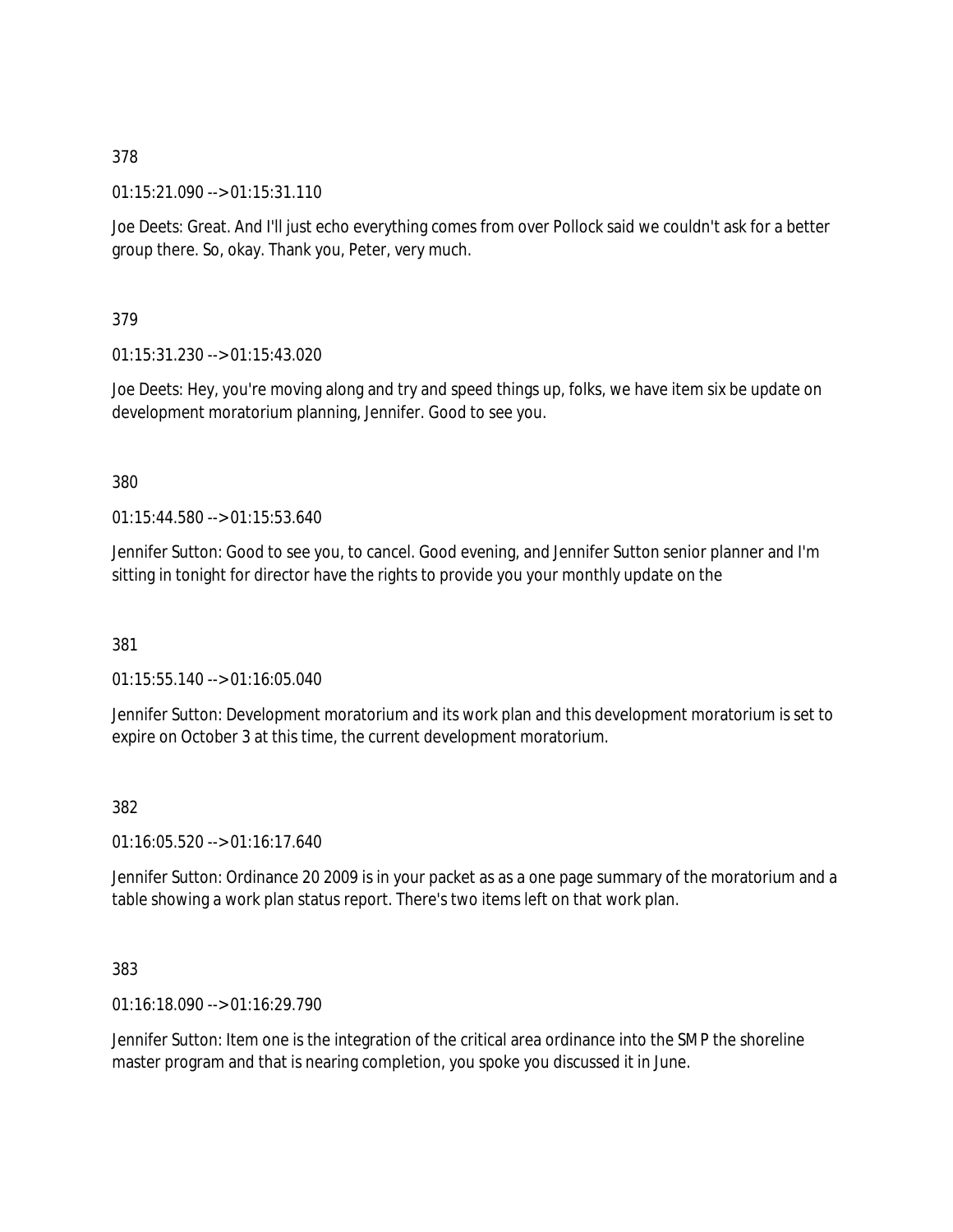378

01:15:21.090 --> 01:15:31.110

Joe Deets: Great. And I'll just echo everything comes from over Pollock said we couldn't ask for a better group there. So, okay. Thank you, Peter, very much.

379

01:15:31.230 --> 01:15:43.020

Joe Deets: Hey, you're moving along and try and speed things up, folks, we have item six be update on development moratorium planning, Jennifer. Good to see you.

380

01:15:44.580 --> 01:15:53.640

Jennifer Sutton: Good to see you, to cancel. Good evening, and Jennifer Sutton senior planner and I'm sitting in tonight for director have the rights to provide you your monthly update on the

381

01:15:55.140 --> 01:16:05.040

Jennifer Sutton: Development moratorium and its work plan and this development moratorium is set to expire on October 3 at this time, the current development moratorium.

382

01:16:05.520 --> 01:16:17.640

Jennifer Sutton: Ordinance 20 2009 is in your packet as as a one page summary of the moratorium and a table showing a work plan status report. There's two items left on that work plan.

383

01:16:18.090 --> 01:16:29.790

Jennifer Sutton: Item one is the integration of the critical area ordinance into the SMP the shoreline master program and that is nearing completion, you spoke you discussed it in June.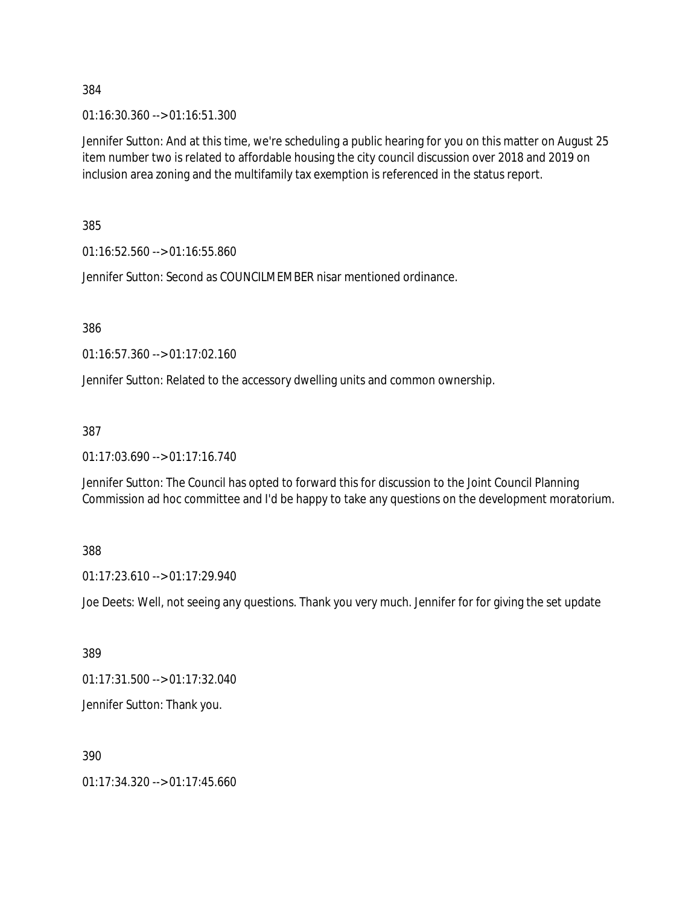384

01:16:30.360 --> 01:16:51.300

Jennifer Sutton: And at this time, we're scheduling a public hearing for you on this matter on August 25 item number two is related to affordable housing the city council discussion over 2018 and 2019 on inclusion area zoning and the multifamily tax exemption is referenced in the status report.

385

01:16:52.560 --> 01:16:55.860

Jennifer Sutton: Second as COUNCILMEMBER nisar mentioned ordinance.

386

01:16:57.360 --> 01:17:02.160

Jennifer Sutton: Related to the accessory dwelling units and common ownership.

387

01:17:03.690 --> 01:17:16.740

Jennifer Sutton: The Council has opted to forward this for discussion to the Joint Council Planning Commission ad hoc committee and I'd be happy to take any questions on the development moratorium.

388

01:17:23.610 --> 01:17:29.940

Joe Deets: Well, not seeing any questions. Thank you very much. Jennifer for for giving the set update

389

01:17:31.500 --> 01:17:32.040

Jennifer Sutton: Thank you.

390

01:17:34.320 --> 01:17:45.660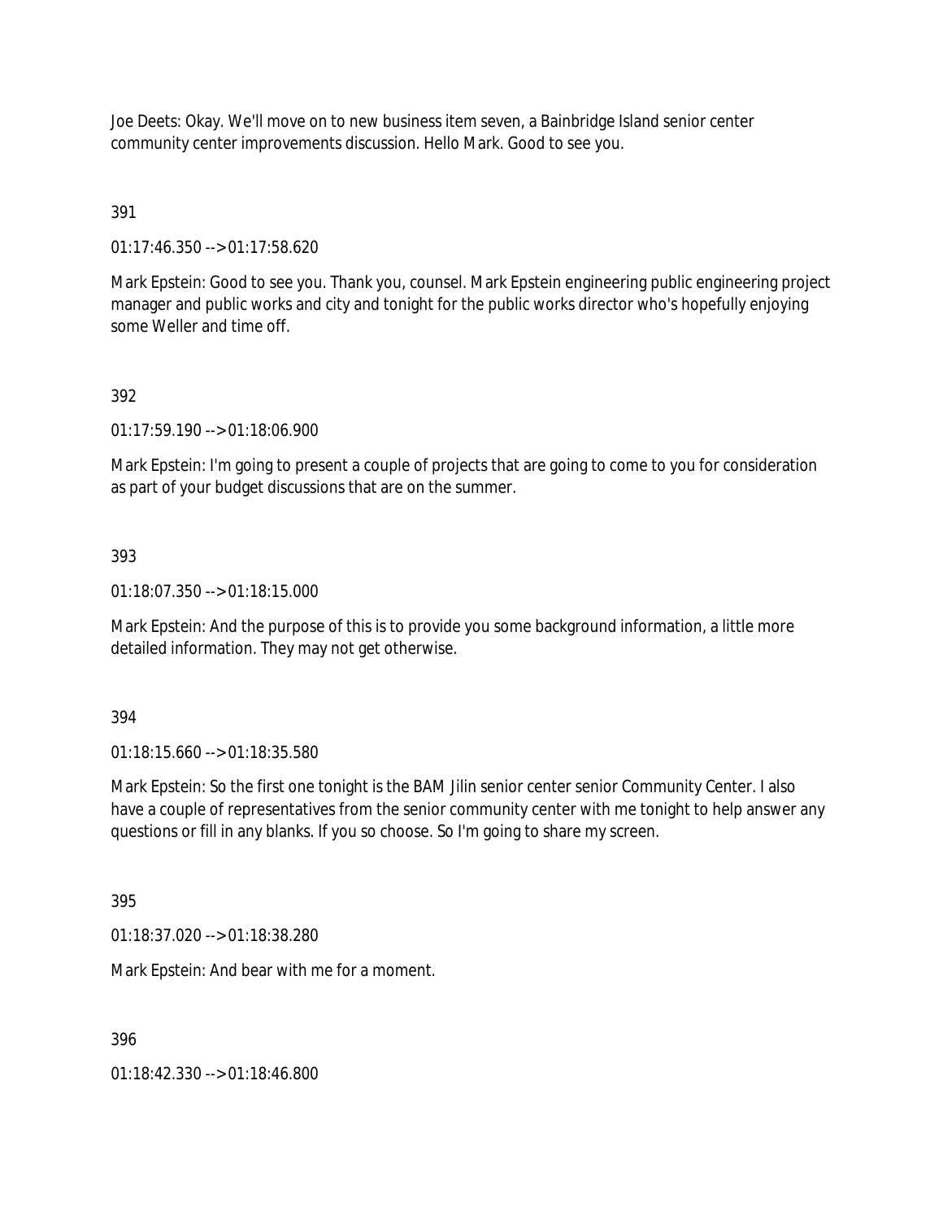Joe Deets: Okay. We'll move on to new business item seven, a Bainbridge Island senior center community center improvements discussion. Hello Mark. Good to see you.

391

01:17:46.350 --> 01:17:58.620

Mark Epstein: Good to see you. Thank you, counsel. Mark Epstein engineering public engineering project manager and public works and city and tonight for the public works director who's hopefully enjoying some Weller and time off.

392

01:17:59.190 --> 01:18:06.900

Mark Epstein: I'm going to present a couple of projects that are going to come to you for consideration as part of your budget discussions that are on the summer.

393

01:18:07.350 --> 01:18:15.000

Mark Epstein: And the purpose of this is to provide you some background information, a little more detailed information. They may not get otherwise.

394

01:18:15.660 --> 01:18:35.580

Mark Epstein: So the first one tonight is the BAM Jilin senior center senior Community Center. I also have a couple of representatives from the senior community center with me tonight to help answer any questions or fill in any blanks. If you so choose. So I'm going to share my screen.

395

01:18:37.020 --> 01:18:38.280

Mark Epstein: And bear with me for a moment.

396

01:18:42.330 --> 01:18:46.800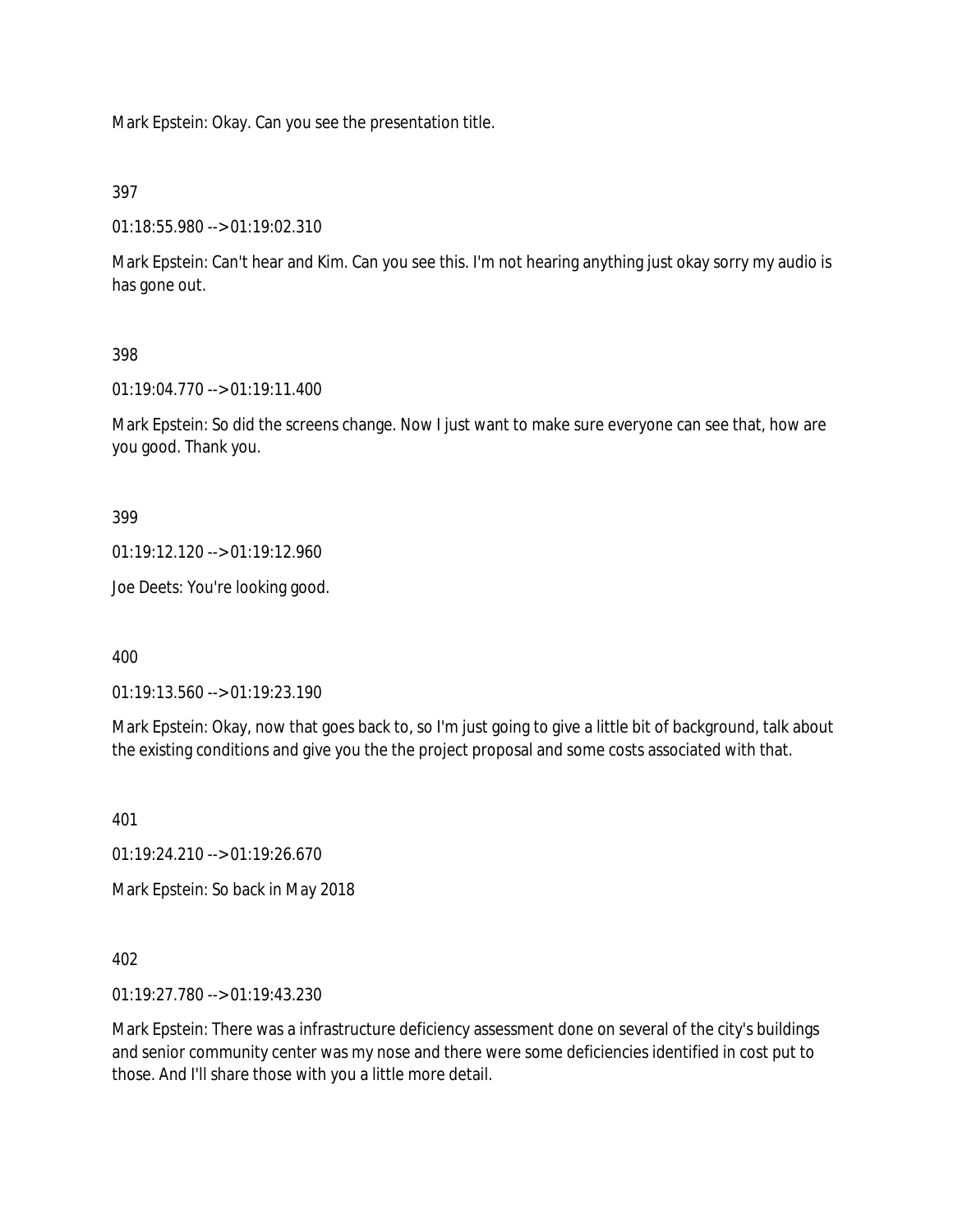Mark Epstein: Okay. Can you see the presentation title.

397

01:18:55.980 --> 01:19:02.310

Mark Epstein: Can't hear and Kim. Can you see this. I'm not hearing anything just okay sorry my audio is has gone out.

398

01:19:04.770 --> 01:19:11.400

Mark Epstein: So did the screens change. Now I just want to make sure everyone can see that, how are you good. Thank you.

399

01:19:12.120 --> 01:19:12.960

Joe Deets: You're looking good.

400

01:19:13.560 --> 01:19:23.190

Mark Epstein: Okay, now that goes back to, so I'm just going to give a little bit of background, talk about the existing conditions and give you the the project proposal and some costs associated with that.

401

01:19:24.210 --> 01:19:26.670

Mark Epstein: So back in May 2018

402

01:19:27.780 --> 01:19:43.230

Mark Epstein: There was a infrastructure deficiency assessment done on several of the city's buildings and senior community center was my nose and there were some deficiencies identified in cost put to those. And I'll share those with you a little more detail.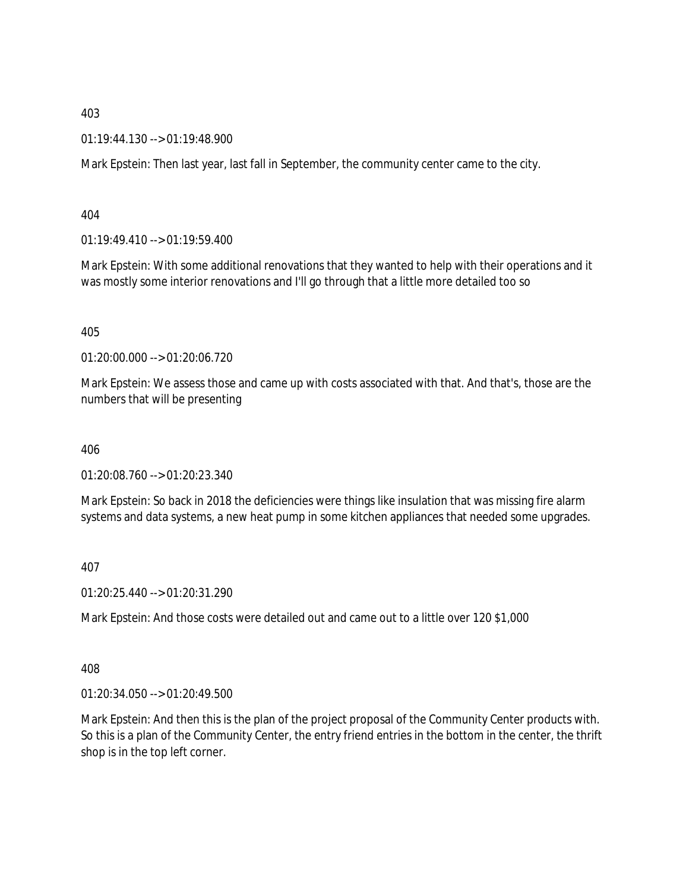403

01:19:44.130 --> 01:19:48.900

Mark Epstein: Then last year, last fall in September, the community center came to the city.

404

01:19:49.410 --> 01:19:59.400

Mark Epstein: With some additional renovations that they wanted to help with their operations and it was mostly some interior renovations and I'll go through that a little more detailed too so

405

01:20:00.000 --> 01:20:06.720

Mark Epstein: We assess those and came up with costs associated with that. And that's, those are the numbers that will be presenting

406

01:20:08.760 --> 01:20:23.340

Mark Epstein: So back in 2018 the deficiencies were things like insulation that was missing fire alarm systems and data systems, a new heat pump in some kitchen appliances that needed some upgrades.

407

01:20:25.440 --> 01:20:31.290

Mark Epstein: And those costs were detailed out and came out to a little over 120 $1,000

408

01:20:34.050 --> 01:20:49.500

Mark Epstein: And then this is the plan of the project proposal of the Community Center products with. So this is a plan of the Community Center, the entry friend entries in the bottom in the center, the thrift shop is in the top left corner.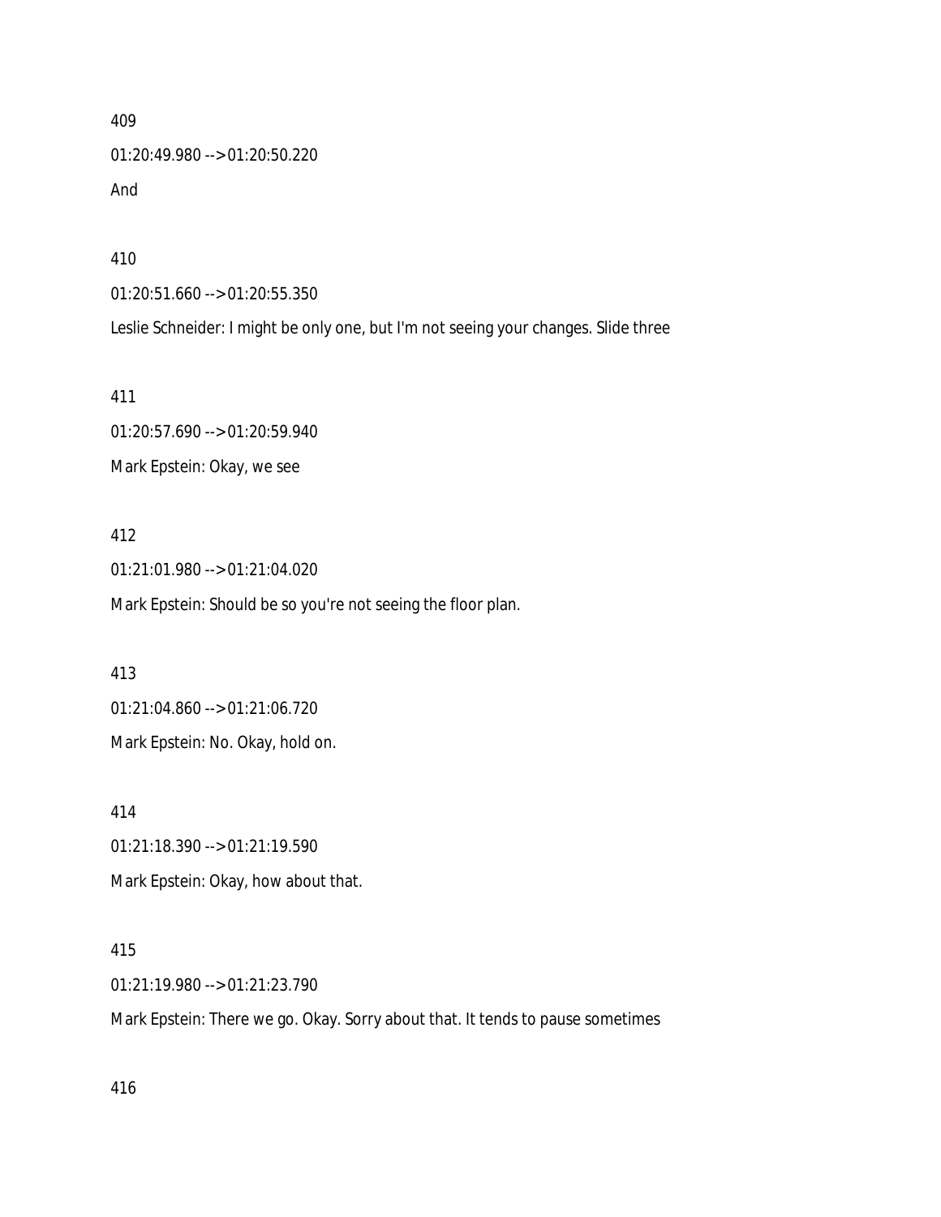409

01:20:49.980 --> 01:20:50.220

And

410

01:20:51.660 --> 01:20:55.350

Leslie Schneider: I might be only one, but I'm not seeing your changes. Slide three

411

01:20:57.690 --> 01:20:59.940

Mark Epstein: Okay, we see

412

01:21:01.980 --> 01:21:04.020

Mark Epstein: Should be so you're not seeing the floor plan.

413

01:21:04.860 --> 01:21:06.720

Mark Epstein: No. Okay, hold on.

414

01:21:18.390 --> 01:21:19.590

Mark Epstein: Okay, how about that.

415

01:21:19.980 --> 01:21:23.790

Mark Epstein: There we go. Okay. Sorry about that. It tends to pause sometimes

416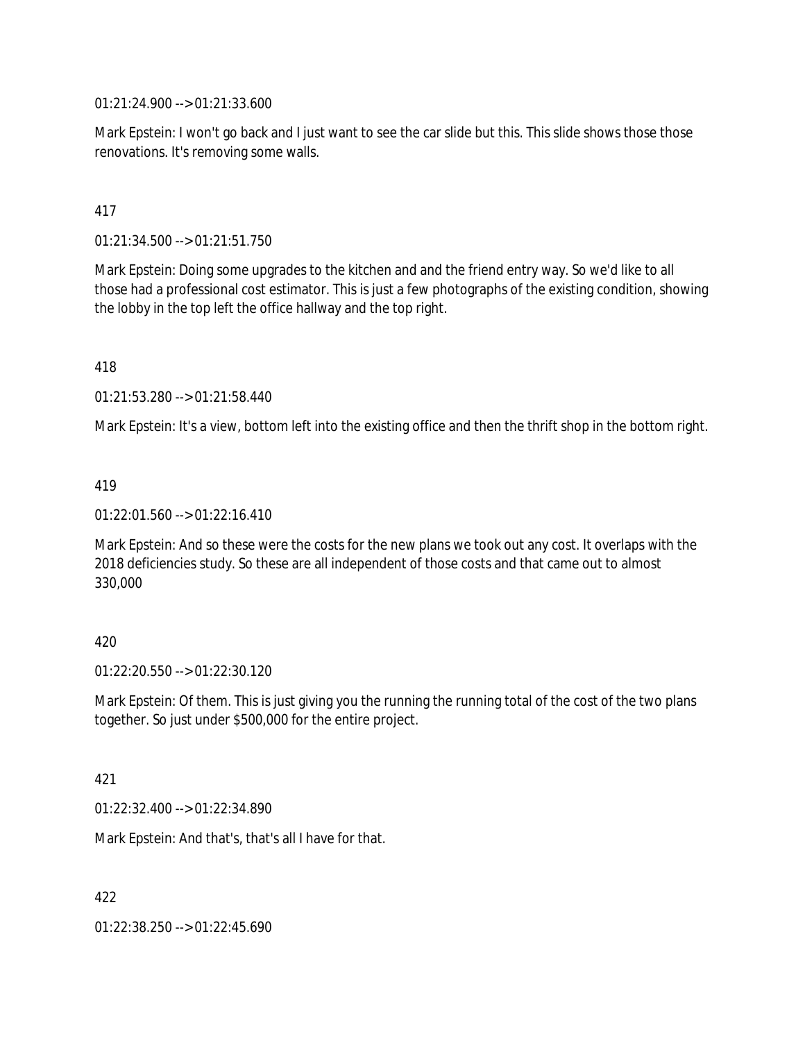01:21:24.900 --> 01:21:33.600

Mark Epstein: I won't go back and I just want to see the car slide but this. This slide shows those those renovations. It's removing some walls.

417

01:21:34.500 --> 01:21:51.750

Mark Epstein: Doing some upgrades to the kitchen and and the friend entry way. So we'd like to all those had a professional cost estimator. This is just a few photographs of the existing condition, showing the lobby in the top left the office hallway and the top right.

418

01:21:53.280 --> 01:21:58.440

Mark Epstein: It's a view, bottom left into the existing office and then the thrift shop in the bottom right.

419

01:22:01.560 --> 01:22:16.410

Mark Epstein: And so these were the costs for the new plans we took out any cost. It overlaps with the 2018 deficiencies study. So these are all independent of those costs and that came out to almost 330,000

420

01:22:20.550 --> 01:22:30.120

Mark Epstein: Of them. This is just giving you the running the running total of the cost of the two plans together. So just under $500,000 for the entire project.

421

01:22:32.400 --> 01:22:34.890

Mark Epstein: And that's, that's all I have for that.

422

01:22:38.250 --> 01:22:45.690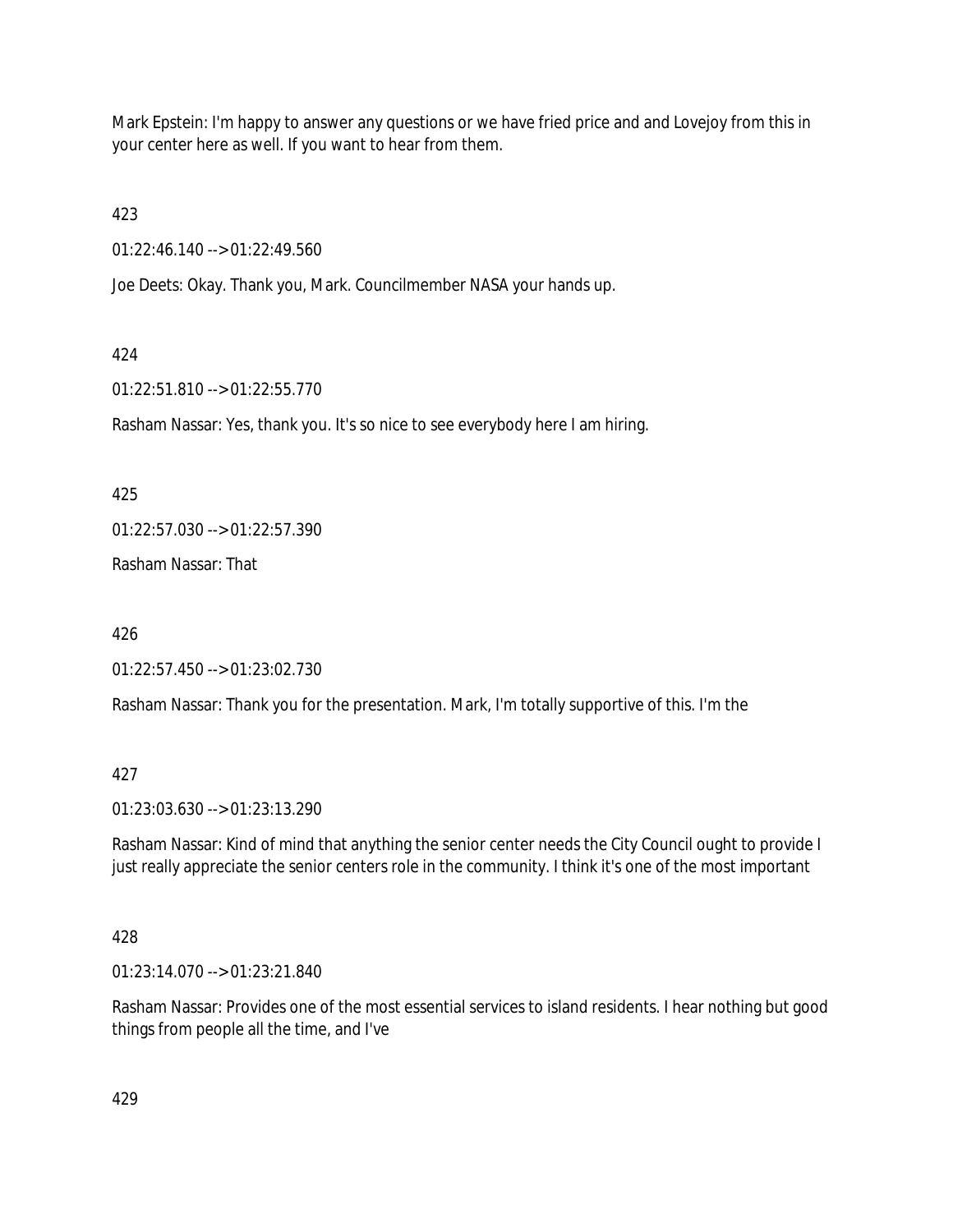Mark Epstein: I'm happy to answer any questions or we have fried price and and Lovejoy from this in your center here as well. If you want to hear from them.

423

01:22:46.140 --> 01:22:49.560

Joe Deets: Okay. Thank you, Mark. Councilmember NASA your hands up.

424

01:22:51.810 --> 01:22:55.770

Rasham Nassar: Yes, thank you. It's so nice to see everybody here I am hiring.

425

01:22:57.030 --> 01:22:57.390

Rasham Nassar: That

426

01:22:57.450 --> 01:23:02.730

Rasham Nassar: Thank you for the presentation. Mark, I'm totally supportive of this. I'm the

427

01:23:03.630 --> 01:23:13.290

Rasham Nassar: Kind of mind that anything the senior center needs the City Council ought to provide I just really appreciate the senior centers role in the community. I think it's one of the most important

428

01:23:14.070 --> 01:23:21.840

Rasham Nassar: Provides one of the most essential services to island residents. I hear nothing but good things from people all the time, and I've

429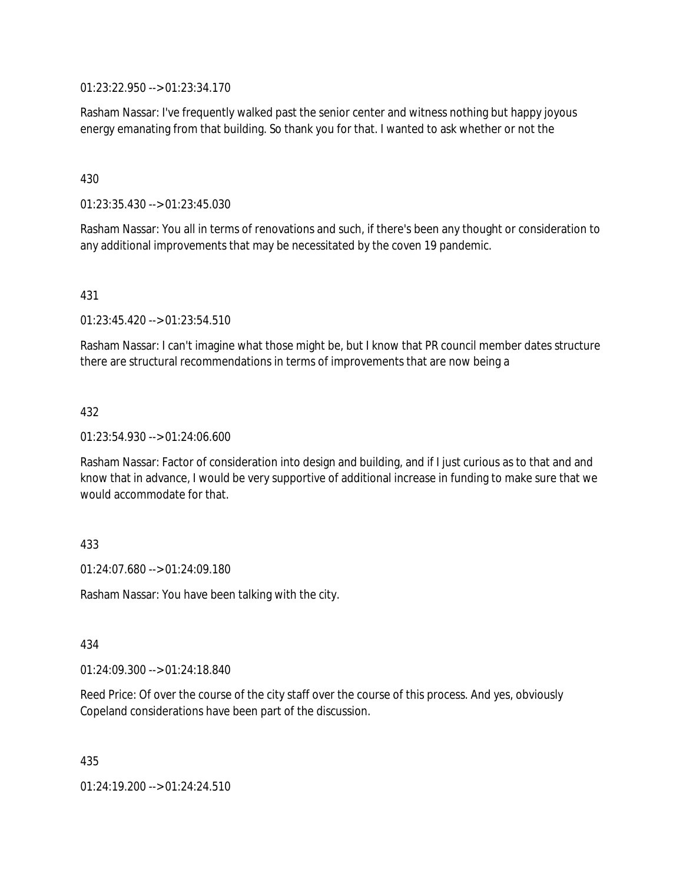01:23:22.950 --> 01:23:34.170

Rasham Nassar: I've frequently walked past the senior center and witness nothing but happy joyous energy emanating from that building. So thank you for that. I wanted to ask whether or not the

430

01:23:35.430 --> 01:23:45.030

Rasham Nassar: You all in terms of renovations and such, if there's been any thought or consideration to any additional improvements that may be necessitated by the coven 19 pandemic.

431

01:23:45.420 --> 01:23:54.510

Rasham Nassar: I can't imagine what those might be, but I know that PR council member dates structure there are structural recommendations in terms of improvements that are now being a

432

01:23:54.930 --> 01:24:06.600

Rasham Nassar: Factor of consideration into design and building, and if I just curious as to that and and know that in advance, I would be very supportive of additional increase in funding to make sure that we would accommodate for that.

433

01:24:07.680 --> 01:24:09.180

Rasham Nassar: You have been talking with the city.

434

01:24:09.300 --> 01:24:18.840

Reed Price: Of over the course of the city staff over the course of this process. And yes, obviously Copeland considerations have been part of the discussion.

435

01:24:19.200 --> 01:24:24.510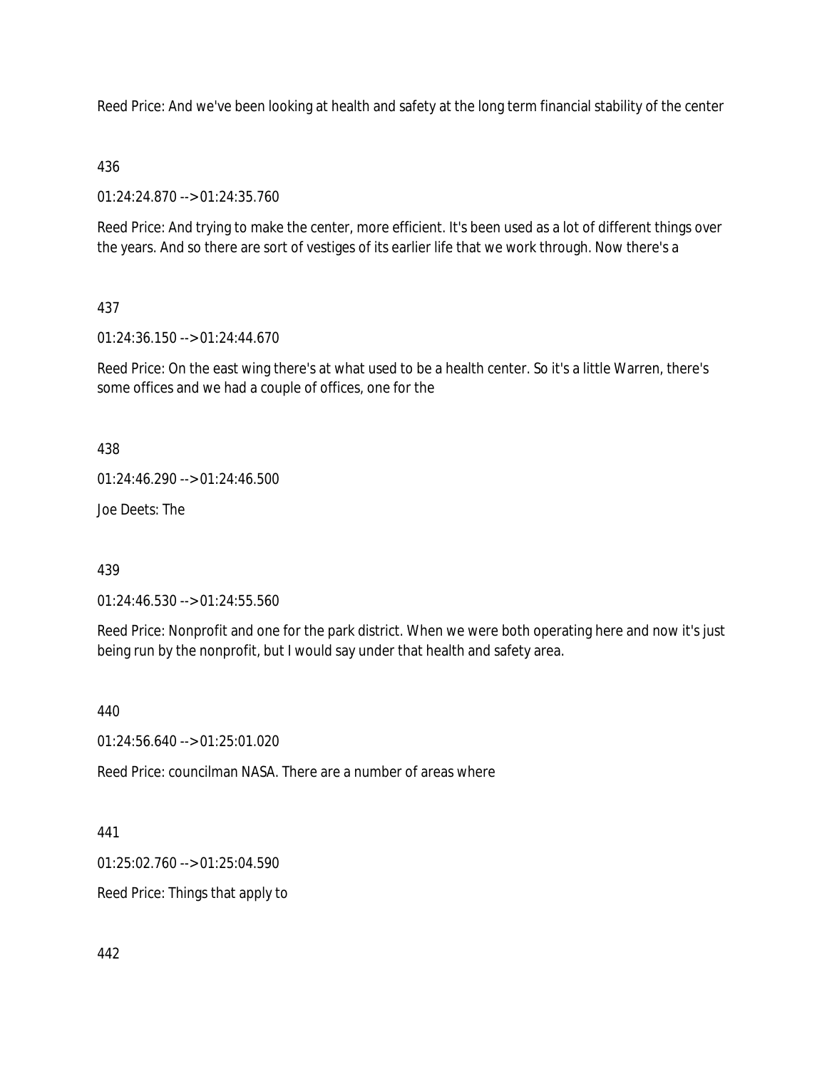Reed Price: And we've been looking at health and safety at the long term financial stability of the center

436

01:24:24.870 --> 01:24:35.760

Reed Price: And trying to make the center, more efficient. It's been used as a lot of different things over the years. And so there are sort of vestiges of its earlier life that we work through. Now there's a

437

01:24:36.150 --> 01:24:44.670

Reed Price: On the east wing there's at what used to be a health center. So it's a little Warren, there's some offices and we had a couple of offices, one for the

438

01:24:46.290 --> 01:24:46.500

Joe Deets: The

439

01:24:46.530 --> 01:24:55.560

Reed Price: Nonprofit and one for the park district. When we were both operating here and now it's just being run by the nonprofit, but I would say under that health and safety area.

440

01:24:56.640 --> 01:25:01.020

Reed Price: councilman NASA. There are a number of areas where

441

01:25:02.760 --> 01:25:04.590

Reed Price: Things that apply to

442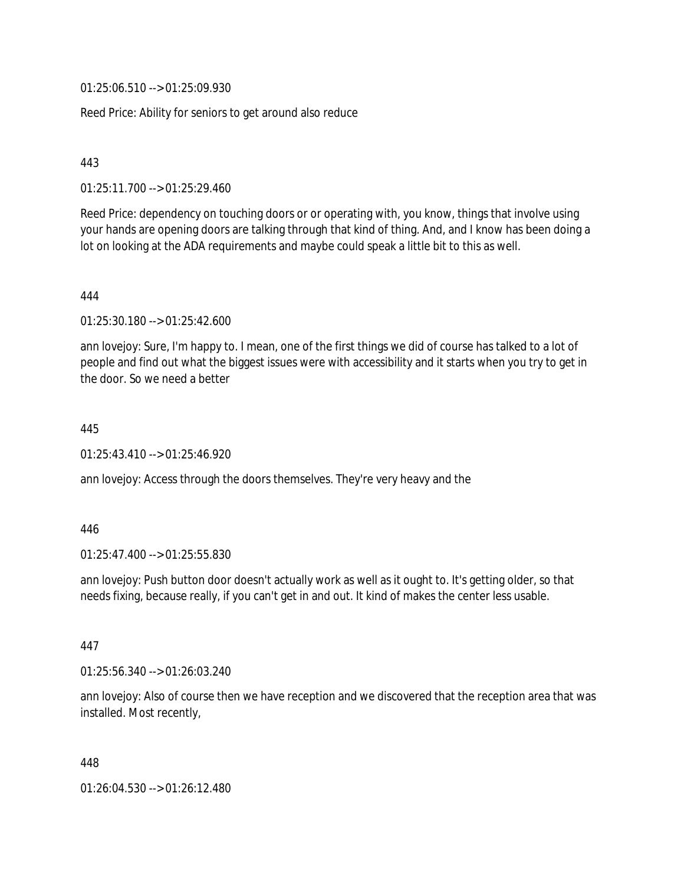01:25:06.510 --> 01:25:09.930

Reed Price: Ability for seniors to get around also reduce

443

01:25:11.700 --> 01:25:29.460

Reed Price: dependency on touching doors or or operating with, you know, things that involve using your hands are opening doors are talking through that kind of thing. And, and I know has been doing a lot on looking at the ADA requirements and maybe could speak a little bit to this as well.

444

01:25:30.180 --> 01:25:42.600

ann lovejoy: Sure, I'm happy to. I mean, one of the first things we did of course has talked to a lot of people and find out what the biggest issues were with accessibility and it starts when you try to get in the door. So we need a better

445

01:25:43.410 --> 01:25:46.920

ann lovejoy: Access through the doors themselves. They're very heavy and the

446

01:25:47.400 --> 01:25:55.830

ann lovejoy: Push button door doesn't actually work as well as it ought to. It's getting older, so that needs fixing, because really, if you can't get in and out. It kind of makes the center less usable.

447

01:25:56.340 --> 01:26:03.240

ann lovejoy: Also of course then we have reception and we discovered that the reception area that was installed. Most recently,

448

01:26:04.530 --> 01:26:12.480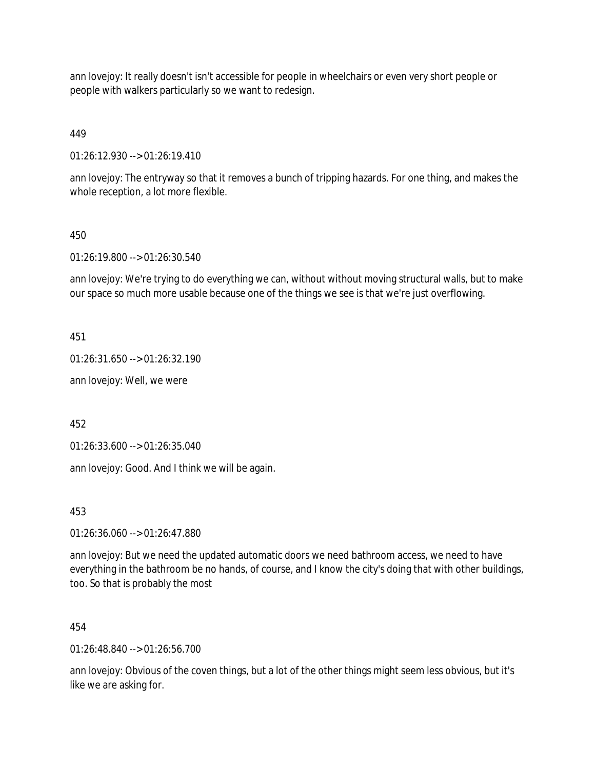ann lovejoy: It really doesn't isn't accessible for people in wheelchairs or even very short people or people with walkers particularly so we want to redesign.

449

01:26:12.930 --> 01:26:19.410

ann lovejoy: The entryway so that it removes a bunch of tripping hazards. For one thing, and makes the whole reception, a lot more flexible.

450

01:26:19.800 --> 01:26:30.540

ann lovejoy: We're trying to do everything we can, without without moving structural walls, but to make our space so much more usable because one of the things we see is that we're just overflowing.

451

01:26:31.650 --> 01:26:32.190

ann lovejoy: Well, we were

452

01:26:33.600 --> 01:26:35.040

ann lovejoy: Good. And I think we will be again.

453

01:26:36.060 --> 01:26:47.880

ann lovejoy: But we need the updated automatic doors we need bathroom access, we need to have everything in the bathroom be no hands, of course, and I know the city's doing that with other buildings, too. So that is probably the most

454

01:26:48.840 --> 01:26:56.700

ann lovejoy: Obvious of the coven things, but a lot of the other things might seem less obvious, but it's like we are asking for.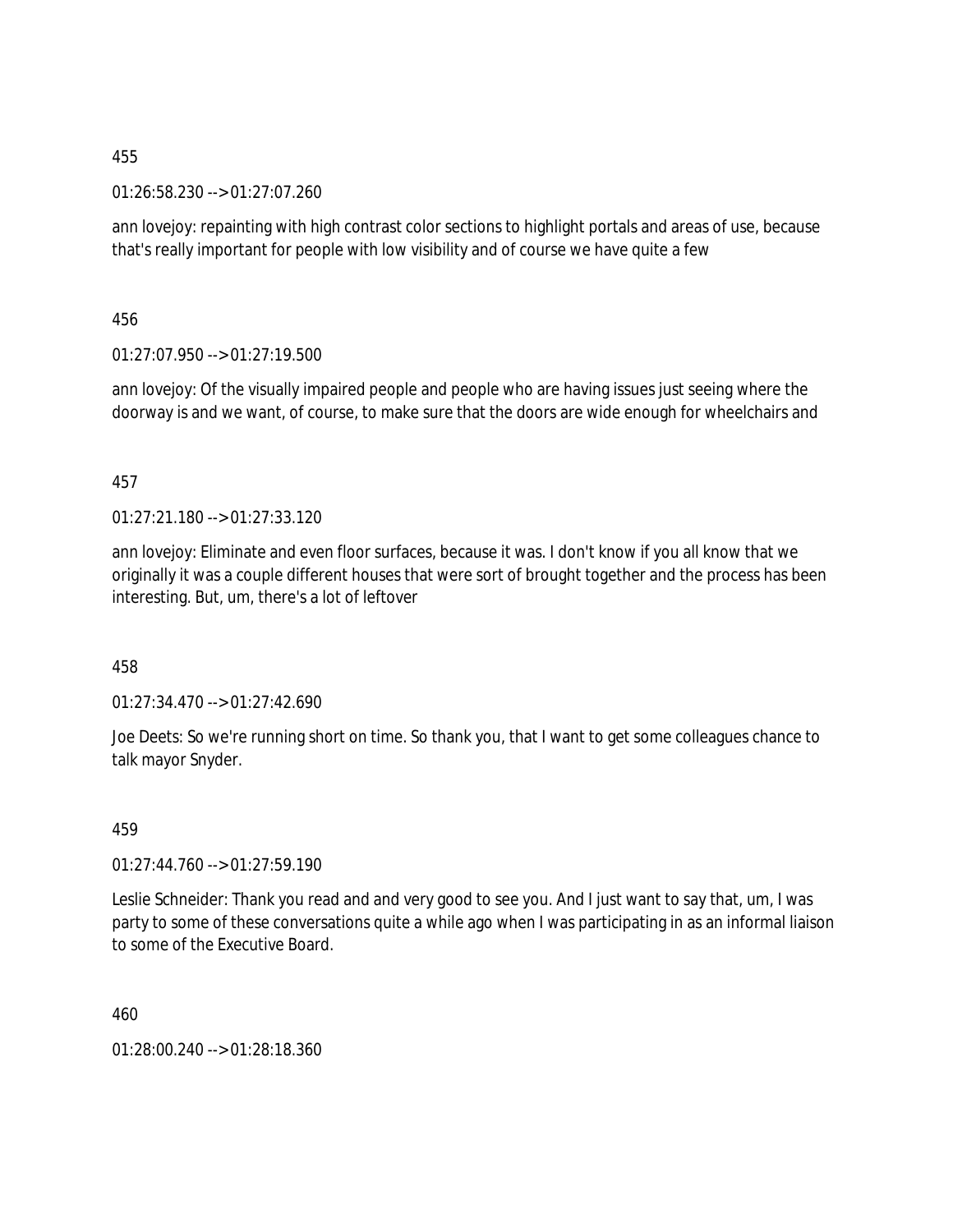455

01:26:58.230 --> 01:27:07.260

ann lovejoy: repainting with high contrast color sections to highlight portals and areas of use, because that's really important for people with low visibility and of course we have quite a few

456

01:27:07.950 --> 01:27:19.500

ann lovejoy: Of the visually impaired people and people who are having issues just seeing where the doorway is and we want, of course, to make sure that the doors are wide enough for wheelchairs and

457

01:27:21.180 --> 01:27:33.120

ann lovejoy: Eliminate and even floor surfaces, because it was. I don't know if you all know that we originally it was a couple different houses that were sort of brought together and the process has been interesting. But, um, there's a lot of leftover

458

01:27:34.470 --> 01:27:42.690

Joe Deets: So we're running short on time. So thank you, that I want to get some colleagues chance to talk mayor Snyder.

459

01:27:44.760 --> 01:27:59.190

Leslie Schneider: Thank you read and and very good to see you. And I just want to say that, um, I was party to some of these conversations quite a while ago when I was participating in as an informal liaison to some of the Executive Board.

460

01:28:00.240 --> 01:28:18.360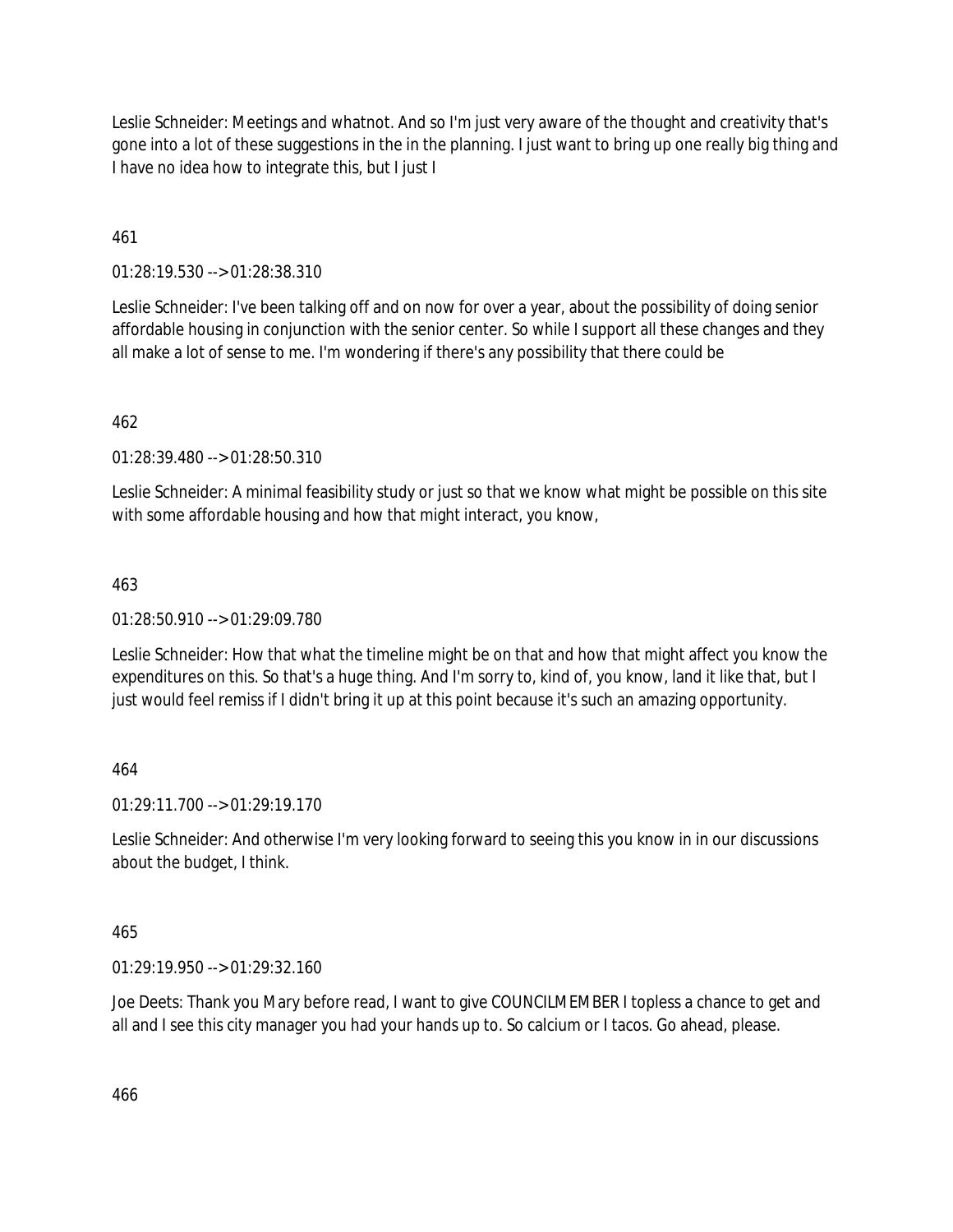Leslie Schneider: Meetings and whatnot. And so I'm just very aware of the thought and creativity that's gone into a lot of these suggestions in the in the planning. I just want to bring up one really big thing and I have no idea how to integrate this, but I just I

461

01:28:19.530 --> 01:28:38.310

Leslie Schneider: I've been talking off and on now for over a year, about the possibility of doing senior affordable housing in conjunction with the senior center. So while I support all these changes and they all make a lot of sense to me. I'm wondering if there's any possibility that there could be

462

01:28:39.480 --> 01:28:50.310

Leslie Schneider: A minimal feasibility study or just so that we know what might be possible on this site with some affordable housing and how that might interact, you know,

463

01:28:50.910 --> 01:29:09.780

Leslie Schneider: How that what the timeline might be on that and how that might affect you know the expenditures on this. So that's a huge thing. And I'm sorry to, kind of, you know, land it like that, but I just would feel remiss if I didn't bring it up at this point because it's such an amazing opportunity.

464

01:29:11.700 --> 01:29:19.170

Leslie Schneider: And otherwise I'm very looking forward to seeing this you know in in our discussions about the budget, I think.

465

01:29:19.950 --> 01:29:32.160

Joe Deets: Thank you Mary before read, I want to give COUNCILMEMBER I topless a chance to get and all and I see this city manager you had your hands up to. So calcium or I tacos. Go ahead, please.

466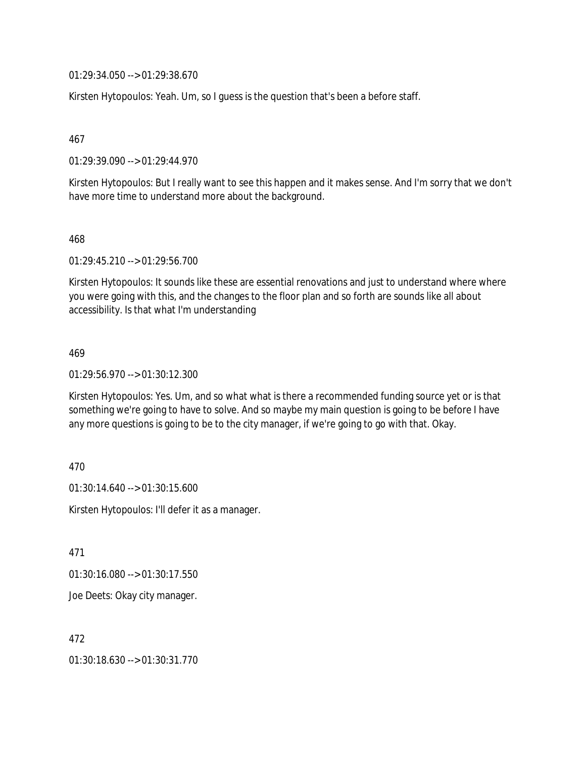01:29:34.050 --> 01:29:38.670

Kirsten Hytopoulos: Yeah. Um, so I guess is the question that's been a before staff.

467

01:29:39.090 --> 01:29:44.970

Kirsten Hytopoulos: But I really want to see this happen and it makes sense. And I'm sorry that we don't have more time to understand more about the background.

468

01:29:45.210 --> 01:29:56.700

Kirsten Hytopoulos: It sounds like these are essential renovations and just to understand where where you were going with this, and the changes to the floor plan and so forth are sounds like all about accessibility. Is that what I'm understanding

469

01:29:56.970 --> 01:30:12.300

Kirsten Hytopoulos: Yes. Um, and so what what is there a recommended funding source yet or is that something we're going to have to solve. And so maybe my main question is going to be before I have any more questions is going to be to the city manager, if we're going to go with that. Okay.

470

01:30:14.640 --> 01:30:15.600

Kirsten Hytopoulos: I'll defer it as a manager.

471

01:30:16.080 --> 01:30:17.550

Joe Deets: Okay city manager.

472

01:30:18.630 --> 01:30:31.770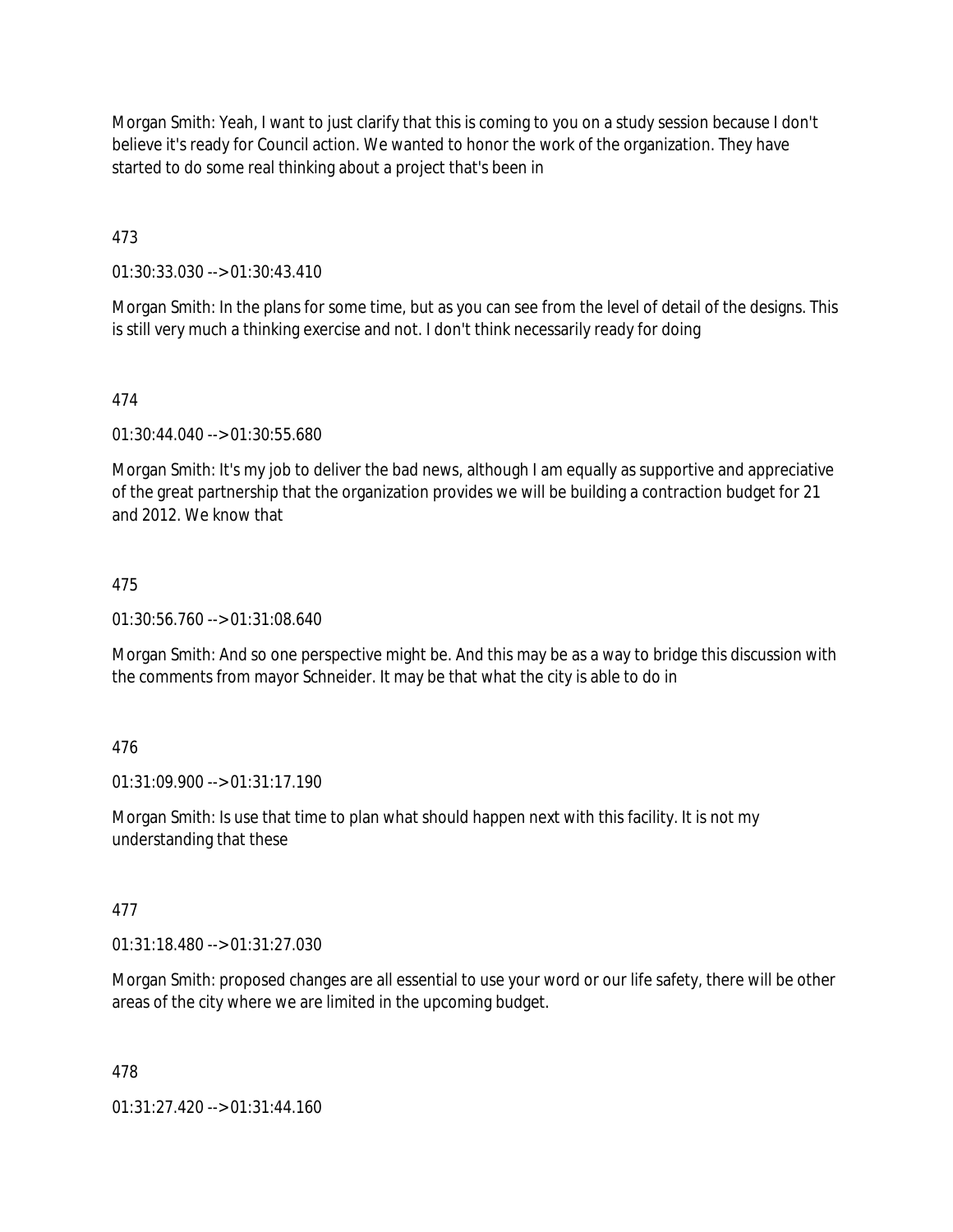Morgan Smith: Yeah, I want to just clarify that this is coming to you on a study session because I don't believe it's ready for Council action. We wanted to honor the work of the organization. They have started to do some real thinking about a project that's been in

473

01:30:33.030 --> 01:30:43.410

Morgan Smith: In the plans for some time, but as you can see from the level of detail of the designs. This is still very much a thinking exercise and not. I don't think necessarily ready for doing

474

01:30:44.040 --> 01:30:55.680

Morgan Smith: It's my job to deliver the bad news, although I am equally as supportive and appreciative of the great partnership that the organization provides we will be building a contraction budget for 21 and 2012. We know that

475

01:30:56.760 --> 01:31:08.640

Morgan Smith: And so one perspective might be. And this may be as a way to bridge this discussion with the comments from mayor Schneider. It may be that what the city is able to do in

476

01:31:09.900 --> 01:31:17.190

Morgan Smith: Is use that time to plan what should happen next with this facility. It is not my understanding that these

477

01:31:18.480 --> 01:31:27.030

Morgan Smith: proposed changes are all essential to use your word or our life safety, there will be other areas of the city where we are limited in the upcoming budget.

478

01:31:27.420 --> 01:31:44.160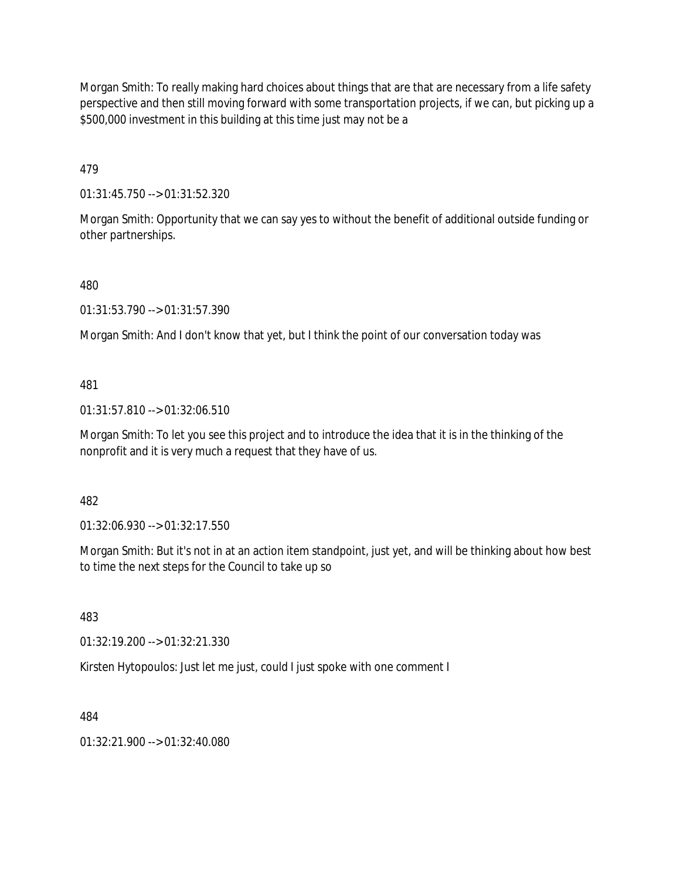Morgan Smith: To really making hard choices about things that are that are necessary from a life safety perspective and then still moving forward with some transportation projects, if we can, but picking up a $500,000 investment in this building at this time just may not be a

479

01:31:45.750 --> 01:31:52.320

Morgan Smith: Opportunity that we can say yes to without the benefit of additional outside funding or other partnerships.

480

01:31:53.790 --> 01:31:57.390

Morgan Smith: And I don't know that yet, but I think the point of our conversation today was

481

01:31:57.810 --> 01:32:06.510

Morgan Smith: To let you see this project and to introduce the idea that it is in the thinking of the nonprofit and it is very much a request that they have of us.

482

01:32:06.930 --> 01:32:17.550

Morgan Smith: But it's not in at an action item standpoint, just yet, and will be thinking about how best to time the next steps for the Council to take up so

483

01:32:19.200 --> 01:32:21.330

Kirsten Hytopoulos: Just let me just, could I just spoke with one comment I

484

01:32:21.900 --> 01:32:40.080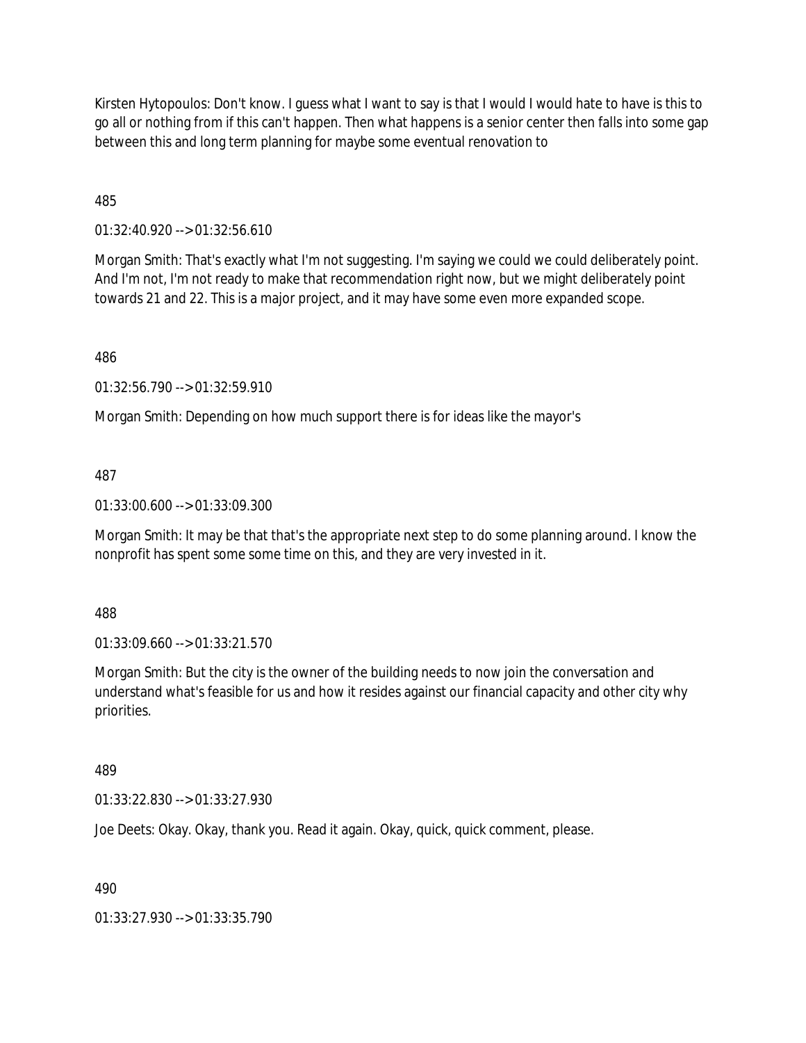Kirsten Hytopoulos: Don't know. I guess what I want to say is that I would I would hate to have is this to go all or nothing from if this can't happen. Then what happens is a senior center then falls into some gap between this and long term planning for maybe some eventual renovation to

485

01:32:40.920 --> 01:32:56.610

Morgan Smith: That's exactly what I'm not suggesting. I'm saying we could we could deliberately point. And I'm not, I'm not ready to make that recommendation right now, but we might deliberately point towards 21 and 22. This is a major project, and it may have some even more expanded scope.

486

01:32:56.790 --> 01:32:59.910

Morgan Smith: Depending on how much support there is for ideas like the mayor's

487

01:33:00.600 --> 01:33:09.300

Morgan Smith: It may be that that's the appropriate next step to do some planning around. I know the nonprofit has spent some some time on this, and they are very invested in it.

488

01:33:09.660 --> 01:33:21.570

Morgan Smith: But the city is the owner of the building needs to now join the conversation and understand what's feasible for us and how it resides against our financial capacity and other city why priorities.

489

01:33:22.830 --> 01:33:27.930

Joe Deets: Okay. Okay, thank you. Read it again. Okay, quick, quick comment, please.

490

01:33:27.930 --> 01:33:35.790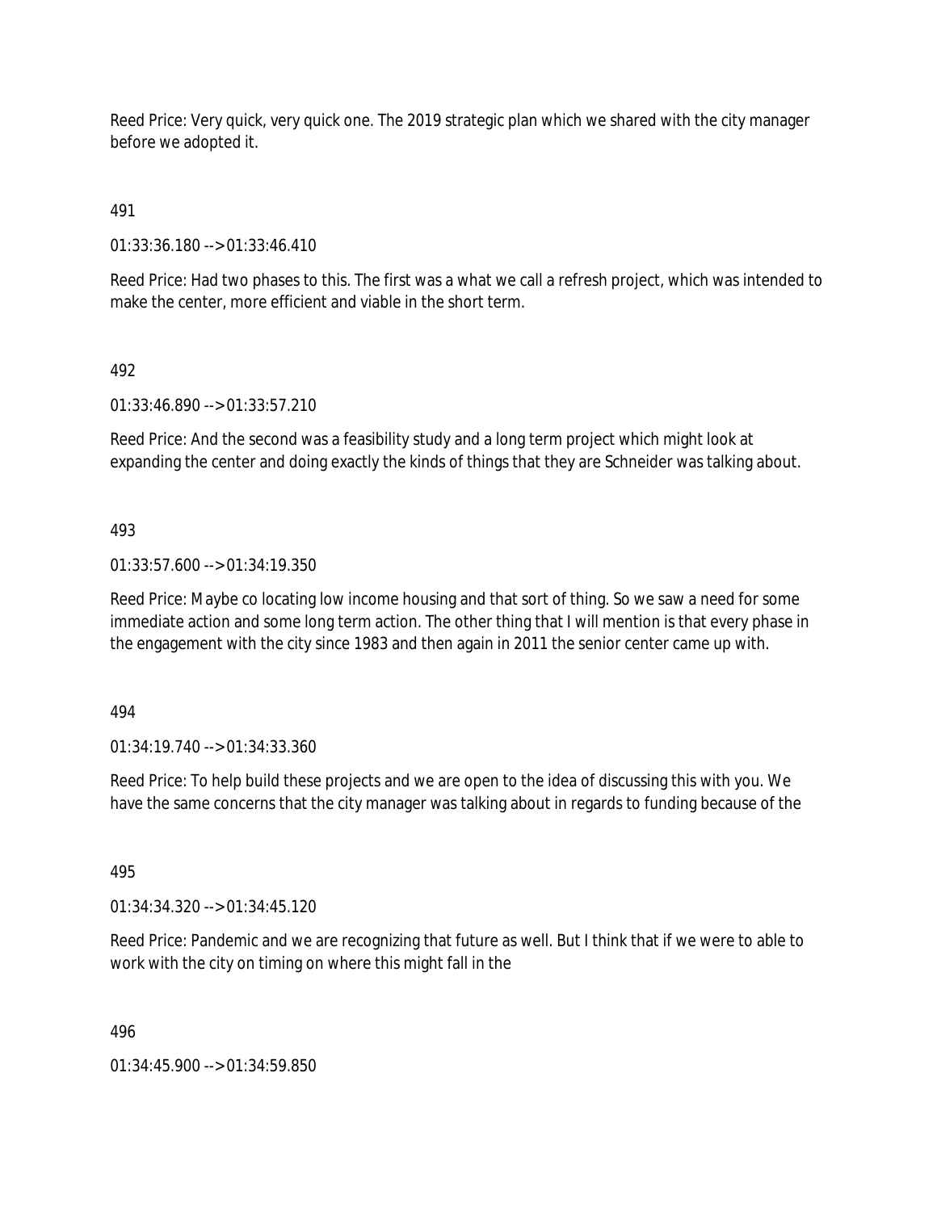Reed Price: Very quick, very quick one. The 2019 strategic plan which we shared with the city manager before we adopted it.

491

01:33:36.180 --> 01:33:46.410

Reed Price: Had two phases to this. The first was a what we call a refresh project, which was intended to make the center, more efficient and viable in the short term.

492

01:33:46.890 --> 01:33:57.210

Reed Price: And the second was a feasibility study and a long term project which might look at expanding the center and doing exactly the kinds of things that they are Schneider was talking about.

493

01:33:57.600 --> 01:34:19.350

Reed Price: Maybe co locating low income housing and that sort of thing. So we saw a need for some immediate action and some long term action. The other thing that I will mention is that every phase in the engagement with the city since 1983 and then again in 2011 the senior center came up with.

494

01:34:19.740 --> 01:34:33.360

Reed Price: To help build these projects and we are open to the idea of discussing this with you. We have the same concerns that the city manager was talking about in regards to funding because of the

495

01:34:34.320 --> 01:34:45.120

Reed Price: Pandemic and we are recognizing that future as well. But I think that if we were to able to work with the city on timing on where this might fall in the

496

01:34:45.900 --> 01:34:59.850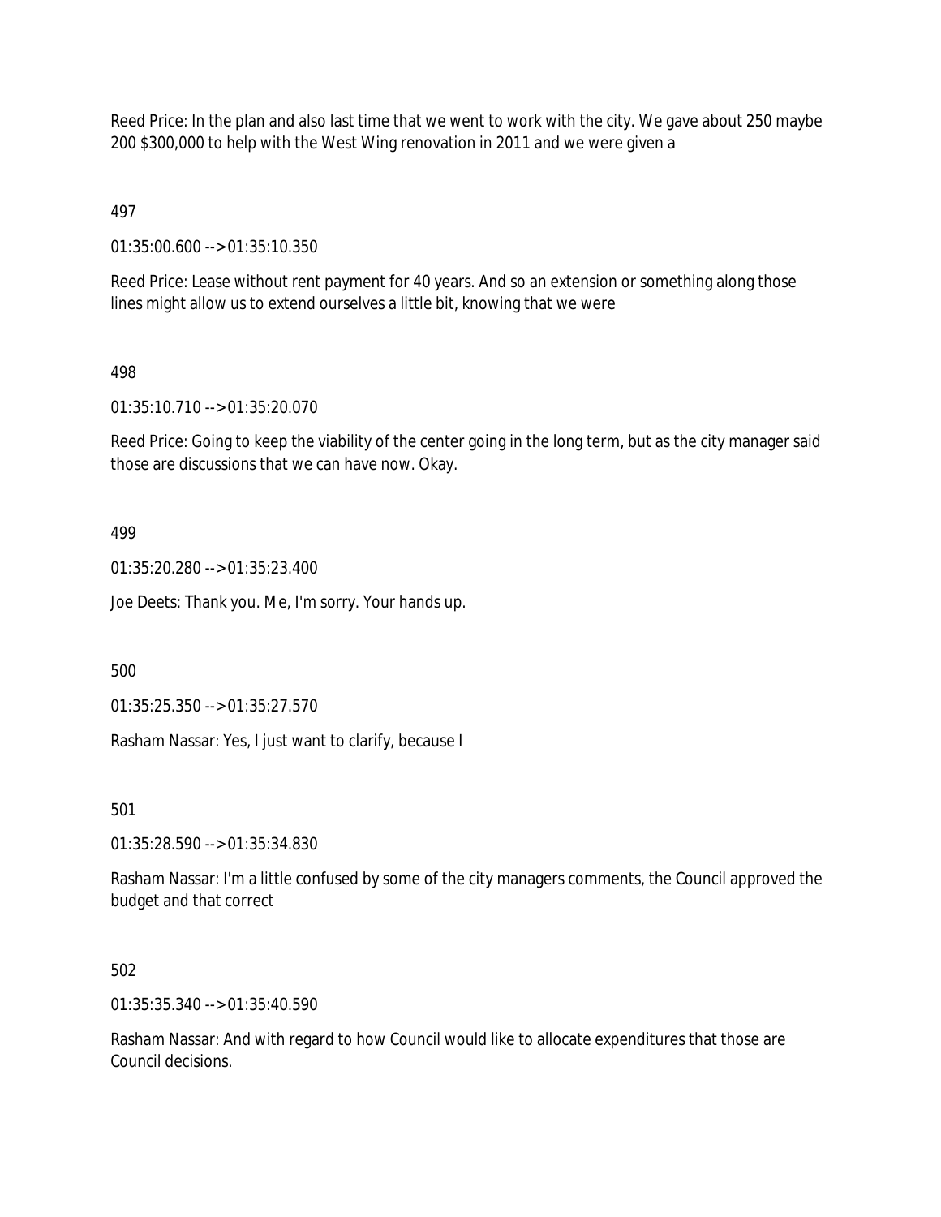Reed Price: In the plan and also last time that we went to work with the city. We gave about 250 maybe 200 $300,000 to help with the West Wing renovation in 2011 and we were given a

497

01:35:00.600 --> 01:35:10.350

Reed Price: Lease without rent payment for 40 years. And so an extension or something along those lines might allow us to extend ourselves a little bit, knowing that we were

498

01:35:10.710 --> 01:35:20.070

Reed Price: Going to keep the viability of the center going in the long term, but as the city manager said those are discussions that we can have now. Okay.

499

01:35:20.280 --> 01:35:23.400

Joe Deets: Thank you. Me, I'm sorry. Your hands up.

500

01:35:25.350 --> 01:35:27.570

Rasham Nassar: Yes, I just want to clarify, because I

501

01:35:28.590 --> 01:35:34.830

Rasham Nassar: I'm a little confused by some of the city managers comments, the Council approved the budget and that correct

502

01:35:35.340 --> 01:35:40.590

Rasham Nassar: And with regard to how Council would like to allocate expenditures that those are Council decisions.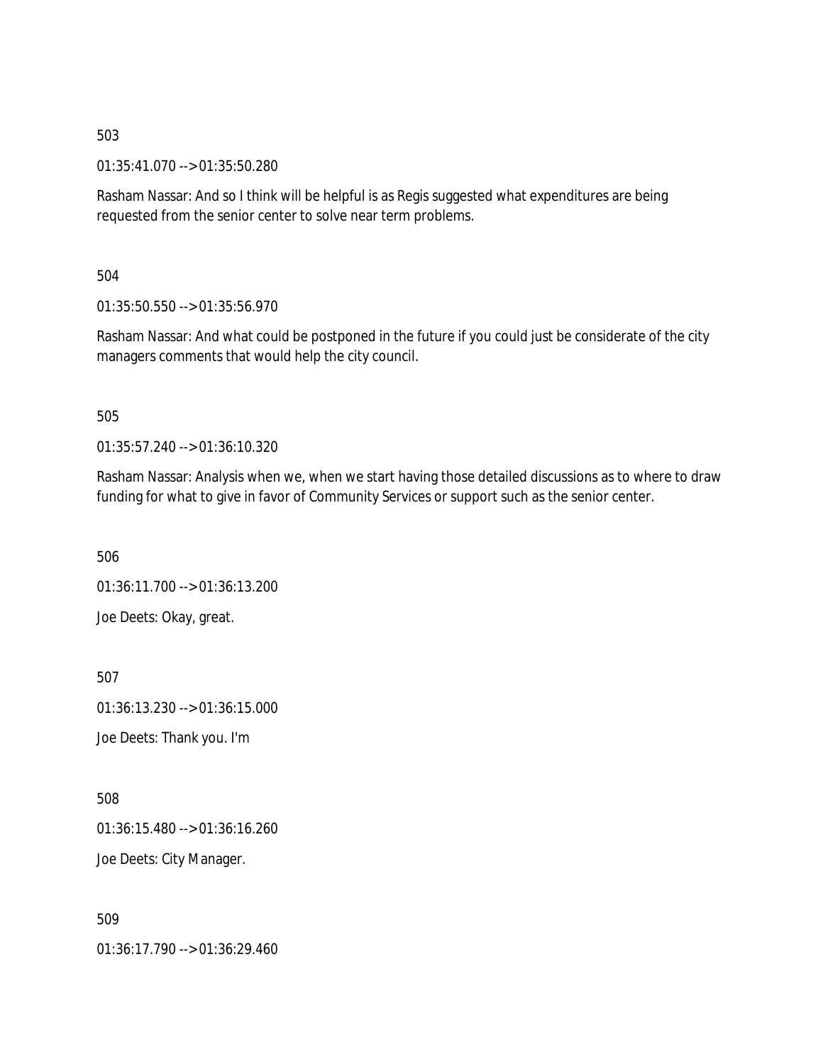503

01:35:41.070 --> 01:35:50.280

Rasham Nassar: And so I think will be helpful is as Regis suggested what expenditures are being requested from the senior center to solve near term problems.

504

01:35:50.550 --> 01:35:56.970

Rasham Nassar: And what could be postponed in the future if you could just be considerate of the city managers comments that would help the city council.

505

01:35:57.240 --> 01:36:10.320

Rasham Nassar: Analysis when we, when we start having those detailed discussions as to where to draw funding for what to give in favor of Community Services or support such as the senior center.

506

01:36:11.700 --> 01:36:13.200

Joe Deets: Okay, great.

507

01:36:13.230 --> 01:36:15.000

Joe Deets: Thank you. I'm

508

01:36:15.480 --> 01:36:16.260

Joe Deets: City Manager.

509

01:36:17.790 --> 01:36:29.460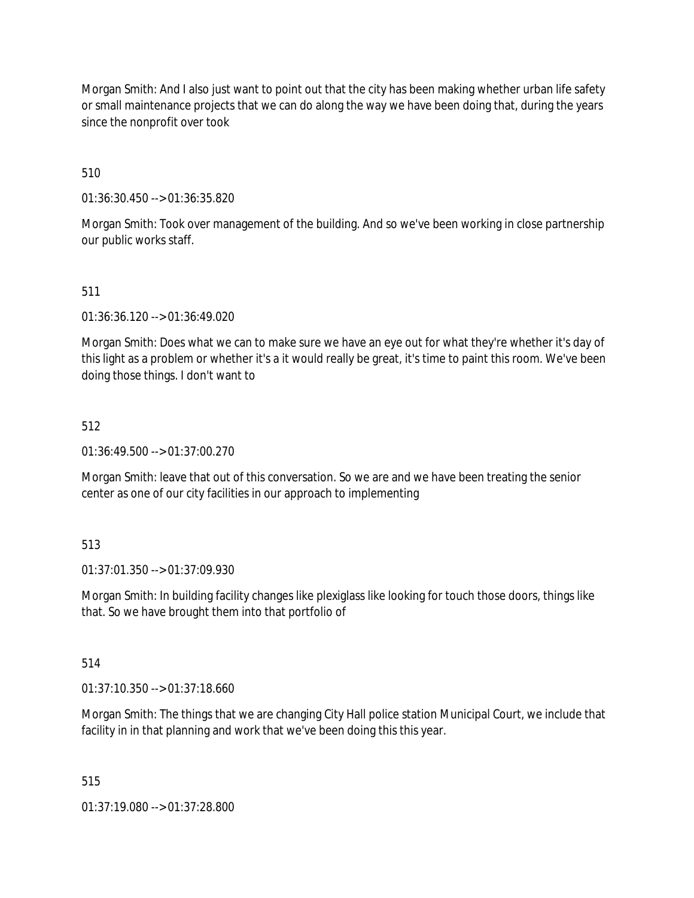Morgan Smith: And I also just want to point out that the city has been making whether urban life safety or small maintenance projects that we can do along the way we have been doing that, during the years since the nonprofit over took

510

01:36:30.450 --> 01:36:35.820

Morgan Smith: Took over management of the building. And so we've been working in close partnership our public works staff.

511

01:36:36.120 --> 01:36:49.020

Morgan Smith: Does what we can to make sure we have an eye out for what they're whether it's day of this light as a problem or whether it's a it would really be great, it's time to paint this room. We've been doing those things. I don't want to

512

01:36:49.500 --> 01:37:00.270

Morgan Smith: leave that out of this conversation. So we are and we have been treating the senior center as one of our city facilities in our approach to implementing

513

01:37:01.350 --> 01:37:09.930

Morgan Smith: In building facility changes like plexiglass like looking for touch those doors, things like that. So we have brought them into that portfolio of

514

01:37:10.350 --> 01:37:18.660

Morgan Smith: The things that we are changing City Hall police station Municipal Court, we include that facility in in that planning and work that we've been doing this this year.

515

01:37:19.080 --> 01:37:28.800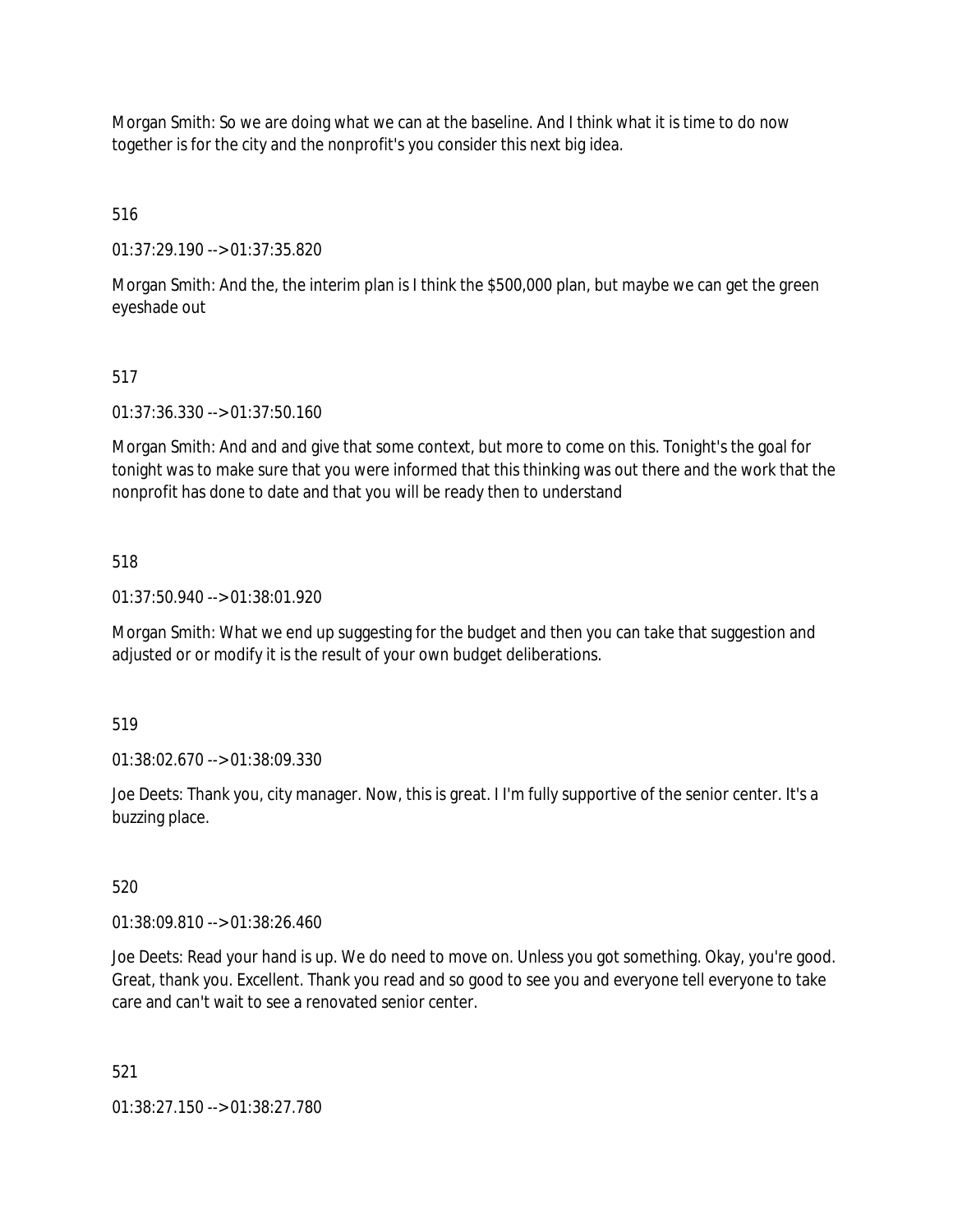Morgan Smith: So we are doing what we can at the baseline. And I think what it is time to do now together is for the city and the nonprofit's you consider this next big idea.

516

01:37:29.190 --> 01:37:35.820

Morgan Smith: And the, the interim plan is I think the $500,000 plan, but maybe we can get the green eyeshade out

517

01:37:36.330 --> 01:37:50.160

Morgan Smith: And and and give that some context, but more to come on this. Tonight's the goal for tonight was to make sure that you were informed that this thinking was out there and the work that the nonprofit has done to date and that you will be ready then to understand

518

01:37:50.940 --> 01:38:01.920

Morgan Smith: What we end up suggesting for the budget and then you can take that suggestion and adjusted or or modify it is the result of your own budget deliberations.

519

01:38:02.670 --> 01:38:09.330

Joe Deets: Thank you, city manager. Now, this is great. I I'm fully supportive of the senior center. It's a buzzing place.

520

01:38:09.810 --> 01:38:26.460

Joe Deets: Read your hand is up. We do need to move on. Unless you got something. Okay, you're good. Great, thank you. Excellent. Thank you read and so good to see you and everyone tell everyone to take care and can't wait to see a renovated senior center.

521

01:38:27.150 --> 01:38:27.780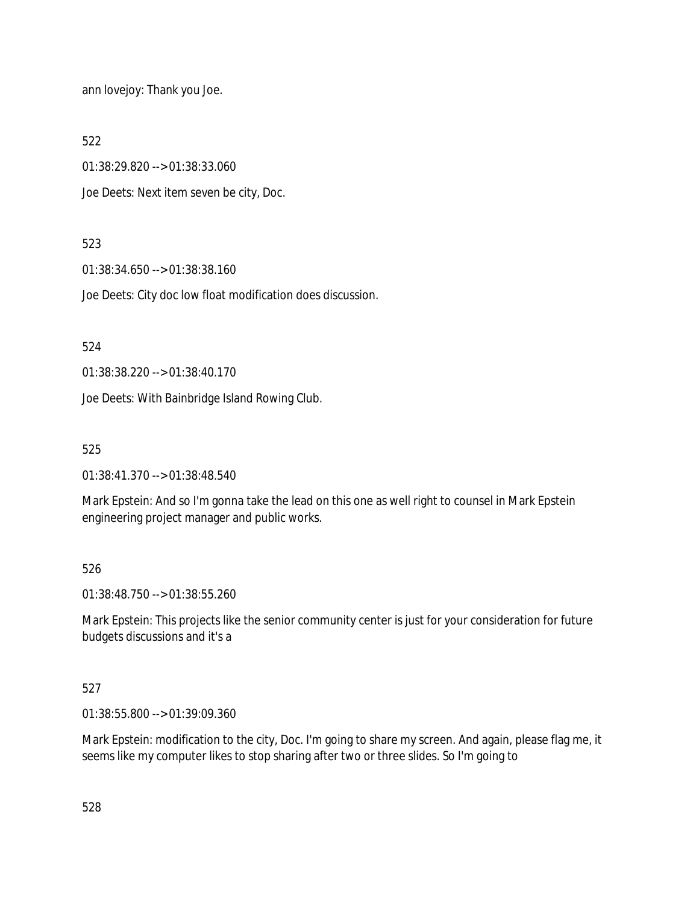ann lovejoy: Thank you Joe.

522

01:38:29.820 --> 01:38:33.060

Joe Deets: Next item seven be city, Doc.

523

01:38:34.650 --> 01:38:38.160

Joe Deets: City doc low float modification does discussion.

524

01:38:38.220 --> 01:38:40.170

Joe Deets: With Bainbridge Island Rowing Club.

525

01:38:41.370 --> 01:38:48.540

Mark Epstein: And so I'm gonna take the lead on this one as well right to counsel in Mark Epstein engineering project manager and public works.

526

01:38:48.750 --> 01:38:55.260

Mark Epstein: This projects like the senior community center is just for your consideration for future budgets discussions and it's a

527

01:38:55.800 --> 01:39:09.360

Mark Epstein: modification to the city, Doc. I'm going to share my screen. And again, please flag me, it seems like my computer likes to stop sharing after two or three slides. So I'm going to

528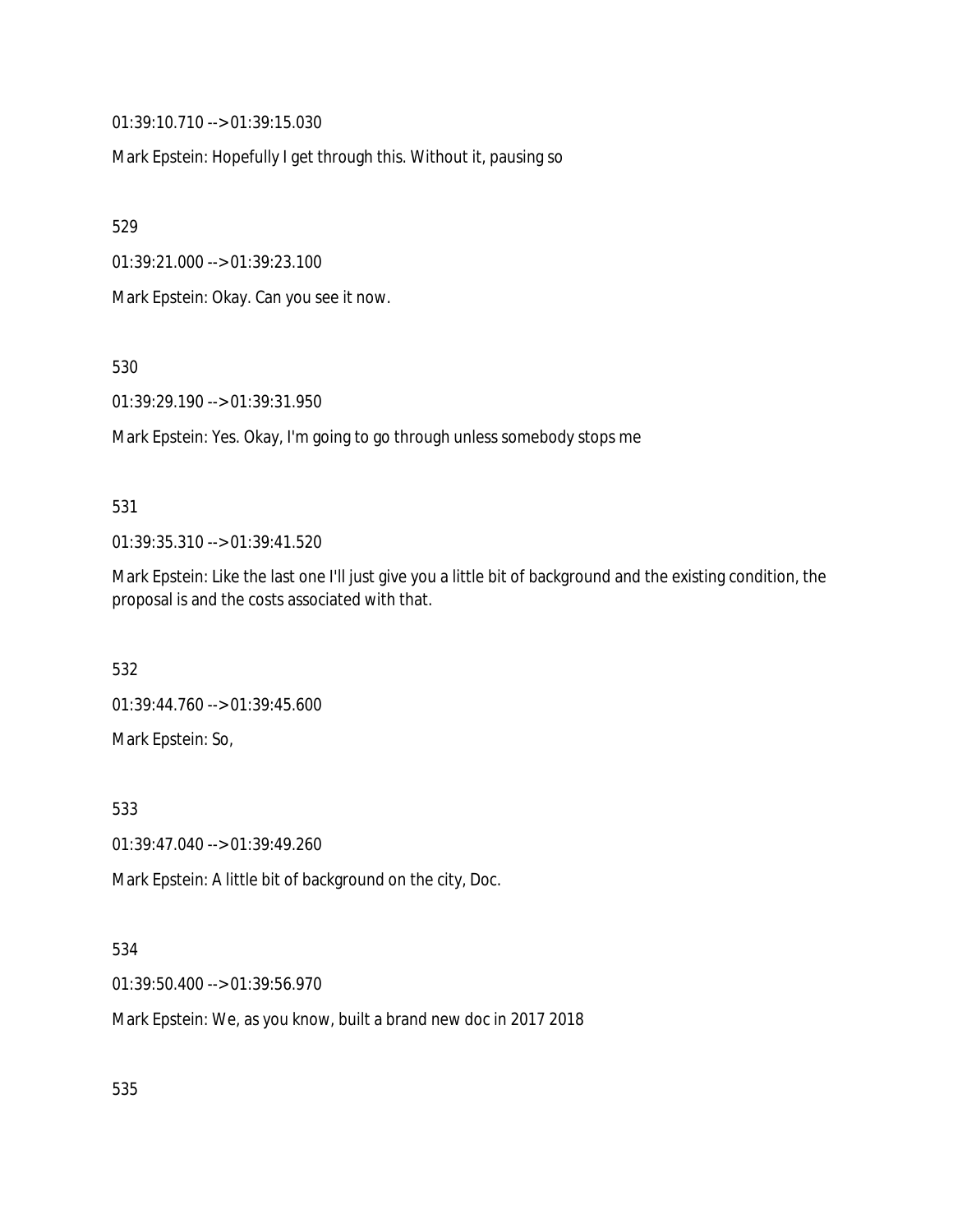01:39:10.710 --> 01:39:15.030

Mark Epstein: Hopefully I get through this. Without it, pausing so

529

01:39:21.000 --> 01:39:23.100

Mark Epstein: Okay. Can you see it now.

530

01:39:29.190 --> 01:39:31.950

Mark Epstein: Yes. Okay, I'm going to go through unless somebody stops me

531

01:39:35.310 --> 01:39:41.520

Mark Epstein: Like the last one I'll just give you a little bit of background and the existing condition, the proposal is and the costs associated with that.

532

01:39:44.760 --> 01:39:45.600

Mark Epstein: So,

533

01:39:47.040 --> 01:39:49.260

Mark Epstein: A little bit of background on the city, Doc.

534

01:39:50.400 --> 01:39:56.970

Mark Epstein: We, as you know, built a brand new doc in 2017 2018

535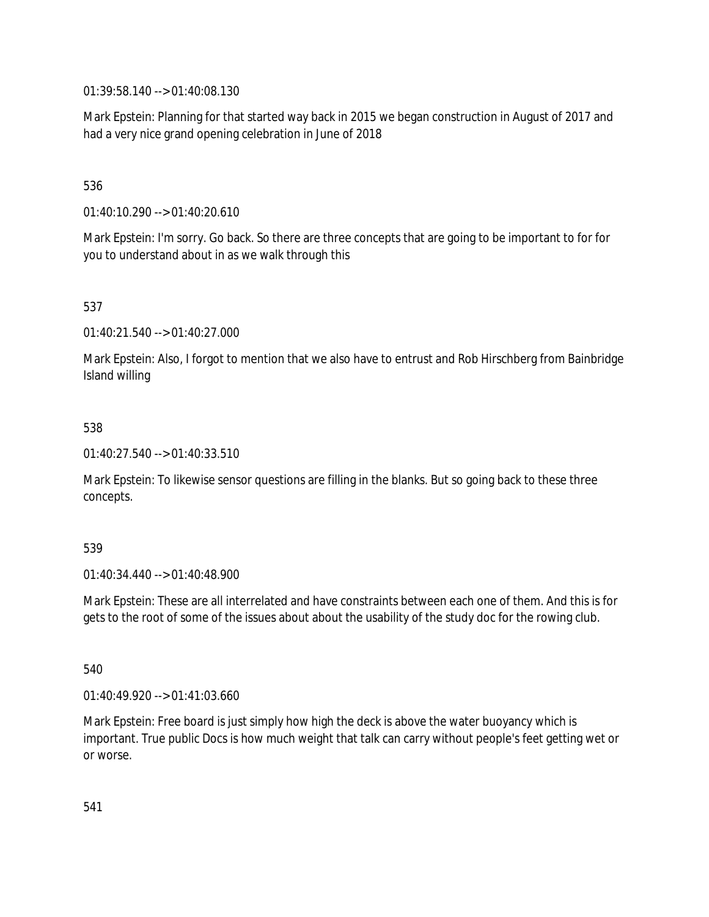01:39:58.140 --> 01:40:08.130

Mark Epstein: Planning for that started way back in 2015 we began construction in August of 2017 and had a very nice grand opening celebration in June of 2018

536

01:40:10.290 --> 01:40:20.610

Mark Epstein: I'm sorry. Go back. So there are three concepts that are going to be important to for for you to understand about in as we walk through this

537

01:40:21.540 --> 01:40:27.000

Mark Epstein: Also, I forgot to mention that we also have to entrust and Rob Hirschberg from Bainbridge Island willing

538

01:40:27.540 --> 01:40:33.510

Mark Epstein: To likewise sensor questions are filling in the blanks. But so going back to these three concepts.

539

01:40:34.440 --> 01:40:48.900

Mark Epstein: These are all interrelated and have constraints between each one of them. And this is for gets to the root of some of the issues about about the usability of the study doc for the rowing club.

540

01:40:49.920 --> 01:41:03.660

Mark Epstein: Free board is just simply how high the deck is above the water buoyancy which is important. True public Docs is how much weight that talk can carry without people's feet getting wet or or worse.

541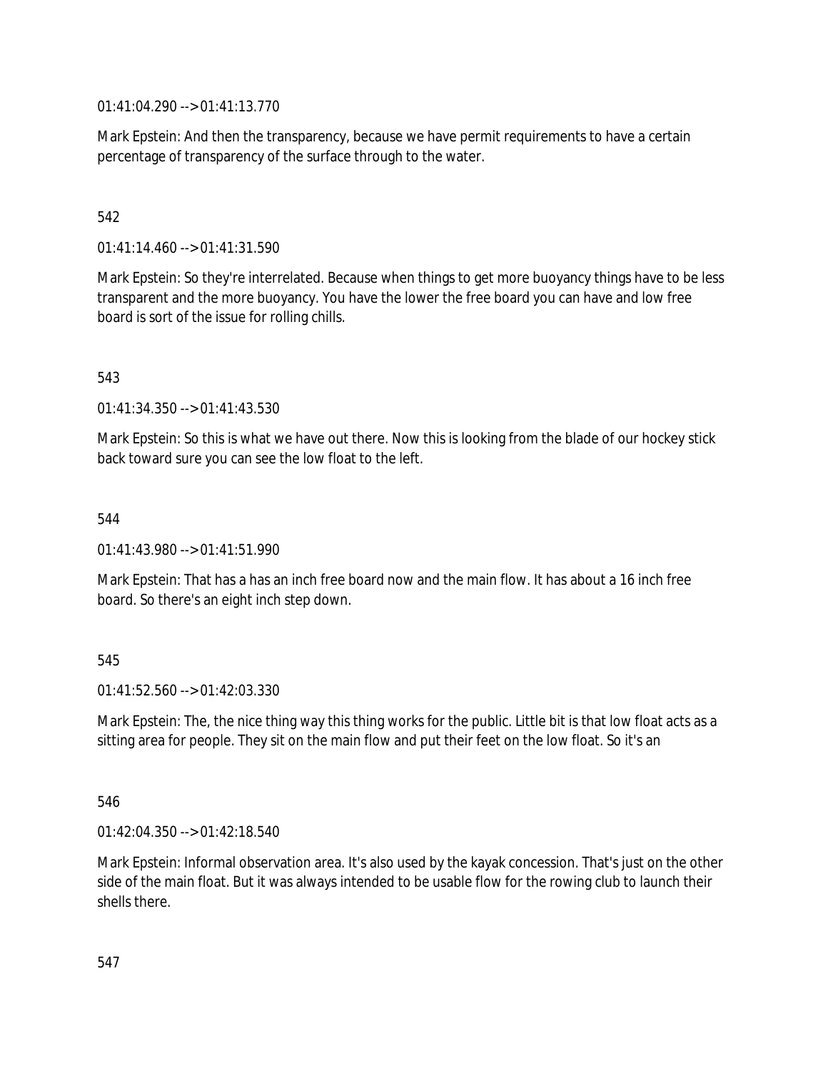01:41:04.290 --> 01:41:13.770

Mark Epstein: And then the transparency, because we have permit requirements to have a certain percentage of transparency of the surface through to the water.

542

01:41:14.460 --> 01:41:31.590

Mark Epstein: So they're interrelated. Because when things to get more buoyancy things have to be less transparent and the more buoyancy. You have the lower the free board you can have and low free board is sort of the issue for rolling chills.

543

01:41:34.350 --> 01:41:43.530

Mark Epstein: So this is what we have out there. Now this is looking from the blade of our hockey stick back toward sure you can see the low float to the left.

544

01:41:43.980 --> 01:41:51.990

Mark Epstein: That has a has an inch free board now and the main flow. It has about a 16 inch free board. So there's an eight inch step down.

545

01:41:52.560 --> 01:42:03.330

Mark Epstein: The, the nice thing way this thing works for the public. Little bit is that low float acts as a sitting area for people. They sit on the main flow and put their feet on the low float. So it's an

546

01:42:04.350 --> 01:42:18.540

Mark Epstein: Informal observation area. It's also used by the kayak concession. That's just on the other side of the main float. But it was always intended to be usable flow for the rowing club to launch their shells there.

547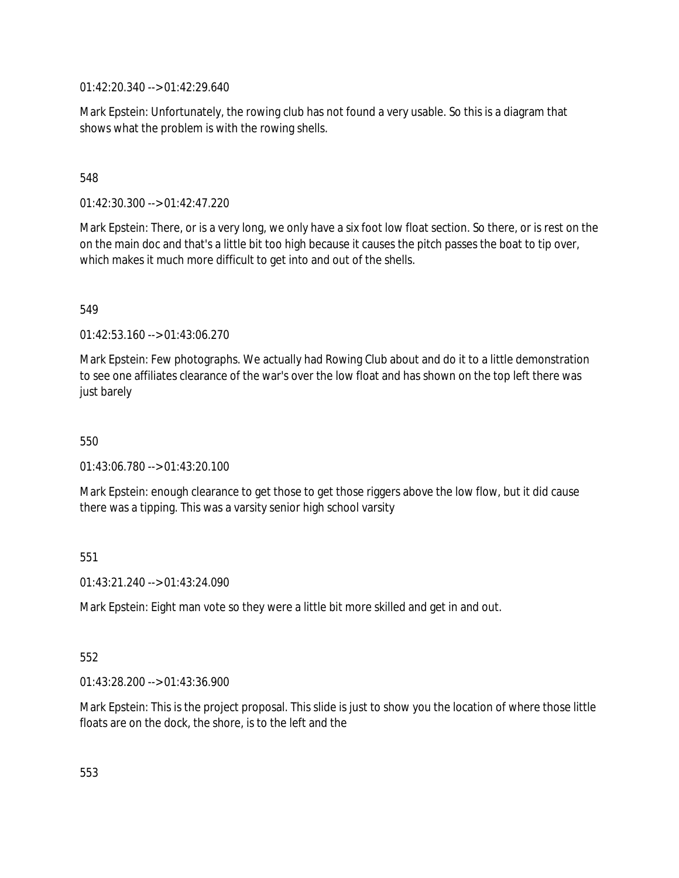01:42:20.340 --> 01:42:29.640

Mark Epstein: Unfortunately, the rowing club has not found a very usable. So this is a diagram that shows what the problem is with the rowing shells.

548

01:42:30.300 --> 01:42:47.220

Mark Epstein: There, or is a very long, we only have a six foot low float section. So there, or is rest on the on the main doc and that's a little bit too high because it causes the pitch passes the boat to tip over, which makes it much more difficult to get into and out of the shells.

549

01:42:53.160 --> 01:43:06.270

Mark Epstein: Few photographs. We actually had Rowing Club about and do it to a little demonstration to see one affiliates clearance of the war's over the low float and has shown on the top left there was just barely

550

01:43:06.780 --> 01:43:20.100

Mark Epstein: enough clearance to get those to get those riggers above the low flow, but it did cause there was a tipping. This was a varsity senior high school varsity

551

01:43:21.240 --> 01:43:24.090

Mark Epstein: Eight man vote so they were a little bit more skilled and get in and out.

552

01:43:28.200 --> 01:43:36.900

Mark Epstein: This is the project proposal. This slide is just to show you the location of where those little floats are on the dock, the shore, is to the left and the

553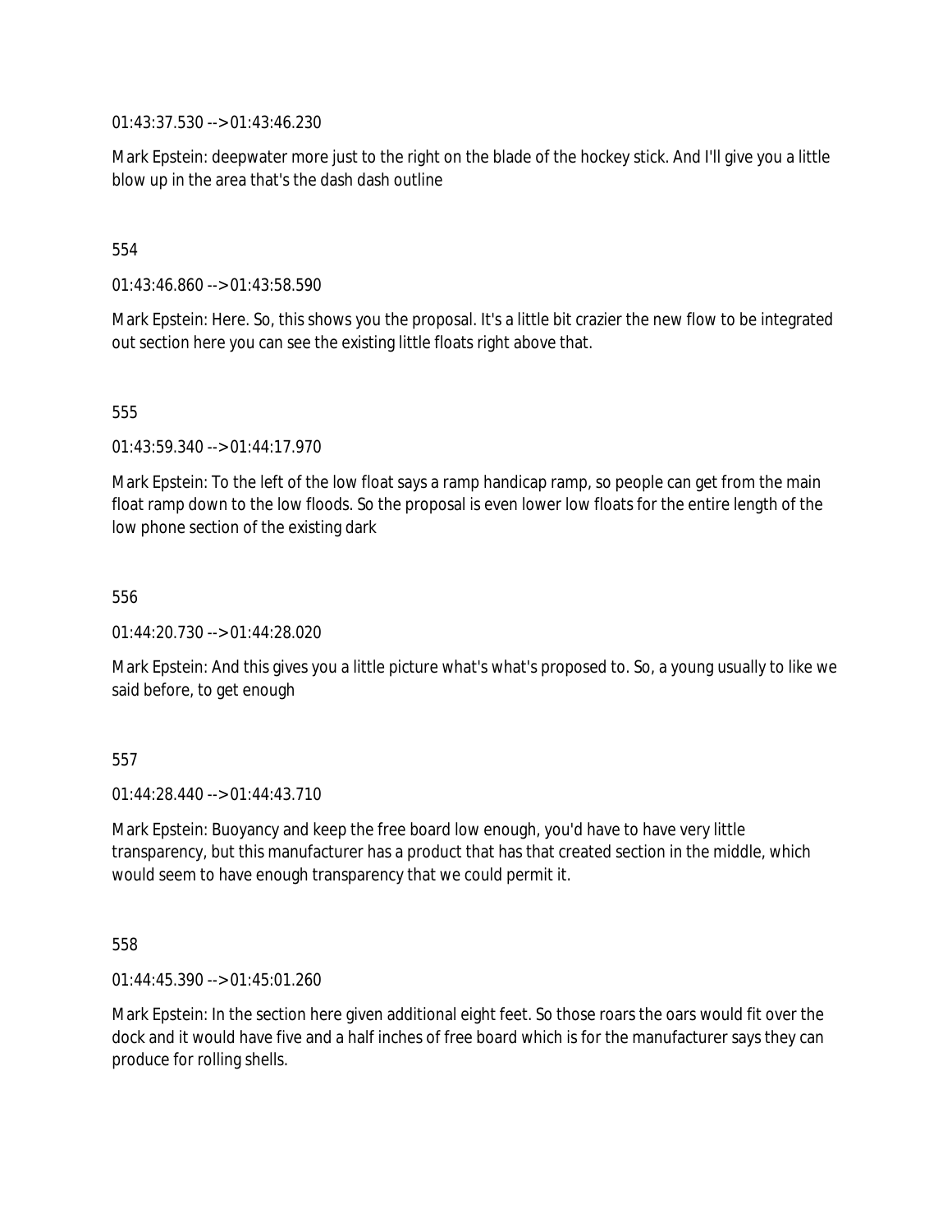01:43:37.530 --> 01:43:46.230

Mark Epstein: deepwater more just to the right on the blade of the hockey stick. And I'll give you a little blow up in the area that's the dash dash outline

554

01:43:46.860 --> 01:43:58.590

Mark Epstein: Here. So, this shows you the proposal. It's a little bit crazier the new flow to be integrated out section here you can see the existing little floats right above that.

555

01:43:59.340 --> 01:44:17.970

Mark Epstein: To the left of the low float says a ramp handicap ramp, so people can get from the main float ramp down to the low floods. So the proposal is even lower low floats for the entire length of the low phone section of the existing dark

556

01:44:20.730 --> 01:44:28.020

Mark Epstein: And this gives you a little picture what's what's proposed to. So, a young usually to like we said before, to get enough

557

01:44:28.440 --> 01:44:43.710

Mark Epstein: Buoyancy and keep the free board low enough, you'd have to have very little transparency, but this manufacturer has a product that has that created section in the middle, which would seem to have enough transparency that we could permit it.

558

01:44:45.390 --> 01:45:01.260

Mark Epstein: In the section here given additional eight feet. So those roars the oars would fit over the dock and it would have five and a half inches of free board which is for the manufacturer says they can produce for rolling shells.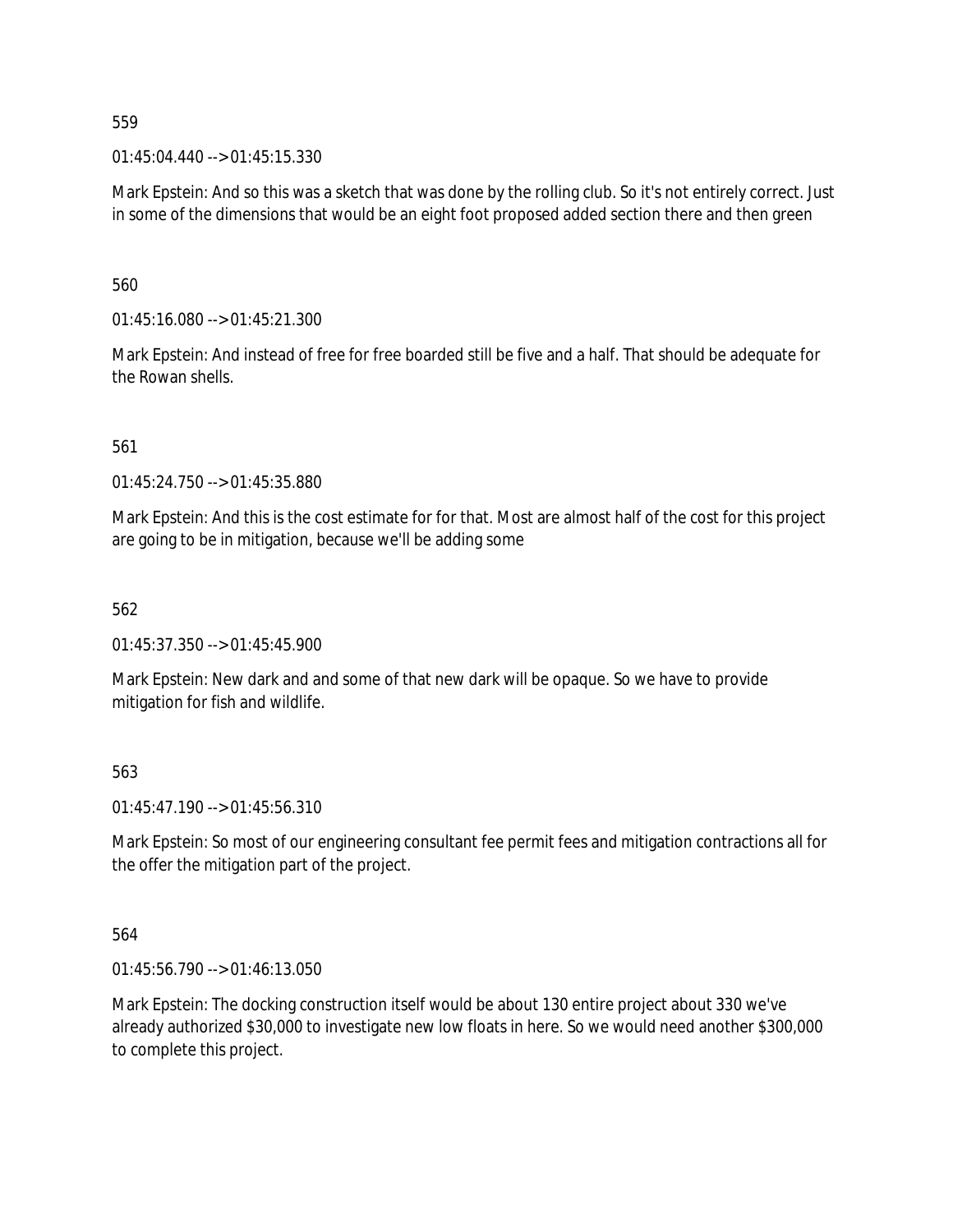559

01:45:04.440 --> 01:45:15.330

Mark Epstein: And so this was a sketch that was done by the rolling club. So it's not entirely correct. Just in some of the dimensions that would be an eight foot proposed added section there and then green

560

01:45:16.080 --> 01:45:21.300

Mark Epstein: And instead of free for free boarded still be five and a half. That should be adequate for the Rowan shells.

561

01:45:24.750 --> 01:45:35.880

Mark Epstein: And this is the cost estimate for for that. Most are almost half of the cost for this project are going to be in mitigation, because we'll be adding some

562

01:45:37.350 --> 01:45:45.900

Mark Epstein: New dark and and some of that new dark will be opaque. So we have to provide mitigation for fish and wildlife.

563

01:45:47.190 --> 01:45:56.310

Mark Epstein: So most of our engineering consultant fee permit fees and mitigation contractions all for the offer the mitigation part of the project.

564

01:45:56.790 --> 01:46:13.050

Mark Epstein: The docking construction itself would be about 130 entire project about 330 we've already authorized $30,000 to investigate new low floats in here. So we would need another $300,000 to complete this project.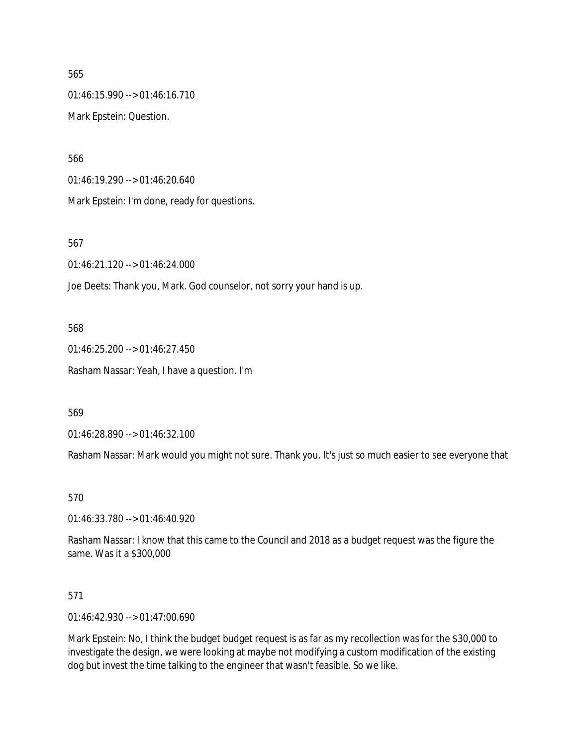565

01:46:15.990 --> 01:46:16.710

Mark Epstein: Question.

566

01:46:19.290 --> 01:46:20.640

Mark Epstein: I'm done, ready for questions.

567

01:46:21.120 --> 01:46:24.000

Joe Deets: Thank you, Mark. God counselor, not sorry your hand is up.

568

01:46:25.200 --> 01:46:27.450

Rasham Nassar: Yeah, I have a question. I'm

569

01:46:28.890 --> 01:46:32.100

Rasham Nassar: Mark would you might not sure. Thank you. It's just so much easier to see everyone that

570

01:46:33.780 --> 01:46:40.920

Rasham Nassar: I know that this came to the Council and 2018 as a budget request was the figure the same. Was it a $300,000

571

01:46:42.930 --> 01:47:00.690

Mark Epstein: No, I think the budget budget request is as far as my recollection was for the $30,000 to investigate the design, we were looking at maybe not modifying a custom modification of the existing dog but invest the time talking to the engineer that wasn't feasible. So we like.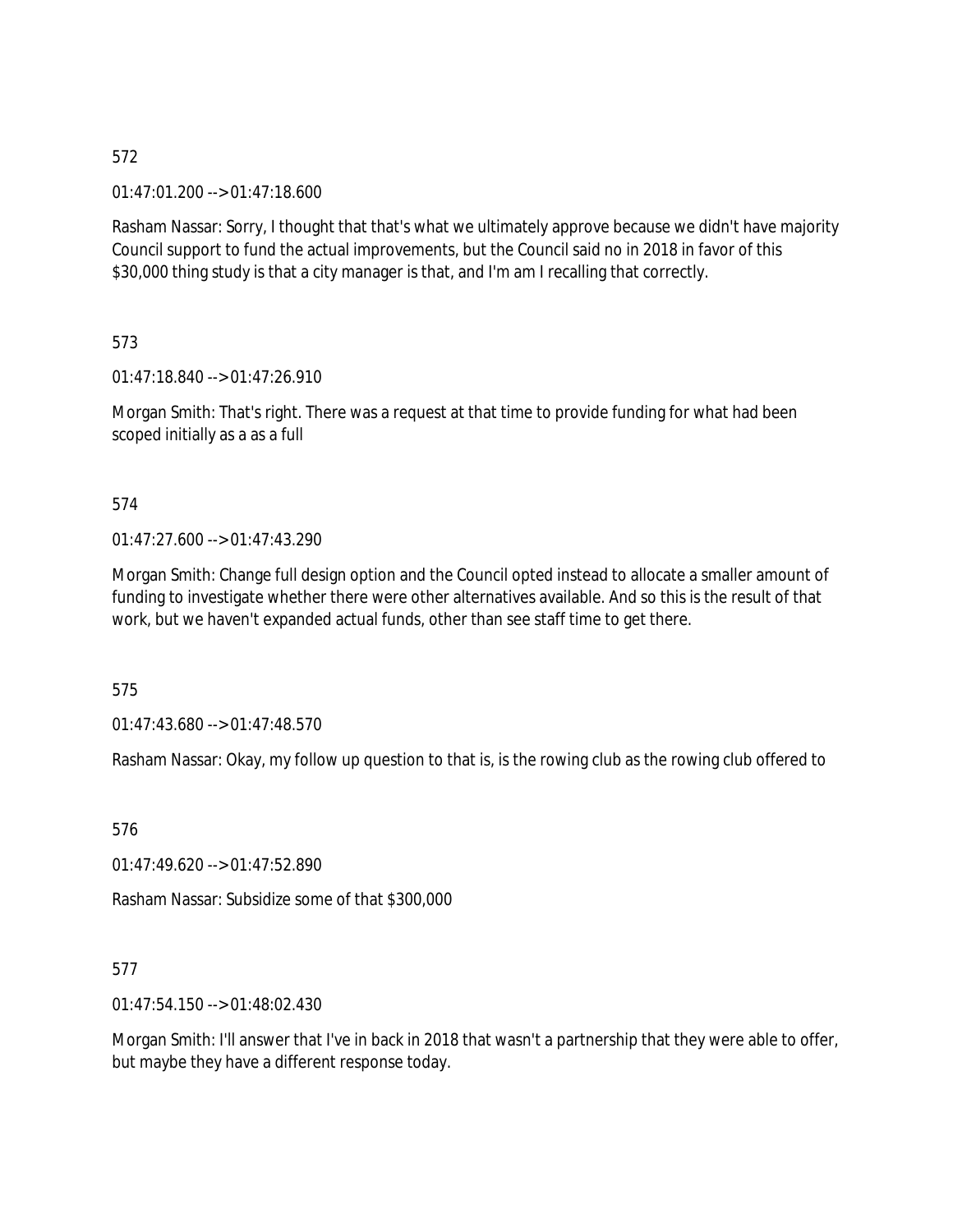572

01:47:01.200 --> 01:47:18.600

Rasham Nassar: Sorry, I thought that that's what we ultimately approve because we didn't have majority Council support to fund the actual improvements, but the Council said no in 2018 in favor of this $30,000 thing study is that a city manager is that, and I'm am I recalling that correctly.

573

01:47:18.840 --> 01:47:26.910

Morgan Smith: That's right. There was a request at that time to provide funding for what had been scoped initially as a as a full

574

01:47:27.600 --> 01:47:43.290

Morgan Smith: Change full design option and the Council opted instead to allocate a smaller amount of funding to investigate whether there were other alternatives available. And so this is the result of that work, but we haven't expanded actual funds, other than see staff time to get there.

575

01:47:43.680 --> 01:47:48.570

Rasham Nassar: Okay, my follow up question to that is, is the rowing club as the rowing club offered to

576

01:47:49.620 --> 01:47:52.890

Rasham Nassar: Subsidize some of that $300,000

577

01:47:54.150 --> 01:48:02.430

Morgan Smith: I'll answer that I've in back in 2018 that wasn't a partnership that they were able to offer, but maybe they have a different response today.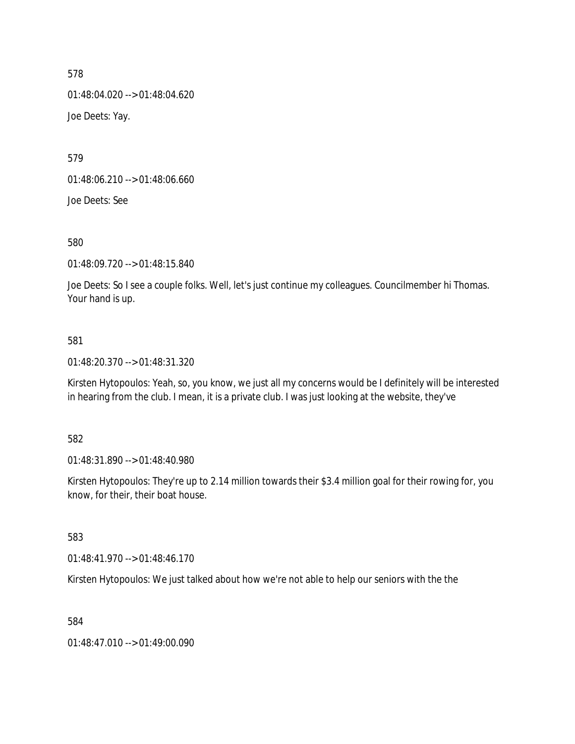578

01:48:04.020 --> 01:48:04.620

Joe Deets: Yay.

579

01:48:06.210 --> 01:48:06.660

Joe Deets: See

580

01:48:09.720 --> 01:48:15.840

Joe Deets: So I see a couple folks. Well, let's just continue my colleagues. Councilmember hi Thomas. Your hand is up.

581

01:48:20.370 --> 01:48:31.320

Kirsten Hytopoulos: Yeah, so, you know, we just all my concerns would be I definitely will be interested in hearing from the club. I mean, it is a private club. I was just looking at the website, they've

582

01:48:31.890 --> 01:48:40.980

Kirsten Hytopoulos: They're up to 2.14 million towards their $3.4 million goal for their rowing for, you know, for their, their boat house.

583

01:48:41.970 --> 01:48:46.170

Kirsten Hytopoulos: We just talked about how we're not able to help our seniors with the the

584

01:48:47.010 --> 01:49:00.090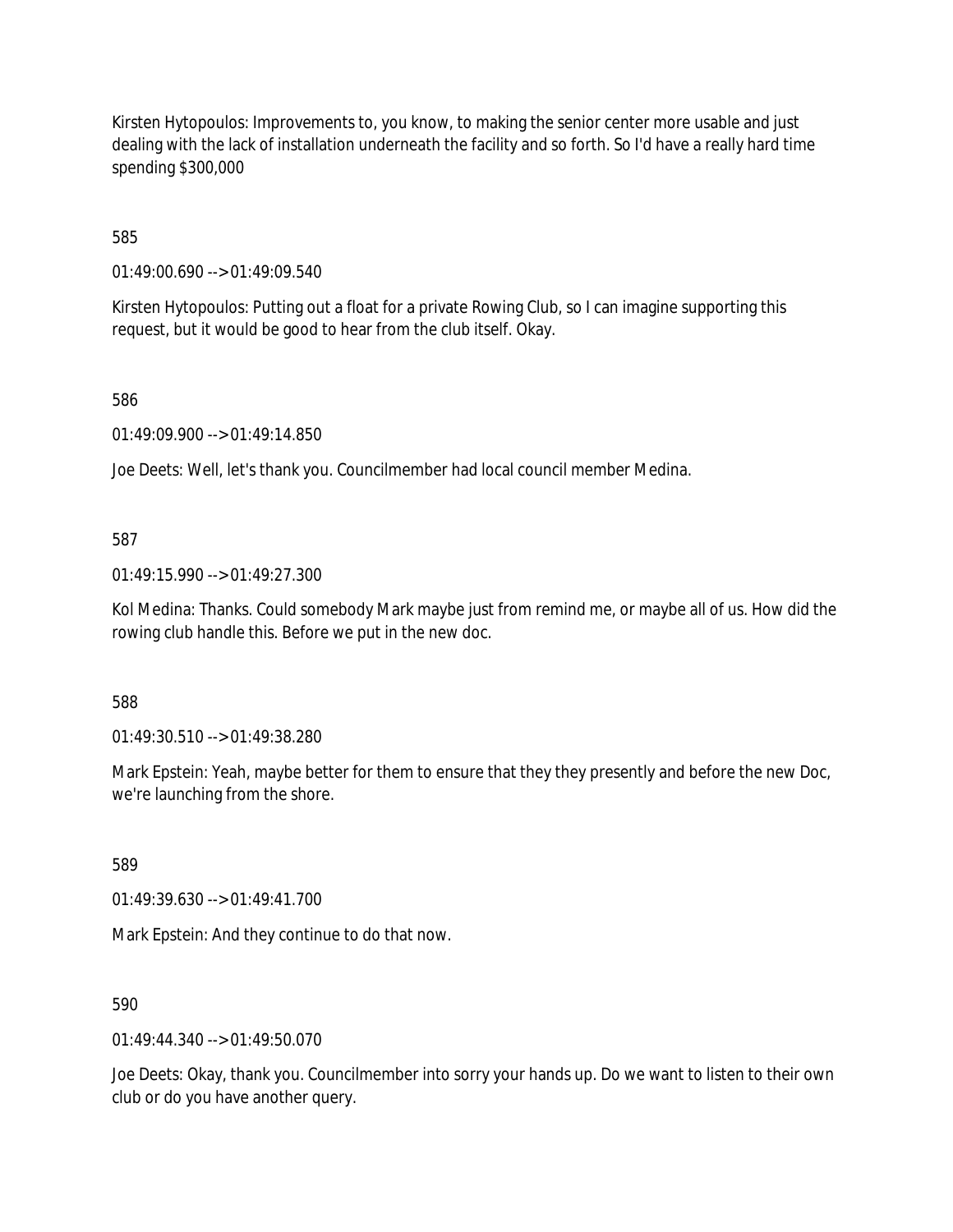Kirsten Hytopoulos: Improvements to, you know, to making the senior center more usable and just dealing with the lack of installation underneath the facility and so forth. So I'd have a really hard time spending $300,000

585

01:49:00.690 --> 01:49:09.540

Kirsten Hytopoulos: Putting out a float for a private Rowing Club, so I can imagine supporting this request, but it would be good to hear from the club itself. Okay.

586

01:49:09.900 --> 01:49:14.850

Joe Deets: Well, let's thank you. Councilmember had local council member Medina.

587

01:49:15.990 --> 01:49:27.300

Kol Medina: Thanks. Could somebody Mark maybe just from remind me, or maybe all of us. How did the rowing club handle this. Before we put in the new doc.

588

01:49:30.510 --> 01:49:38.280

Mark Epstein: Yeah, maybe better for them to ensure that they they presently and before the new Doc, we're launching from the shore.

589

01:49:39.630 --> 01:49:41.700

Mark Epstein: And they continue to do that now.

590

01:49:44.340 --> 01:49:50.070

Joe Deets: Okay, thank you. Councilmember into sorry your hands up. Do we want to listen to their own club or do you have another query.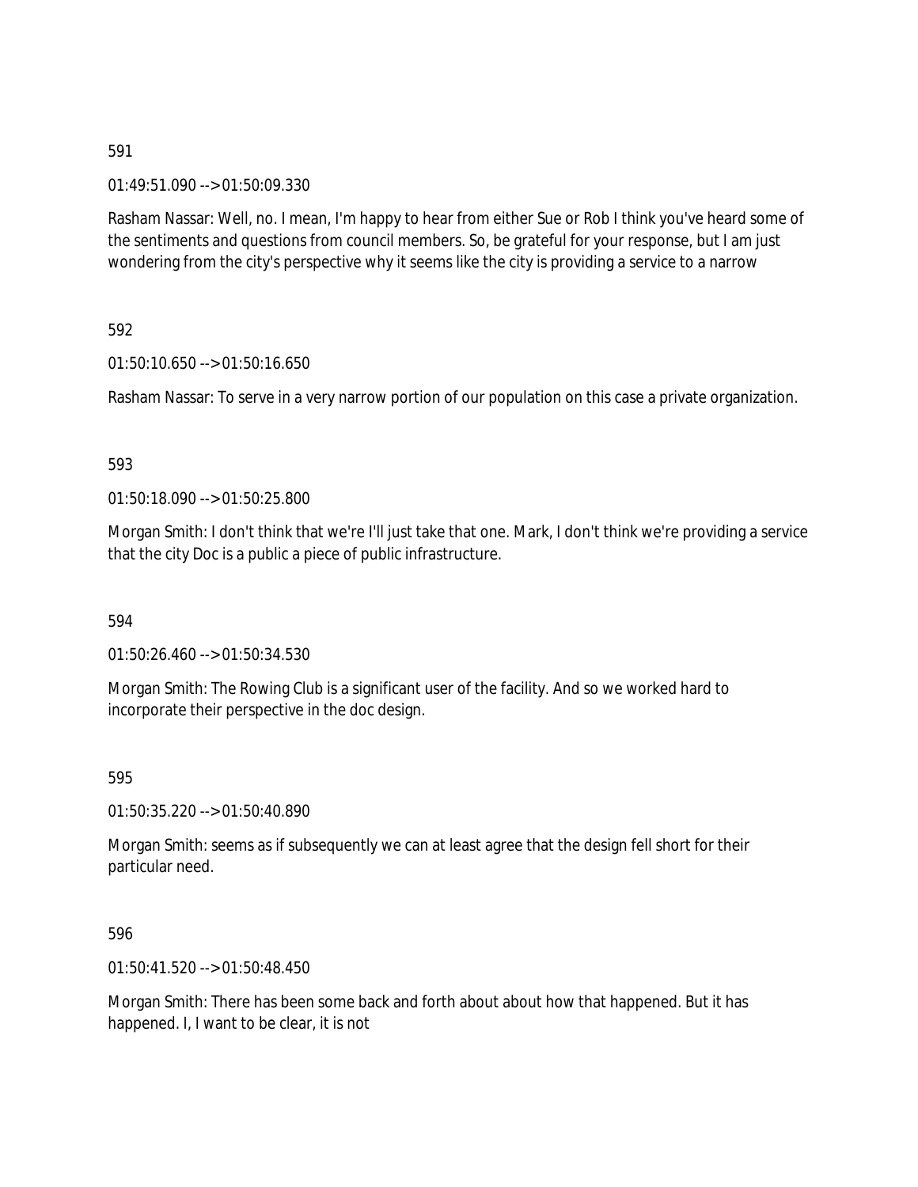591

01:49:51.090 --> 01:50:09.330

Rasham Nassar: Well, no. I mean, I'm happy to hear from either Sue or Rob I think you've heard some of the sentiments and questions from council members. So, be grateful for your response, but I am just wondering from the city's perspective why it seems like the city is providing a service to a narrow

592

01:50:10.650 --> 01:50:16.650

Rasham Nassar: To serve in a very narrow portion of our population on this case a private organization.

593

01:50:18.090 --> 01:50:25.800

Morgan Smith: I don't think that we're I'll just take that one. Mark, I don't think we're providing a service that the city Doc is a public a piece of public infrastructure.

594

01:50:26.460 --> 01:50:34.530

Morgan Smith: The Rowing Club is a significant user of the facility. And so we worked hard to incorporate their perspective in the doc design.

595

01:50:35.220 --> 01:50:40.890

Morgan Smith: seems as if subsequently we can at least agree that the design fell short for their particular need.

596

01:50:41.520 --> 01:50:48.450

Morgan Smith: There has been some back and forth about about how that happened. But it has happened. I, I want to be clear, it is not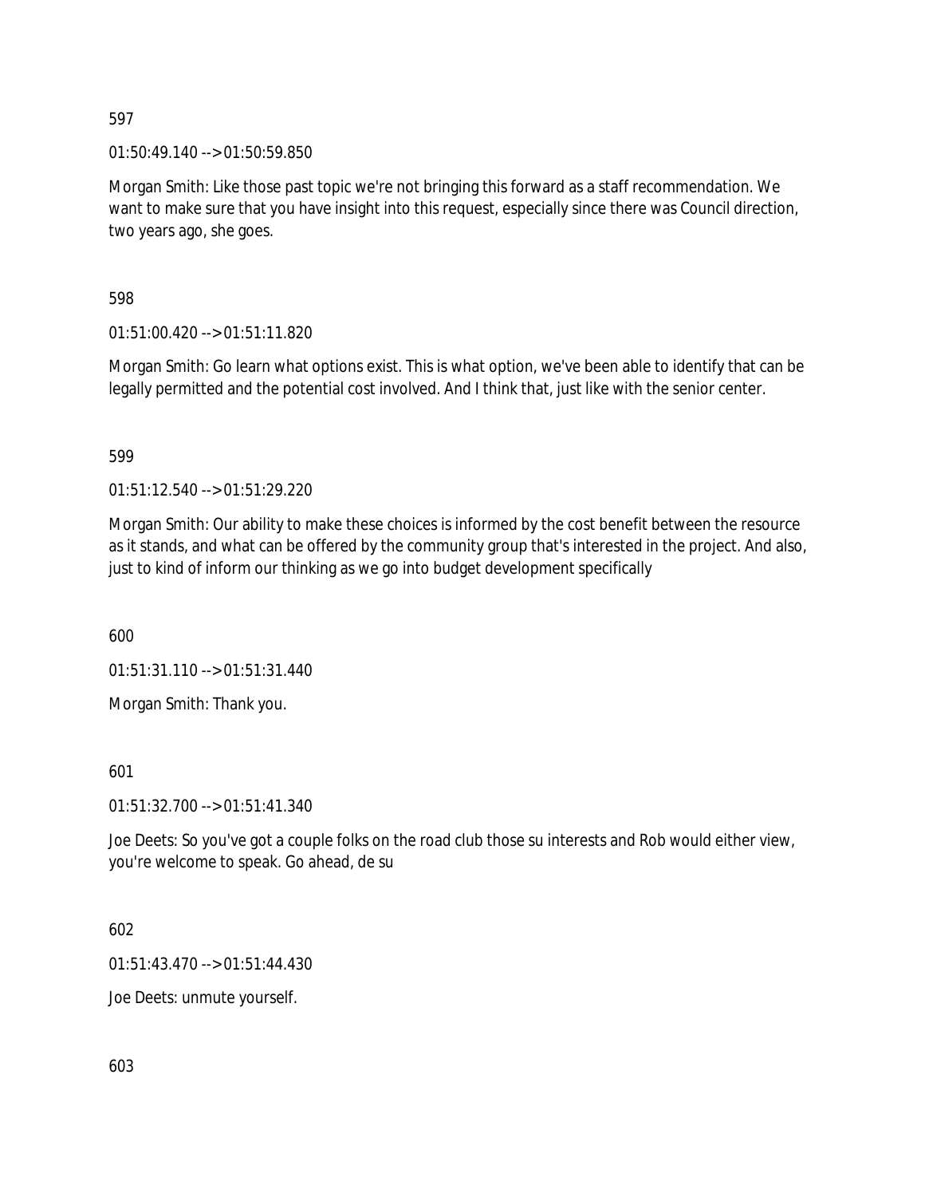597

01:50:49.140 --> 01:50:59.850

Morgan Smith: Like those past topic we're not bringing this forward as a staff recommendation. We want to make sure that you have insight into this request, especially since there was Council direction, two years ago, she goes.

598

01:51:00.420 --> 01:51:11.820

Morgan Smith: Go learn what options exist. This is what option, we've been able to identify that can be legally permitted and the potential cost involved. And I think that, just like with the senior center.

599

01:51:12.540 --> 01:51:29.220

Morgan Smith: Our ability to make these choices is informed by the cost benefit between the resource as it stands, and what can be offered by the community group that's interested in the project. And also, just to kind of inform our thinking as we go into budget development specifically

600

01:51:31.110 --> 01:51:31.440

Morgan Smith: Thank you.

601

01:51:32.700 --> 01:51:41.340

Joe Deets: So you've got a couple folks on the road club those su interests and Rob would either view, you're welcome to speak. Go ahead, de su

602

01:51:43.470 --> 01:51:44.430

Joe Deets: unmute yourself.

603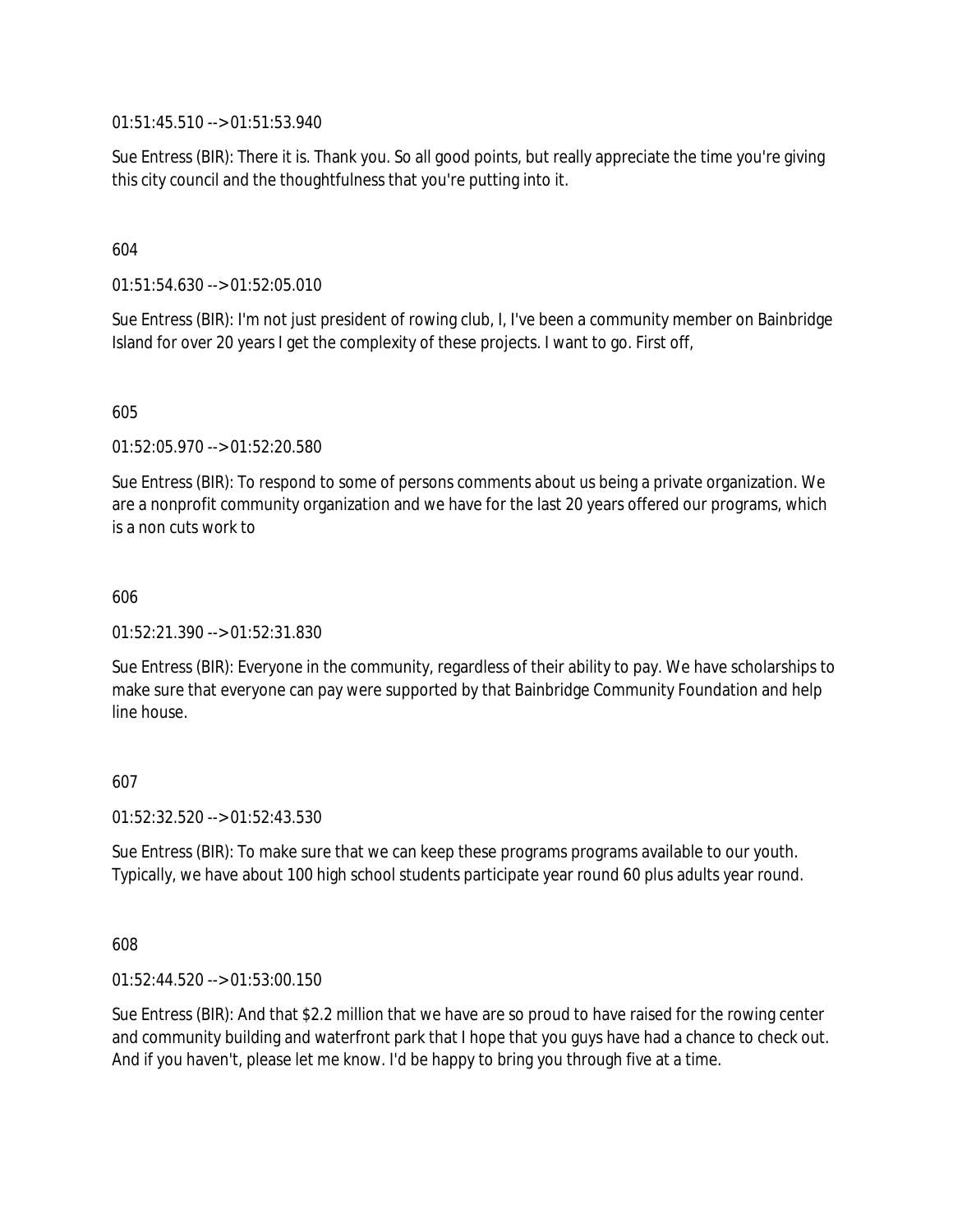01:51:45.510 --> 01:51:53.940

Sue Entress (BIR): There it is. Thank you. So all good points, but really appreciate the time you're giving this city council and the thoughtfulness that you're putting into it.

604

01:51:54.630 --> 01:52:05.010

Sue Entress (BIR): I'm not just president of rowing club, I, I've been a community member on Bainbridge Island for over 20 years I get the complexity of these projects. I want to go. First off,

605

01:52:05.970 --> 01:52:20.580

Sue Entress (BIR): To respond to some of persons comments about us being a private organization. We are a nonprofit community organization and we have for the last 20 years offered our programs, which is a non cuts work to

606

01:52:21.390 --> 01:52:31.830

Sue Entress (BIR): Everyone in the community, regardless of their ability to pay. We have scholarships to make sure that everyone can pay were supported by that Bainbridge Community Foundation and help line house.

607

01:52:32.520 --> 01:52:43.530

Sue Entress (BIR): To make sure that we can keep these programs programs available to our youth. Typically, we have about 100 high school students participate year round 60 plus adults year round.

608

01:52:44.520 --> 01:53:00.150

Sue Entress (BIR): And that $2.2 million that we have are so proud to have raised for the rowing center and community building and waterfront park that I hope that you guys have had a chance to check out. And if you haven't, please let me know. I'd be happy to bring you through five at a time.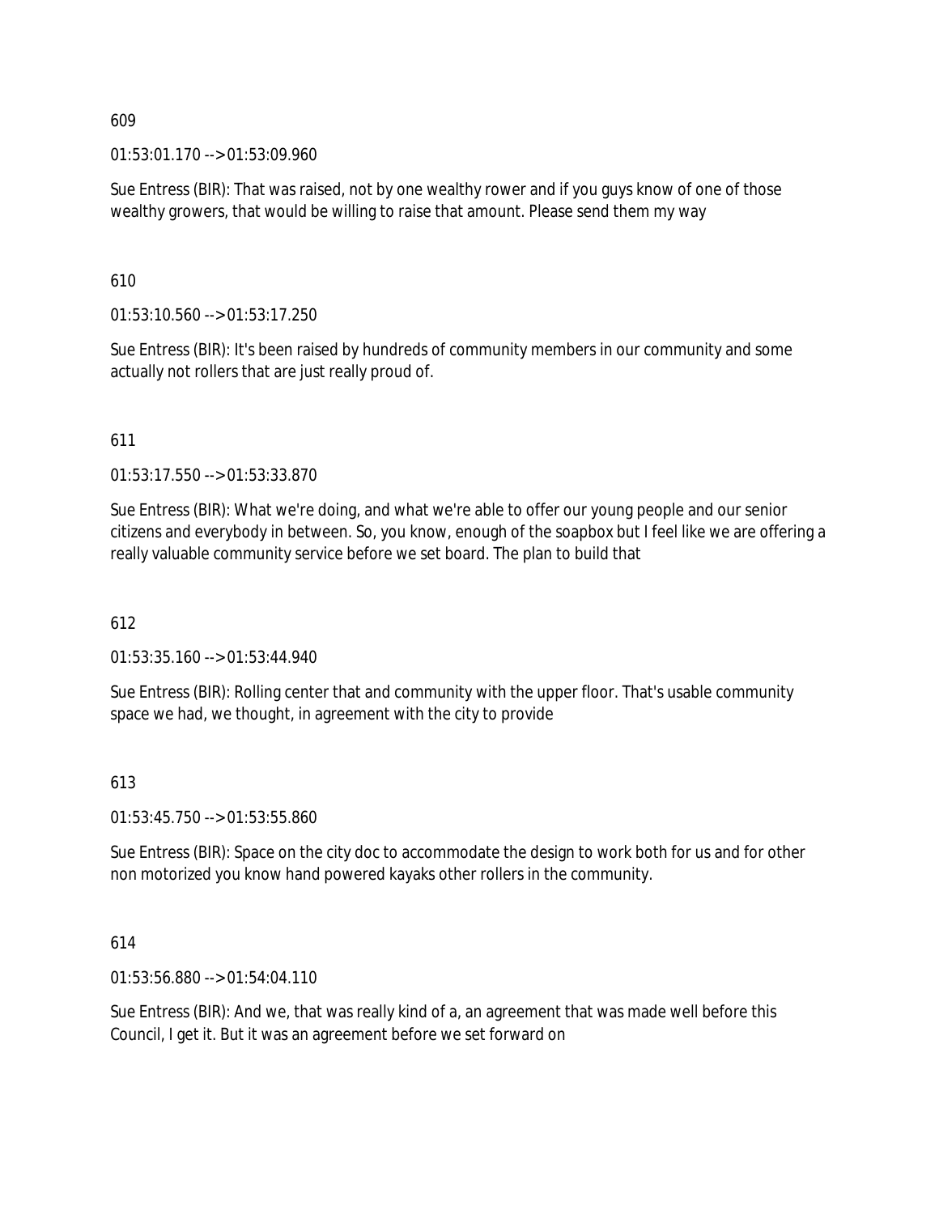609

01:53:01.170 --> 01:53:09.960

Sue Entress (BIR): That was raised, not by one wealthy rower and if you guys know of one of those wealthy growers, that would be willing to raise that amount. Please send them my way

610

01:53:10.560 --> 01:53:17.250

Sue Entress (BIR): It's been raised by hundreds of community members in our community and some actually not rollers that are just really proud of.

611

01:53:17.550 --> 01:53:33.870

Sue Entress (BIR): What we're doing, and what we're able to offer our young people and our senior citizens and everybody in between. So, you know, enough of the soapbox but I feel like we are offering a really valuable community service before we set board. The plan to build that

612

01:53:35.160 --> 01:53:44.940

Sue Entress (BIR): Rolling center that and community with the upper floor. That's usable community space we had, we thought, in agreement with the city to provide

613

01:53:45.750 --> 01:53:55.860

Sue Entress (BIR): Space on the city doc to accommodate the design to work both for us and for other non motorized you know hand powered kayaks other rollers in the community.

614

01:53:56.880 --> 01:54:04.110

Sue Entress (BIR): And we, that was really kind of a, an agreement that was made well before this Council, I get it. But it was an agreement before we set forward on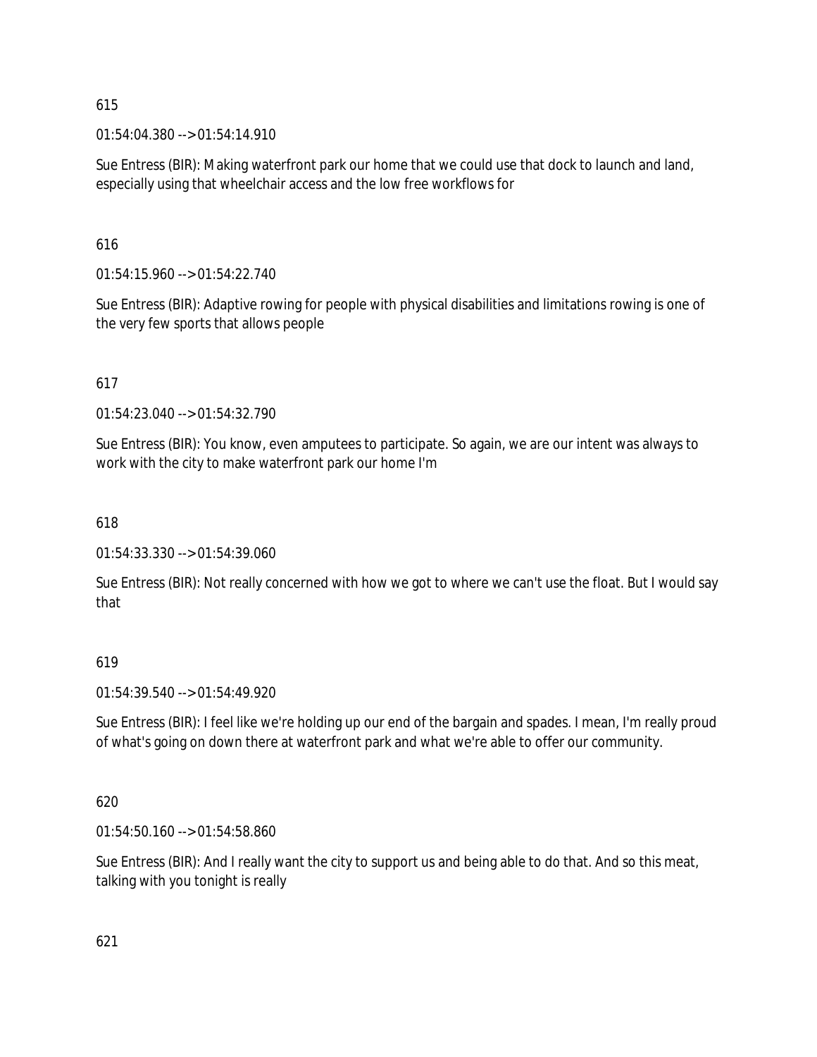615

01:54:04.380 --> 01:54:14.910

Sue Entress (BIR): Making waterfront park our home that we could use that dock to launch and land, especially using that wheelchair access and the low free workflows for

616

01:54:15.960 --> 01:54:22.740

Sue Entress (BIR): Adaptive rowing for people with physical disabilities and limitations rowing is one of the very few sports that allows people

617

01:54:23.040 --> 01:54:32.790

Sue Entress (BIR): You know, even amputees to participate. So again, we are our intent was always to work with the city to make waterfront park our home I'm

618

01:54:33.330 --> 01:54:39.060

Sue Entress (BIR): Not really concerned with how we got to where we can't use the float. But I would say that

619

01:54:39.540 --> 01:54:49.920

Sue Entress (BIR): I feel like we're holding up our end of the bargain and spades. I mean, I'm really proud of what's going on down there at waterfront park and what we're able to offer our community.

620

01:54:50.160 --> 01:54:58.860

Sue Entress (BIR): And I really want the city to support us and being able to do that. And so this meat, talking with you tonight is really

621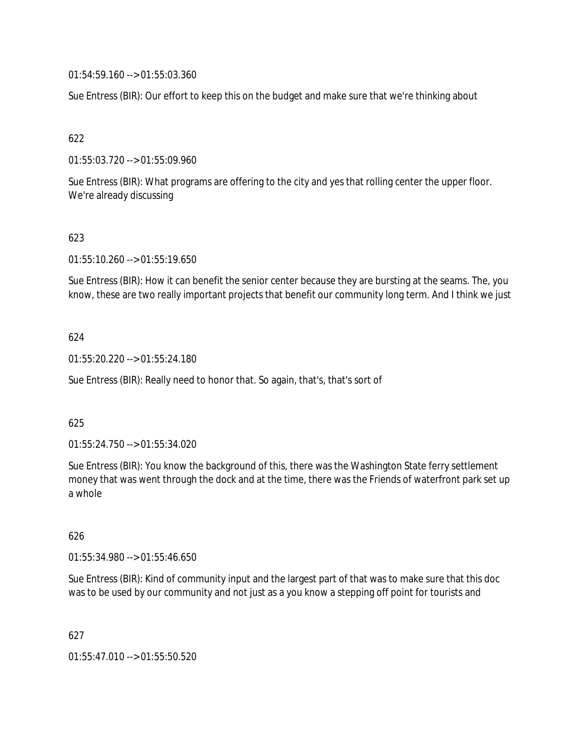01:54:59.160 --> 01:55:03.360

Sue Entress (BIR): Our effort to keep this on the budget and make sure that we're thinking about

622

01:55:03.720 --> 01:55:09.960

Sue Entress (BIR): What programs are offering to the city and yes that rolling center the upper floor. We're already discussing

623

01:55:10.260 --> 01:55:19.650

Sue Entress (BIR): How it can benefit the senior center because they are bursting at the seams. The, you know, these are two really important projects that benefit our community long term. And I think we just

624

01:55:20.220 --> 01:55:24.180

Sue Entress (BIR): Really need to honor that. So again, that's, that's sort of

625

01:55:24.750 --> 01:55:34.020

Sue Entress (BIR): You know the background of this, there was the Washington State ferry settlement money that was went through the dock and at the time, there was the Friends of waterfront park set up a whole

626

01:55:34.980 --> 01:55:46.650

Sue Entress (BIR): Kind of community input and the largest part of that was to make sure that this doc was to be used by our community and not just as a you know a stepping off point for tourists and

627

01:55:47.010 --> 01:55:50.520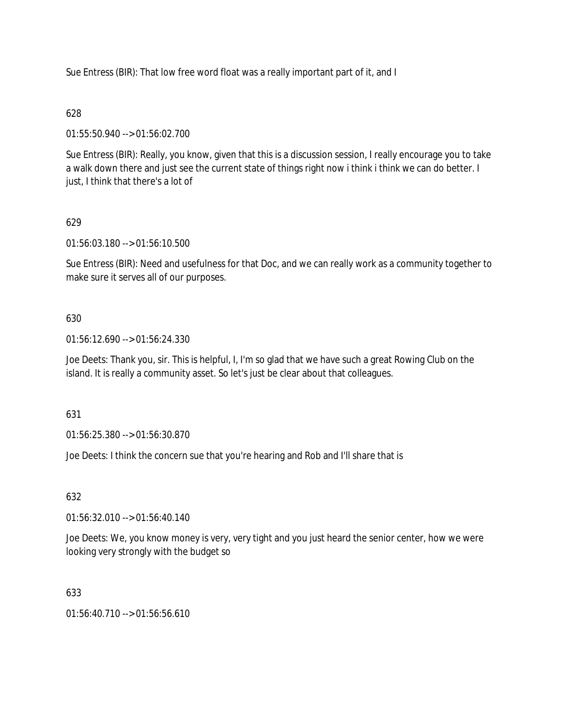Sue Entress (BIR): That low free word float was a really important part of it, and I

628

01:55:50.940 --> 01:56:02.700

Sue Entress (BIR): Really, you know, given that this is a discussion session, I really encourage you to take a walk down there and just see the current state of things right now i think i think we can do better. I just, I think that there's a lot of

629

01:56:03.180 --> 01:56:10.500

Sue Entress (BIR): Need and usefulness for that Doc, and we can really work as a community together to make sure it serves all of our purposes.

630

01:56:12.690 --> 01:56:24.330

Joe Deets: Thank you, sir. This is helpful, I, I'm so glad that we have such a great Rowing Club on the island. It is really a community asset. So let's just be clear about that colleagues.

631

01:56:25.380 --> 01:56:30.870

Joe Deets: I think the concern sue that you're hearing and Rob and I'll share that is

632

01:56:32.010 --> 01:56:40.140

Joe Deets: We, you know money is very, very tight and you just heard the senior center, how we were looking very strongly with the budget so

633

01:56:40.710 --> 01:56:56.610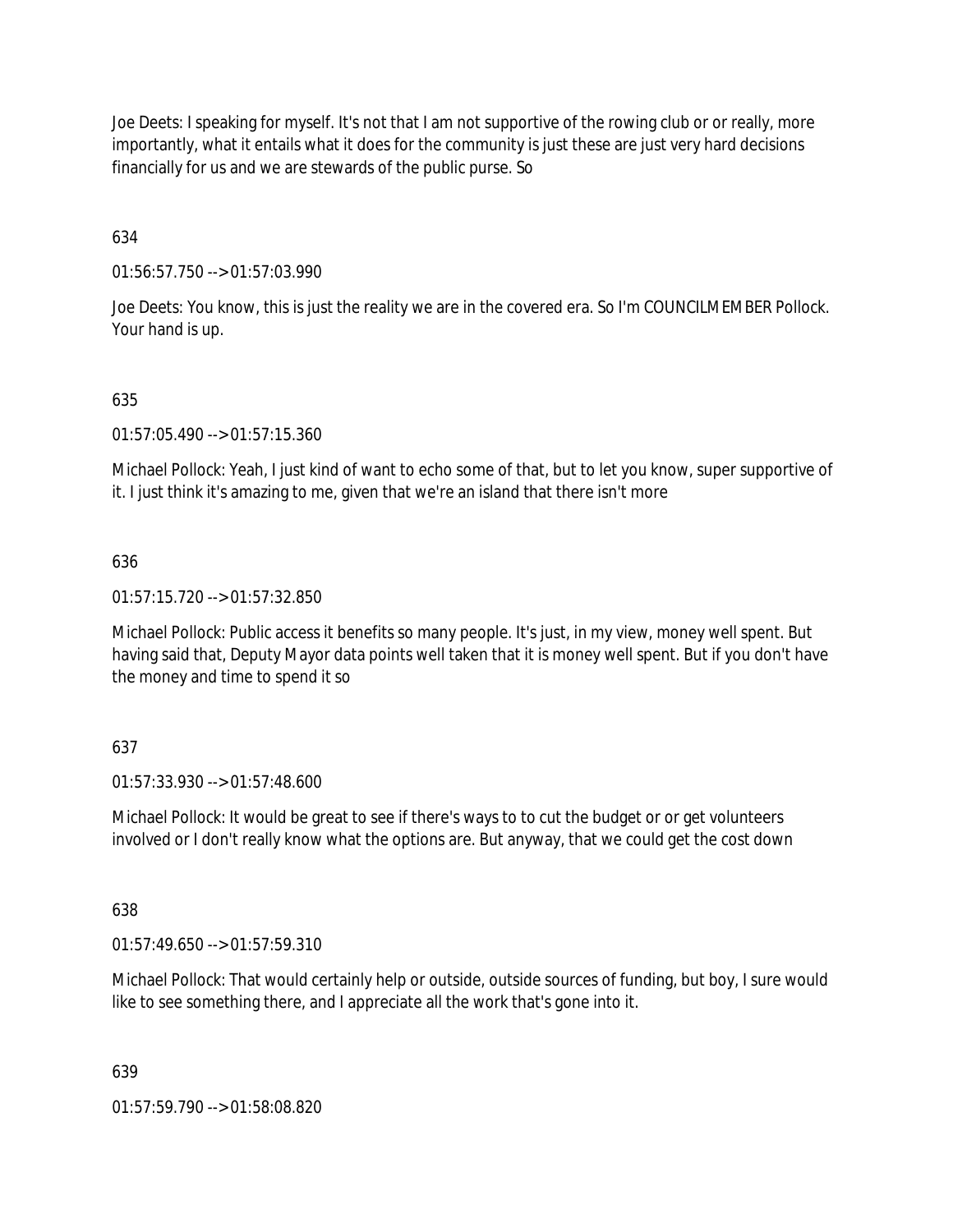Joe Deets: I speaking for myself. It's not that I am not supportive of the rowing club or or really, more importantly, what it entails what it does for the community is just these are just very hard decisions financially for us and we are stewards of the public purse. So

634

01:56:57.750 --> 01:57:03.990

Joe Deets: You know, this is just the reality we are in the covered era. So I'm COUNCILMEMBER Pollock. Your hand is up.

635

01:57:05.490 --> 01:57:15.360

Michael Pollock: Yeah, I just kind of want to echo some of that, but to let you know, super supportive of it. I just think it's amazing to me, given that we're an island that there isn't more

636

01:57:15.720 --> 01:57:32.850

Michael Pollock: Public access it benefits so many people. It's just, in my view, money well spent. But having said that, Deputy Mayor data points well taken that it is money well spent. But if you don't have the money and time to spend it so

637

01:57:33.930 --> 01:57:48.600

Michael Pollock: It would be great to see if there's ways to to cut the budget or or get volunteers involved or I don't really know what the options are. But anyway, that we could get the cost down

638

01:57:49.650 --> 01:57:59.310

Michael Pollock: That would certainly help or outside, outside sources of funding, but boy, I sure would like to see something there, and I appreciate all the work that's gone into it.

639

01:57:59.790 --> 01:58:08.820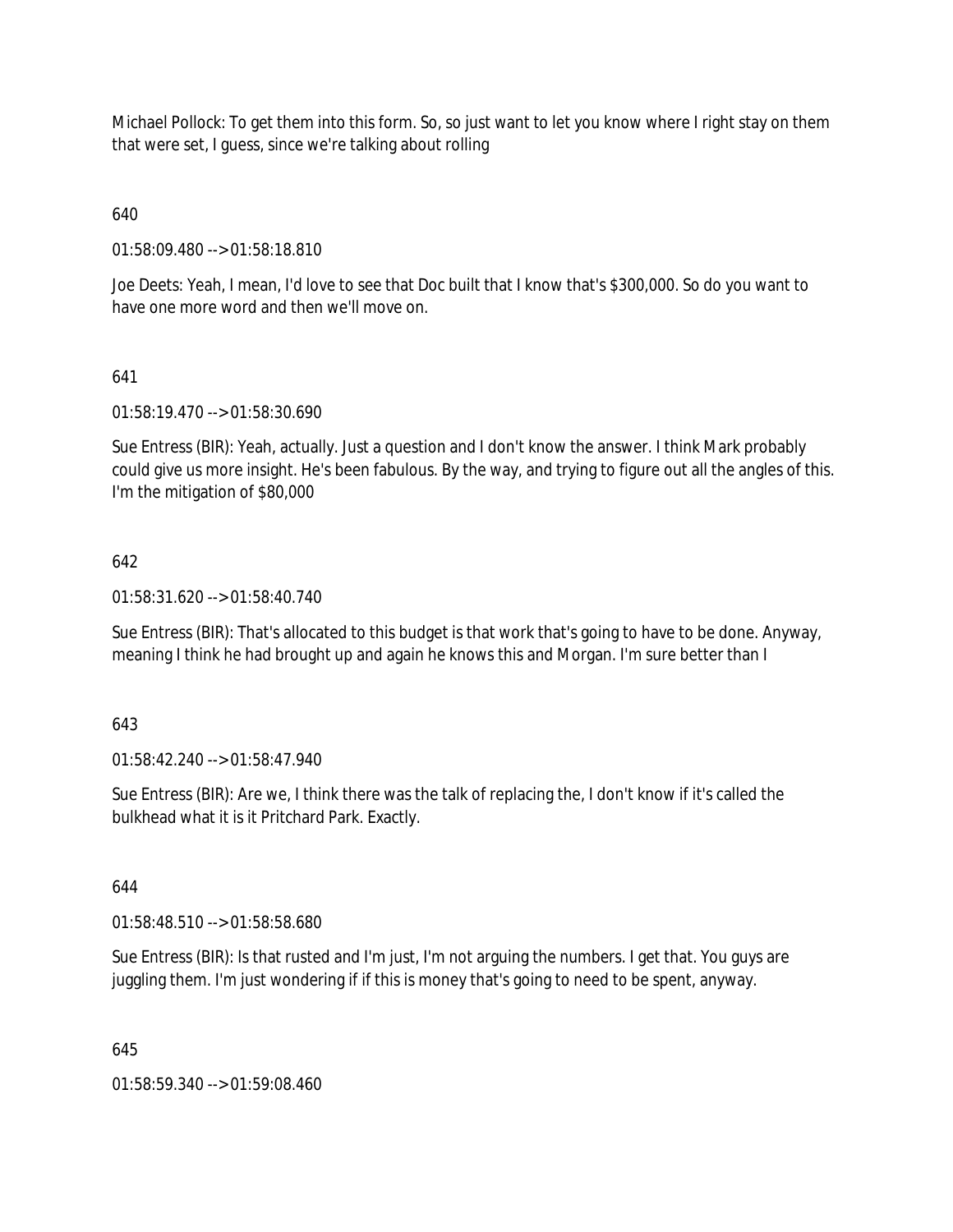Michael Pollock: To get them into this form. So, so just want to let you know where I right stay on them that were set, I guess, since we're talking about rolling

640

01:58:09.480 --> 01:58:18.810

Joe Deets: Yeah, I mean, I'd love to see that Doc built that I know that's $300,000. So do you want to have one more word and then we'll move on.

641

01:58:19.470 --> 01:58:30.690

Sue Entress (BIR): Yeah, actually. Just a question and I don't know the answer. I think Mark probably could give us more insight. He's been fabulous. By the way, and trying to figure out all the angles of this. I'm the mitigation of $80,000

642

01:58:31.620 --> 01:58:40.740

Sue Entress (BIR): That's allocated to this budget is that work that's going to have to be done. Anyway, meaning I think he had brought up and again he knows this and Morgan. I'm sure better than I

643

01:58:42.240 --> 01:58:47.940

Sue Entress (BIR): Are we, I think there was the talk of replacing the, I don't know if it's called the bulkhead what it is it Pritchard Park. Exactly.

644

01:58:48.510 --> 01:58:58.680

Sue Entress (BIR): Is that rusted and I'm just, I'm not arguing the numbers. I get that. You guys are juggling them. I'm just wondering if if this is money that's going to need to be spent, anyway.

645

01:58:59.340 --> 01:59:08.460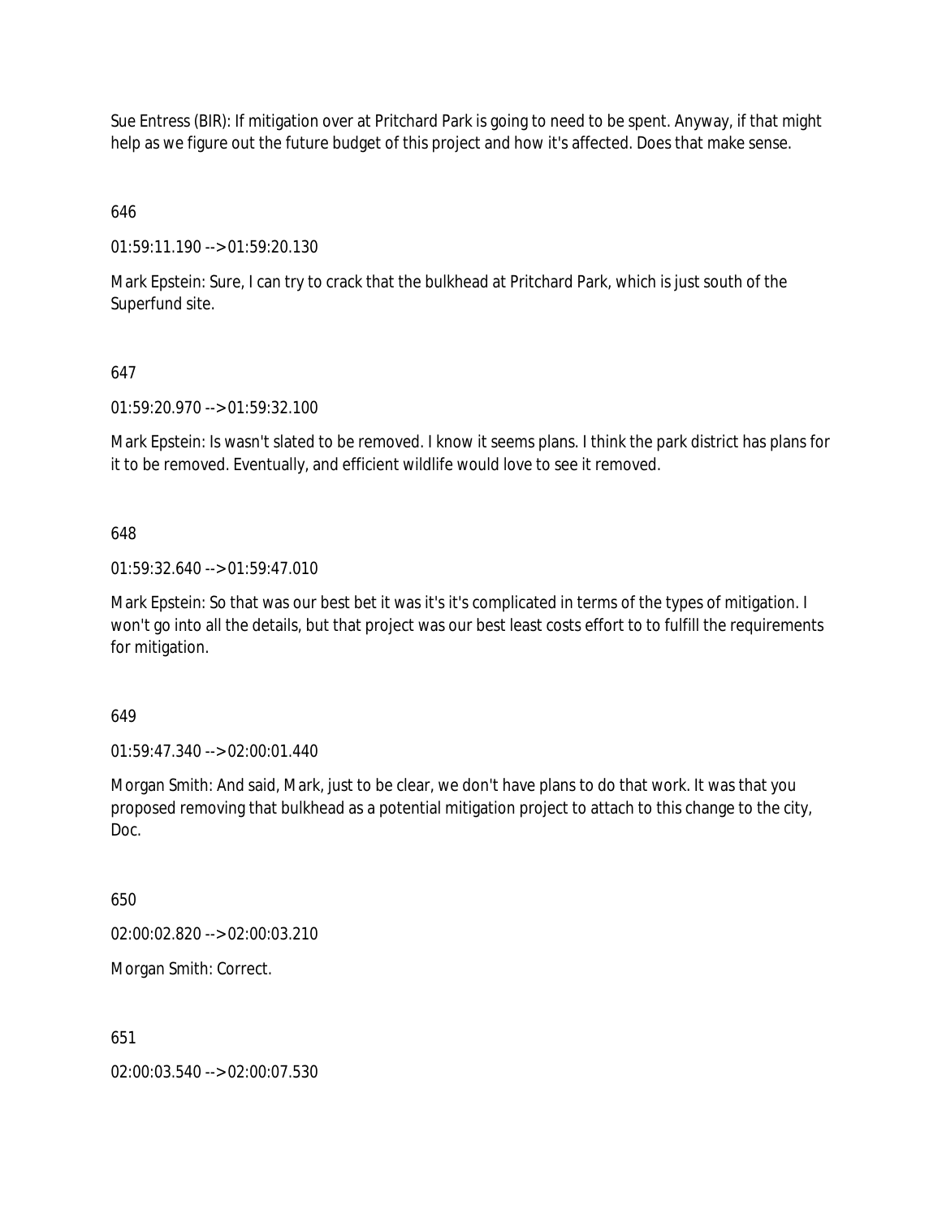Sue Entress (BIR): If mitigation over at Pritchard Park is going to need to be spent. Anyway, if that might help as we figure out the future budget of this project and how it's affected. Does that make sense.

646

01:59:11.190 --> 01:59:20.130

Mark Epstein: Sure, I can try to crack that the bulkhead at Pritchard Park, which is just south of the Superfund site.

647

01:59:20.970 --> 01:59:32.100

Mark Epstein: Is wasn't slated to be removed. I know it seems plans. I think the park district has plans for it to be removed. Eventually, and efficient wildlife would love to see it removed.

648

01:59:32.640 --> 01:59:47.010

Mark Epstein: So that was our best bet it was it's it's complicated in terms of the types of mitigation. I won't go into all the details, but that project was our best least costs effort to to fulfill the requirements for mitigation.

649

01:59:47.340 --> 02:00:01.440

Morgan Smith: And said, Mark, just to be clear, we don't have plans to do that work. It was that you proposed removing that bulkhead as a potential mitigation project to attach to this change to the city, Doc.

650

02:00:02.820 --> 02:00:03.210

Morgan Smith: Correct.

651

02:00:03.540 --> 02:00:07.530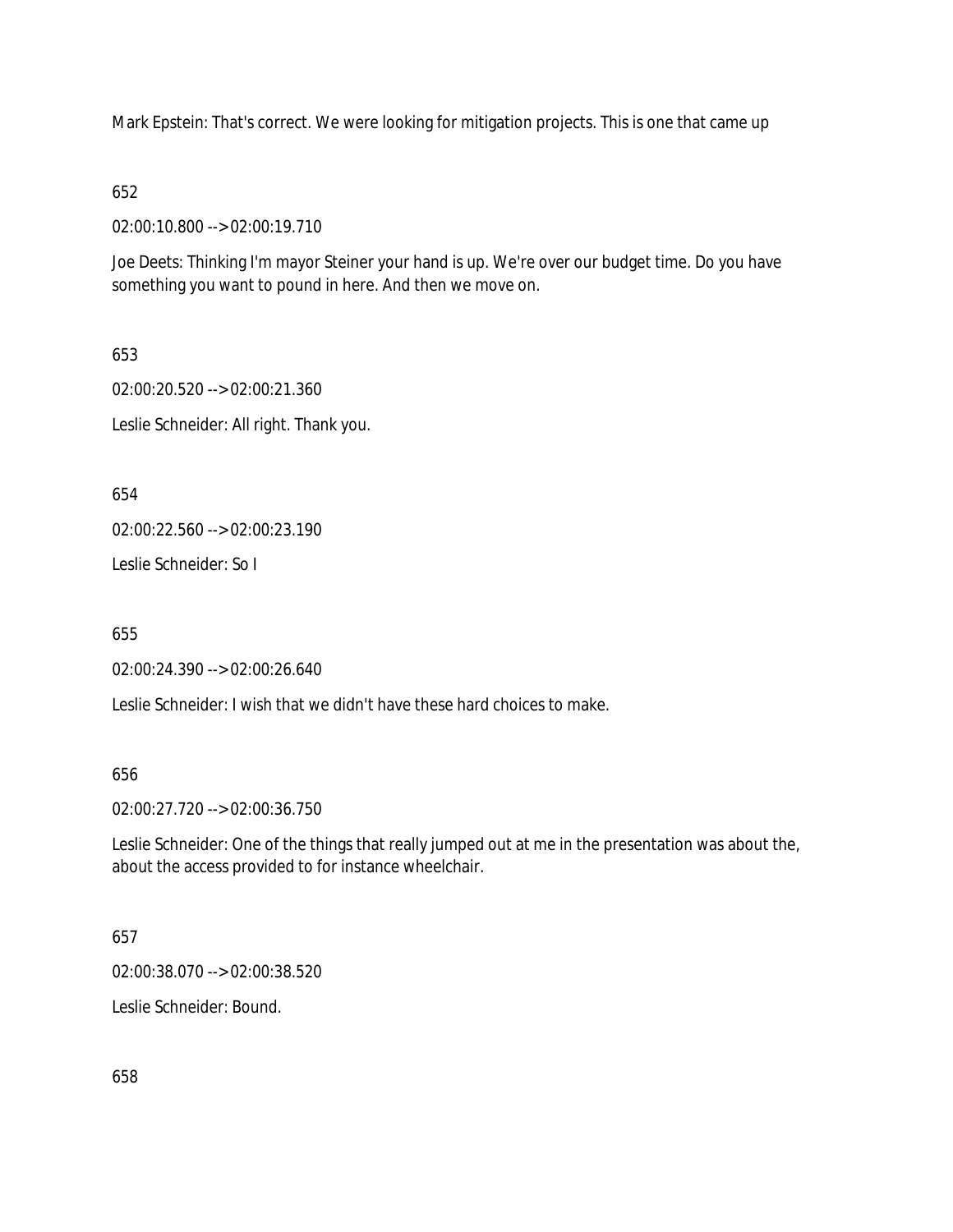Mark Epstein: That's correct. We were looking for mitigation projects. This is one that came up

652

02:00:10.800 --> 02:00:19.710

Joe Deets: Thinking I'm mayor Steiner your hand is up. We're over our budget time. Do you have something you want to pound in here. And then we move on.

653

02:00:20.520 --> 02:00:21.360

Leslie Schneider: All right. Thank you.

654

02:00:22.560 --> 02:00:23.190

Leslie Schneider: So I

655

02:00:24.390 --> 02:00:26.640

Leslie Schneider: I wish that we didn't have these hard choices to make.

656

02:00:27.720 --> 02:00:36.750

Leslie Schneider: One of the things that really jumped out at me in the presentation was about the, about the access provided to for instance wheelchair.

657

02:00:38.070 --> 02:00:38.520

Leslie Schneider: Bound.

658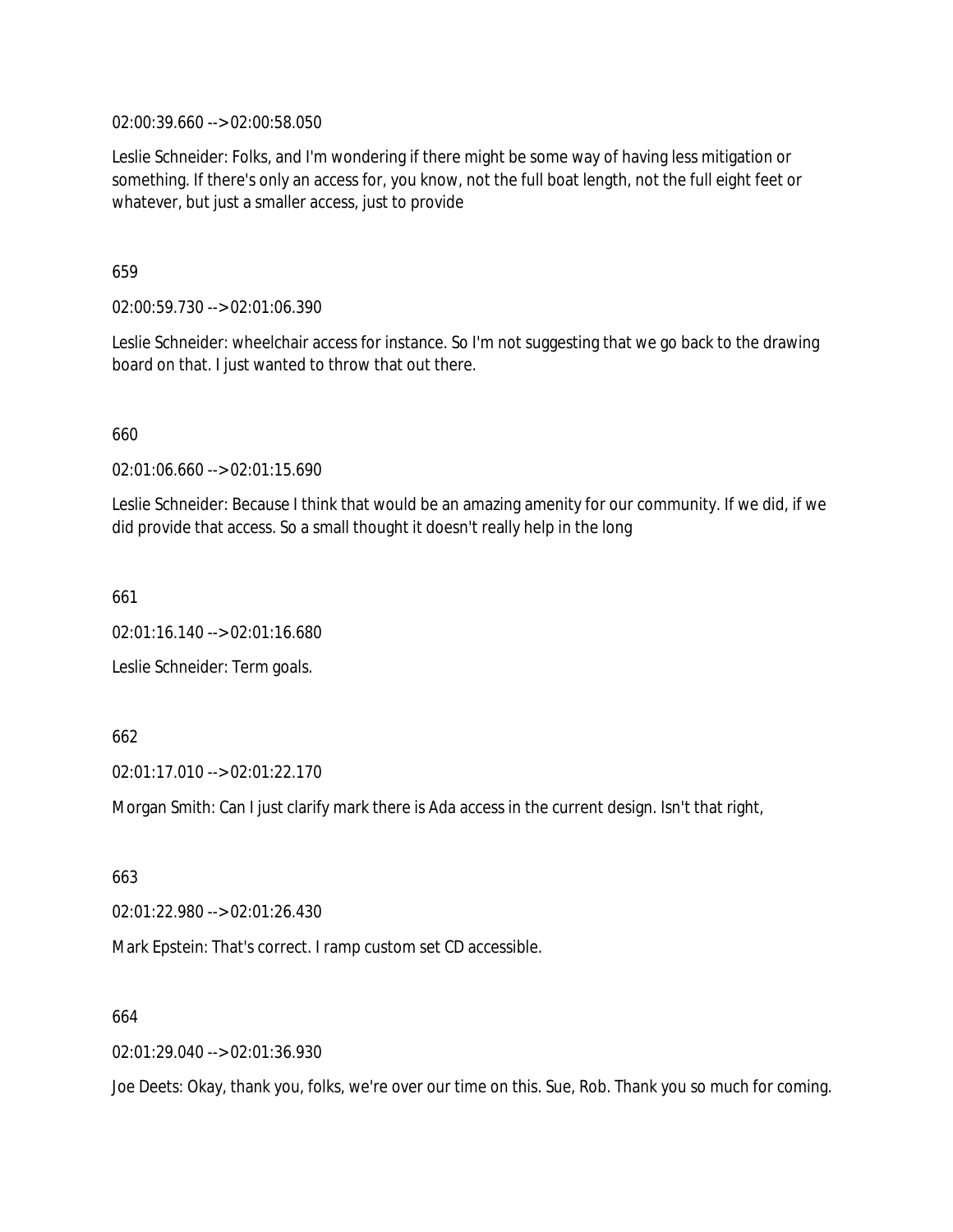02:00:39.660 --> 02:00:58.050

Leslie Schneider: Folks, and I'm wondering if there might be some way of having less mitigation or something. If there's only an access for, you know, not the full boat length, not the full eight feet or whatever, but just a smaller access, just to provide

659

02:00:59.730 --> 02:01:06.390

Leslie Schneider: wheelchair access for instance. So I'm not suggesting that we go back to the drawing board on that. I just wanted to throw that out there.

660

02:01:06.660 --> 02:01:15.690

Leslie Schneider: Because I think that would be an amazing amenity for our community. If we did, if we did provide that access. So a small thought it doesn't really help in the long

661

02:01:16.140 --> 02:01:16.680

Leslie Schneider: Term goals.

662

02:01:17.010 --> 02:01:22.170

Morgan Smith: Can I just clarify mark there is Ada access in the current design. Isn't that right,

663

02:01:22.980 --> 02:01:26.430

Mark Epstein: That's correct. I ramp custom set CD accessible.

664

02:01:29.040 --> 02:01:36.930

Joe Deets: Okay, thank you, folks, we're over our time on this. Sue, Rob. Thank you so much for coming.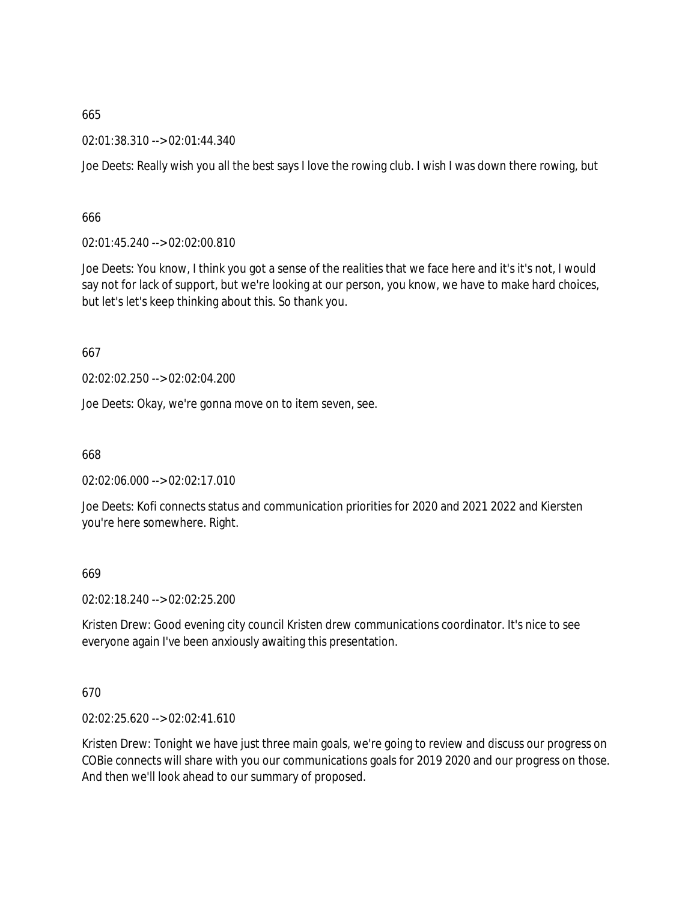665

02:01:38.310 --> 02:01:44.340

Joe Deets: Really wish you all the best says I love the rowing club. I wish I was down there rowing, but

666

02:01:45.240 --> 02:02:00.810

Joe Deets: You know, I think you got a sense of the realities that we face here and it's it's not, I would say not for lack of support, but we're looking at our person, you know, we have to make hard choices, but let's let's keep thinking about this. So thank you.

667

02:02:02.250 --> 02:02:04.200

Joe Deets: Okay, we're gonna move on to item seven, see.

668

02:02:06.000 --> 02:02:17.010

Joe Deets: Kofi connects status and communication priorities for 2020 and 2021 2022 and Kiersten you're here somewhere. Right.

669

02:02:18.240 --> 02:02:25.200

Kristen Drew: Good evening city council Kristen drew communications coordinator. It's nice to see everyone again I've been anxiously awaiting this presentation.

670

02:02:25.620 --> 02:02:41.610

Kristen Drew: Tonight we have just three main goals, we're going to review and discuss our progress on COBie connects will share with you our communications goals for 2019 2020 and our progress on those. And then we'll look ahead to our summary of proposed.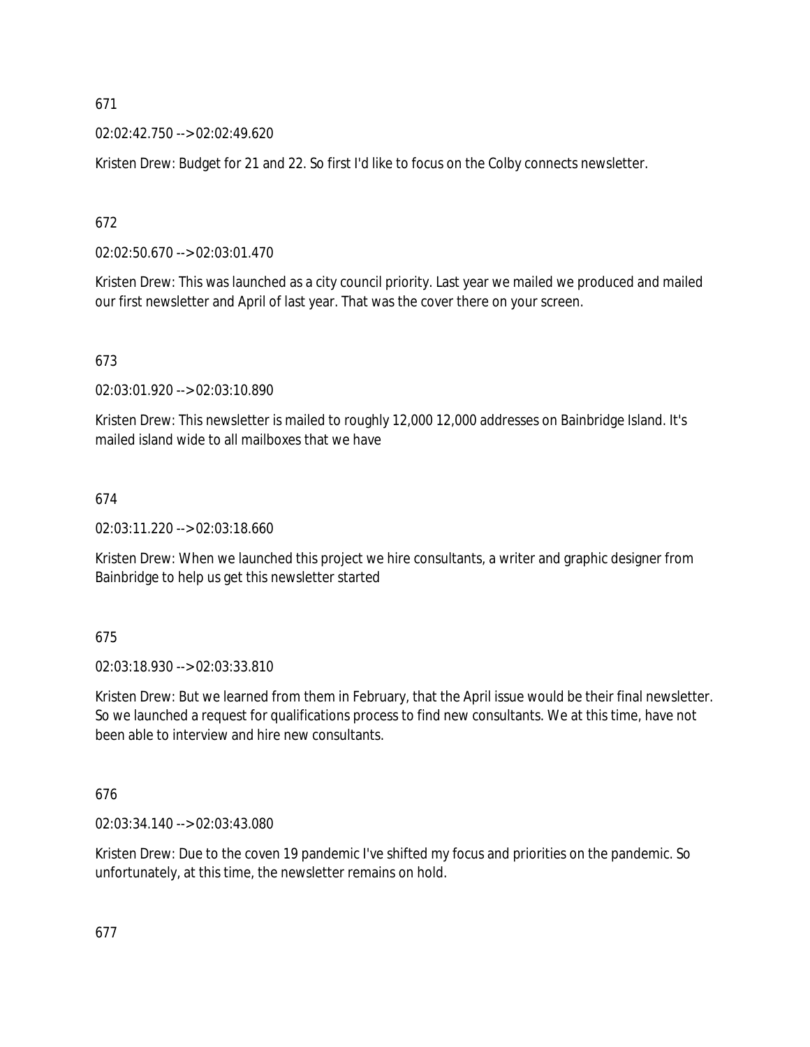671

02:02:42.750 --> 02:02:49.620

Kristen Drew: Budget for 21 and 22. So first I'd like to focus on the Colby connects newsletter.

672

02:02:50.670 --> 02:03:01.470

Kristen Drew: This was launched as a city council priority. Last year we mailed we produced and mailed our first newsletter and April of last year. That was the cover there on your screen.

673

02:03:01.920 --> 02:03:10.890

Kristen Drew: This newsletter is mailed to roughly 12,000 12,000 addresses on Bainbridge Island. It's mailed island wide to all mailboxes that we have

674

02:03:11.220 --> 02:03:18.660

Kristen Drew: When we launched this project we hire consultants, a writer and graphic designer from Bainbridge to help us get this newsletter started

675

02:03:18.930 --> 02:03:33.810

Kristen Drew: But we learned from them in February, that the April issue would be their final newsletter. So we launched a request for qualifications process to find new consultants. We at this time, have not been able to interview and hire new consultants.

676

02:03:34.140 --> 02:03:43.080

Kristen Drew: Due to the coven 19 pandemic I've shifted my focus and priorities on the pandemic. So unfortunately, at this time, the newsletter remains on hold.

677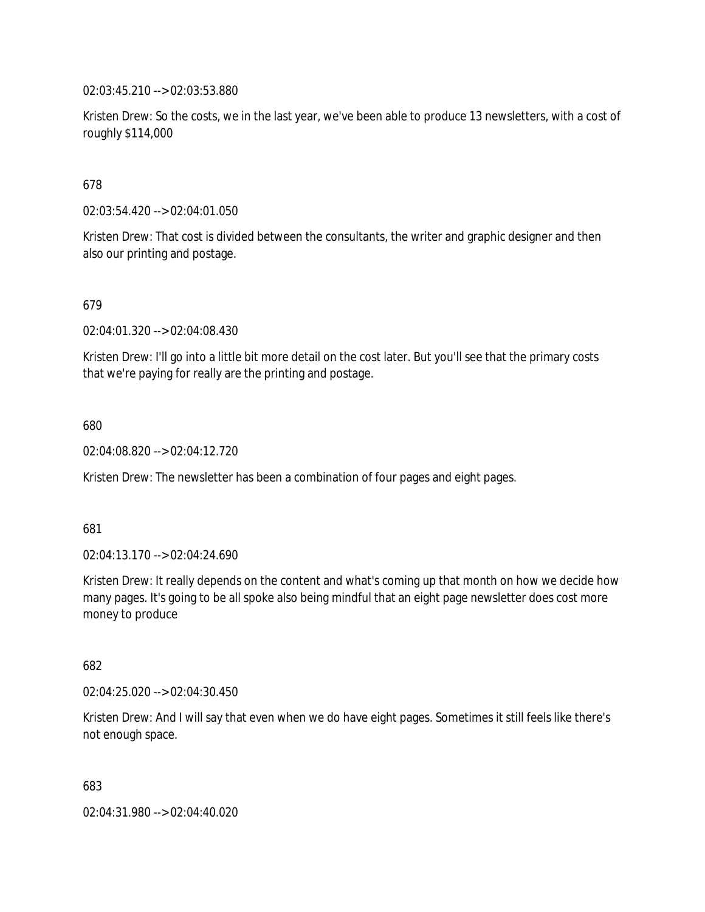02:03:45.210 --> 02:03:53.880

Kristen Drew: So the costs, we in the last year, we've been able to produce 13 newsletters, with a cost of roughly $114,000

678

02:03:54.420 --> 02:04:01.050

Kristen Drew: That cost is divided between the consultants, the writer and graphic designer and then also our printing and postage.

679

02:04:01.320 --> 02:04:08.430

Kristen Drew: I'll go into a little bit more detail on the cost later. But you'll see that the primary costs that we're paying for really are the printing and postage.

680

02:04:08.820 --> 02:04:12.720

Kristen Drew: The newsletter has been a combination of four pages and eight pages.

681

02:04:13.170 --> 02:04:24.690

Kristen Drew: It really depends on the content and what's coming up that month on how we decide how many pages. It's going to be all spoke also being mindful that an eight page newsletter does cost more money to produce

682

02:04:25.020 --> 02:04:30.450

Kristen Drew: And I will say that even when we do have eight pages. Sometimes it still feels like there's not enough space.

683

02:04:31.980 --> 02:04:40.020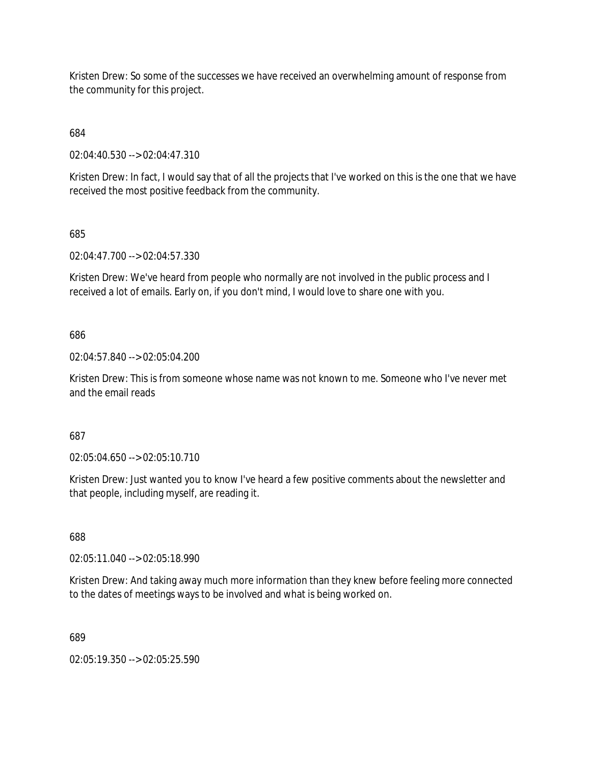Kristen Drew: So some of the successes we have received an overwhelming amount of response from the community for this project.

684

02:04:40.530 --> 02:04:47.310

Kristen Drew: In fact, I would say that of all the projects that I've worked on this is the one that we have received the most positive feedback from the community.

685

02:04:47.700 --> 02:04:57.330

Kristen Drew: We've heard from people who normally are not involved in the public process and I received a lot of emails. Early on, if you don't mind, I would love to share one with you.

686

02:04:57.840 --> 02:05:04.200

Kristen Drew: This is from someone whose name was not known to me. Someone who I've never met and the email reads

687

02:05:04.650 --> 02:05:10.710

Kristen Drew: Just wanted you to know I've heard a few positive comments about the newsletter and that people, including myself, are reading it.

688

02:05:11.040 --> 02:05:18.990

Kristen Drew: And taking away much more information than they knew before feeling more connected to the dates of meetings ways to be involved and what is being worked on.

689

02:05:19.350 --> 02:05:25.590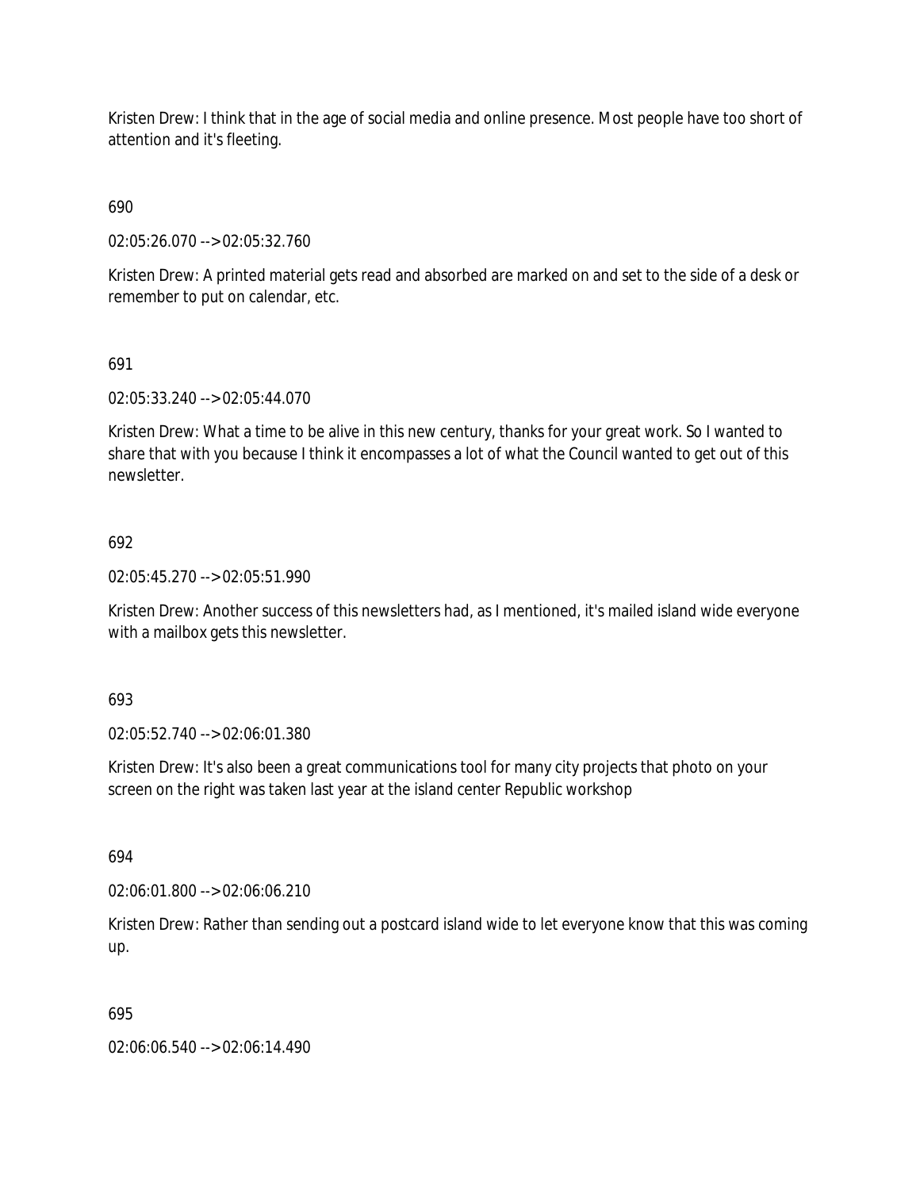Kristen Drew: I think that in the age of social media and online presence. Most people have too short of attention and it's fleeting.

690

02:05:26.070 --> 02:05:32.760

Kristen Drew: A printed material gets read and absorbed are marked on and set to the side of a desk or remember to put on calendar, etc.

691

02:05:33.240 --> 02:05:44.070

Kristen Drew: What a time to be alive in this new century, thanks for your great work. So I wanted to share that with you because I think it encompasses a lot of what the Council wanted to get out of this newsletter.

692

02:05:45.270 --> 02:05:51.990

Kristen Drew: Another success of this newsletters had, as I mentioned, it's mailed island wide everyone with a mailbox gets this newsletter.

693

02:05:52.740 --> 02:06:01.380

Kristen Drew: It's also been a great communications tool for many city projects that photo on your screen on the right was taken last year at the island center Republic workshop

694

02:06:01.800 --> 02:06:06.210

Kristen Drew: Rather than sending out a postcard island wide to let everyone know that this was coming up.

695

02:06:06.540 --> 02:06:14.490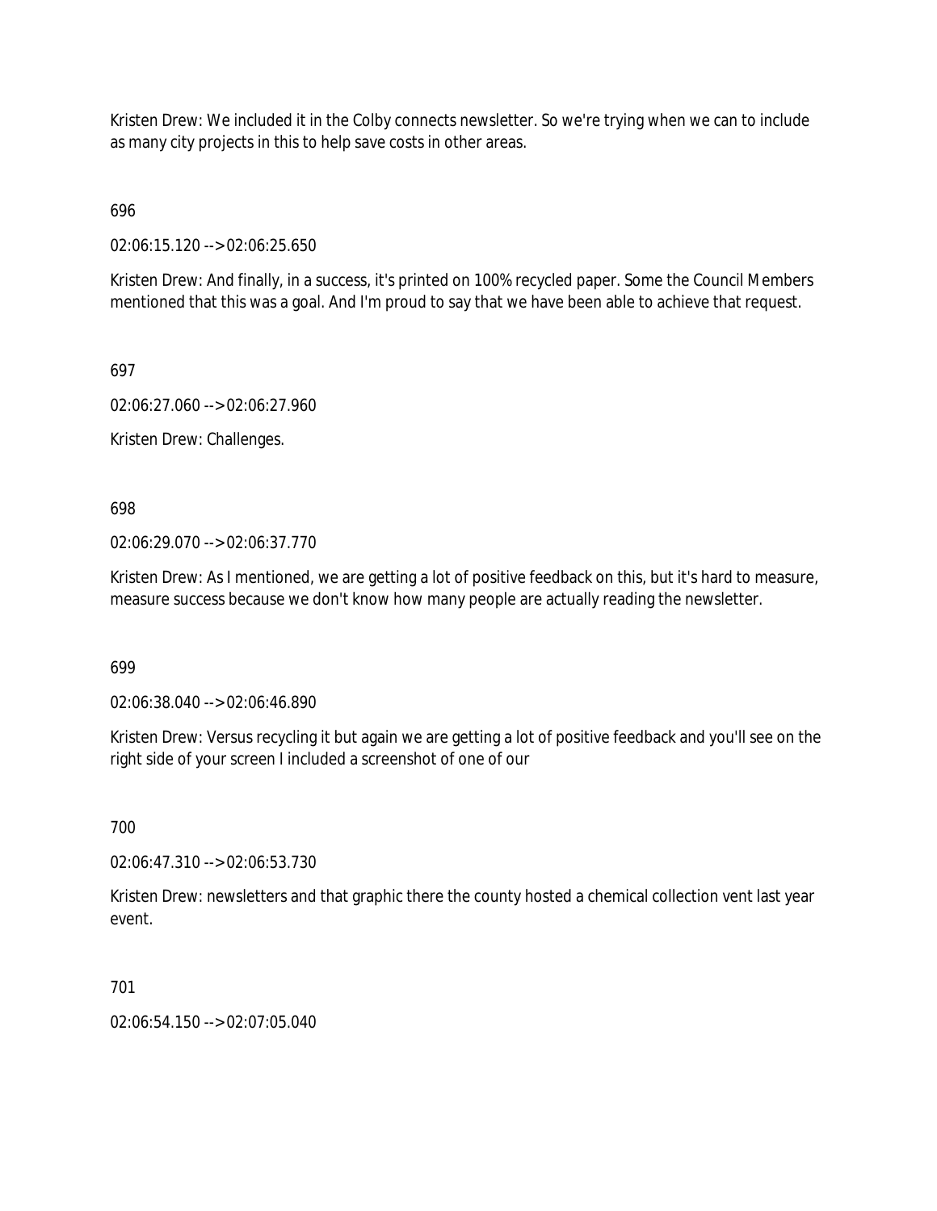Kristen Drew: We included it in the Colby connects newsletter. So we're trying when we can to include as many city projects in this to help save costs in other areas.

696

02:06:15.120 --> 02:06:25.650

Kristen Drew: And finally, in a success, it's printed on 100% recycled paper. Some the Council Members mentioned that this was a goal. And I'm proud to say that we have been able to achieve that request.

697

02:06:27.060 --> 02:06:27.960

Kristen Drew: Challenges.

698

02:06:29.070 --> 02:06:37.770

Kristen Drew: As I mentioned, we are getting a lot of positive feedback on this, but it's hard to measure, measure success because we don't know how many people are actually reading the newsletter.

699

02:06:38.040 --> 02:06:46.890

Kristen Drew: Versus recycling it but again we are getting a lot of positive feedback and you'll see on the right side of your screen I included a screenshot of one of our

700

02:06:47.310 --> 02:06:53.730

Kristen Drew: newsletters and that graphic there the county hosted a chemical collection vent last year event.

701

02:06:54.150 --> 02:07:05.040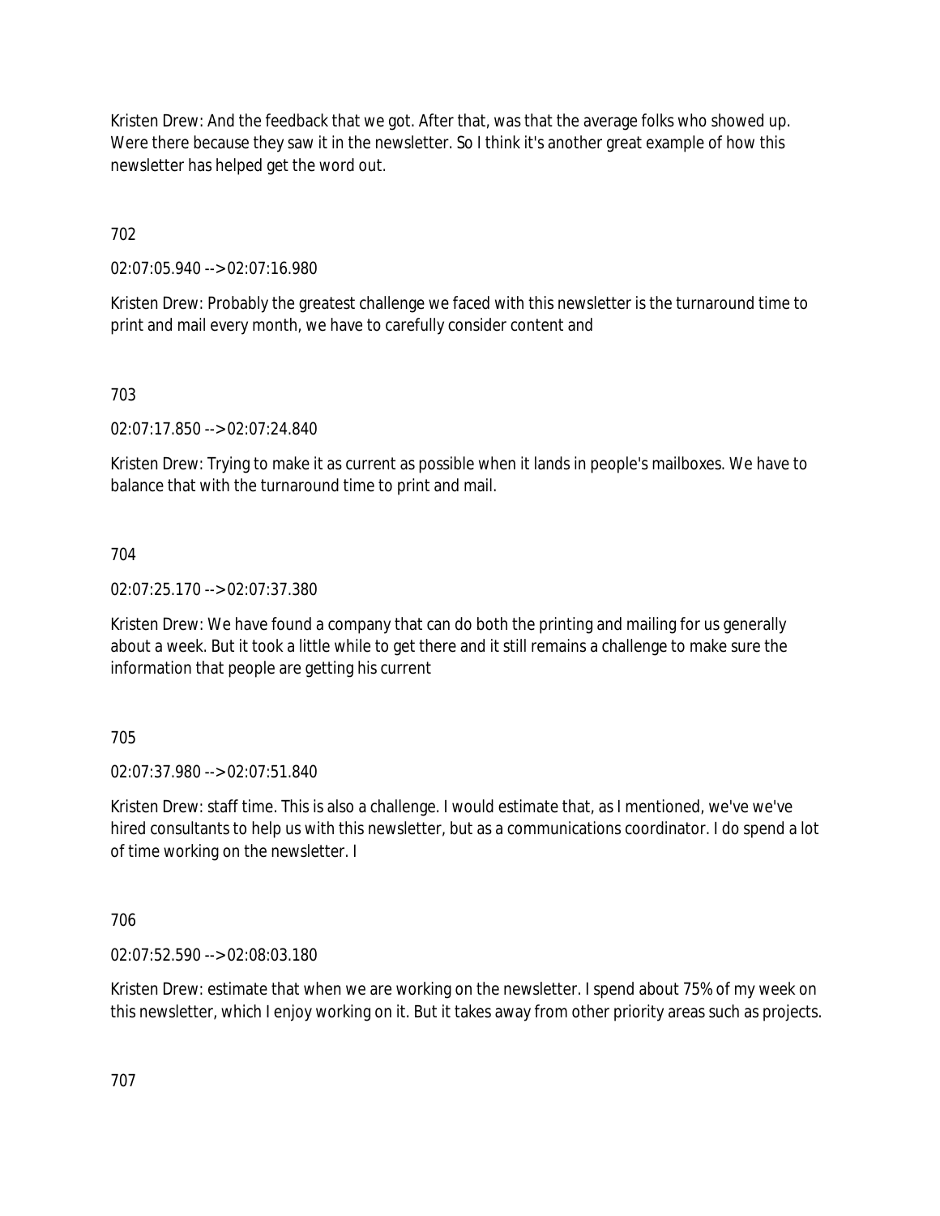Kristen Drew: And the feedback that we got. After that, was that the average folks who showed up. Were there because they saw it in the newsletter. So I think it's another great example of how this newsletter has helped get the word out.

702

02:07:05.940 --> 02:07:16.980

Kristen Drew: Probably the greatest challenge we faced with this newsletter is the turnaround time to print and mail every month, we have to carefully consider content and

703

02:07:17.850 --> 02:07:24.840

Kristen Drew: Trying to make it as current as possible when it lands in people's mailboxes. We have to balance that with the turnaround time to print and mail.

704

02:07:25.170 --> 02:07:37.380

Kristen Drew: We have found a company that can do both the printing and mailing for us generally about a week. But it took a little while to get there and it still remains a challenge to make sure the information that people are getting his current

705

02:07:37.980 --> 02:07:51.840

Kristen Drew: staff time. This is also a challenge. I would estimate that, as I mentioned, we've we've hired consultants to help us with this newsletter, but as a communications coordinator. I do spend a lot of time working on the newsletter. I

706

02:07:52.590 --> 02:08:03.180

Kristen Drew: estimate that when we are working on the newsletter. I spend about 75% of my week on this newsletter, which I enjoy working on it. But it takes away from other priority areas such as projects.

707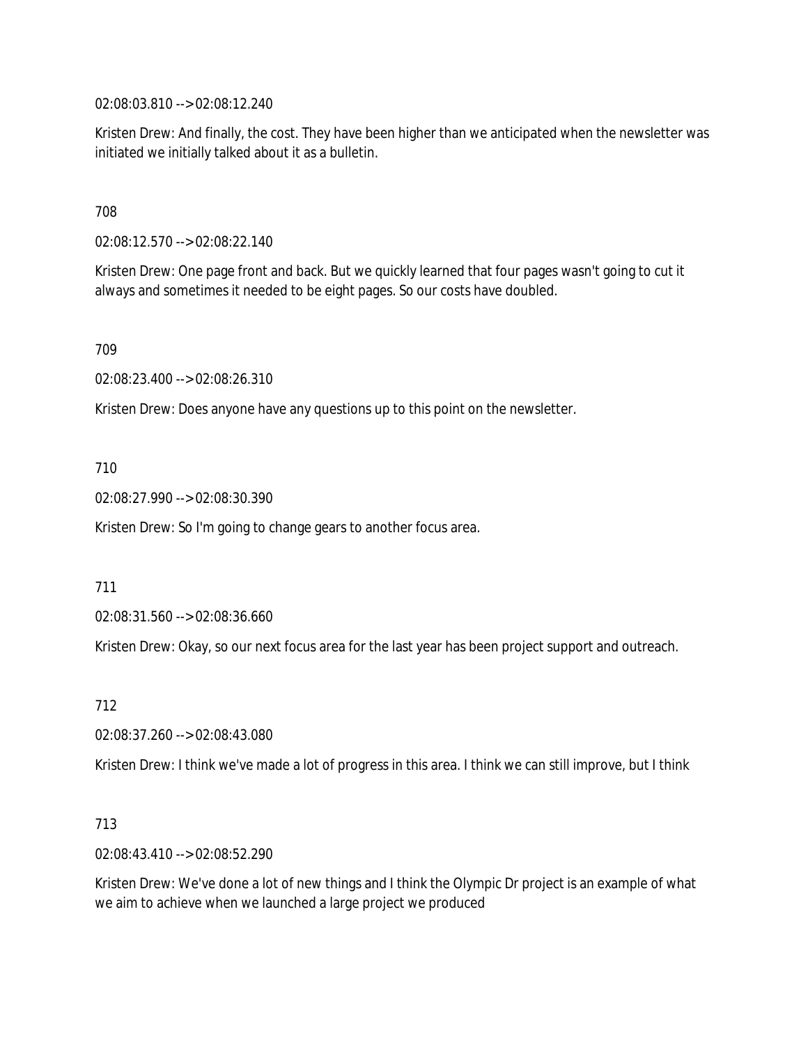02:08:03.810 --> 02:08:12.240

Kristen Drew: And finally, the cost. They have been higher than we anticipated when the newsletter was initiated we initially talked about it as a bulletin.

708

02:08:12.570 --> 02:08:22.140

Kristen Drew: One page front and back. But we quickly learned that four pages wasn't going to cut it always and sometimes it needed to be eight pages. So our costs have doubled.

709

02:08:23.400 --> 02:08:26.310

Kristen Drew: Does anyone have any questions up to this point on the newsletter.

710

02:08:27.990 --> 02:08:30.390

Kristen Drew: So I'm going to change gears to another focus area.

711

02:08:31.560 --> 02:08:36.660

Kristen Drew: Okay, so our next focus area for the last year has been project support and outreach.

712

02:08:37.260 --> 02:08:43.080

Kristen Drew: I think we've made a lot of progress in this area. I think we can still improve, but I think

713

02:08:43.410 --> 02:08:52.290

Kristen Drew: We've done a lot of new things and I think the Olympic Dr project is an example of what we aim to achieve when we launched a large project we produced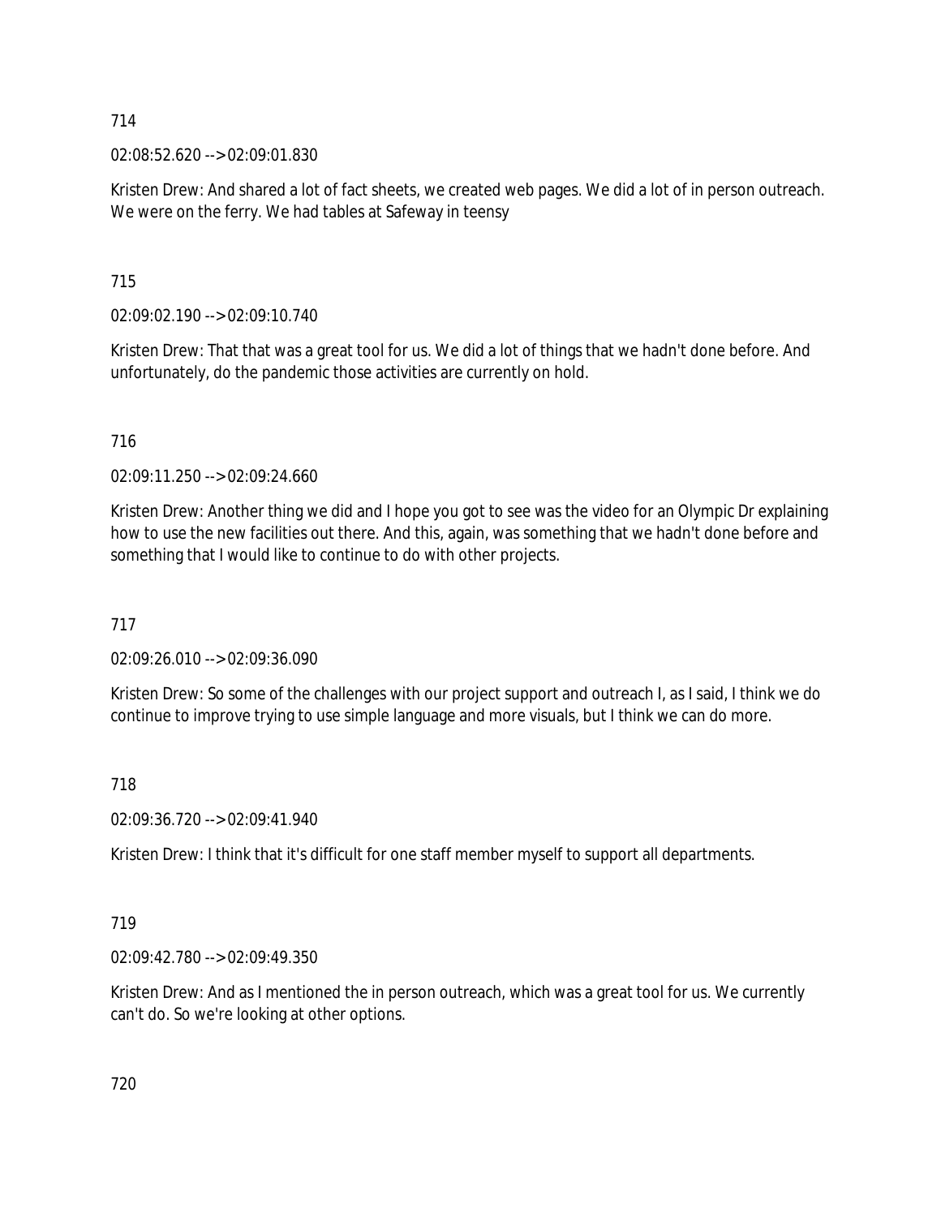714

02:08:52.620 --> 02:09:01.830

Kristen Drew: And shared a lot of fact sheets, we created web pages. We did a lot of in person outreach. We were on the ferry. We had tables at Safeway in teensy

715

02:09:02.190 --> 02:09:10.740

Kristen Drew: That that was a great tool for us. We did a lot of things that we hadn't done before. And unfortunately, do the pandemic those activities are currently on hold.

716

02:09:11.250 --> 02:09:24.660

Kristen Drew: Another thing we did and I hope you got to see was the video for an Olympic Dr explaining how to use the new facilities out there. And this, again, was something that we hadn't done before and something that I would like to continue to do with other projects.

717

02:09:26.010 --> 02:09:36.090

Kristen Drew: So some of the challenges with our project support and outreach I, as I said, I think we do continue to improve trying to use simple language and more visuals, but I think we can do more.

718

02:09:36.720 --> 02:09:41.940

Kristen Drew: I think that it's difficult for one staff member myself to support all departments.

719

02:09:42.780 --> 02:09:49.350

Kristen Drew: And as I mentioned the in person outreach, which was a great tool for us. We currently can't do. So we're looking at other options.

720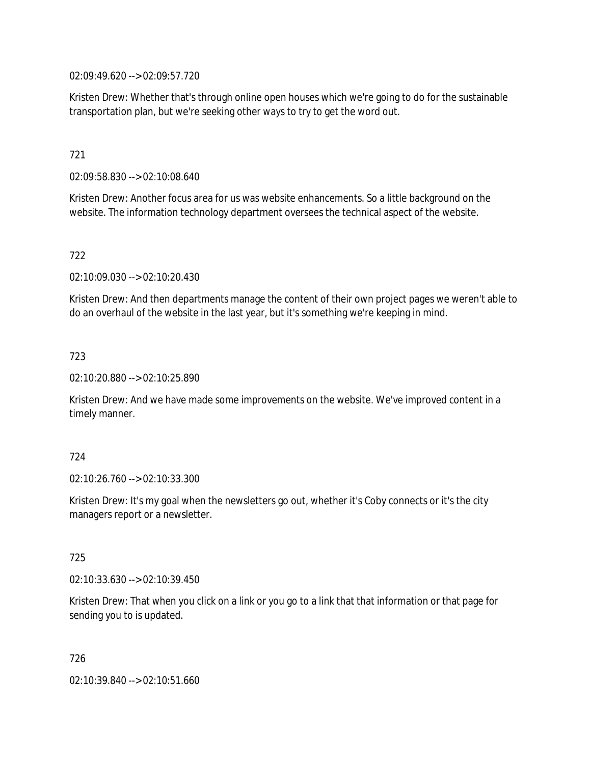02:09:49.620 --> 02:09:57.720

Kristen Drew: Whether that's through online open houses which we're going to do for the sustainable transportation plan, but we're seeking other ways to try to get the word out.

721

02:09:58.830 --> 02:10:08.640

Kristen Drew: Another focus area for us was website enhancements. So a little background on the website. The information technology department oversees the technical aspect of the website.

722

02:10:09.030 --> 02:10:20.430

Kristen Drew: And then departments manage the content of their own project pages we weren't able to do an overhaul of the website in the last year, but it's something we're keeping in mind.

723

02:10:20.880 --> 02:10:25.890

Kristen Drew: And we have made some improvements on the website. We've improved content in a timely manner.

724

02:10:26.760 --> 02:10:33.300

Kristen Drew: It's my goal when the newsletters go out, whether it's Coby connects or it's the city managers report or a newsletter.

725

02:10:33.630 --> 02:10:39.450

Kristen Drew: That when you click on a link or you go to a link that that information or that page for sending you to is updated.

726

02:10:39.840 --> 02:10:51.660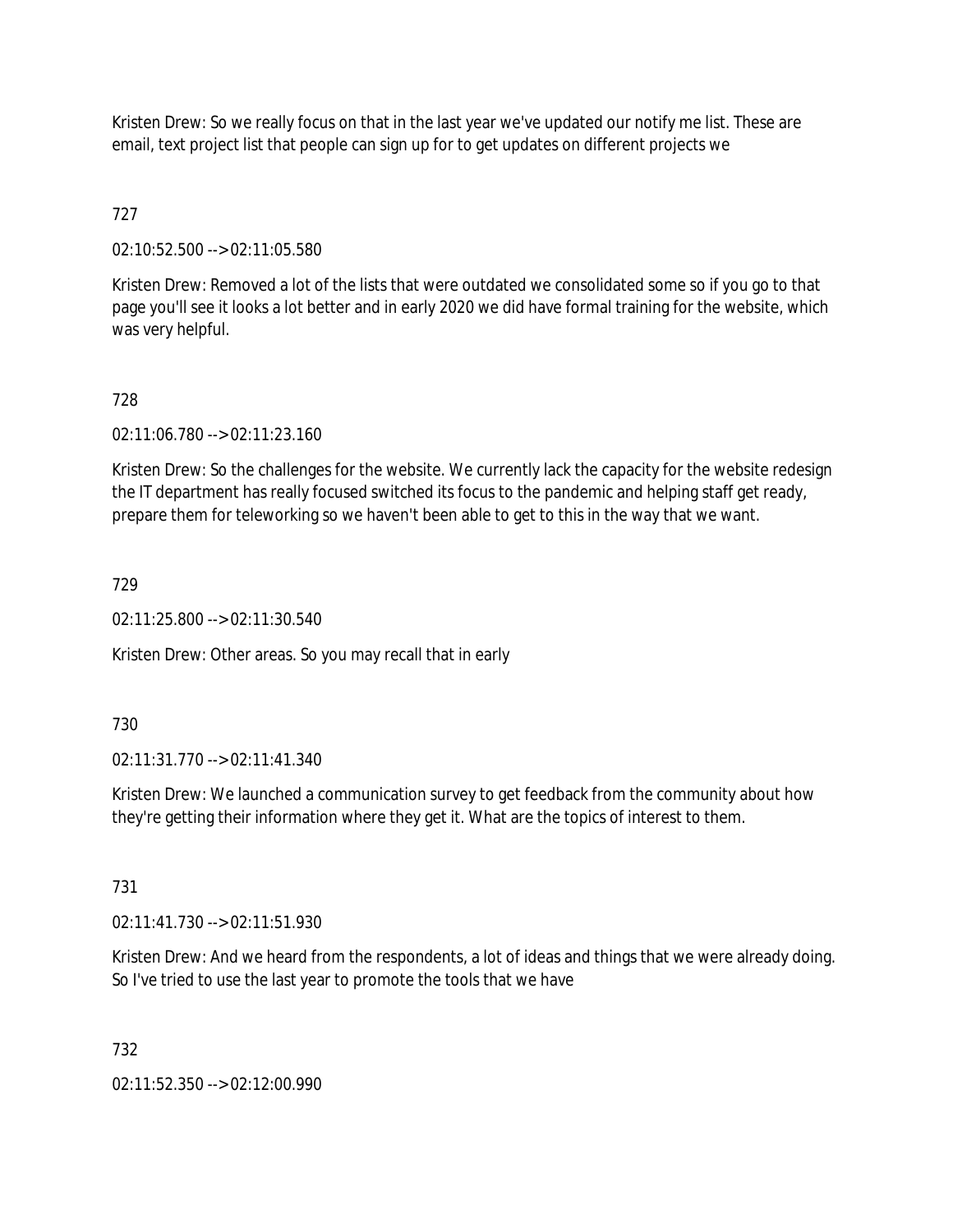Kristen Drew: So we really focus on that in the last year we've updated our notify me list. These are email, text project list that people can sign up for to get updates on different projects we

727

02:10:52.500 --> 02:11:05.580

Kristen Drew: Removed a lot of the lists that were outdated we consolidated some so if you go to that page you'll see it looks a lot better and in early 2020 we did have formal training for the website, which was very helpful.

728

02:11:06.780 --> 02:11:23.160

Kristen Drew: So the challenges for the website. We currently lack the capacity for the website redesign the IT department has really focused switched its focus to the pandemic and helping staff get ready, prepare them for teleworking so we haven't been able to get to this in the way that we want.

729

02:11:25.800 --> 02:11:30.540

Kristen Drew: Other areas. So you may recall that in early

730

02:11:31.770 --> 02:11:41.340

Kristen Drew: We launched a communication survey to get feedback from the community about how they're getting their information where they get it. What are the topics of interest to them.

731

02:11:41.730 --> 02:11:51.930

Kristen Drew: And we heard from the respondents, a lot of ideas and things that we were already doing. So I've tried to use the last year to promote the tools that we have

732

02:11:52.350 --> 02:12:00.990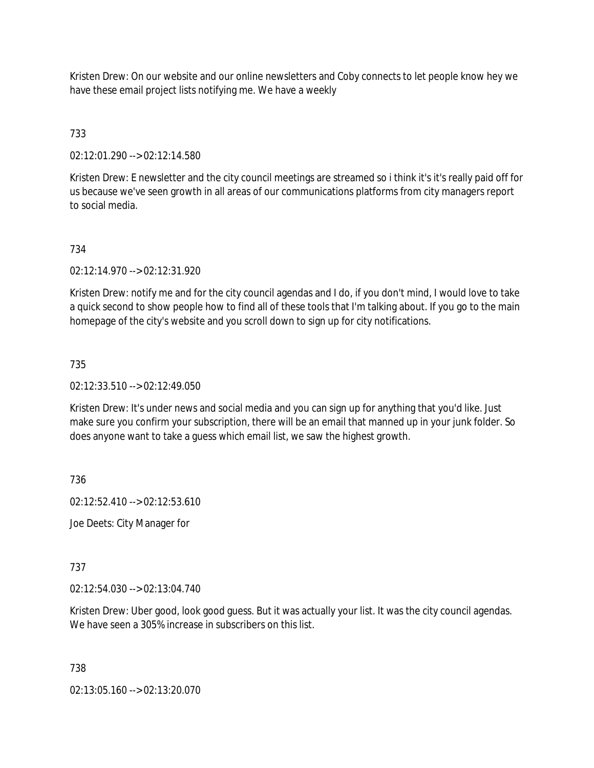Kristen Drew: On our website and our online newsletters and Coby connects to let people know hey we have these email project lists notifying me. We have a weekly

733

02:12:01.290 --> 02:12:14.580

Kristen Drew: E newsletter and the city council meetings are streamed so i think it's it's really paid off for us because we've seen growth in all areas of our communications platforms from city managers report to social media.

734

02:12:14.970 --> 02:12:31.920

Kristen Drew: notify me and for the city council agendas and I do, if you don't mind, I would love to take a quick second to show people how to find all of these tools that I'm talking about. If you go to the main homepage of the city's website and you scroll down to sign up for city notifications.

735

02:12:33.510 --> 02:12:49.050

Kristen Drew: It's under news and social media and you can sign up for anything that you'd like. Just make sure you confirm your subscription, there will be an email that manned up in your junk folder. So does anyone want to take a guess which email list, we saw the highest growth.

736

02:12:52.410 --> 02:12:53.610

Joe Deets: City Manager for

737

02:12:54.030 --> 02:13:04.740

Kristen Drew: Uber good, look good guess. But it was actually your list. It was the city council agendas. We have seen a 305% increase in subscribers on this list.

738

02:13:05.160 --> 02:13:20.070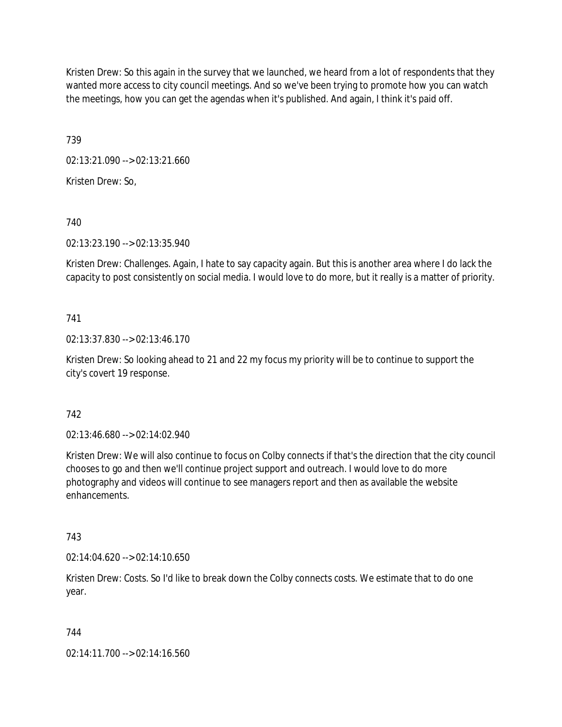Kristen Drew: So this again in the survey that we launched, we heard from a lot of respondents that they wanted more access to city council meetings. And so we've been trying to promote how you can watch the meetings, how you can get the agendas when it's published. And again, I think it's paid off.

739

02:13:21.090 --> 02:13:21.660

Kristen Drew: So,

740

02:13:23.190 --> 02:13:35.940

Kristen Drew: Challenges. Again, I hate to say capacity again. But this is another area where I do lack the capacity to post consistently on social media. I would love to do more, but it really is a matter of priority.

741

02:13:37.830 --> 02:13:46.170

Kristen Drew: So looking ahead to 21 and 22 my focus my priority will be to continue to support the city's covert 19 response.

742

02:13:46.680 --> 02:14:02.940

Kristen Drew: We will also continue to focus on Colby connects if that's the direction that the city council chooses to go and then we'll continue project support and outreach. I would love to do more photography and videos will continue to see managers report and then as available the website enhancements.

743

02:14:04.620 --> 02:14:10.650

Kristen Drew: Costs. So I'd like to break down the Colby connects costs. We estimate that to do one year.

744

02:14:11.700 --> 02:14:16.560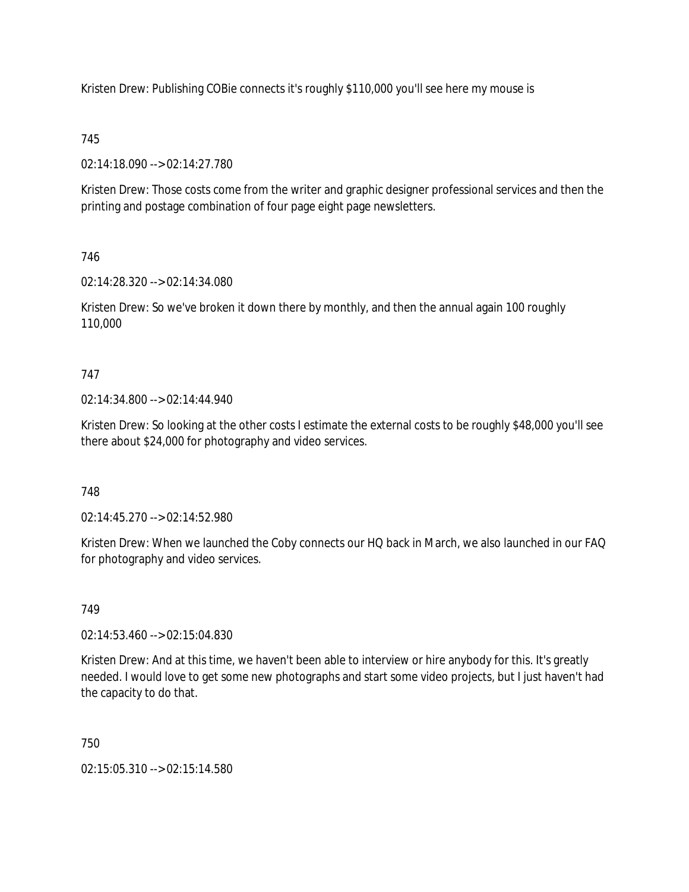Kristen Drew: Publishing COBie connects it's roughly $110,000 you'll see here my mouse is

745

02:14:18.090 --> 02:14:27.780

Kristen Drew: Those costs come from the writer and graphic designer professional services and then the printing and postage combination of four page eight page newsletters.

746

02:14:28.320 --> 02:14:34.080

Kristen Drew: So we've broken it down there by monthly, and then the annual again 100 roughly 110,000

747

02:14:34.800 --> 02:14:44.940

Kristen Drew: So looking at the other costs I estimate the external costs to be roughly $48,000 you'll see there about $24,000 for photography and video services.

748

02:14:45.270 --> 02:14:52.980

Kristen Drew: When we launched the Coby connects our HQ back in March, we also launched in our FAQ for photography and video services.

749

02:14:53.460 --> 02:15:04.830

Kristen Drew: And at this time, we haven't been able to interview or hire anybody for this. It's greatly needed. I would love to get some new photographs and start some video projects, but I just haven't had the capacity to do that.

750

02:15:05.310 --> 02:15:14.580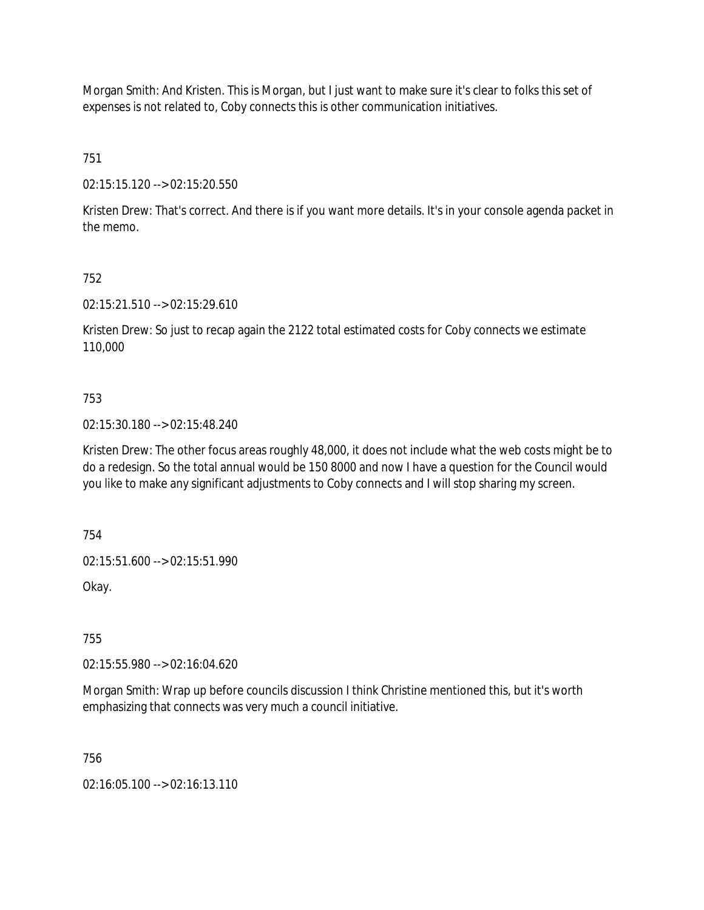Morgan Smith: And Kristen. This is Morgan, but I just want to make sure it's clear to folks this set of expenses is not related to, Coby connects this is other communication initiatives.

751

02:15:15.120 --> 02:15:20.550

Kristen Drew: That's correct. And there is if you want more details. It's in your console agenda packet in the memo.

752

02:15:21.510 --> 02:15:29.610

Kristen Drew: So just to recap again the 2122 total estimated costs for Coby connects we estimate 110,000

753

02:15:30.180 --> 02:15:48.240

Kristen Drew: The other focus areas roughly 48,000, it does not include what the web costs might be to do a redesign. So the total annual would be 150 8000 and now I have a question for the Council would you like to make any significant adjustments to Coby connects and I will stop sharing my screen.

754

02:15:51.600 --> 02:15:51.990

Okay.

755

02:15:55.980 --> 02:16:04.620

Morgan Smith: Wrap up before councils discussion I think Christine mentioned this, but it's worth emphasizing that connects was very much a council initiative.

756

02:16:05.100 --> 02:16:13.110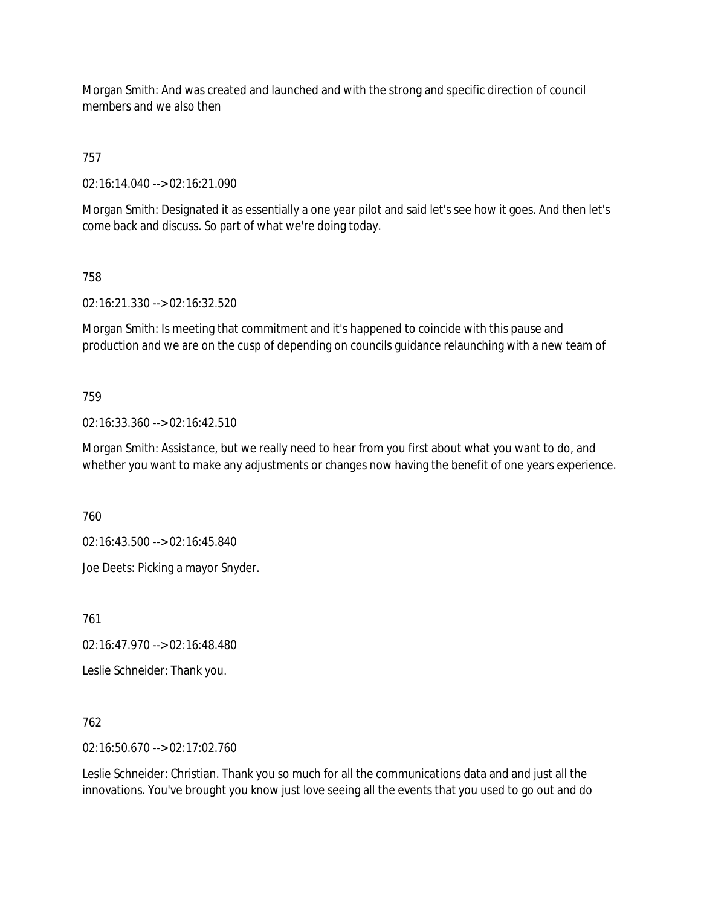Morgan Smith: And was created and launched and with the strong and specific direction of council members and we also then

757

02:16:14.040 --> 02:16:21.090

Morgan Smith: Designated it as essentially a one year pilot and said let's see how it goes. And then let's come back and discuss. So part of what we're doing today.

758

02:16:21.330 --> 02:16:32.520

Morgan Smith: Is meeting that commitment and it's happened to coincide with this pause and production and we are on the cusp of depending on councils guidance relaunching with a new team of

759

02:16:33.360 --> 02:16:42.510

Morgan Smith: Assistance, but we really need to hear from you first about what you want to do, and whether you want to make any adjustments or changes now having the benefit of one years experience.

760

02:16:43.500 --> 02:16:45.840

Joe Deets: Picking a mayor Snyder.

761

02:16:47.970 --> 02:16:48.480

Leslie Schneider: Thank you.

762

02:16:50.670 --> 02:17:02.760

Leslie Schneider: Christian. Thank you so much for all the communications data and and just all the innovations. You've brought you know just love seeing all the events that you used to go out and do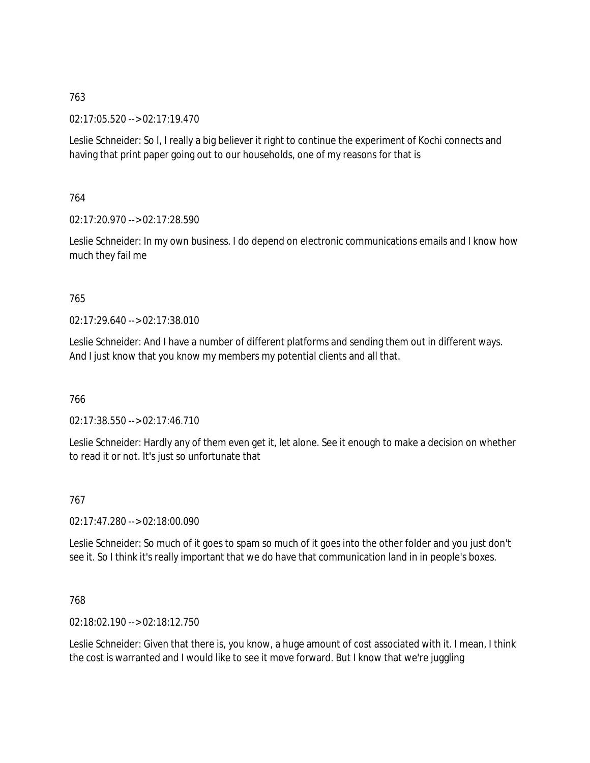763

02:17:05.520 --> 02:17:19.470

Leslie Schneider: So I, I really a big believer it right to continue the experiment of Kochi connects and having that print paper going out to our households, one of my reasons for that is

764

02:17:20.970 --> 02:17:28.590

Leslie Schneider: In my own business. I do depend on electronic communications emails and I know how much they fail me

765

02:17:29.640 --> 02:17:38.010

Leslie Schneider: And I have a number of different platforms and sending them out in different ways. And I just know that you know my members my potential clients and all that.

766

02:17:38.550 --> 02:17:46.710

Leslie Schneider: Hardly any of them even get it, let alone. See it enough to make a decision on whether to read it or not. It's just so unfortunate that

767

02:17:47.280 --> 02:18:00.090

Leslie Schneider: So much of it goes to spam so much of it goes into the other folder and you just don't see it. So I think it's really important that we do have that communication land in in people's boxes.

768

02:18:02.190 --> 02:18:12.750

Leslie Schneider: Given that there is, you know, a huge amount of cost associated with it. I mean, I think the cost is warranted and I would like to see it move forward. But I know that we're juggling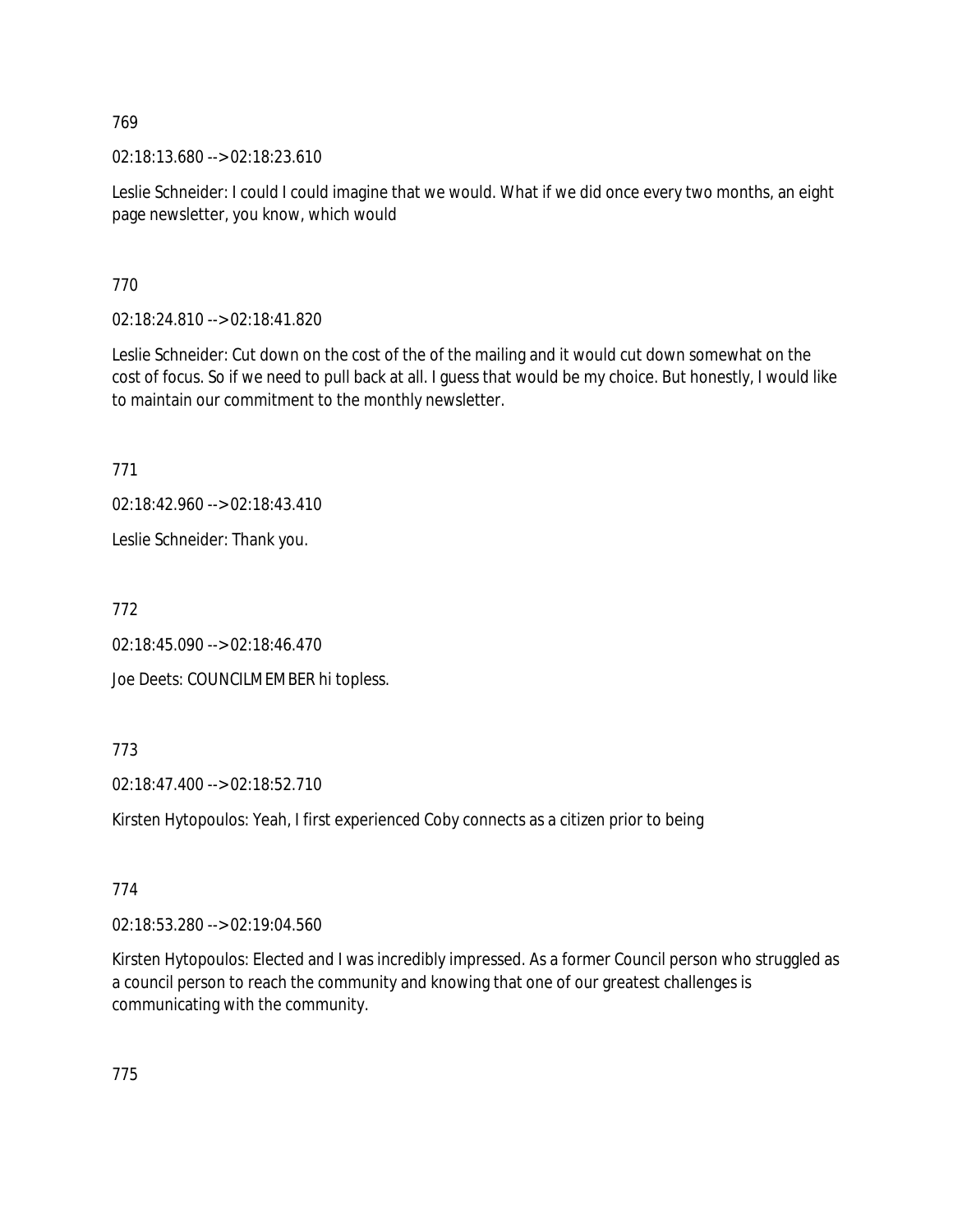769

02:18:13.680 --> 02:18:23.610

Leslie Schneider: I could I could imagine that we would. What if we did once every two months, an eight page newsletter, you know, which would

770

02:18:24.810 --> 02:18:41.820

Leslie Schneider: Cut down on the cost of the of the mailing and it would cut down somewhat on the cost of focus. So if we need to pull back at all. I guess that would be my choice. But honestly, I would like to maintain our commitment to the monthly newsletter.

771

02:18:42.960 --> 02:18:43.410

Leslie Schneider: Thank you.

772

02:18:45.090 --> 02:18:46.470

Joe Deets: COUNCILMEMBER hi topless.

773

02:18:47.400 --> 02:18:52.710

Kirsten Hytopoulos: Yeah, I first experienced Coby connects as a citizen prior to being

774

02:18:53.280 --> 02:19:04.560

Kirsten Hytopoulos: Elected and I was incredibly impressed. As a former Council person who struggled as a council person to reach the community and knowing that one of our greatest challenges is communicating with the community.

775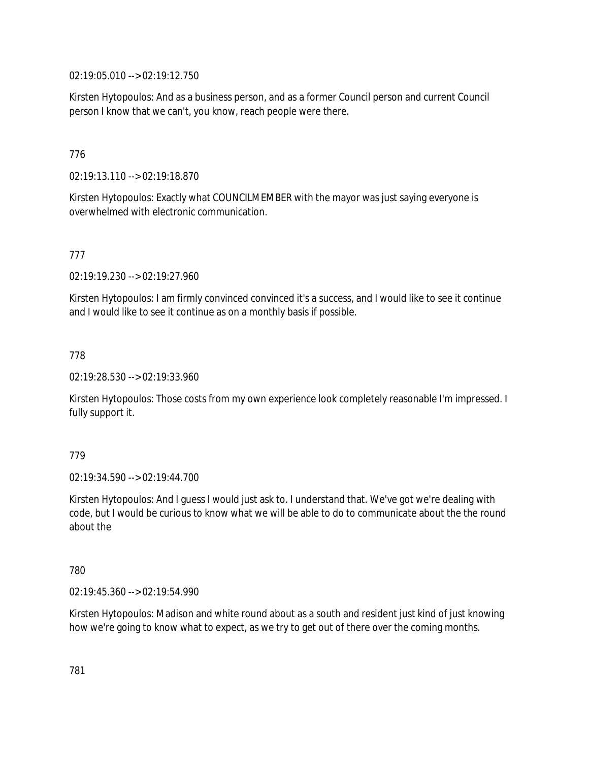02:19:05.010 --> 02:19:12.750

Kirsten Hytopoulos: And as a business person, and as a former Council person and current Council person I know that we can't, you know, reach people were there.

776

02:19:13.110 --> 02:19:18.870

Kirsten Hytopoulos: Exactly what COUNCILMEMBER with the mayor was just saying everyone is overwhelmed with electronic communication.

777

02:19:19.230 --> 02:19:27.960

Kirsten Hytopoulos: I am firmly convinced convinced it's a success, and I would like to see it continue and I would like to see it continue as on a monthly basis if possible.

778

02:19:28.530 --> 02:19:33.960

Kirsten Hytopoulos: Those costs from my own experience look completely reasonable I'm impressed. I fully support it.

779

02:19:34.590 --> 02:19:44.700

Kirsten Hytopoulos: And I guess I would just ask to. I understand that. We've got we're dealing with code, but I would be curious to know what we will be able to do to communicate about the the round about the

780

02:19:45.360 --> 02:19:54.990

Kirsten Hytopoulos: Madison and white round about as a south and resident just kind of just knowing how we're going to know what to expect, as we try to get out of there over the coming months.

781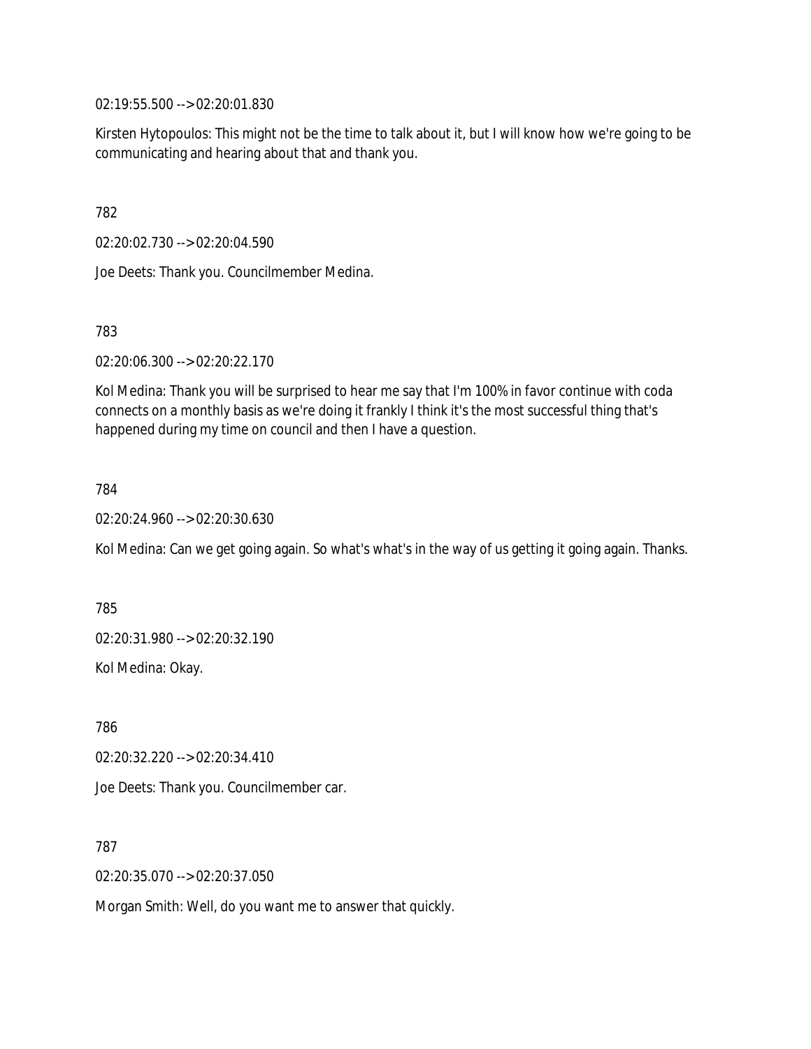02:19:55.500 --> 02:20:01.830

Kirsten Hytopoulos: This might not be the time to talk about it, but I will know how we're going to be communicating and hearing about that and thank you.

782

02:20:02.730 --> 02:20:04.590

Joe Deets: Thank you. Councilmember Medina.

783

02:20:06.300 --> 02:20:22.170

Kol Medina: Thank you will be surprised to hear me say that I'm 100% in favor continue with coda connects on a monthly basis as we're doing it frankly I think it's the most successful thing that's happened during my time on council and then I have a question.

784

02:20:24.960 --> 02:20:30.630

Kol Medina: Can we get going again. So what's what's in the way of us getting it going again. Thanks.

785

02:20:31.980 --> 02:20:32.190

Kol Medina: Okay.

786

02:20:32.220 --> 02:20:34.410

Joe Deets: Thank you. Councilmember car.

787

02:20:35.070 --> 02:20:37.050

Morgan Smith: Well, do you want me to answer that quickly.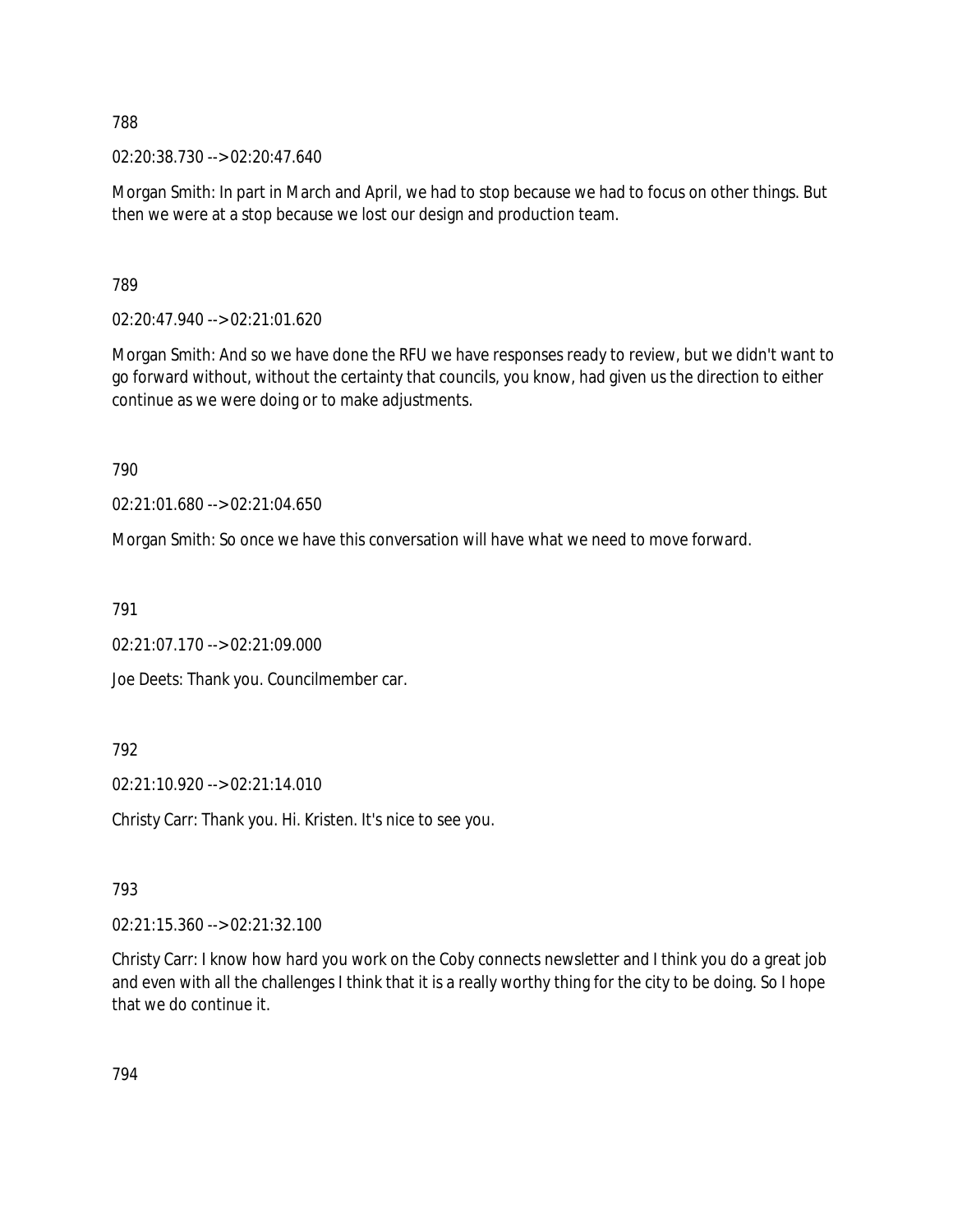788

02:20:38.730 --> 02:20:47.640

Morgan Smith: In part in March and April, we had to stop because we had to focus on other things. But then we were at a stop because we lost our design and production team.

789

02:20:47.940 --> 02:21:01.620

Morgan Smith: And so we have done the RFU we have responses ready to review, but we didn't want to go forward without, without the certainty that councils, you know, had given us the direction to either continue as we were doing or to make adjustments.

790

02:21:01.680 --> 02:21:04.650

Morgan Smith: So once we have this conversation will have what we need to move forward.

791

02:21:07.170 --> 02:21:09.000

Joe Deets: Thank you. Councilmember car.

792

02:21:10.920 --> 02:21:14.010

Christy Carr: Thank you. Hi. Kristen. It's nice to see you.

793

02:21:15.360 --> 02:21:32.100

Christy Carr: I know how hard you work on the Coby connects newsletter and I think you do a great job and even with all the challenges I think that it is a really worthy thing for the city to be doing. So I hope that we do continue it.

794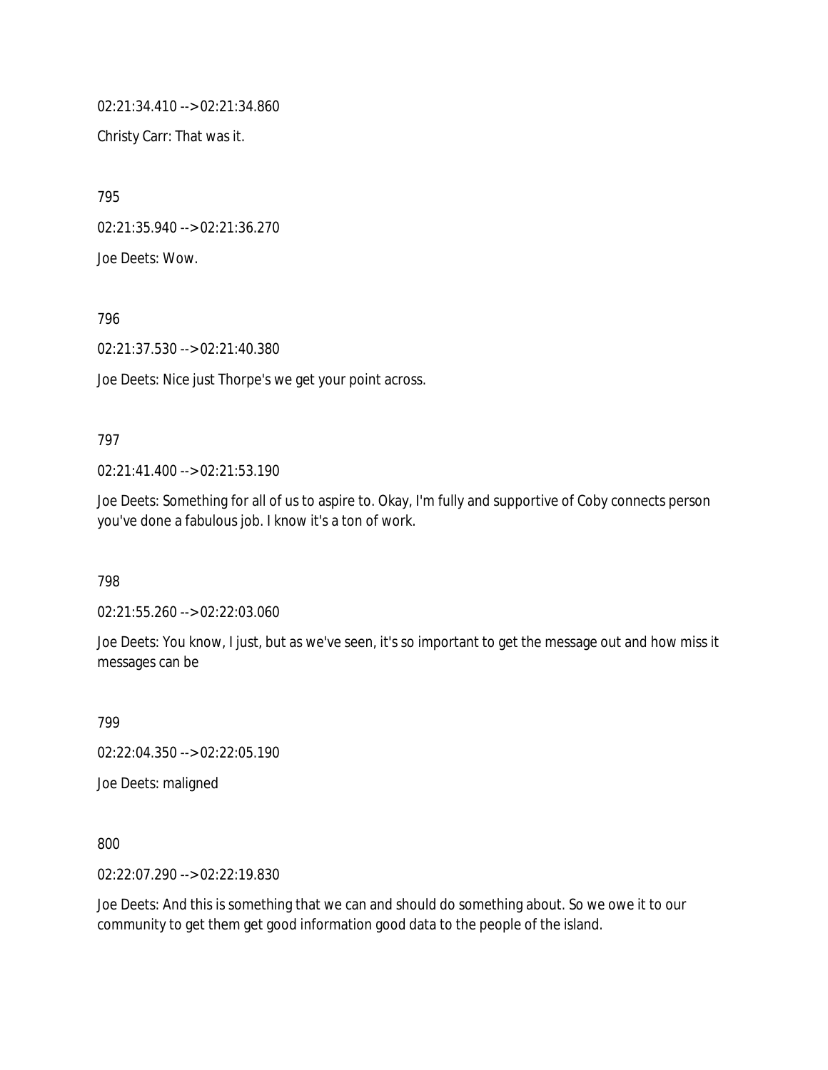02:21:34.410 --> 02:21:34.860

Christy Carr: That was it.

795

02:21:35.940 --> 02:21:36.270

Joe Deets: Wow.

796

02:21:37.530 --> 02:21:40.380

Joe Deets: Nice just Thorpe's we get your point across.

797

02:21:41.400 --> 02:21:53.190

Joe Deets: Something for all of us to aspire to. Okay, I'm fully and supportive of Coby connects person you've done a fabulous job. I know it's a ton of work.

798

02:21:55.260 --> 02:22:03.060

Joe Deets: You know, I just, but as we've seen, it's so important to get the message out and how miss it messages can be

799

02:22:04.350 --> 02:22:05.190

Joe Deets: maligned

800

02:22:07.290 --> 02:22:19.830

Joe Deets: And this is something that we can and should do something about. So we owe it to our community to get them get good information good data to the people of the island.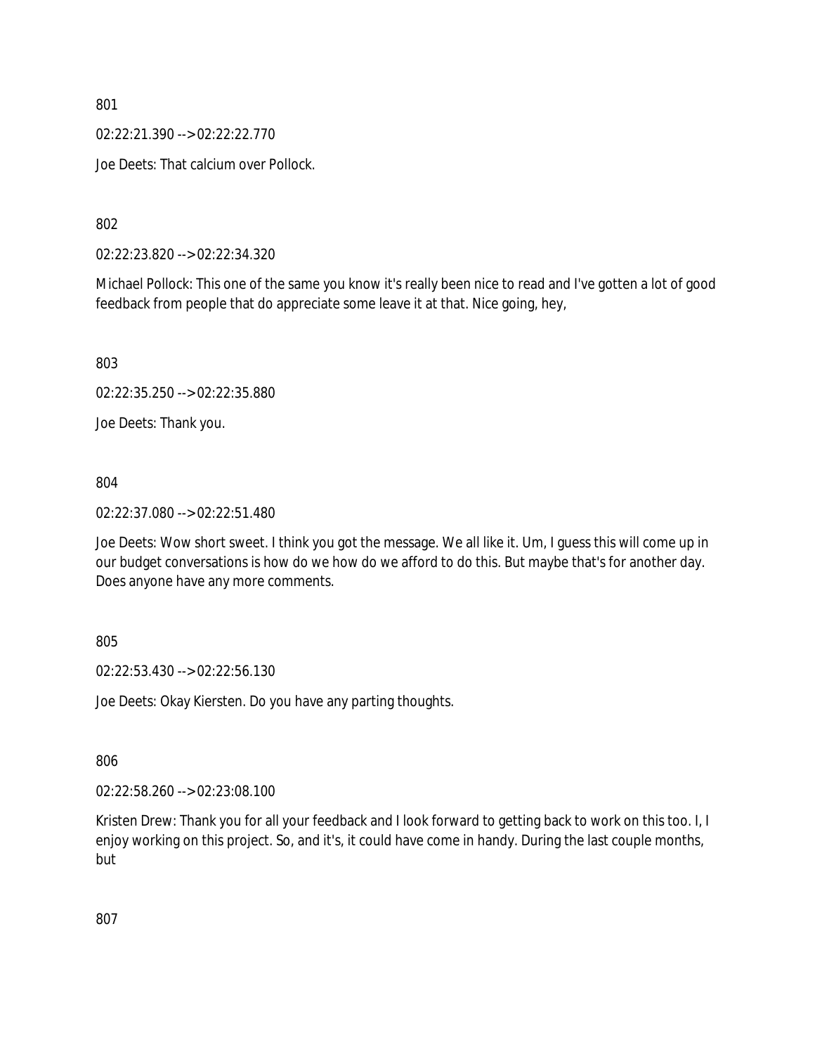801

02:22:21.390 --> 02:22:22.770

Joe Deets: That calcium over Pollock.

802

02:22:23.820 --> 02:22:34.320

Michael Pollock: This one of the same you know it's really been nice to read and I've gotten a lot of good feedback from people that do appreciate some leave it at that. Nice going, hey,

803

02:22:35.250 --> 02:22:35.880

Joe Deets: Thank you.

804

02:22:37.080 --> 02:22:51.480

Joe Deets: Wow short sweet. I think you got the message. We all like it. Um, I guess this will come up in our budget conversations is how do we how do we afford to do this. But maybe that's for another day. Does anyone have any more comments.

805

02:22:53.430 --> 02:22:56.130

Joe Deets: Okay Kiersten. Do you have any parting thoughts.

806

02:22:58.260 --> 02:23:08.100

Kristen Drew: Thank you for all your feedback and I look forward to getting back to work on this too. I, I enjoy working on this project. So, and it's, it could have come in handy. During the last couple months, but

807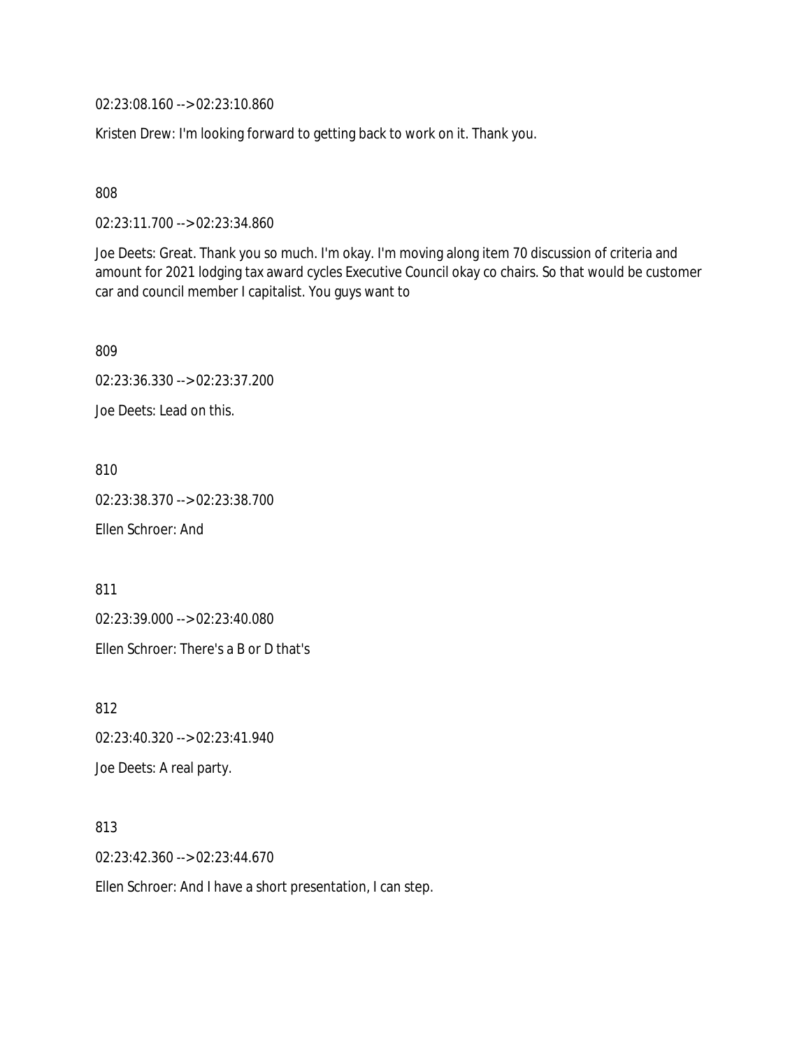02:23:08.160 --> 02:23:10.860

Kristen Drew: I'm looking forward to getting back to work on it. Thank you.

808

02:23:11.700 --> 02:23:34.860

Joe Deets: Great. Thank you so much. I'm okay. I'm moving along item 70 discussion of criteria and amount for 2021 lodging tax award cycles Executive Council okay co chairs. So that would be customer car and council member I capitalist. You guys want to

809

02:23:36.330 --> 02:23:37.200

Joe Deets: Lead on this.

810

02:23:38.370 --> 02:23:38.700

Ellen Schroer: And

811

02:23:39.000 --> 02:23:40.080

Ellen Schroer: There's a B or D that's

812

02:23:40.320 --> 02:23:41.940

Joe Deets: A real party.

813

02:23:42.360 --> 02:23:44.670

Ellen Schroer: And I have a short presentation, I can step.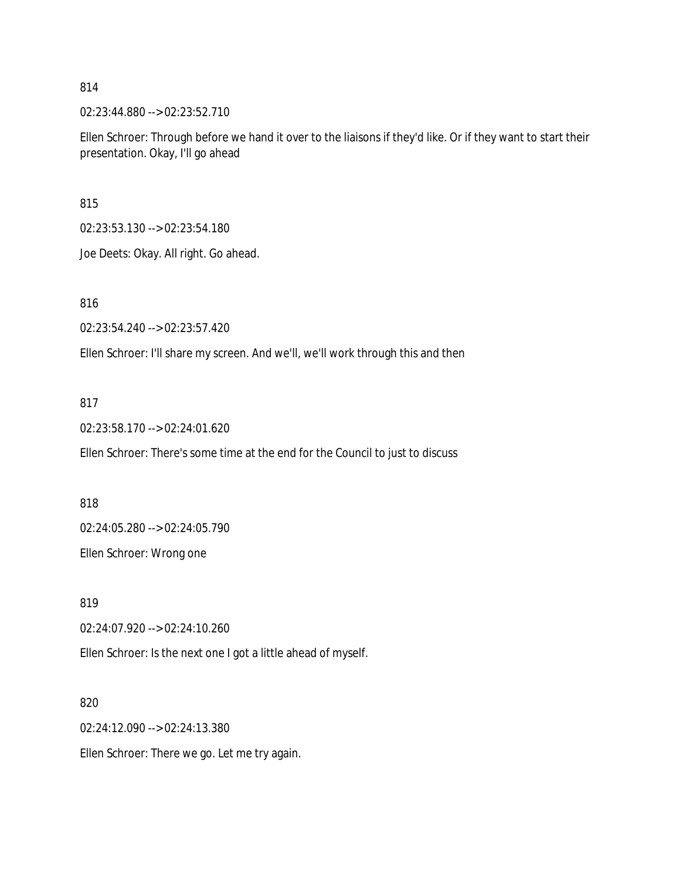814

02:23:44.880 --> 02:23:52.710

Ellen Schroer: Through before we hand it over to the liaisons if they'd like. Or if they want to start their presentation. Okay, I'll go ahead

815

02:23:53.130 --> 02:23:54.180

Joe Deets: Okay. All right. Go ahead.

816

02:23:54.240 --> 02:23:57.420

Ellen Schroer: I'll share my screen. And we'll, we'll work through this and then

817

02:23:58.170 --> 02:24:01.620

Ellen Schroer: There's some time at the end for the Council to just to discuss

818

02:24:05.280 --> 02:24:05.790

Ellen Schroer: Wrong one

819

02:24:07.920 --> 02:24:10.260

Ellen Schroer: Is the next one I got a little ahead of myself.

820

02:24:12.090 --> 02:24:13.380

Ellen Schroer: There we go. Let me try again.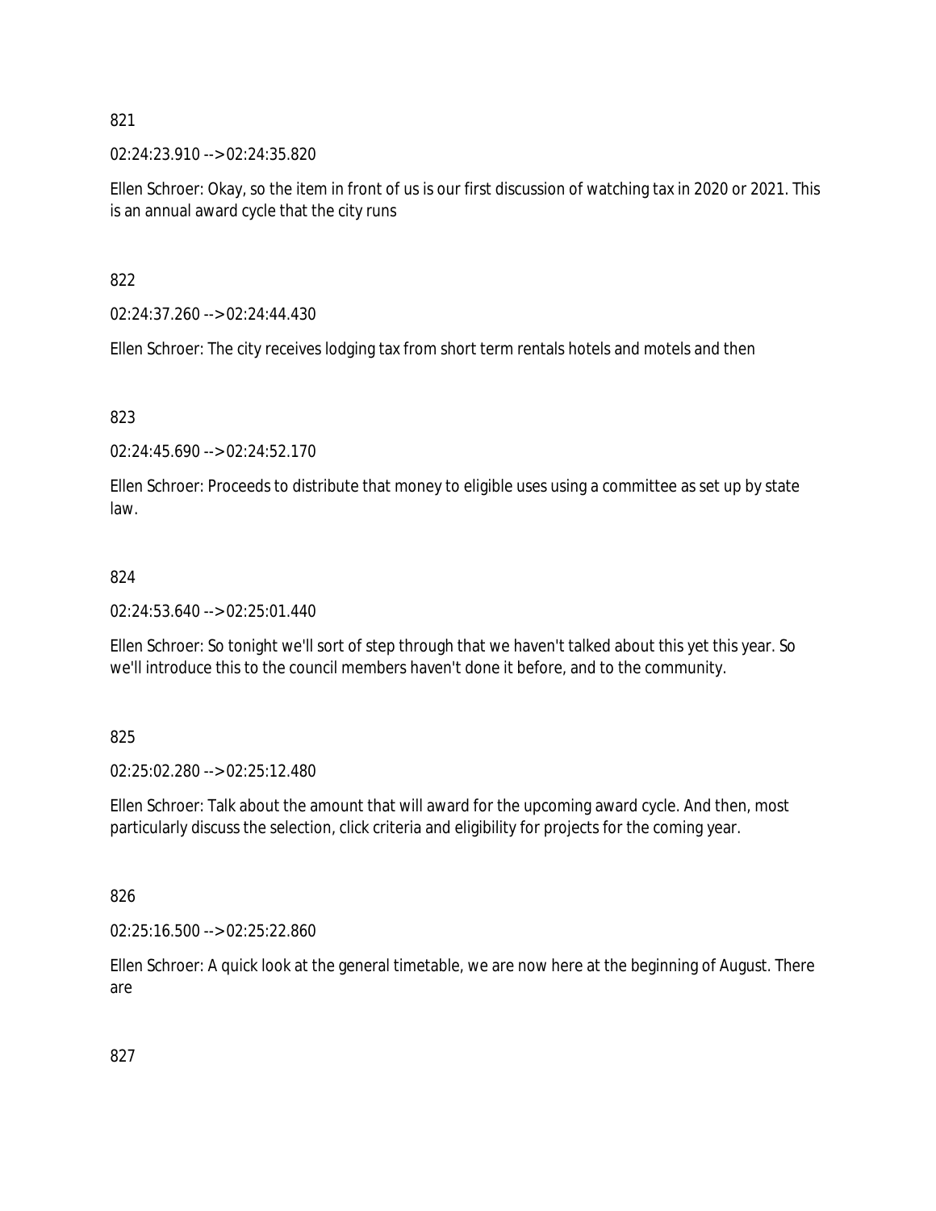821

02:24:23.910 --> 02:24:35.820

Ellen Schroer: Okay, so the item in front of us is our first discussion of watching tax in 2020 or 2021. This is an annual award cycle that the city runs

822

02:24:37.260 --> 02:24:44.430

Ellen Schroer: The city receives lodging tax from short term rentals hotels and motels and then

823

02:24:45.690 --> 02:24:52.170

Ellen Schroer: Proceeds to distribute that money to eligible uses using a committee as set up by state law.

824

02:24:53.640 --> 02:25:01.440

Ellen Schroer: So tonight we'll sort of step through that we haven't talked about this yet this year. So we'll introduce this to the council members haven't done it before, and to the community.

825

02:25:02.280 --> 02:25:12.480

Ellen Schroer: Talk about the amount that will award for the upcoming award cycle. And then, most particularly discuss the selection, click criteria and eligibility for projects for the coming year.

826

02:25:16.500 --> 02:25:22.860

Ellen Schroer: A quick look at the general timetable, we are now here at the beginning of August. There are

827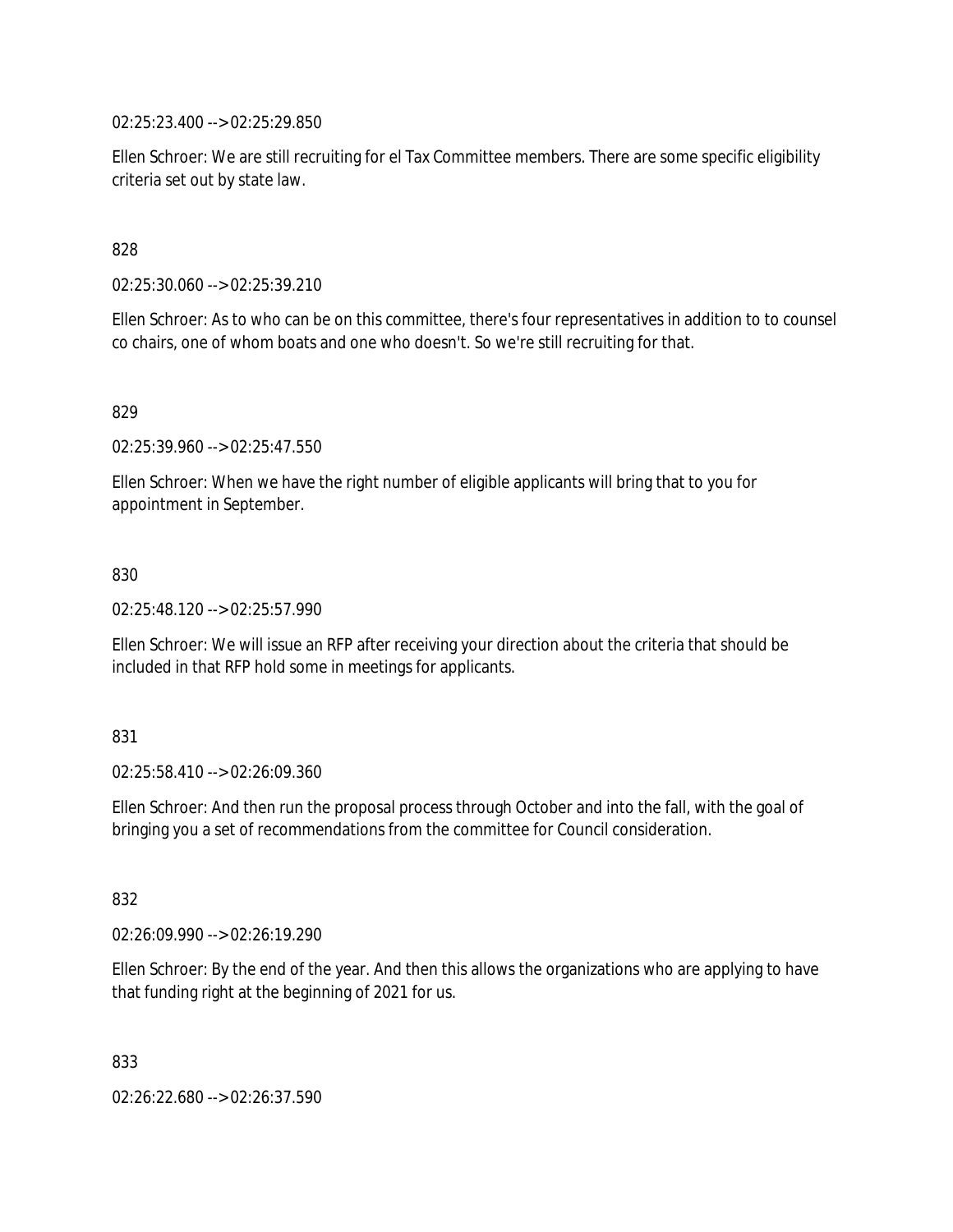02:25:23.400 --> 02:25:29.850

Ellen Schroer: We are still recruiting for el Tax Committee members. There are some specific eligibility criteria set out by state law.

828

02:25:30.060 --> 02:25:39.210

Ellen Schroer: As to who can be on this committee, there's four representatives in addition to to counsel co chairs, one of whom boats and one who doesn't. So we're still recruiting for that.

829

02:25:39.960 --> 02:25:47.550

Ellen Schroer: When we have the right number of eligible applicants will bring that to you for appointment in September.

830

02:25:48.120 --> 02:25:57.990

Ellen Schroer: We will issue an RFP after receiving your direction about the criteria that should be included in that RFP hold some in meetings for applicants.

831

02:25:58.410 --> 02:26:09.360

Ellen Schroer: And then run the proposal process through October and into the fall, with the goal of bringing you a set of recommendations from the committee for Council consideration.

832

02:26:09.990 --> 02:26:19.290

Ellen Schroer: By the end of the year. And then this allows the organizations who are applying to have that funding right at the beginning of 2021 for us.

833

02:26:22.680 --> 02:26:37.590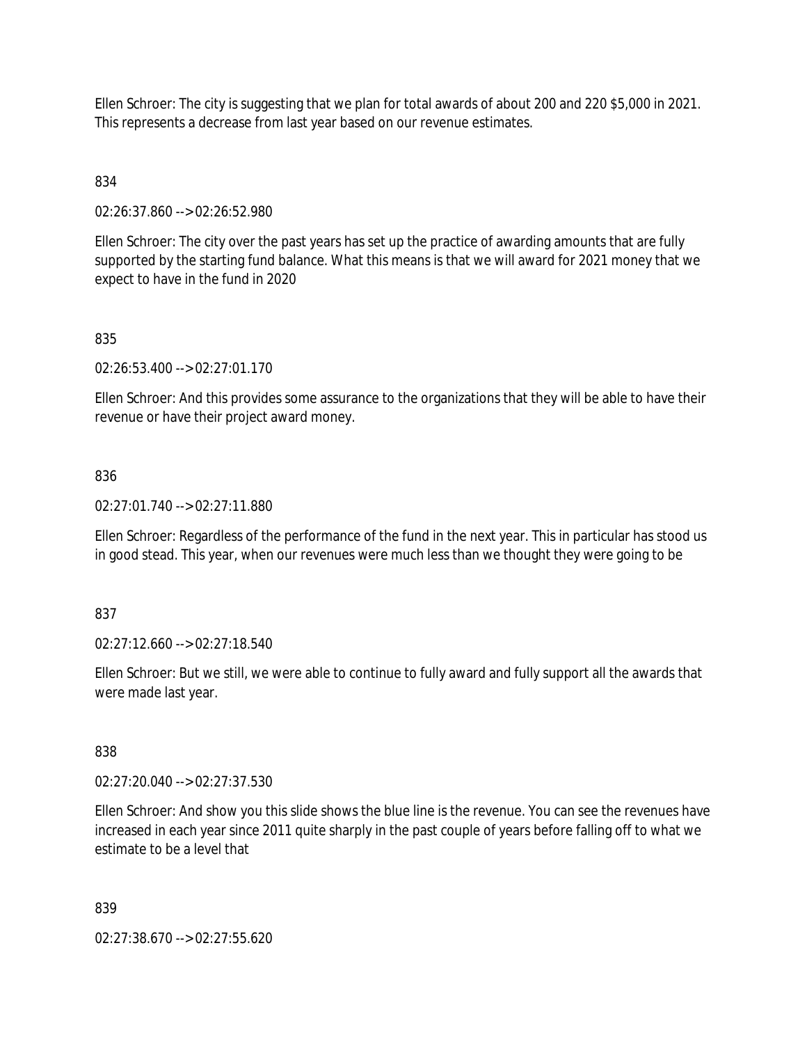Ellen Schroer: The city is suggesting that we plan for total awards of about 200 and 220 $5,000 in 2021. This represents a decrease from last year based on our revenue estimates.

834

02:26:37.860 --> 02:26:52.980

Ellen Schroer: The city over the past years has set up the practice of awarding amounts that are fully supported by the starting fund balance. What this means is that we will award for 2021 money that we expect to have in the fund in 2020

835

02:26:53.400 --> 02:27:01.170

Ellen Schroer: And this provides some assurance to the organizations that they will be able to have their revenue or have their project award money.

836

02:27:01.740 --> 02:27:11.880

Ellen Schroer: Regardless of the performance of the fund in the next year. This in particular has stood us in good stead. This year, when our revenues were much less than we thought they were going to be

837

02:27:12.660 --> 02:27:18.540

Ellen Schroer: But we still, we were able to continue to fully award and fully support all the awards that were made last year.

838

02:27:20.040 --> 02:27:37.530

Ellen Schroer: And show you this slide shows the blue line is the revenue. You can see the revenues have increased in each year since 2011 quite sharply in the past couple of years before falling off to what we estimate to be a level that

839

02:27:38.670 --> 02:27:55.620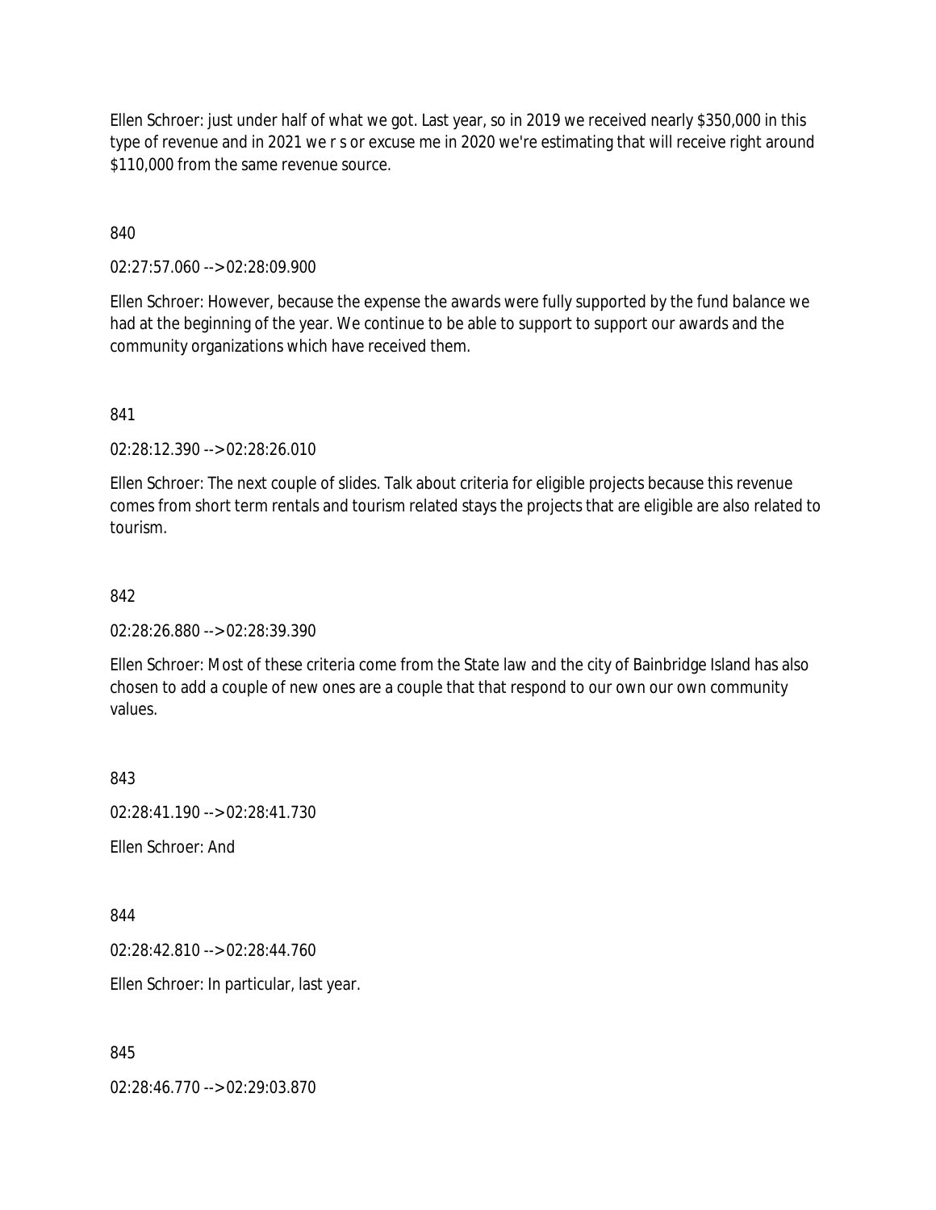Ellen Schroer: just under half of what we got. Last year, so in 2019 we received nearly $350,000 in this type of revenue and in 2021 we r s or excuse me in 2020 we're estimating that will receive right around $110,000 from the same revenue source.

840

02:27:57.060 --> 02:28:09.900

Ellen Schroer: However, because the expense the awards were fully supported by the fund balance we had at the beginning of the year. We continue to be able to support to support our awards and the community organizations which have received them.

841

02:28:12.390 --> 02:28:26.010

Ellen Schroer: The next couple of slides. Talk about criteria for eligible projects because this revenue comes from short term rentals and tourism related stays the projects that are eligible are also related to tourism.

842

02:28:26.880 --> 02:28:39.390

Ellen Schroer: Most of these criteria come from the State law and the city of Bainbridge Island has also chosen to add a couple of new ones are a couple that that respond to our own our own community values.

843

02:28:41.190 --> 02:28:41.730

Ellen Schroer: And

844

02:28:42.810 --> 02:28:44.760

Ellen Schroer: In particular, last year.

845

02:28:46.770 --> 02:29:03.870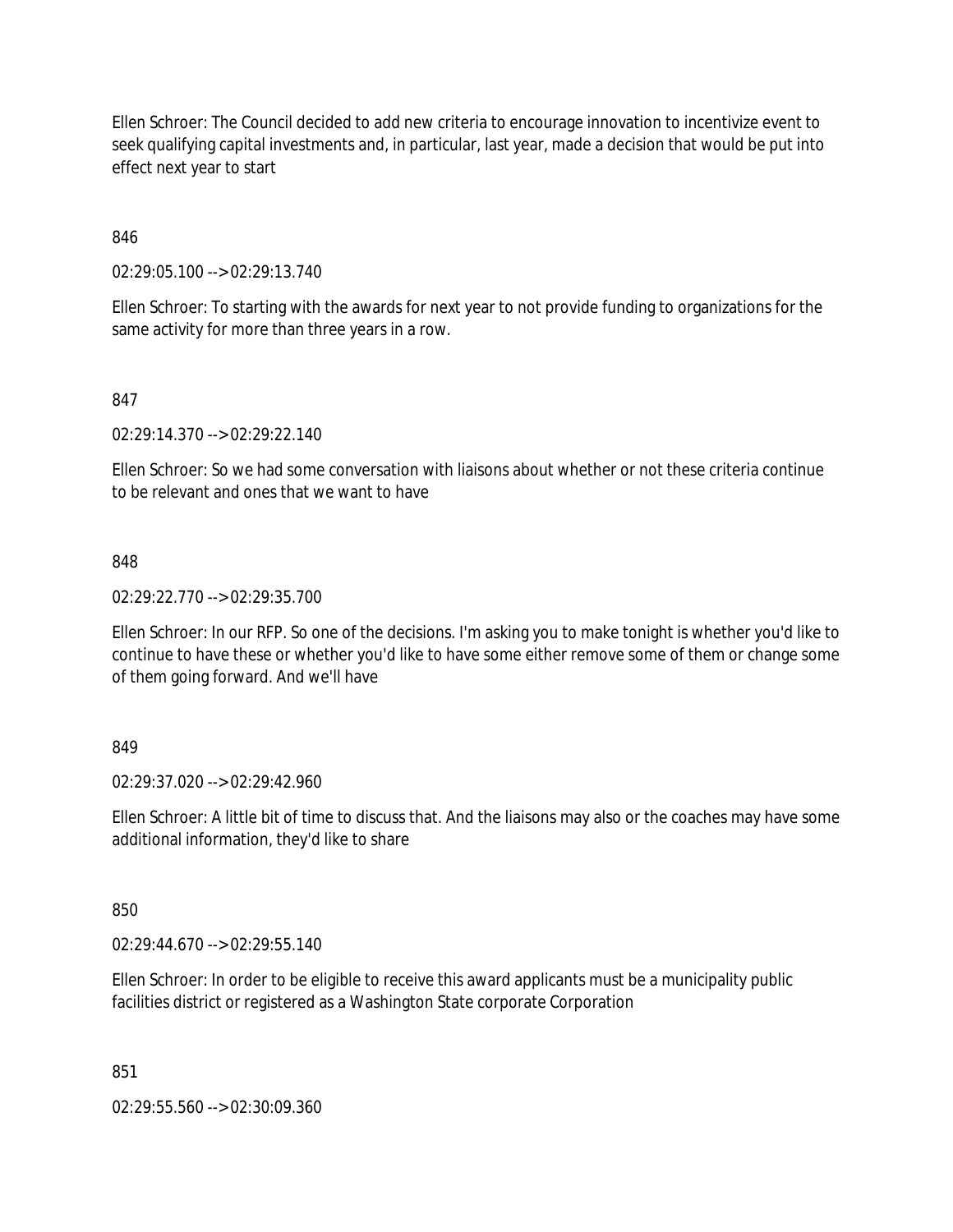Ellen Schroer: The Council decided to add new criteria to encourage innovation to incentivize event to seek qualifying capital investments and, in particular, last year, made a decision that would be put into effect next year to start

846

02:29:05.100 --> 02:29:13.740

Ellen Schroer: To starting with the awards for next year to not provide funding to organizations for the same activity for more than three years in a row.

847

02:29:14.370 --> 02:29:22.140

Ellen Schroer: So we had some conversation with liaisons about whether or not these criteria continue to be relevant and ones that we want to have

848

02:29:22.770 --> 02:29:35.700

Ellen Schroer: In our RFP. So one of the decisions. I'm asking you to make tonight is whether you'd like to continue to have these or whether you'd like to have some either remove some of them or change some of them going forward. And we'll have

849

02:29:37.020 --> 02:29:42.960

Ellen Schroer: A little bit of time to discuss that. And the liaisons may also or the coaches may have some additional information, they'd like to share

850

02:29:44.670 --> 02:29:55.140

Ellen Schroer: In order to be eligible to receive this award applicants must be a municipality public facilities district or registered as a Washington State corporate Corporation

851

02:29:55.560 --> 02:30:09.360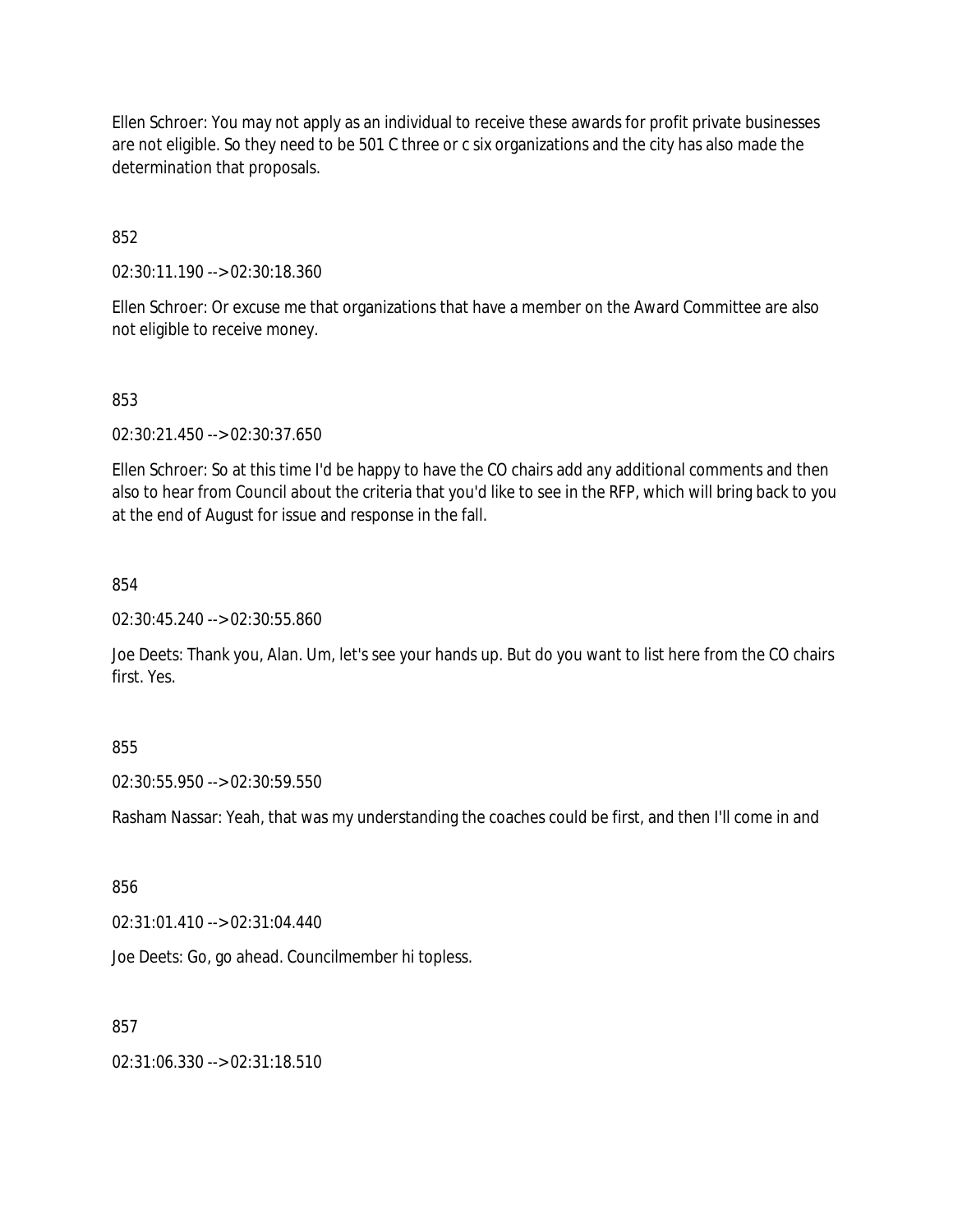Ellen Schroer: You may not apply as an individual to receive these awards for profit private businesses are not eligible. So they need to be 501 C three or c six organizations and the city has also made the determination that proposals.

852

02:30:11.190 --> 02:30:18.360

Ellen Schroer: Or excuse me that organizations that have a member on the Award Committee are also not eligible to receive money.

853

02:30:21.450 --> 02:30:37.650

Ellen Schroer: So at this time I'd be happy to have the CO chairs add any additional comments and then also to hear from Council about the criteria that you'd like to see in the RFP, which will bring back to you at the end of August for issue and response in the fall.

854

02:30:45.240 --> 02:30:55.860

Joe Deets: Thank you, Alan. Um, let's see your hands up. But do you want to list here from the CO chairs first. Yes.

855

02:30:55.950 --> 02:30:59.550

Rasham Nassar: Yeah, that was my understanding the coaches could be first, and then I'll come in and

856

02:31:01.410 --> 02:31:04.440

Joe Deets: Go, go ahead. Councilmember hi topless.

857

02:31:06.330 --> 02:31:18.510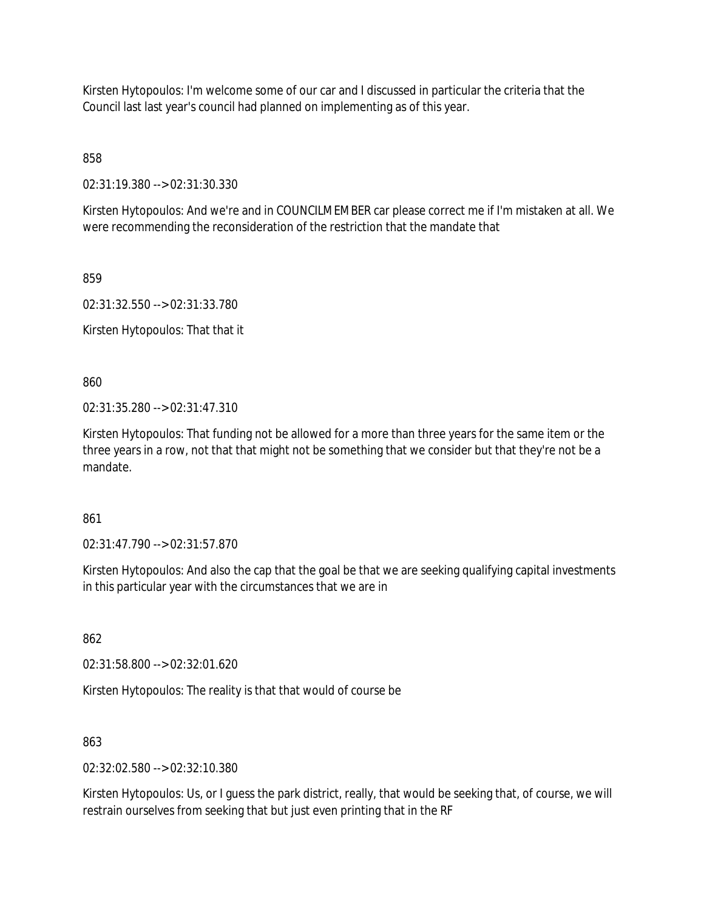Kirsten Hytopoulos: I'm welcome some of our car and I discussed in particular the criteria that the Council last last year's council had planned on implementing as of this year.

858

02:31:19.380 --> 02:31:30.330

Kirsten Hytopoulos: And we're and in COUNCILMEMBER car please correct me if I'm mistaken at all. We were recommending the reconsideration of the restriction that the mandate that

859

02:31:32.550 --> 02:31:33.780

Kirsten Hytopoulos: That that it

860

02:31:35.280 --> 02:31:47.310

Kirsten Hytopoulos: That funding not be allowed for a more than three years for the same item or the three years in a row, not that that might not be something that we consider but that they're not be a mandate.

861

02:31:47.790 --> 02:31:57.870

Kirsten Hytopoulos: And also the cap that the goal be that we are seeking qualifying capital investments in this particular year with the circumstances that we are in

862

02:31:58.800 --> 02:32:01.620

Kirsten Hytopoulos: The reality is that that would of course be

863

02:32:02.580 --> 02:32:10.380

Kirsten Hytopoulos: Us, or I guess the park district, really, that would be seeking that, of course, we will restrain ourselves from seeking that but just even printing that in the RF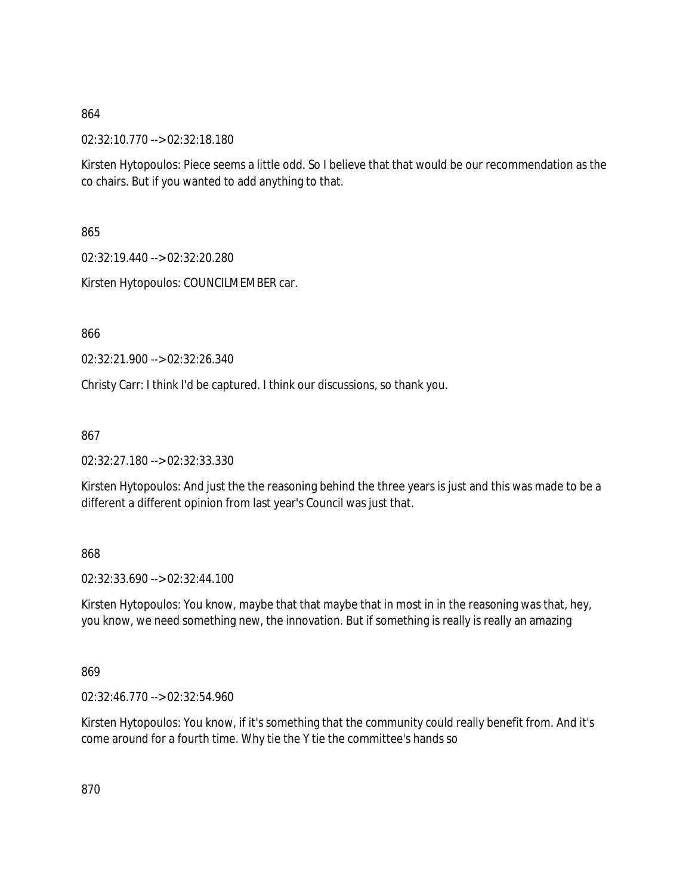864

02:32:10.770 --> 02:32:18.180

Kirsten Hytopoulos: Piece seems a little odd. So I believe that that would be our recommendation as the co chairs. But if you wanted to add anything to that.

865

02:32:19.440 --> 02:32:20.280

Kirsten Hytopoulos: COUNCILMEMBER car.

866

02:32:21.900 --> 02:32:26.340

Christy Carr: I think I'd be captured. I think our discussions, so thank you.

867

02:32:27.180 --> 02:32:33.330

Kirsten Hytopoulos: And just the the reasoning behind the three years is just and this was made to be a different a different opinion from last year's Council was just that.

868

02:32:33.690 --> 02:32:44.100

Kirsten Hytopoulos: You know, maybe that that maybe that in most in in the reasoning was that, hey, you know, we need something new, the innovation. But if something is really is really an amazing

869

02:32:46.770 --> 02:32:54.960

Kirsten Hytopoulos: You know, if it's something that the community could really benefit from. And it's come around for a fourth time. Why tie the Y tie the committee's hands so

870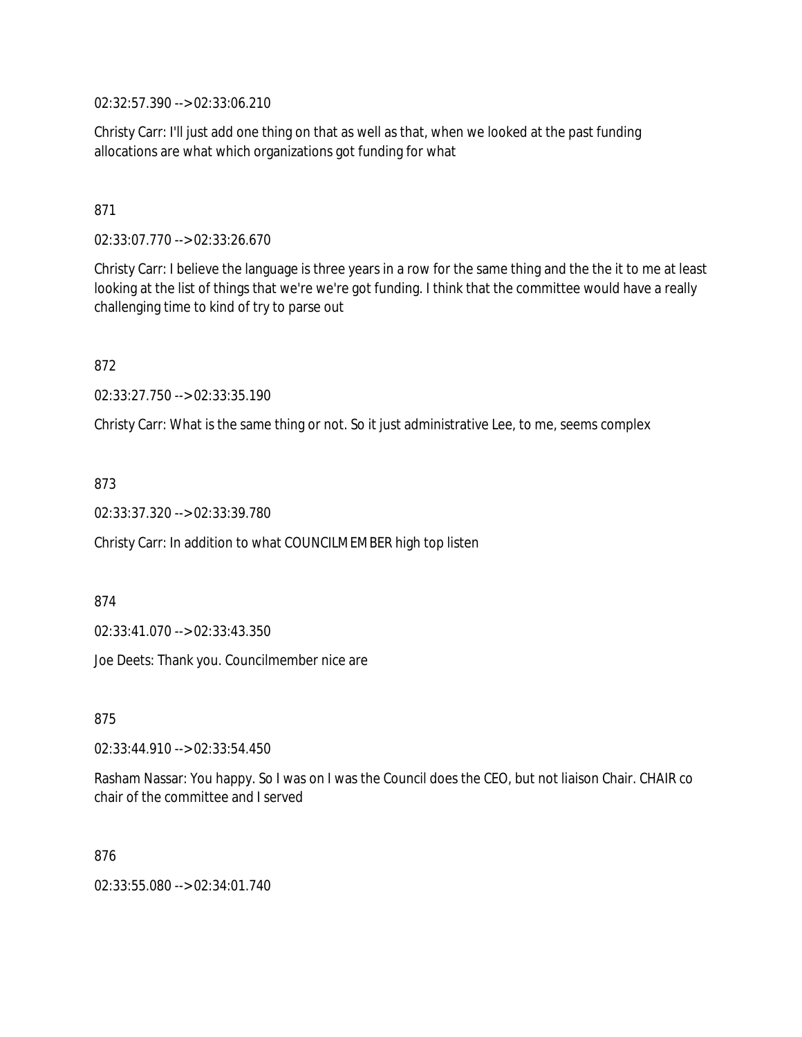02:32:57.390 --> 02:33:06.210

Christy Carr: I'll just add one thing on that as well as that, when we looked at the past funding allocations are what which organizations got funding for what

871

02:33:07.770 --> 02:33:26.670

Christy Carr: I believe the language is three years in a row for the same thing and the the it to me at least looking at the list of things that we're we're got funding. I think that the committee would have a really challenging time to kind of try to parse out

872

02:33:27.750 --> 02:33:35.190

Christy Carr: What is the same thing or not. So it just administrative Lee, to me, seems complex

873

02:33:37.320 --> 02:33:39.780

Christy Carr: In addition to what COUNCILMEMBER high top listen

874

02:33:41.070 --> 02:33:43.350

Joe Deets: Thank you. Councilmember nice are

875

02:33:44.910 --> 02:33:54.450

Rasham Nassar: You happy. So I was on I was the Council does the CEO, but not liaison Chair. CHAIR co chair of the committee and I served

876

02:33:55.080 --> 02:34:01.740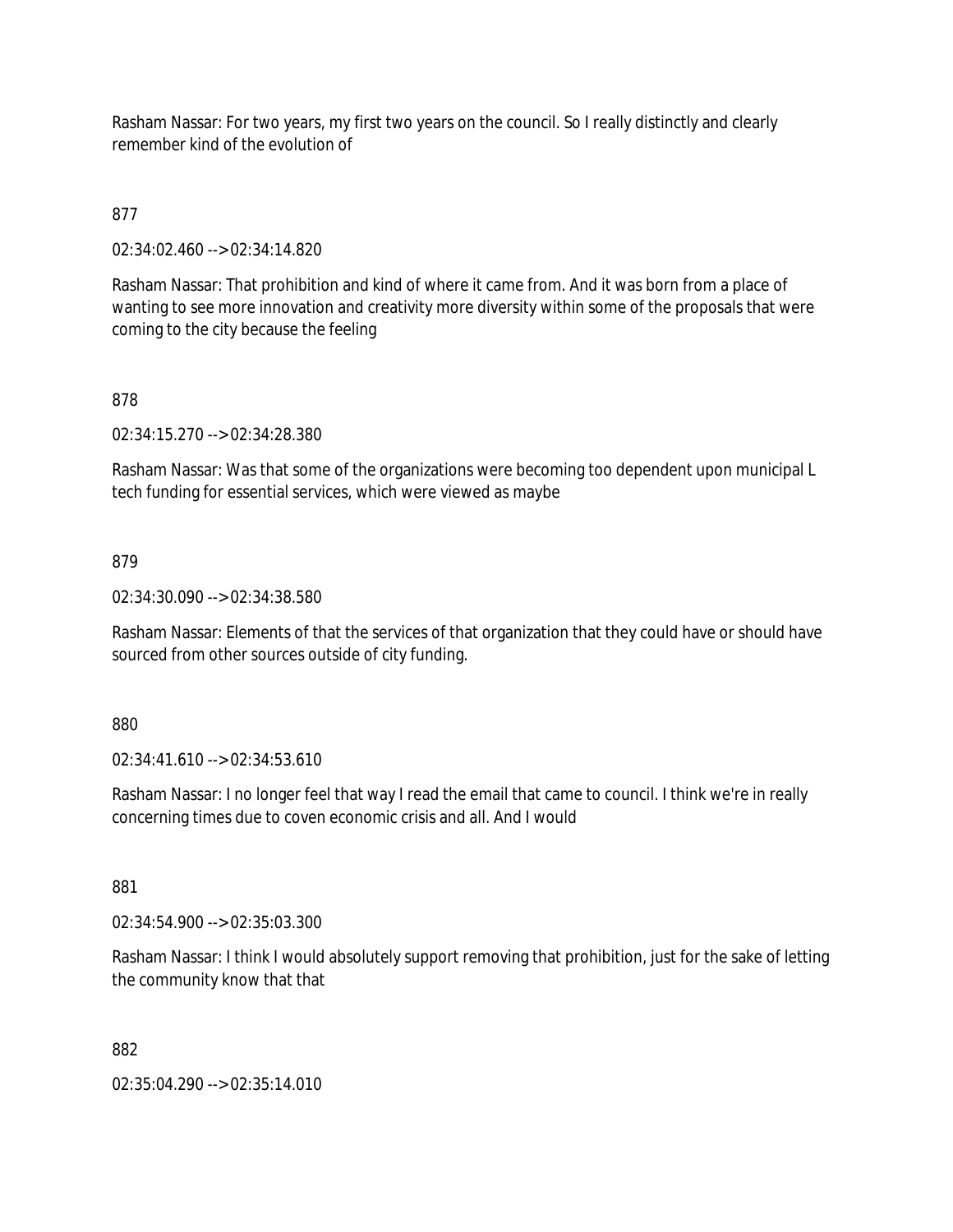Rasham Nassar: For two years, my first two years on the council. So I really distinctly and clearly remember kind of the evolution of

877

02:34:02.460 --> 02:34:14.820

Rasham Nassar: That prohibition and kind of where it came from. And it was born from a place of wanting to see more innovation and creativity more diversity within some of the proposals that were coming to the city because the feeling

878

02:34:15.270 --> 02:34:28.380

Rasham Nassar: Was that some of the organizations were becoming too dependent upon municipal L tech funding for essential services, which were viewed as maybe

879

02:34:30.090 --> 02:34:38.580

Rasham Nassar: Elements of that the services of that organization that they could have or should have sourced from other sources outside of city funding.

880

02:34:41.610 --> 02:34:53.610

Rasham Nassar: I no longer feel that way I read the email that came to council. I think we're in really concerning times due to coven economic crisis and all. And I would

881

02:34:54.900 --> 02:35:03.300

Rasham Nassar: I think I would absolutely support removing that prohibition, just for the sake of letting the community know that that

882

02:35:04.290 --> 02:35:14.010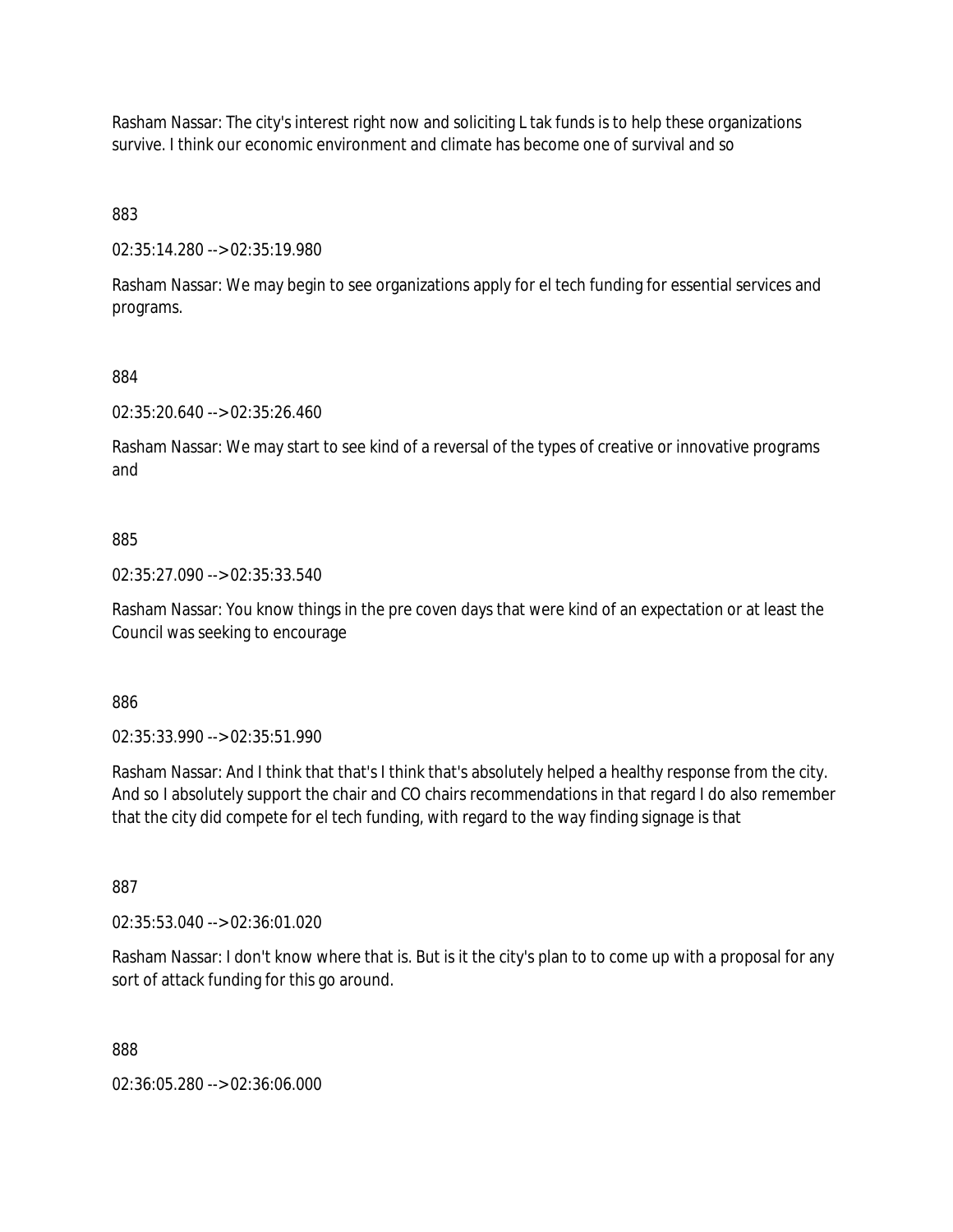Rasham Nassar: The city's interest right now and soliciting L tak funds is to help these organizations survive. I think our economic environment and climate has become one of survival and so

883

02:35:14.280 --> 02:35:19.980

Rasham Nassar: We may begin to see organizations apply for el tech funding for essential services and programs.

884

02:35:20.640 --> 02:35:26.460

Rasham Nassar: We may start to see kind of a reversal of the types of creative or innovative programs and

885

02:35:27.090 --> 02:35:33.540

Rasham Nassar: You know things in the pre coven days that were kind of an expectation or at least the Council was seeking to encourage

886

02:35:33.990 --> 02:35:51.990

Rasham Nassar: And I think that that's I think that's absolutely helped a healthy response from the city. And so I absolutely support the chair and CO chairs recommendations in that regard I do also remember that the city did compete for el tech funding, with regard to the way finding signage is that

887

02:35:53.040 --> 02:36:01.020

Rasham Nassar: I don't know where that is. But is it the city's plan to to come up with a proposal for any sort of attack funding for this go around.

888

02:36:05.280 --> 02:36:06.000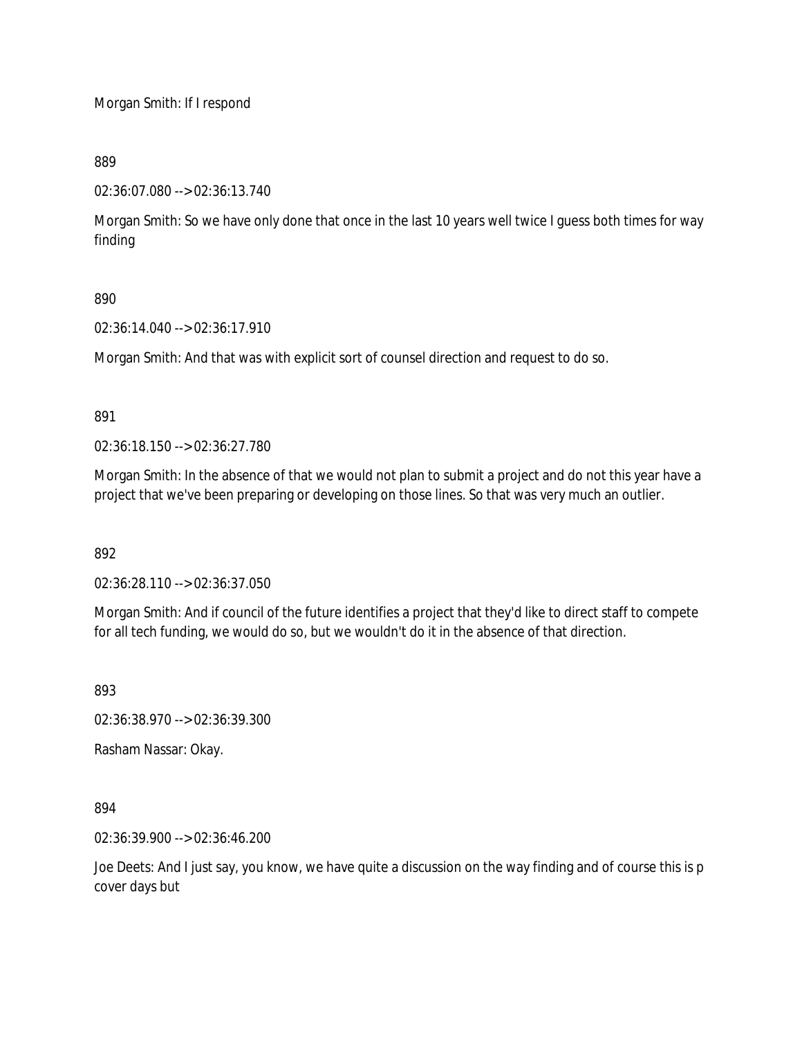Morgan Smith: If I respond

889

02:36:07.080 --> 02:36:13.740

Morgan Smith: So we have only done that once in the last 10 years well twice I guess both times for way finding

890

02:36:14.040 --> 02:36:17.910

Morgan Smith: And that was with explicit sort of counsel direction and request to do so.

891

02:36:18.150 --> 02:36:27.780

Morgan Smith: In the absence of that we would not plan to submit a project and do not this year have a project that we've been preparing or developing on those lines. So that was very much an outlier.

892

02:36:28.110 --> 02:36:37.050

Morgan Smith: And if council of the future identifies a project that they'd like to direct staff to compete for all tech funding, we would do so, but we wouldn't do it in the absence of that direction.

893

02:36:38.970 --> 02:36:39.300

Rasham Nassar: Okay.

894

02:36:39.900 --> 02:36:46.200

Joe Deets: And I just say, you know, we have quite a discussion on the way finding and of course this is p cover days but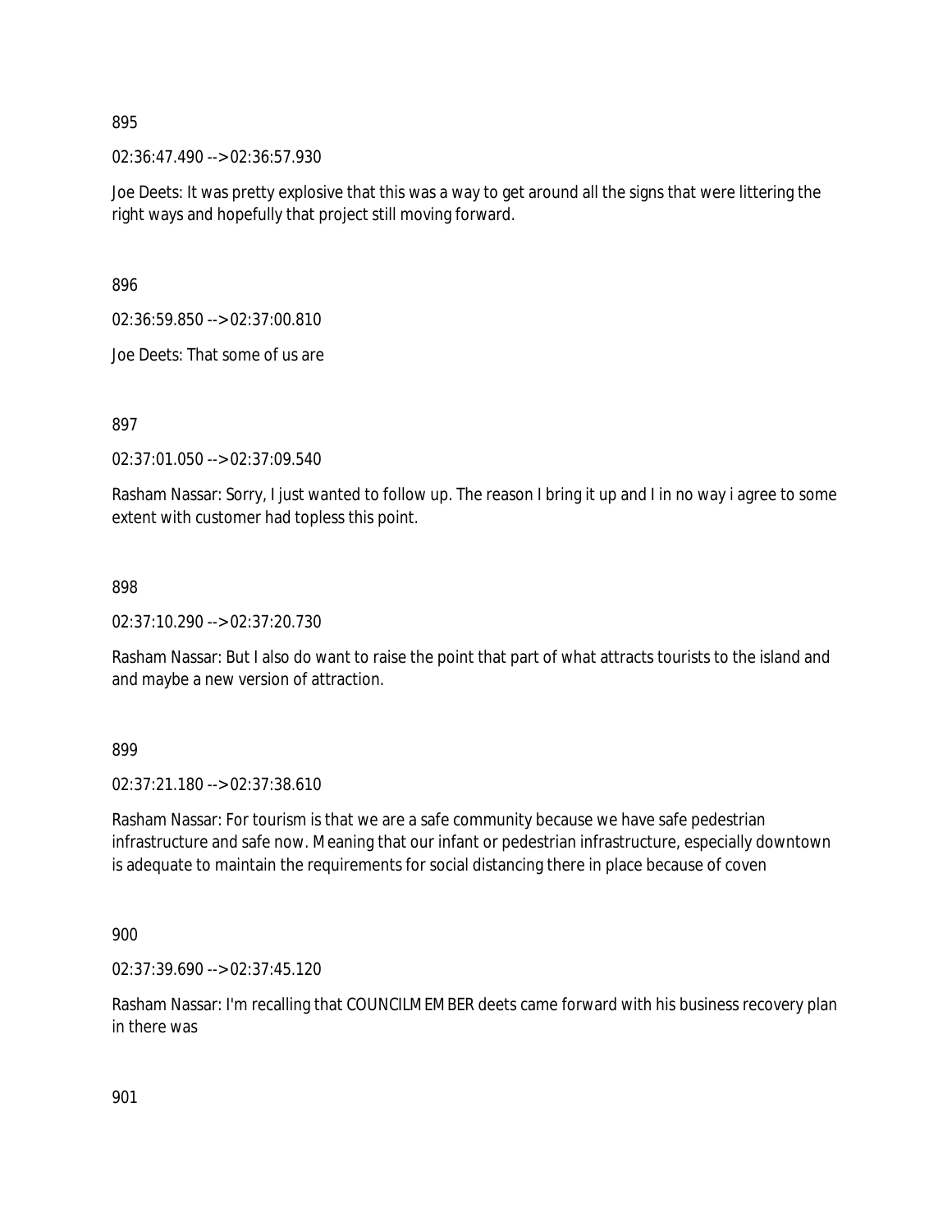895

02:36:47.490 --> 02:36:57.930

Joe Deets: It was pretty explosive that this was a way to get around all the signs that were littering the right ways and hopefully that project still moving forward.

896

02:36:59.850 --> 02:37:00.810

Joe Deets: That some of us are

897

02:37:01.050 --> 02:37:09.540

Rasham Nassar: Sorry, I just wanted to follow up. The reason I bring it up and I in no way i agree to some extent with customer had topless this point.

898

02:37:10.290 --> 02:37:20.730

Rasham Nassar: But I also do want to raise the point that part of what attracts tourists to the island and and maybe a new version of attraction.

899

02:37:21.180 --> 02:37:38.610

Rasham Nassar: For tourism is that we are a safe community because we have safe pedestrian infrastructure and safe now. Meaning that our infant or pedestrian infrastructure, especially downtown is adequate to maintain the requirements for social distancing there in place because of coven

900

02:37:39.690 --> 02:37:45.120

Rasham Nassar: I'm recalling that COUNCILMEMBER deets came forward with his business recovery plan in there was

901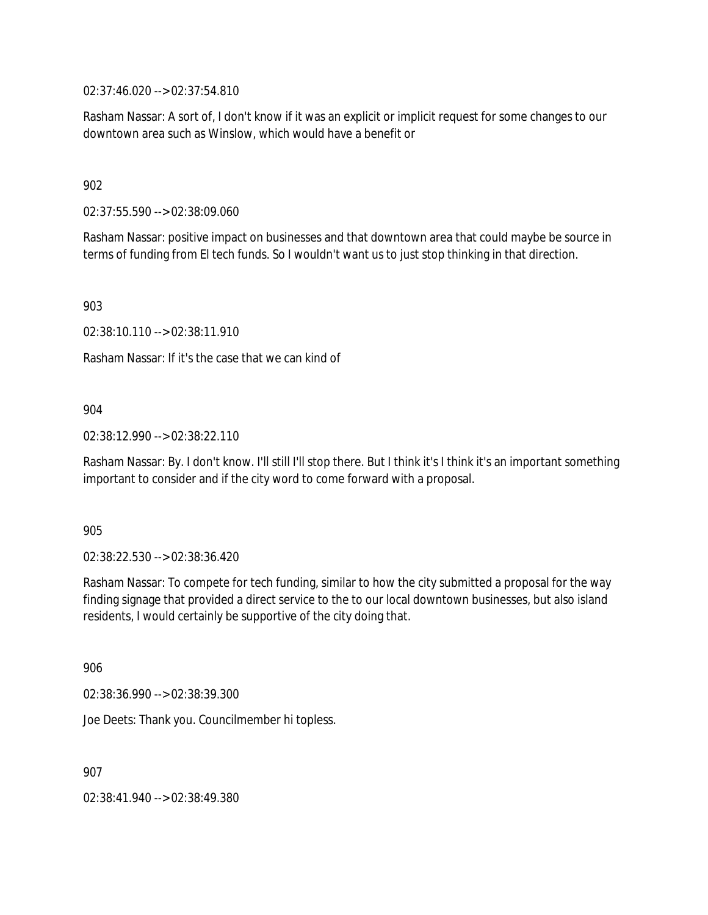02:37:46.020 --> 02:37:54.810

Rasham Nassar: A sort of, I don't know if it was an explicit or implicit request for some changes to our downtown area such as Winslow, which would have a benefit or

902

02:37:55.590 --> 02:38:09.060

Rasham Nassar: positive impact on businesses and that downtown area that could maybe be source in terms of funding from El tech funds. So I wouldn't want us to just stop thinking in that direction.

903

02:38:10.110 --> 02:38:11.910

Rasham Nassar: If it's the case that we can kind of

904

02:38:12.990 --> 02:38:22.110

Rasham Nassar: By. I don't know. I'll still I'll stop there. But I think it's I think it's an important something important to consider and if the city word to come forward with a proposal.

905

02:38:22.530 --> 02:38:36.420

Rasham Nassar: To compete for tech funding, similar to how the city submitted a proposal for the way finding signage that provided a direct service to the to our local downtown businesses, but also island residents, I would certainly be supportive of the city doing that.

906

02:38:36.990 --> 02:38:39.300

Joe Deets: Thank you. Councilmember hi topless.

907

02:38:41.940 --> 02:38:49.380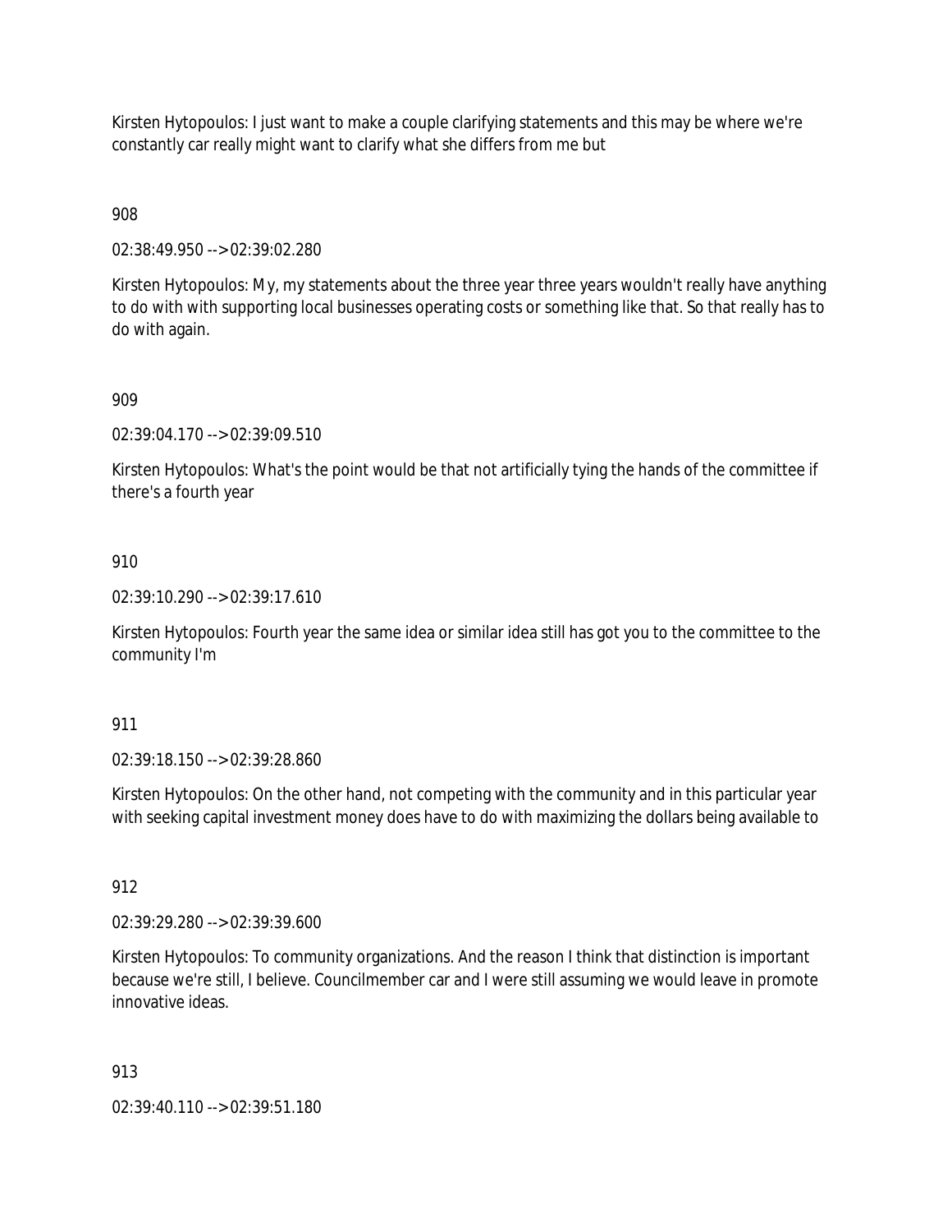Kirsten Hytopoulos: I just want to make a couple clarifying statements and this may be where we're constantly car really might want to clarify what she differs from me but

908

02:38:49.950 --> 02:39:02.280

Kirsten Hytopoulos: My, my statements about the three year three years wouldn't really have anything to do with with supporting local businesses operating costs or something like that. So that really has to do with again.

909

02:39:04.170 --> 02:39:09.510

Kirsten Hytopoulos: What's the point would be that not artificially tying the hands of the committee if there's a fourth year

910

02:39:10.290 --> 02:39:17.610

Kirsten Hytopoulos: Fourth year the same idea or similar idea still has got you to the committee to the community I'm

911

02:39:18.150 --> 02:39:28.860

Kirsten Hytopoulos: On the other hand, not competing with the community and in this particular year with seeking capital investment money does have to do with maximizing the dollars being available to

912

02:39:29.280 --> 02:39:39.600

Kirsten Hytopoulos: To community organizations. And the reason I think that distinction is important because we're still, I believe. Councilmember car and I were still assuming we would leave in promote innovative ideas.

913

02:39:40.110 --> 02:39:51.180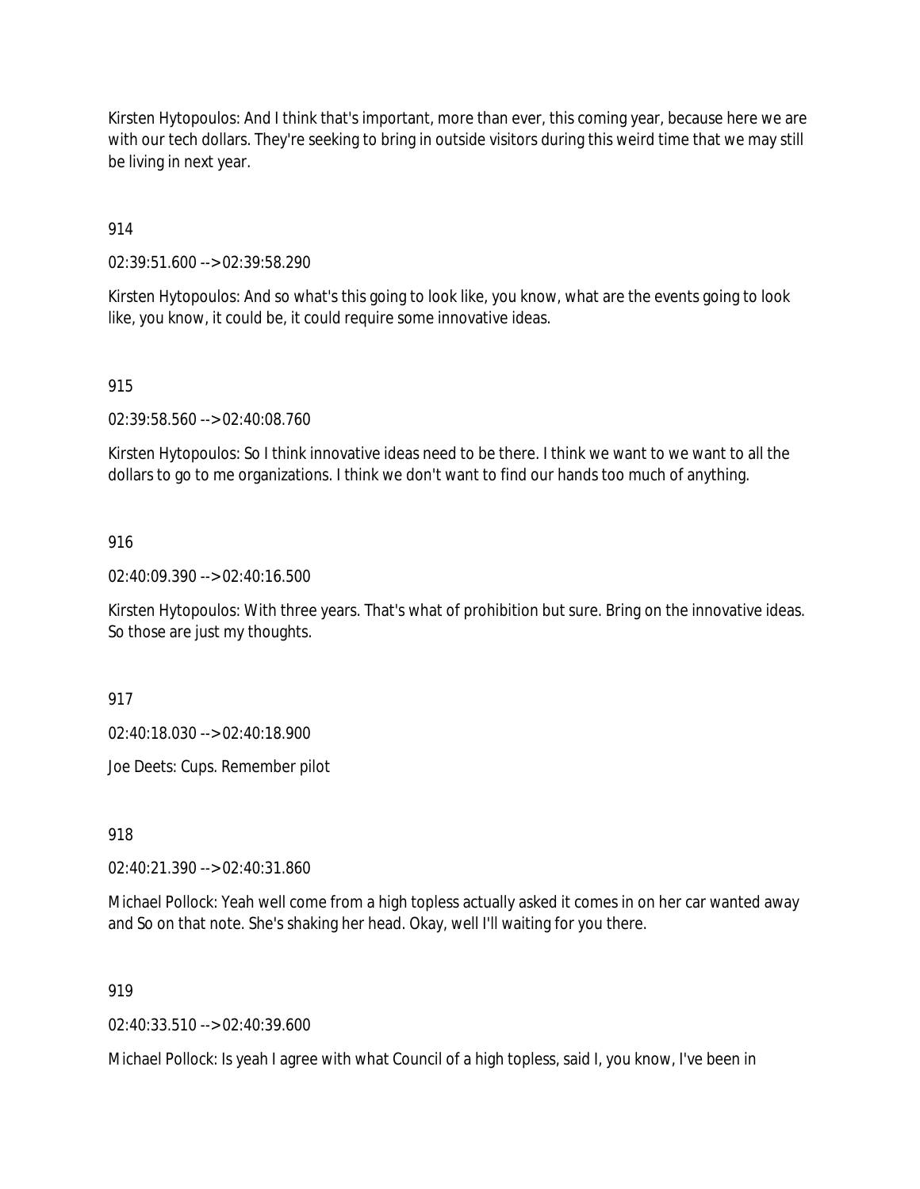Kirsten Hytopoulos: And I think that's important, more than ever, this coming year, because here we are with our tech dollars. They're seeking to bring in outside visitors during this weird time that we may still be living in next year.

914

02:39:51.600 --> 02:39:58.290

Kirsten Hytopoulos: And so what's this going to look like, you know, what are the events going to look like, you know, it could be, it could require some innovative ideas.

915

02:39:58.560 --> 02:40:08.760

Kirsten Hytopoulos: So I think innovative ideas need to be there. I think we want to we want to all the dollars to go to me organizations. I think we don't want to find our hands too much of anything.

916

02:40:09.390 --> 02:40:16.500

Kirsten Hytopoulos: With three years. That's what of prohibition but sure. Bring on the innovative ideas. So those are just my thoughts.

917

02:40:18.030 --> 02:40:18.900

Joe Deets: Cups. Remember pilot

918

02:40:21.390 --> 02:40:31.860

Michael Pollock: Yeah well come from a high topless actually asked it comes in on her car wanted away and So on that note. She's shaking her head. Okay, well I'll waiting for you there.

919

02:40:33.510 --> 02:40:39.600

Michael Pollock: Is yeah I agree with what Council of a high topless, said I, you know, I've been in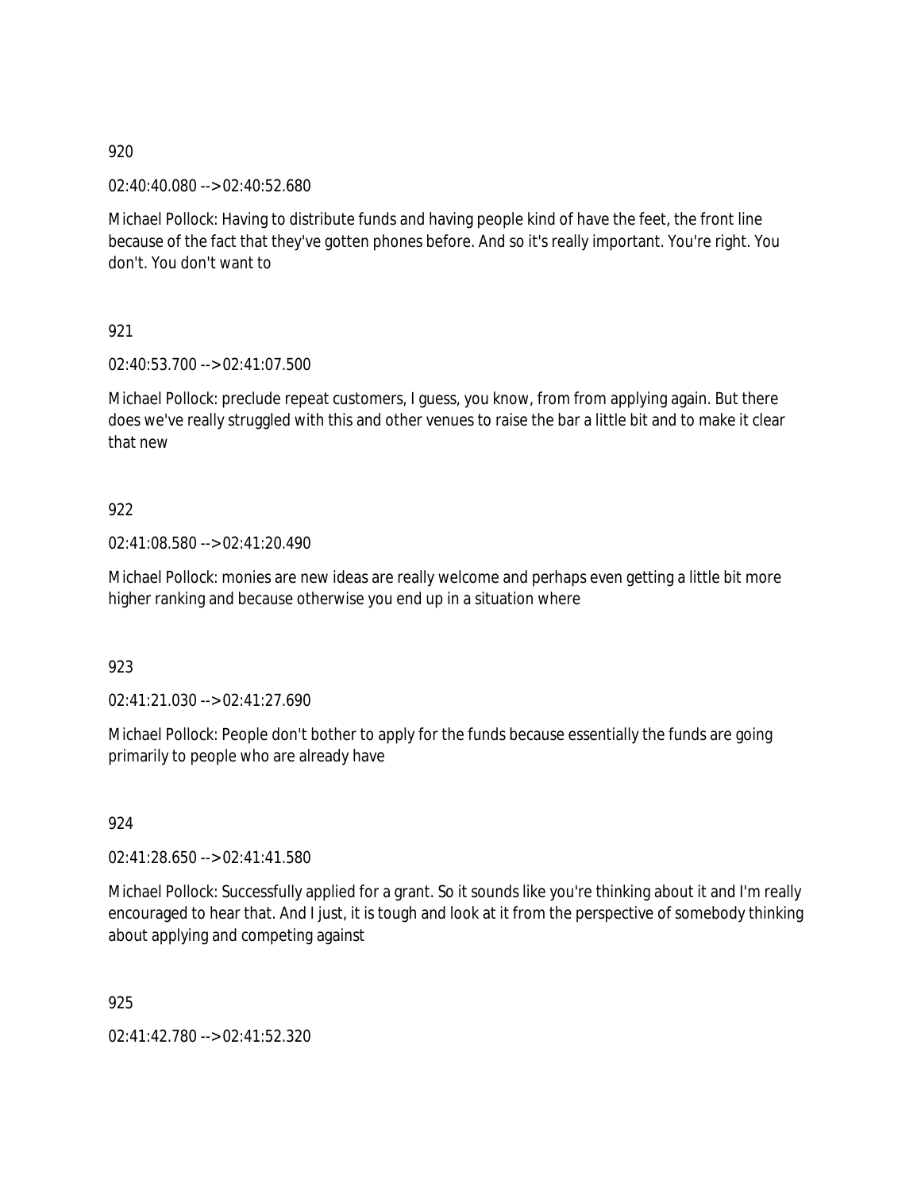920

02:40:40.080 --> 02:40:52.680

Michael Pollock: Having to distribute funds and having people kind of have the feet, the front line because of the fact that they've gotten phones before. And so it's really important. You're right. You don't. You don't want to

921

02:40:53.700 --> 02:41:07.500

Michael Pollock: preclude repeat customers, I guess, you know, from from applying again. But there does we've really struggled with this and other venues to raise the bar a little bit and to make it clear that new

922

02:41:08.580 --> 02:41:20.490

Michael Pollock: monies are new ideas are really welcome and perhaps even getting a little bit more higher ranking and because otherwise you end up in a situation where

923

02:41:21.030 --> 02:41:27.690

Michael Pollock: People don't bother to apply for the funds because essentially the funds are going primarily to people who are already have

924

02:41:28.650 --> 02:41:41.580

Michael Pollock: Successfully applied for a grant. So it sounds like you're thinking about it and I'm really encouraged to hear that. And I just, it is tough and look at it from the perspective of somebody thinking about applying and competing against

925

02:41:42.780 --> 02:41:52.320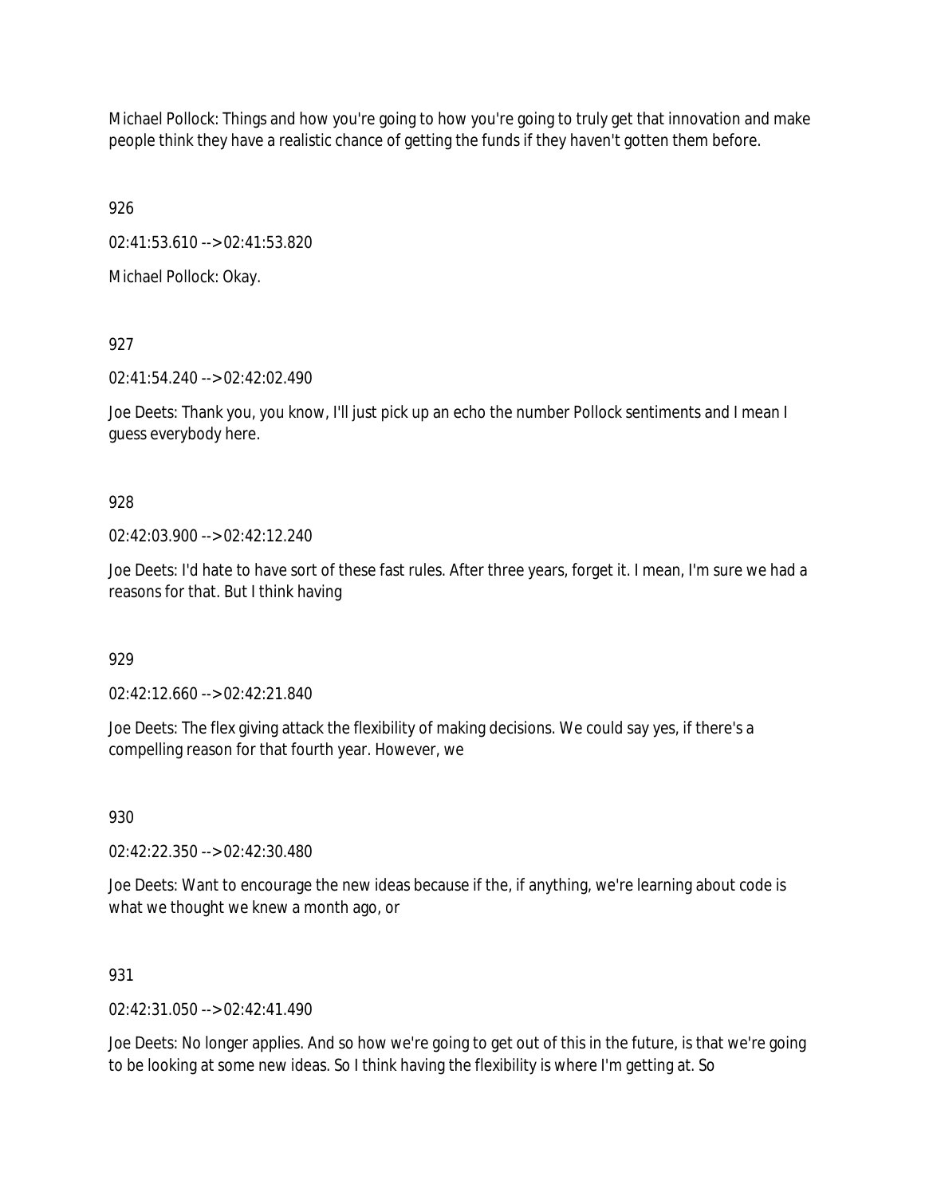Michael Pollock: Things and how you're going to how you're going to truly get that innovation and make people think they have a realistic chance of getting the funds if they haven't gotten them before.

926

02:41:53.610 --> 02:41:53.820

Michael Pollock: Okay.

927

02:41:54.240 --> 02:42:02.490

Joe Deets: Thank you, you know, I'll just pick up an echo the number Pollock sentiments and I mean I guess everybody here.

928

02:42:03.900 --> 02:42:12.240

Joe Deets: I'd hate to have sort of these fast rules. After three years, forget it. I mean, I'm sure we had a reasons for that. But I think having

929

02:42:12.660 --> 02:42:21.840

Joe Deets: The flex giving attack the flexibility of making decisions. We could say yes, if there's a compelling reason for that fourth year. However, we

930

02:42:22.350 --> 02:42:30.480

Joe Deets: Want to encourage the new ideas because if the, if anything, we're learning about code is what we thought we knew a month ago, or

931

02:42:31.050 --> 02:42:41.490

Joe Deets: No longer applies. And so how we're going to get out of this in the future, is that we're going to be looking at some new ideas. So I think having the flexibility is where I'm getting at. So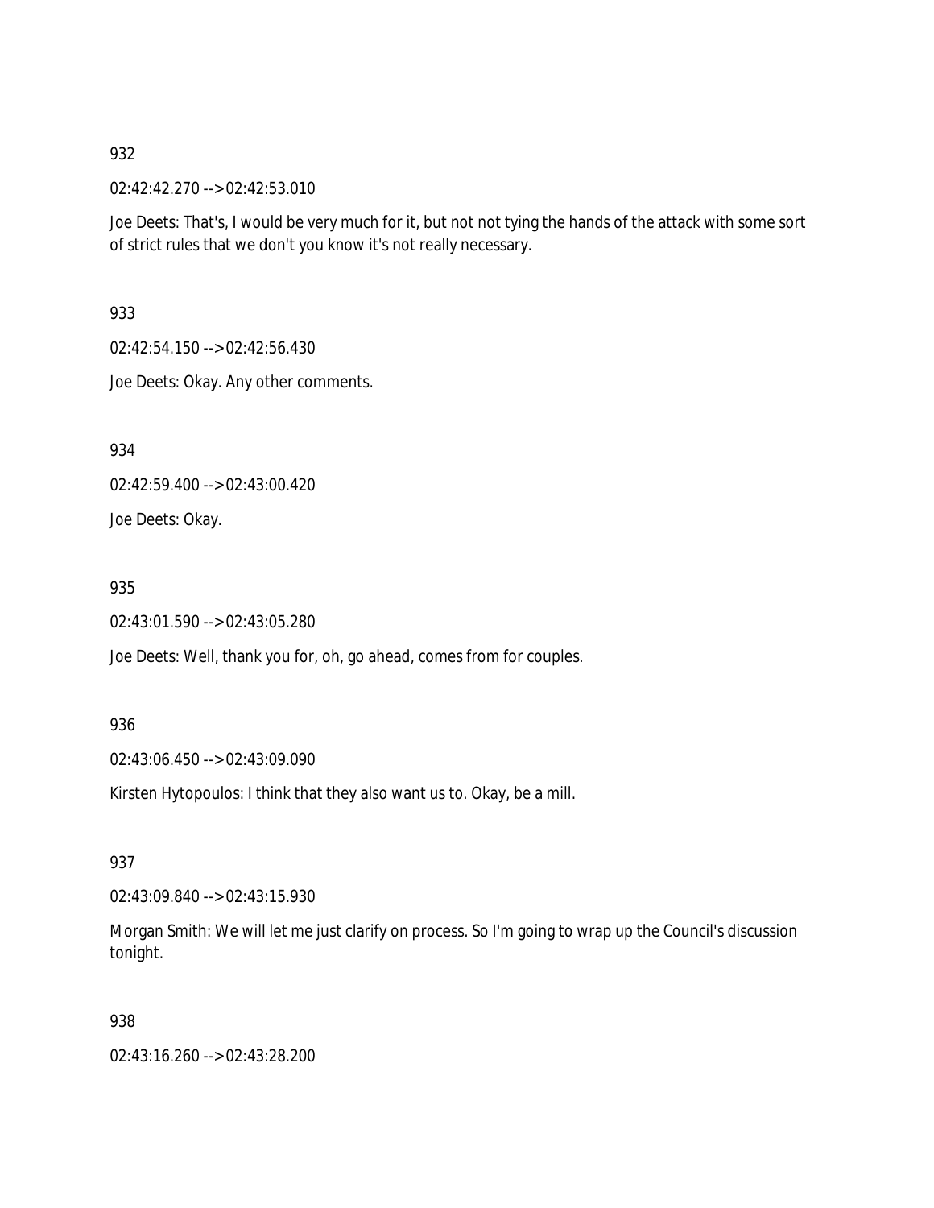932

02:42:42.270 --> 02:42:53.010

Joe Deets: That's, I would be very much for it, but not not tying the hands of the attack with some sort of strict rules that we don't you know it's not really necessary.

933

02:42:54.150 --> 02:42:56.430

Joe Deets: Okay. Any other comments.

934

02:42:59.400 --> 02:43:00.420

Joe Deets: Okay.

935

02:43:01.590 --> 02:43:05.280

Joe Deets: Well, thank you for, oh, go ahead, comes from for couples.

936

02:43:06.450 --> 02:43:09.090

Kirsten Hytopoulos: I think that they also want us to. Okay, be a mill.

937

02:43:09.840 --> 02:43:15.930

Morgan Smith: We will let me just clarify on process. So I'm going to wrap up the Council's discussion tonight.

938

02:43:16.260 --> 02:43:28.200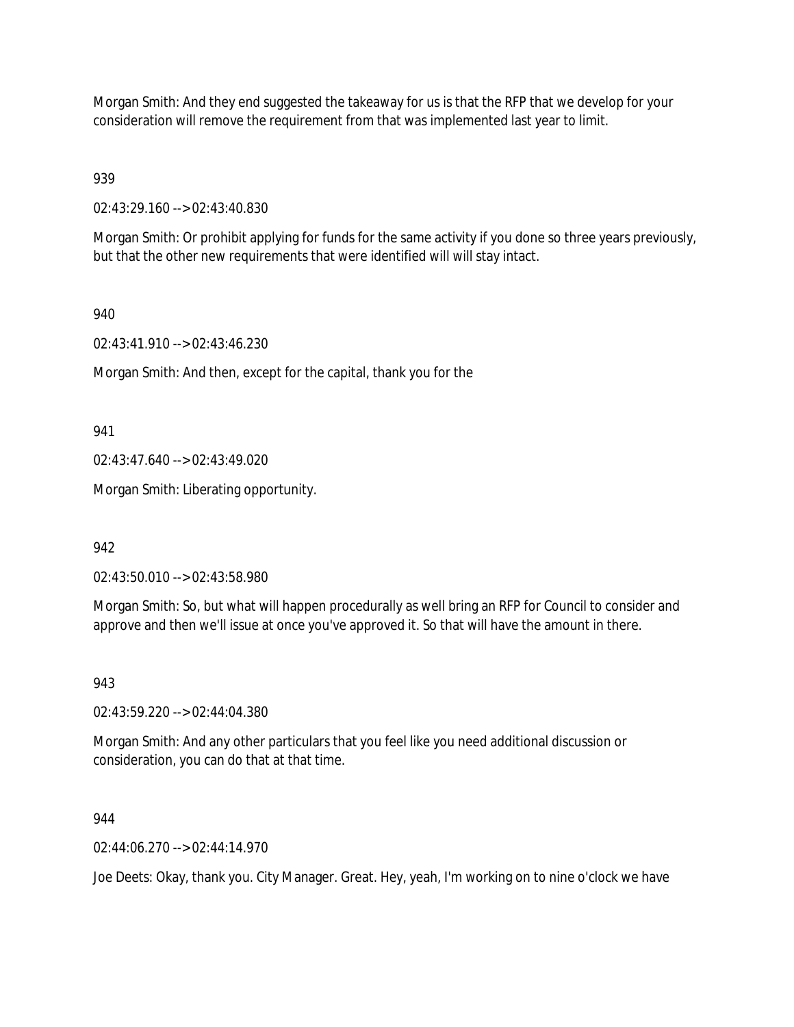Morgan Smith: And they end suggested the takeaway for us is that the RFP that we develop for your consideration will remove the requirement from that was implemented last year to limit.

939

02:43:29.160 --> 02:43:40.830

Morgan Smith: Or prohibit applying for funds for the same activity if you done so three years previously, but that the other new requirements that were identified will will stay intact.

940

02:43:41.910 --> 02:43:46.230

Morgan Smith: And then, except for the capital, thank you for the

941

02:43:47.640 --> 02:43:49.020

Morgan Smith: Liberating opportunity.

942

02:43:50.010 --> 02:43:58.980

Morgan Smith: So, but what will happen procedurally as well bring an RFP for Council to consider and approve and then we'll issue at once you've approved it. So that will have the amount in there.

943

02:43:59.220 --> 02:44:04.380

Morgan Smith: And any other particulars that you feel like you need additional discussion or consideration, you can do that at that time.

944

02:44:06.270 --> 02:44:14.970

Joe Deets: Okay, thank you. City Manager. Great. Hey, yeah, I'm working on to nine o'clock we have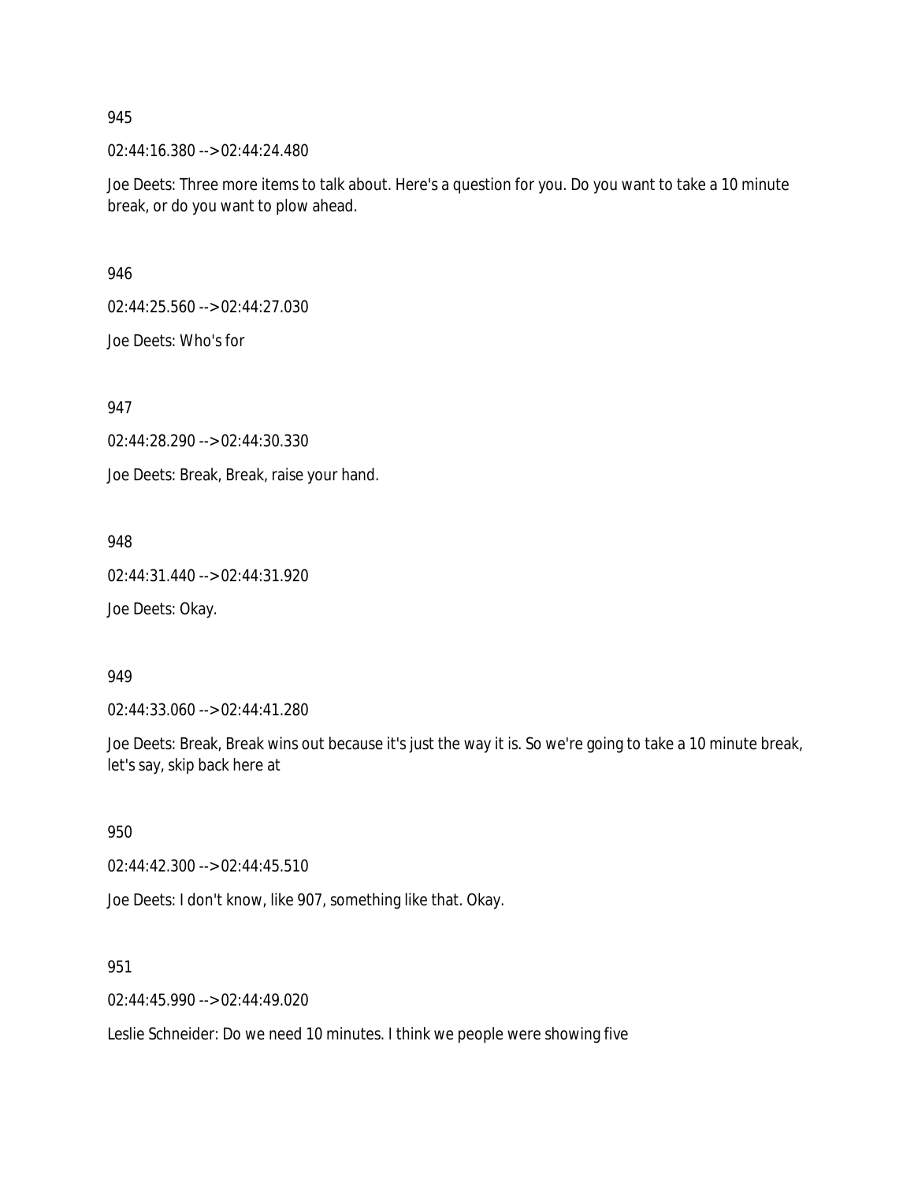945

02:44:16.380 --> 02:44:24.480

Joe Deets: Three more items to talk about. Here's a question for you. Do you want to take a 10 minute break, or do you want to plow ahead.

946

02:44:25.560 --> 02:44:27.030

Joe Deets: Who's for

947

02:44:28.290 --> 02:44:30.330

Joe Deets: Break, Break, raise your hand.

948

02:44:31.440 --> 02:44:31.920

Joe Deets: Okay.

949

02:44:33.060 --> 02:44:41.280

Joe Deets: Break, Break wins out because it's just the way it is. So we're going to take a 10 minute break, let's say, skip back here at

950

02:44:42.300 --> 02:44:45.510

Joe Deets: I don't know, like 907, something like that. Okay.

951

02:44:45.990 --> 02:44:49.020

Leslie Schneider: Do we need 10 minutes. I think we people were showing five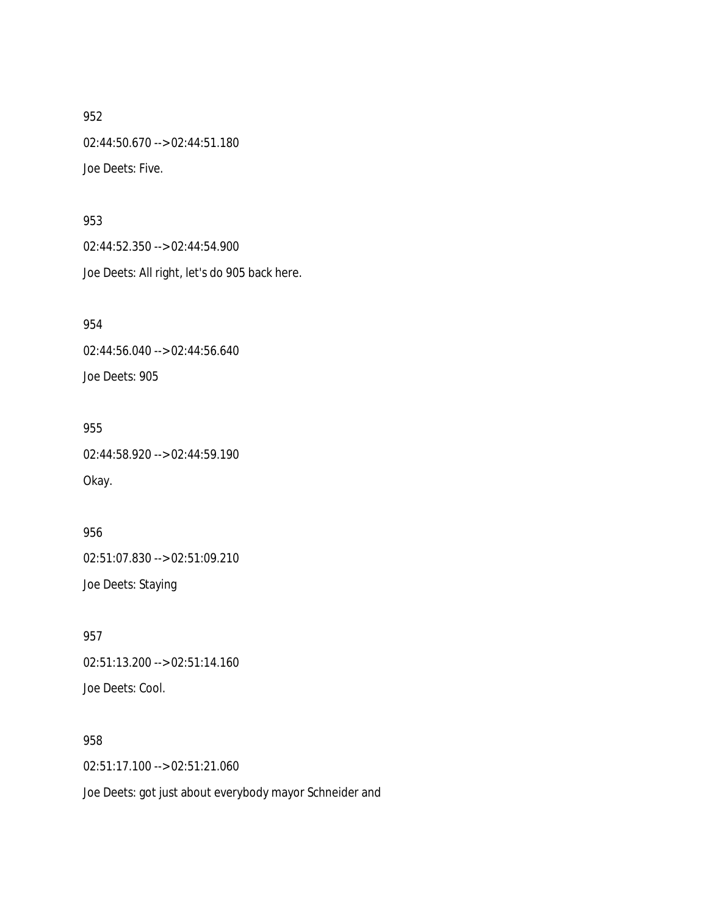952

02:44:50.670 --> 02:44:51.180

Joe Deets: Five.

953

02:44:52.350 --> 02:44:54.900

Joe Deets: All right, let's do 905 back here.

954

02:44:56.040 --> 02:44:56.640

Joe Deets: 905

955

02:44:58.920 --> 02:44:59.190

Okay.

956

02:51:07.830 --> 02:51:09.210

Joe Deets: Staying

957

02:51:13.200 --> 02:51:14.160

Joe Deets: Cool.

958

02:51:17.100 --> 02:51:21.060

Joe Deets: got just about everybody mayor Schneider and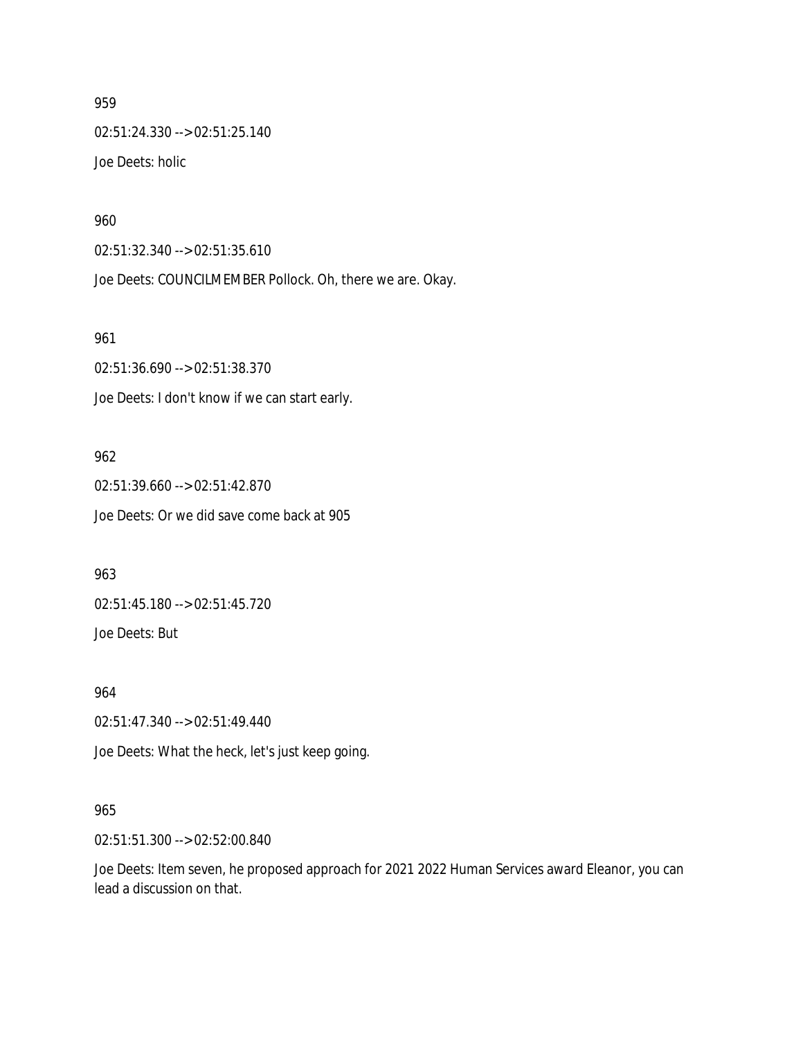959

02:51:24.330 --> 02:51:25.140

Joe Deets: holic

960

02:51:32.340 --> 02:51:35.610

Joe Deets: COUNCILMEMBER Pollock. Oh, there we are. Okay.

961

02:51:36.690 --> 02:51:38.370

Joe Deets: I don't know if we can start early.

962

02:51:39.660 --> 02:51:42.870

Joe Deets: Or we did save come back at 905

963

02:51:45.180 --> 02:51:45.720

Joe Deets: But

964

02:51:47.340 --> 02:51:49.440

Joe Deets: What the heck, let's just keep going.

965

02:51:51.300 --> 02:52:00.840

Joe Deets: Item seven, he proposed approach for 2021 2022 Human Services award Eleanor, you can lead a discussion on that.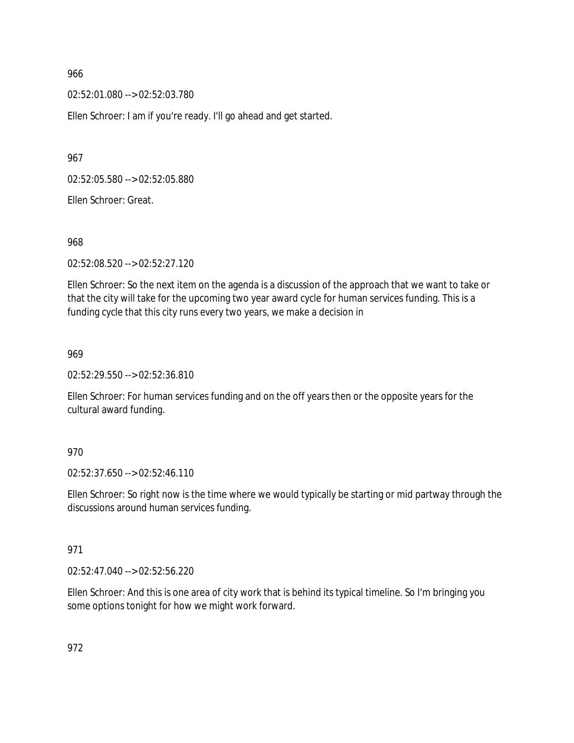966

02:52:01.080 --> 02:52:03.780

Ellen Schroer: I am if you're ready. I'll go ahead and get started.

967

02:52:05.580 --> 02:52:05.880

Ellen Schroer: Great.

968

02:52:08.520 --> 02:52:27.120

Ellen Schroer: So the next item on the agenda is a discussion of the approach that we want to take or that the city will take for the upcoming two year award cycle for human services funding. This is a funding cycle that this city runs every two years, we make a decision in

969

02:52:29.550 --> 02:52:36.810

Ellen Schroer: For human services funding and on the off years then or the opposite years for the cultural award funding.

970

02:52:37.650 --> 02:52:46.110

Ellen Schroer: So right now is the time where we would typically be starting or mid partway through the discussions around human services funding.

971

02:52:47.040 --> 02:52:56.220

Ellen Schroer: And this is one area of city work that is behind its typical timeline. So I'm bringing you some options tonight for how we might work forward.

972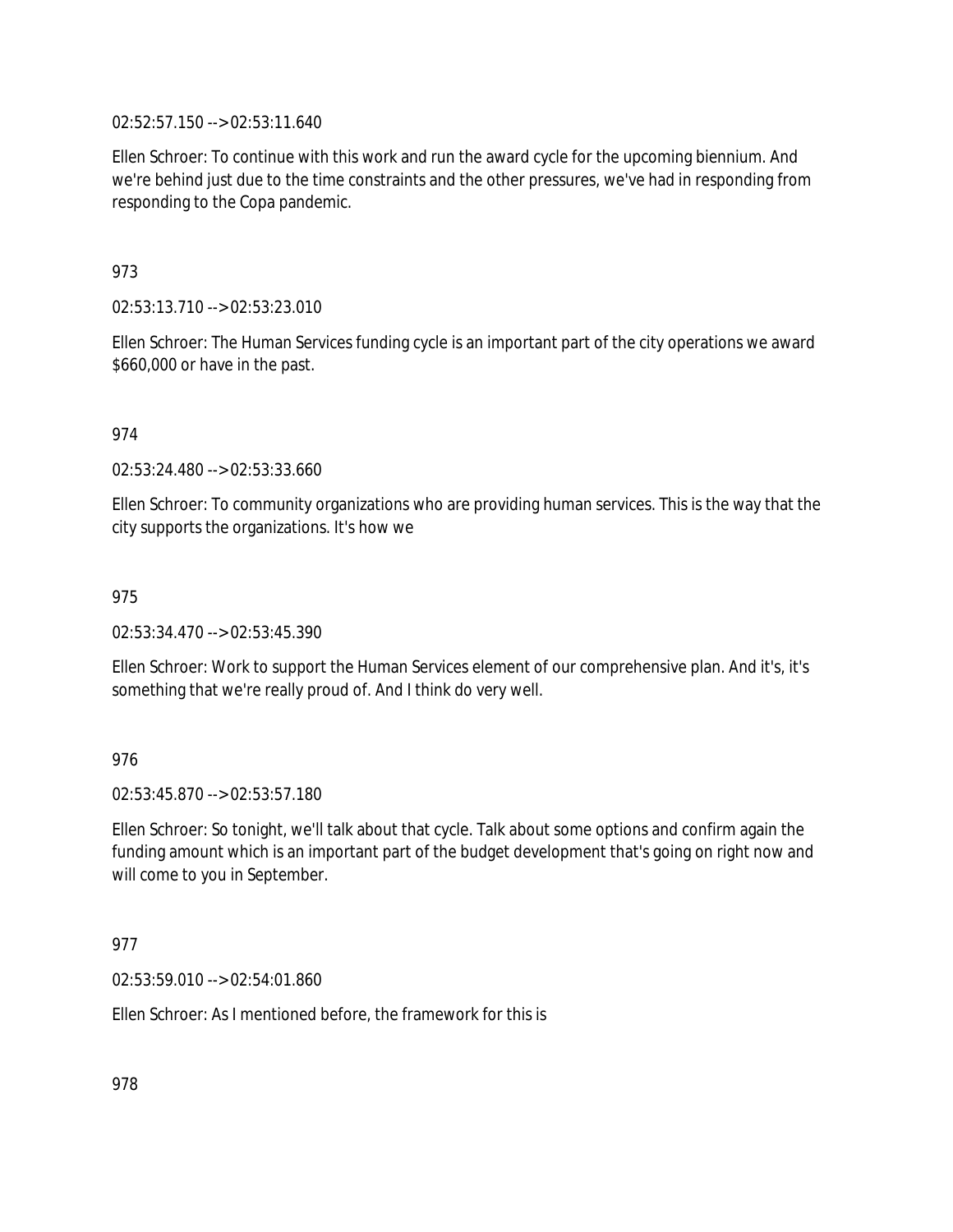02:52:57.150 --> 02:53:11.640

Ellen Schroer: To continue with this work and run the award cycle for the upcoming biennium. And we're behind just due to the time constraints and the other pressures, we've had in responding from responding to the Copa pandemic.

973

02:53:13.710 --> 02:53:23.010

Ellen Schroer: The Human Services funding cycle is an important part of the city operations we award $660,000 or have in the past.

974

02:53:24.480 --> 02:53:33.660

Ellen Schroer: To community organizations who are providing human services. This is the way that the city supports the organizations. It's how we

975

02:53:34.470 --> 02:53:45.390

Ellen Schroer: Work to support the Human Services element of our comprehensive plan. And it's, it's something that we're really proud of. And I think do very well.

976

02:53:45.870 --> 02:53:57.180

Ellen Schroer: So tonight, we'll talk about that cycle. Talk about some options and confirm again the funding amount which is an important part of the budget development that's going on right now and will come to you in September.

977

02:53:59.010 --> 02:54:01.860

Ellen Schroer: As I mentioned before, the framework for this is

978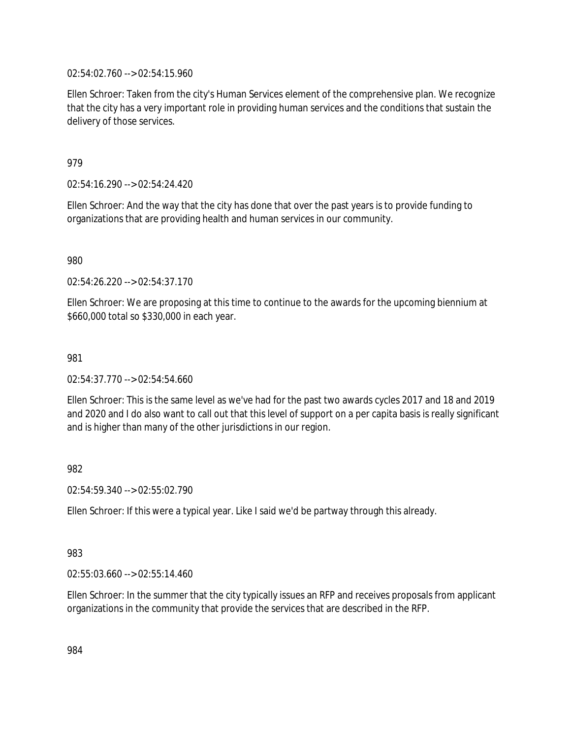02:54:02.760 --> 02:54:15.960

Ellen Schroer: Taken from the city's Human Services element of the comprehensive plan. We recognize that the city has a very important role in providing human services and the conditions that sustain the delivery of those services.

979

02:54:16.290 --> 02:54:24.420

Ellen Schroer: And the way that the city has done that over the past years is to provide funding to organizations that are providing health and human services in our community.

980

02:54:26.220 --> 02:54:37.170

Ellen Schroer: We are proposing at this time to continue to the awards for the upcoming biennium at $660,000 total so $330,000 in each year.

981

02:54:37.770 --> 02:54:54.660

Ellen Schroer: This is the same level as we've had for the past two awards cycles 2017 and 18 and 2019 and 2020 and I do also want to call out that this level of support on a per capita basis is really significant and is higher than many of the other jurisdictions in our region.

982

02:54:59.340 --> 02:55:02.790

Ellen Schroer: If this were a typical year. Like I said we'd be partway through this already.

983

02:55:03.660 --> 02:55:14.460

Ellen Schroer: In the summer that the city typically issues an RFP and receives proposals from applicant organizations in the community that provide the services that are described in the RFP.

984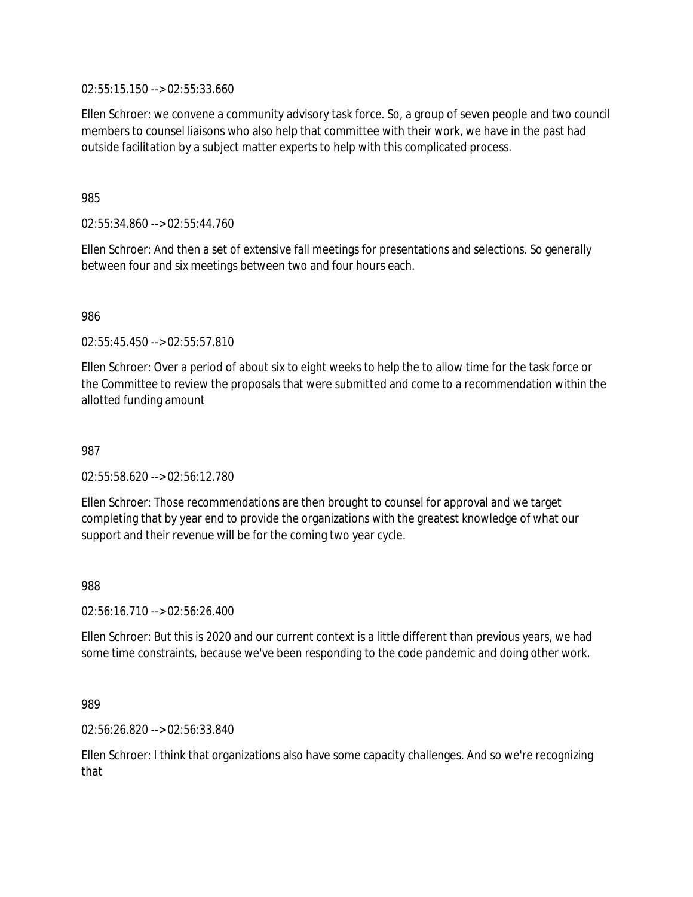02:55:15.150 --> 02:55:33.660

Ellen Schroer: we convene a community advisory task force. So, a group of seven people and two council members to counsel liaisons who also help that committee with their work, we have in the past had outside facilitation by a subject matter experts to help with this complicated process.

985

02:55:34.860 --> 02:55:44.760

Ellen Schroer: And then a set of extensive fall meetings for presentations and selections. So generally between four and six meetings between two and four hours each.

986

02:55:45.450 --> 02:55:57.810

Ellen Schroer: Over a period of about six to eight weeks to help the to allow time for the task force or the Committee to review the proposals that were submitted and come to a recommendation within the allotted funding amount

987

02:55:58.620 --> 02:56:12.780

Ellen Schroer: Those recommendations are then brought to counsel for approval and we target completing that by year end to provide the organizations with the greatest knowledge of what our support and their revenue will be for the coming two year cycle.

988

02:56:16.710 --> 02:56:26.400

Ellen Schroer: But this is 2020 and our current context is a little different than previous years, we had some time constraints, because we've been responding to the code pandemic and doing other work.

989

02:56:26.820 --> 02:56:33.840

Ellen Schroer: I think that organizations also have some capacity challenges. And so we're recognizing that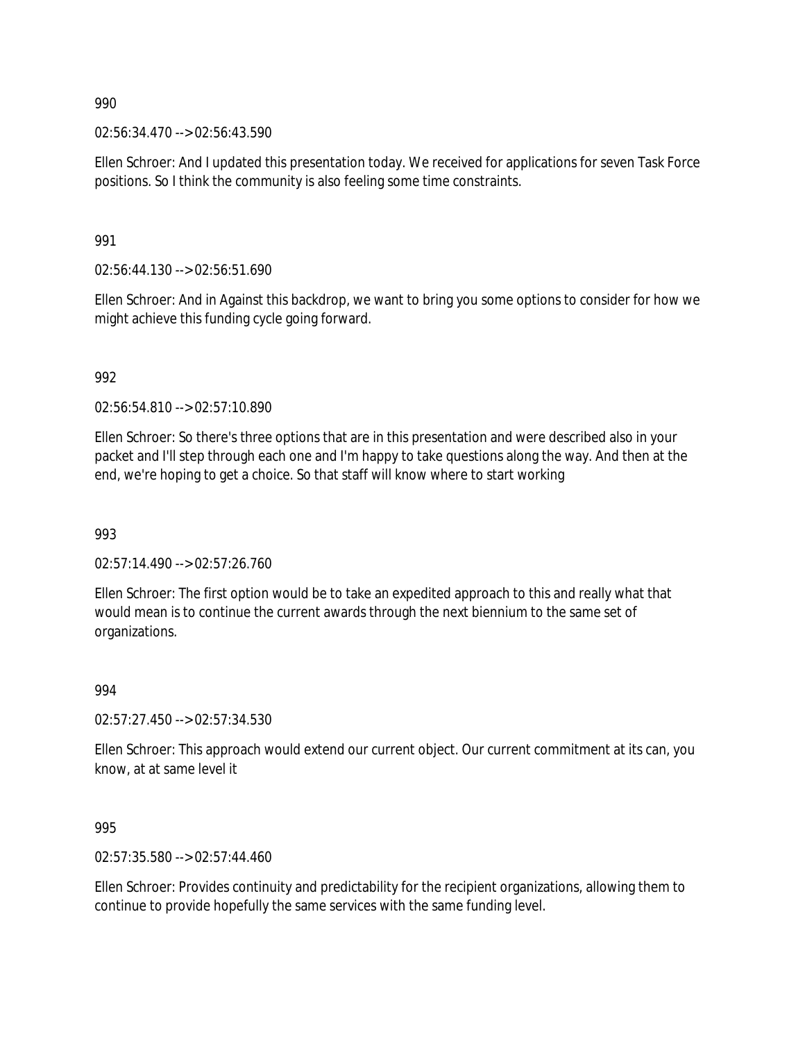990

02:56:34.470 --> 02:56:43.590

Ellen Schroer: And I updated this presentation today. We received for applications for seven Task Force positions. So I think the community is also feeling some time constraints.

991

02:56:44.130 --> 02:56:51.690

Ellen Schroer: And in Against this backdrop, we want to bring you some options to consider for how we might achieve this funding cycle going forward.

992

02:56:54.810 --> 02:57:10.890

Ellen Schroer: So there's three options that are in this presentation and were described also in your packet and I'll step through each one and I'm happy to take questions along the way. And then at the end, we're hoping to get a choice. So that staff will know where to start working

993

02:57:14.490 --> 02:57:26.760

Ellen Schroer: The first option would be to take an expedited approach to this and really what that would mean is to continue the current awards through the next biennium to the same set of organizations.

994

02:57:27.450 --> 02:57:34.530

Ellen Schroer: This approach would extend our current object. Our current commitment at its can, you know, at at same level it

995

02:57:35.580 --> 02:57:44.460

Ellen Schroer: Provides continuity and predictability for the recipient organizations, allowing them to continue to provide hopefully the same services with the same funding level.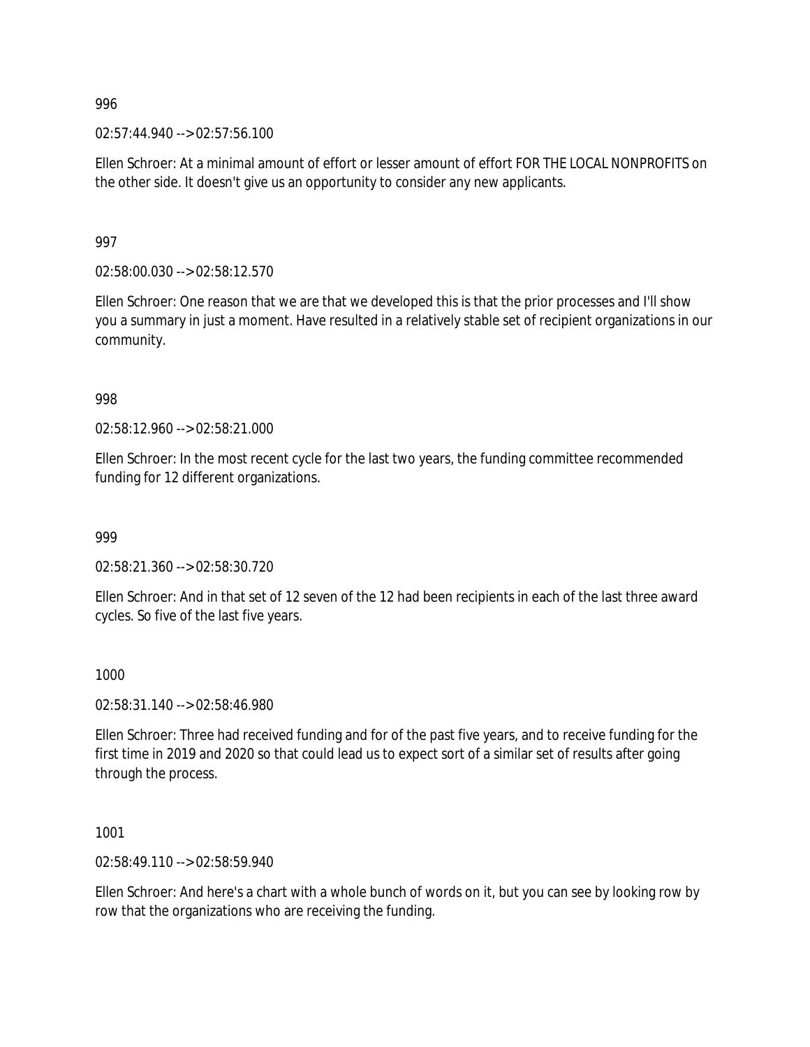996

02:57:44.940 --> 02:57:56.100

Ellen Schroer: At a minimal amount of effort or lesser amount of effort FOR THE LOCAL NONPROFITS on the other side. It doesn't give us an opportunity to consider any new applicants.

997

02:58:00.030 --> 02:58:12.570

Ellen Schroer: One reason that we are that we developed this is that the prior processes and I'll show you a summary in just a moment. Have resulted in a relatively stable set of recipient organizations in our community.

998

02:58:12.960 --> 02:58:21.000

Ellen Schroer: In the most recent cycle for the last two years, the funding committee recommended funding for 12 different organizations.

999

02:58:21.360 --> 02:58:30.720

Ellen Schroer: And in that set of 12 seven of the 12 had been recipients in each of the last three award cycles. So five of the last five years.

1000

02:58:31.140 --> 02:58:46.980

Ellen Schroer: Three had received funding and for of the past five years, and to receive funding for the first time in 2019 and 2020 so that could lead us to expect sort of a similar set of results after going through the process.

1001

02:58:49.110 --> 02:58:59.940

Ellen Schroer: And here's a chart with a whole bunch of words on it, but you can see by looking row by row that the organizations who are receiving the funding.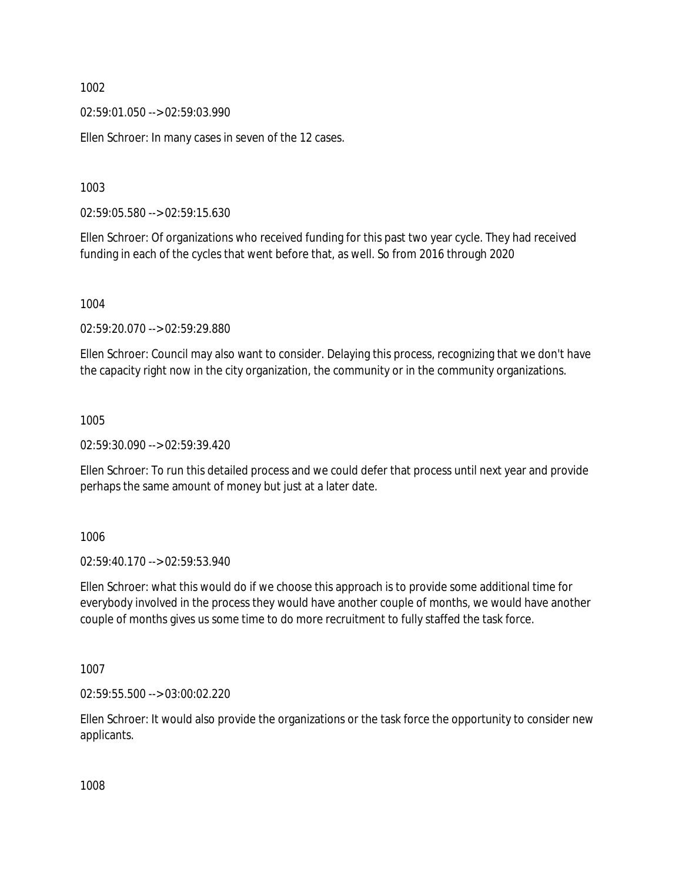1002

02:59:01.050 --> 02:59:03.990

Ellen Schroer: In many cases in seven of the 12 cases.

1003

02:59:05.580 --> 02:59:15.630

Ellen Schroer: Of organizations who received funding for this past two year cycle. They had received funding in each of the cycles that went before that, as well. So from 2016 through 2020

1004

02:59:20.070 --> 02:59:29.880

Ellen Schroer: Council may also want to consider. Delaying this process, recognizing that we don't have the capacity right now in the city organization, the community or in the community organizations.

1005

02:59:30.090 --> 02:59:39.420

Ellen Schroer: To run this detailed process and we could defer that process until next year and provide perhaps the same amount of money but just at a later date.

1006

02:59:40.170 --> 02:59:53.940

Ellen Schroer: what this would do if we choose this approach is to provide some additional time for everybody involved in the process they would have another couple of months, we would have another couple of months gives us some time to do more recruitment to fully staffed the task force.

1007

02:59:55.500 --> 03:00:02.220

Ellen Schroer: It would also provide the organizations or the task force the opportunity to consider new applicants.

1008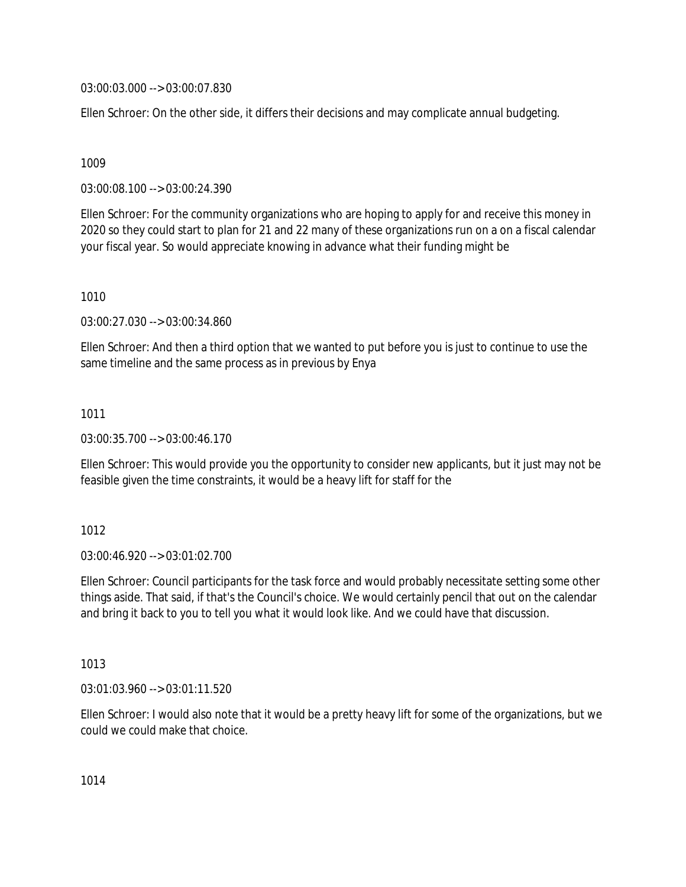03:00:03.000 --> 03:00:07.830

Ellen Schroer: On the other side, it differs their decisions and may complicate annual budgeting.

1009

03:00:08.100 --> 03:00:24.390

Ellen Schroer: For the community organizations who are hoping to apply for and receive this money in 2020 so they could start to plan for 21 and 22 many of these organizations run on a on a fiscal calendar your fiscal year. So would appreciate knowing in advance what their funding might be

1010

03:00:27.030 --> 03:00:34.860

Ellen Schroer: And then a third option that we wanted to put before you is just to continue to use the same timeline and the same process as in previous by Enya

1011

03:00:35.700 --> 03:00:46.170

Ellen Schroer: This would provide you the opportunity to consider new applicants, but it just may not be feasible given the time constraints, it would be a heavy lift for staff for the

1012

03:00:46.920 --> 03:01:02.700

Ellen Schroer: Council participants for the task force and would probably necessitate setting some other things aside. That said, if that's the Council's choice. We would certainly pencil that out on the calendar and bring it back to you to tell you what it would look like. And we could have that discussion.

1013

03:01:03.960 --> 03:01:11.520

Ellen Schroer: I would also note that it would be a pretty heavy lift for some of the organizations, but we could we could make that choice.

1014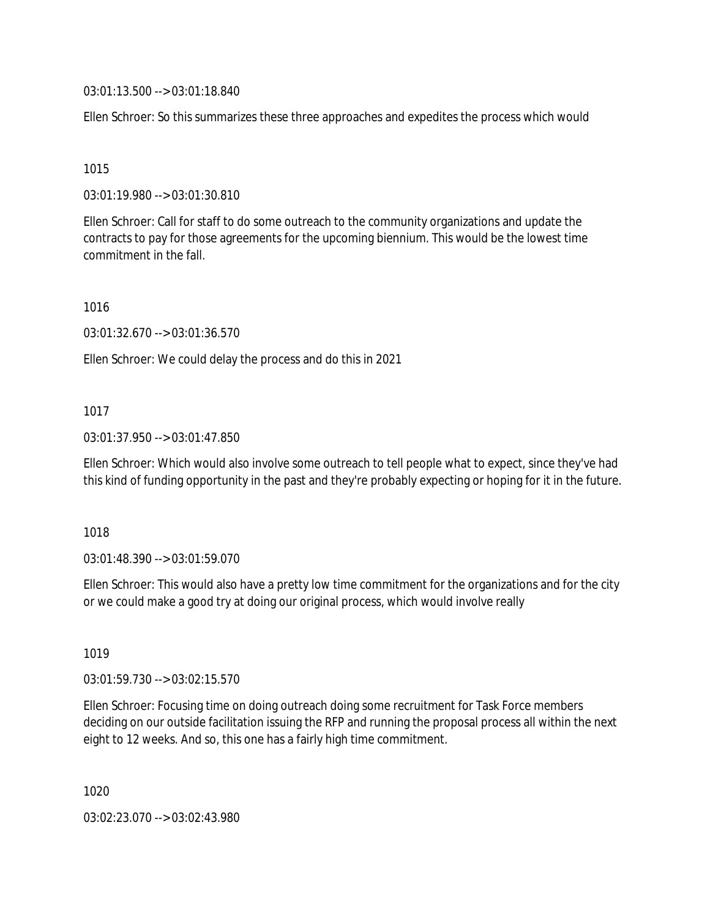03:01:13.500 --> 03:01:18.840

Ellen Schroer: So this summarizes these three approaches and expedites the process which would

1015

03:01:19.980 --> 03:01:30.810

Ellen Schroer: Call for staff to do some outreach to the community organizations and update the contracts to pay for those agreements for the upcoming biennium. This would be the lowest time commitment in the fall.

1016

03:01:32.670 --> 03:01:36.570

Ellen Schroer: We could delay the process and do this in 2021

1017

03:01:37.950 --> 03:01:47.850

Ellen Schroer: Which would also involve some outreach to tell people what to expect, since they've had this kind of funding opportunity in the past and they're probably expecting or hoping for it in the future.

1018

03:01:48.390 --> 03:01:59.070

Ellen Schroer: This would also have a pretty low time commitment for the organizations and for the city or we could make a good try at doing our original process, which would involve really

1019

03:01:59.730 --> 03:02:15.570

Ellen Schroer: Focusing time on doing outreach doing some recruitment for Task Force members deciding on our outside facilitation issuing the RFP and running the proposal process all within the next eight to 12 weeks. And so, this one has a fairly high time commitment.

1020

03:02:23.070 --> 03:02:43.980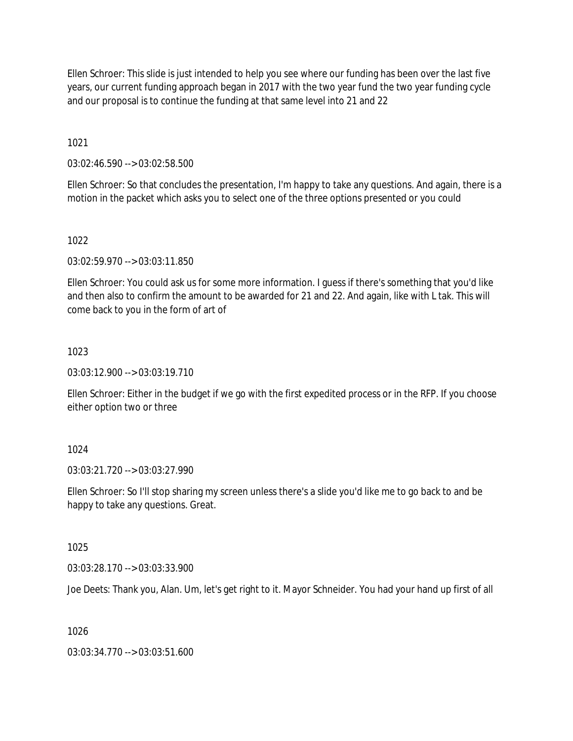Ellen Schroer: This slide is just intended to help you see where our funding has been over the last five years, our current funding approach began in 2017 with the two year fund the two year funding cycle and our proposal is to continue the funding at that same level into 21 and 22

1021

03:02:46.590 --> 03:02:58.500

Ellen Schroer: So that concludes the presentation, I'm happy to take any questions. And again, there is a motion in the packet which asks you to select one of the three options presented or you could

1022

03:02:59.970 --> 03:03:11.850

Ellen Schroer: You could ask us for some more information. I guess if there's something that you'd like and then also to confirm the amount to be awarded for 21 and 22. And again, like with L tak. This will come back to you in the form of art of

1023

03:03:12.900 --> 03:03:19.710

Ellen Schroer: Either in the budget if we go with the first expedited process or in the RFP. If you choose either option two or three

1024

03:03:21.720 --> 03:03:27.990

Ellen Schroer: So I'll stop sharing my screen unless there's a slide you'd like me to go back to and be happy to take any questions. Great.

1025

03:03:28.170 --> 03:03:33.900

Joe Deets: Thank you, Alan. Um, let's get right to it. Mayor Schneider. You had your hand up first of all

1026

03:03:34.770 --> 03:03:51.600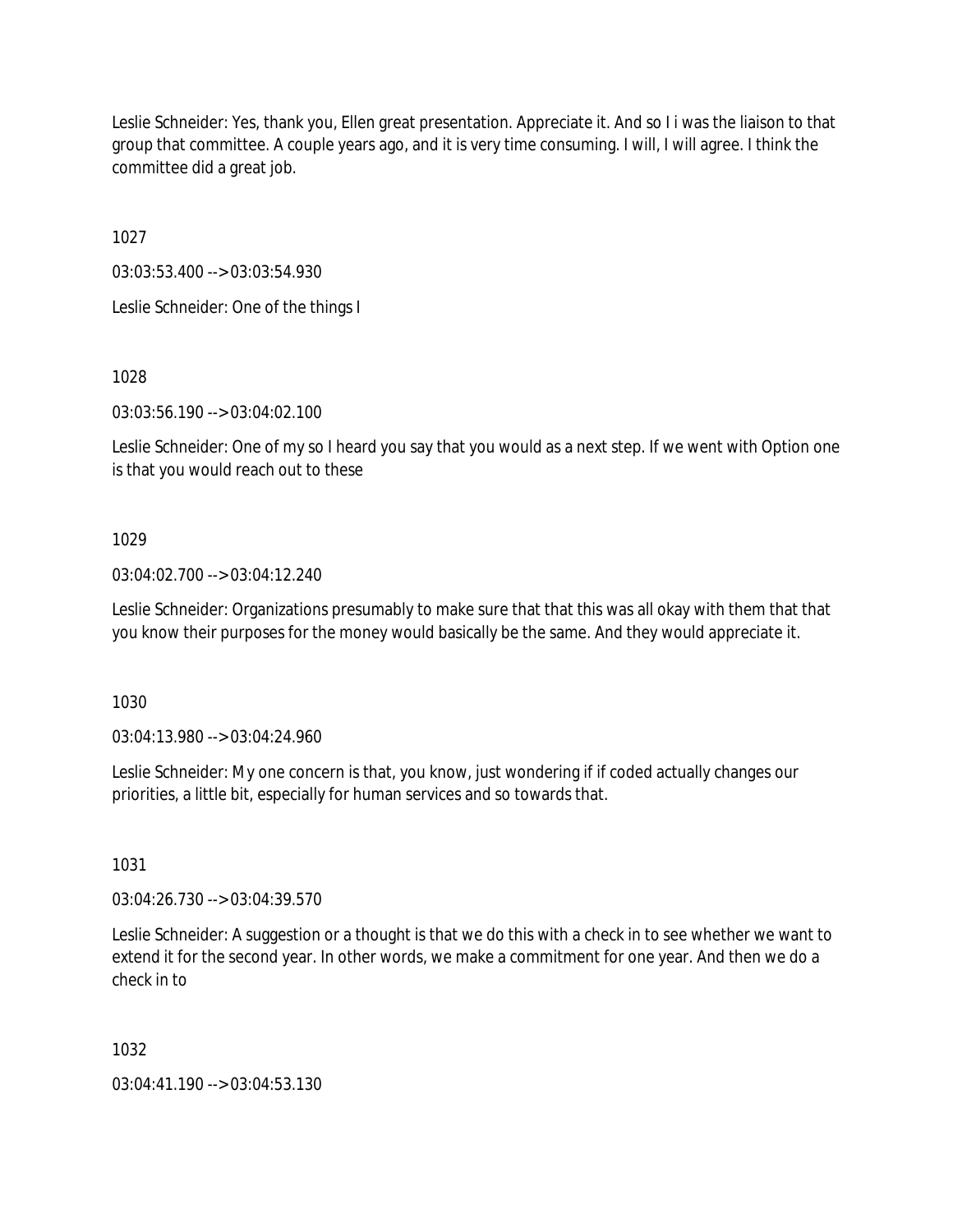Leslie Schneider: Yes, thank you, Ellen great presentation. Appreciate it. And so I i was the liaison to that group that committee. A couple years ago, and it is very time consuming. I will, I will agree. I think the committee did a great job.

1027

03:03:53.400 --> 03:03:54.930

Leslie Schneider: One of the things I

1028

03:03:56.190 --> 03:04:02.100

Leslie Schneider: One of my so I heard you say that you would as a next step. If we went with Option one is that you would reach out to these

1029

03:04:02.700 --> 03:04:12.240

Leslie Schneider: Organizations presumably to make sure that that this was all okay with them that that you know their purposes for the money would basically be the same. And they would appreciate it.

1030

03:04:13.980 --> 03:04:24.960

Leslie Schneider: My one concern is that, you know, just wondering if if coded actually changes our priorities, a little bit, especially for human services and so towards that.

1031

03:04:26.730 --> 03:04:39.570

Leslie Schneider: A suggestion or a thought is that we do this with a check in to see whether we want to extend it for the second year. In other words, we make a commitment for one year. And then we do a check in to

1032

03:04:41.190 --> 03:04:53.130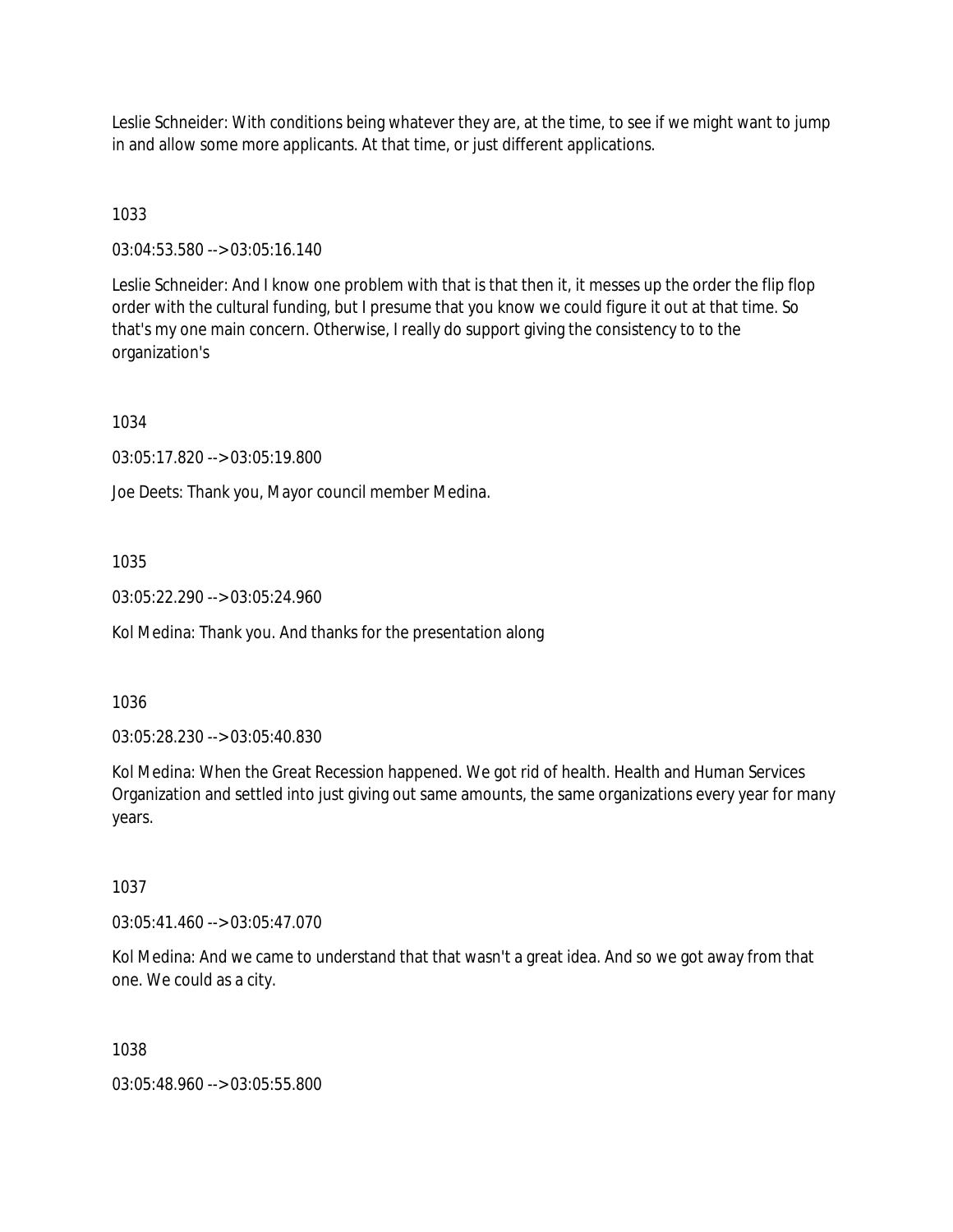Leslie Schneider: With conditions being whatever they are, at the time, to see if we might want to jump in and allow some more applicants. At that time, or just different applications.

1033

03:04:53.580 --> 03:05:16.140

Leslie Schneider: And I know one problem with that is that then it, it messes up the order the flip flop order with the cultural funding, but I presume that you know we could figure it out at that time. So that's my one main concern. Otherwise, I really do support giving the consistency to to the organization's

1034

03:05:17.820 --> 03:05:19.800

Joe Deets: Thank you, Mayor council member Medina.

1035

03:05:22.290 --> 03:05:24.960

Kol Medina: Thank you. And thanks for the presentation along

1036

03:05:28.230 --> 03:05:40.830

Kol Medina: When the Great Recession happened. We got rid of health. Health and Human Services Organization and settled into just giving out same amounts, the same organizations every year for many years.

1037

03:05:41.460 --> 03:05:47.070

Kol Medina: And we came to understand that that wasn't a great idea. And so we got away from that one. We could as a city.

1038

03:05:48.960 --> 03:05:55.800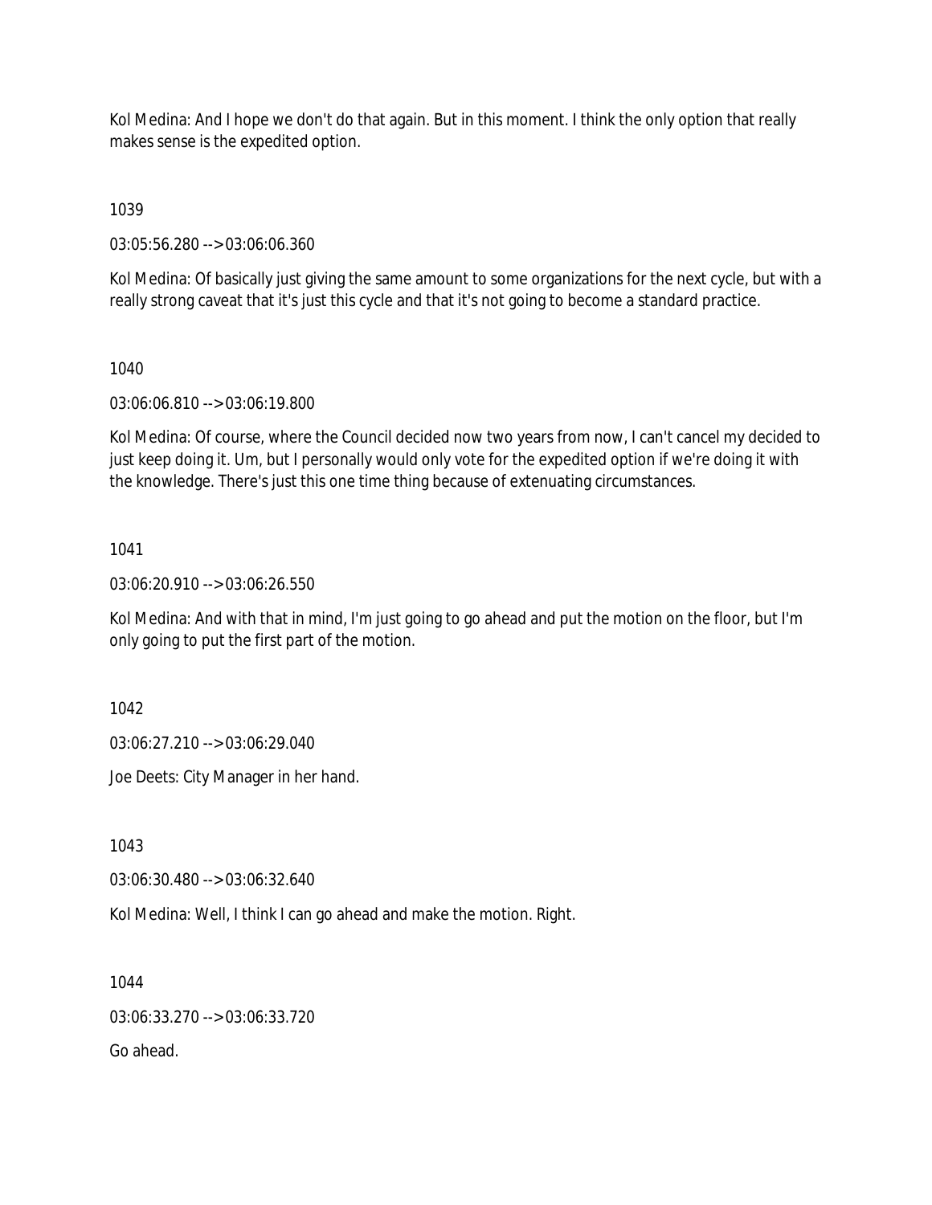Kol Medina: And I hope we don't do that again. But in this moment. I think the only option that really makes sense is the expedited option.

1039

03:05:56.280 --> 03:06:06.360

Kol Medina: Of basically just giving the same amount to some organizations for the next cycle, but with a really strong caveat that it's just this cycle and that it's not going to become a standard practice.

1040

03:06:06.810 --> 03:06:19.800

Kol Medina: Of course, where the Council decided now two years from now, I can't cancel my decided to just keep doing it. Um, but I personally would only vote for the expedited option if we're doing it with the knowledge. There's just this one time thing because of extenuating circumstances.

1041

03:06:20.910 --> 03:06:26.550

Kol Medina: And with that in mind, I'm just going to go ahead and put the motion on the floor, but I'm only going to put the first part of the motion.

1042

03:06:27.210 --> 03:06:29.040

Joe Deets: City Manager in her hand.

1043

03:06:30.480 --> 03:06:32.640

Kol Medina: Well, I think I can go ahead and make the motion. Right.

1044

03:06:33.270 --> 03:06:33.720

Go ahead.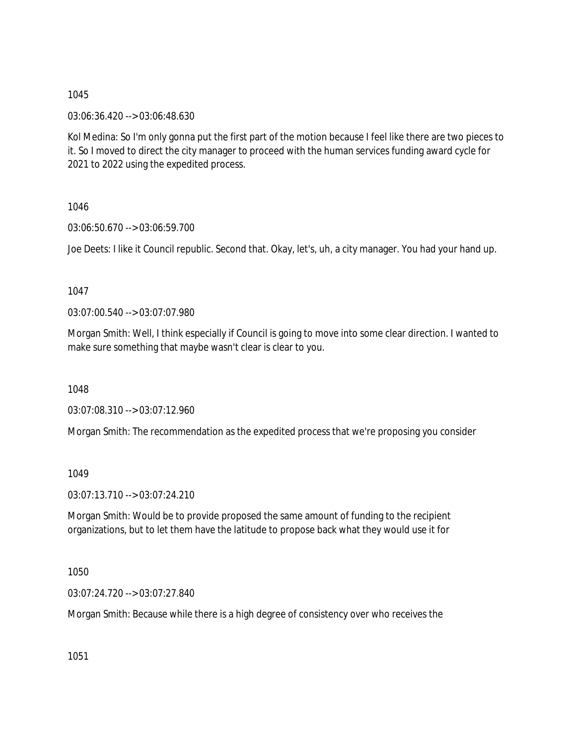1045

03:06:36.420 --> 03:06:48.630

Kol Medina: So I'm only gonna put the first part of the motion because I feel like there are two pieces to it. So I moved to direct the city manager to proceed with the human services funding award cycle for 2021 to 2022 using the expedited process.

1046

03:06:50.670 --> 03:06:59.700

Joe Deets: I like it Council republic. Second that. Okay, let's, uh, a city manager. You had your hand up.

1047

03:07:00.540 --> 03:07:07.980

Morgan Smith: Well, I think especially if Council is going to move into some clear direction. I wanted to make sure something that maybe wasn't clear is clear to you.

1048

03:07:08.310 --> 03:07:12.960

Morgan Smith: The recommendation as the expedited process that we're proposing you consider

1049

03:07:13.710 --> 03:07:24.210

Morgan Smith: Would be to provide proposed the same amount of funding to the recipient organizations, but to let them have the latitude to propose back what they would use it for

1050

03:07:24.720 --> 03:07:27.840

Morgan Smith: Because while there is a high degree of consistency over who receives the

1051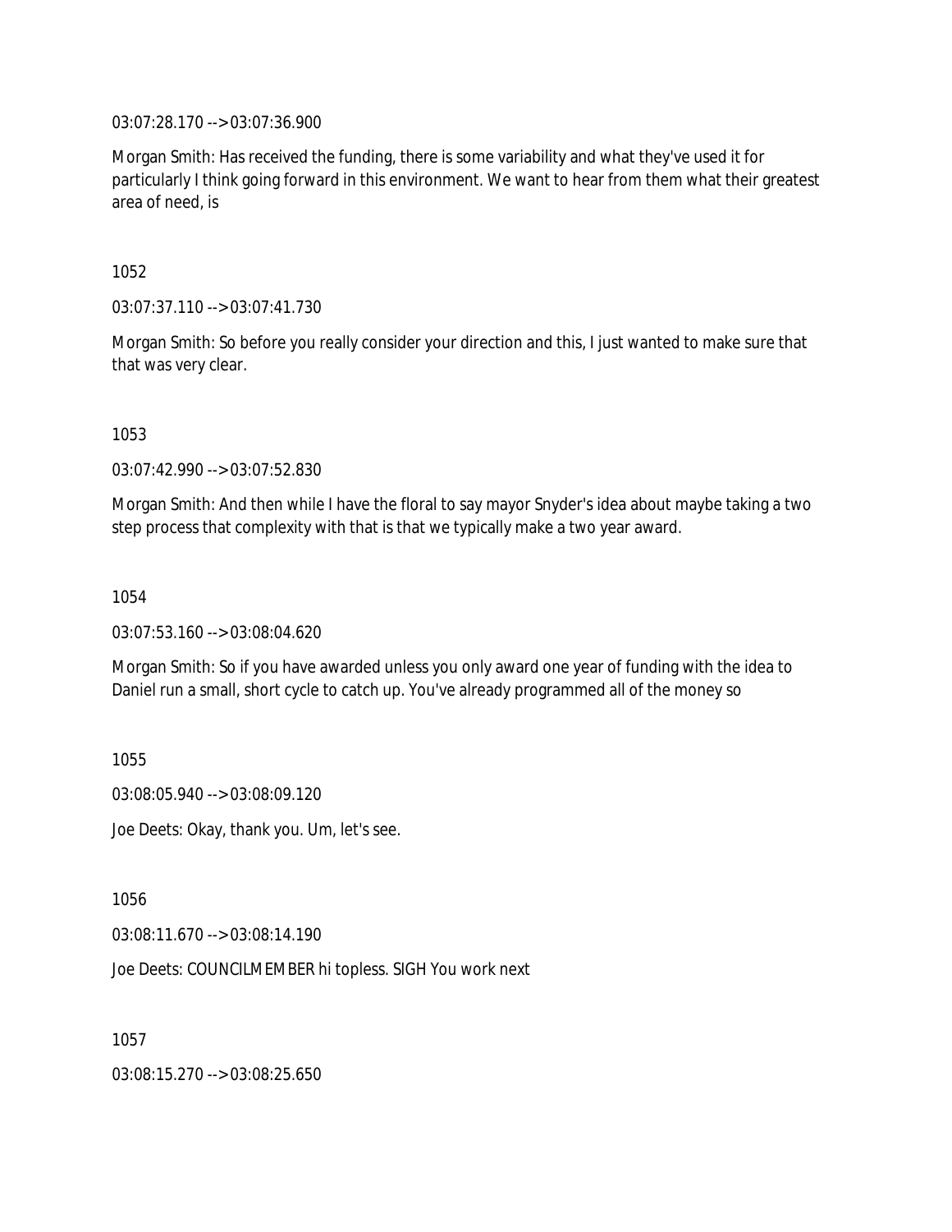03:07:28.170 --> 03:07:36.900

Morgan Smith: Has received the funding, there is some variability and what they've used it for particularly I think going forward in this environment. We want to hear from them what their greatest area of need, is

1052

03:07:37.110 --> 03:07:41.730

Morgan Smith: So before you really consider your direction and this, I just wanted to make sure that that was very clear.

1053

03:07:42.990 --> 03:07:52.830

Morgan Smith: And then while I have the floral to say mayor Snyder's idea about maybe taking a two step process that complexity with that is that we typically make a two year award.

1054

03:07:53.160 --> 03:08:04.620

Morgan Smith: So if you have awarded unless you only award one year of funding with the idea to Daniel run a small, short cycle to catch up. You've already programmed all of the money so

1055

03:08:05.940 --> 03:08:09.120

Joe Deets: Okay, thank you. Um, let's see.

1056

03:08:11.670 --> 03:08:14.190

Joe Deets: COUNCILMEMBER hi topless. SIGH You work next

1057

03:08:15.270 --> 03:08:25.650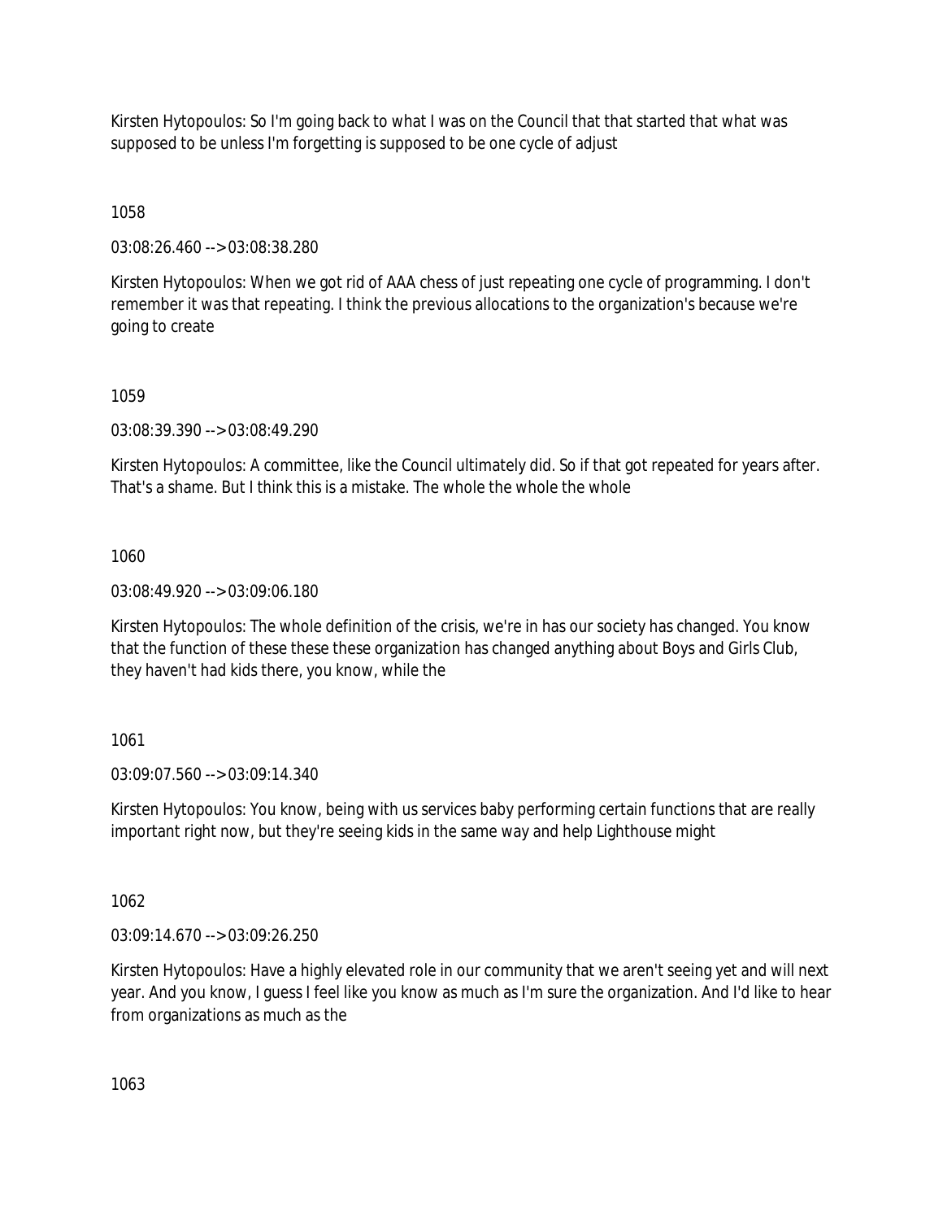Kirsten Hytopoulos: So I'm going back to what I was on the Council that that started that what was supposed to be unless I'm forgetting is supposed to be one cycle of adjust

1058

03:08:26.460 --> 03:08:38.280

Kirsten Hytopoulos: When we got rid of AAA chess of just repeating one cycle of programming. I don't remember it was that repeating. I think the previous allocations to the organization's because we're going to create

1059

03:08:39.390 --> 03:08:49.290

Kirsten Hytopoulos: A committee, like the Council ultimately did. So if that got repeated for years after. That's a shame. But I think this is a mistake. The whole the whole the whole

1060

03:08:49.920 --> 03:09:06.180

Kirsten Hytopoulos: The whole definition of the crisis, we're in has our society has changed. You know that the function of these these these organization has changed anything about Boys and Girls Club, they haven't had kids there, you know, while the

1061

03:09:07.560 --> 03:09:14.340

Kirsten Hytopoulos: You know, being with us services baby performing certain functions that are really important right now, but they're seeing kids in the same way and help Lighthouse might

1062

03:09:14.670 --> 03:09:26.250

Kirsten Hytopoulos: Have a highly elevated role in our community that we aren't seeing yet and will next year. And you know, I guess I feel like you know as much as I'm sure the organization. And I'd like to hear from organizations as much as the

1063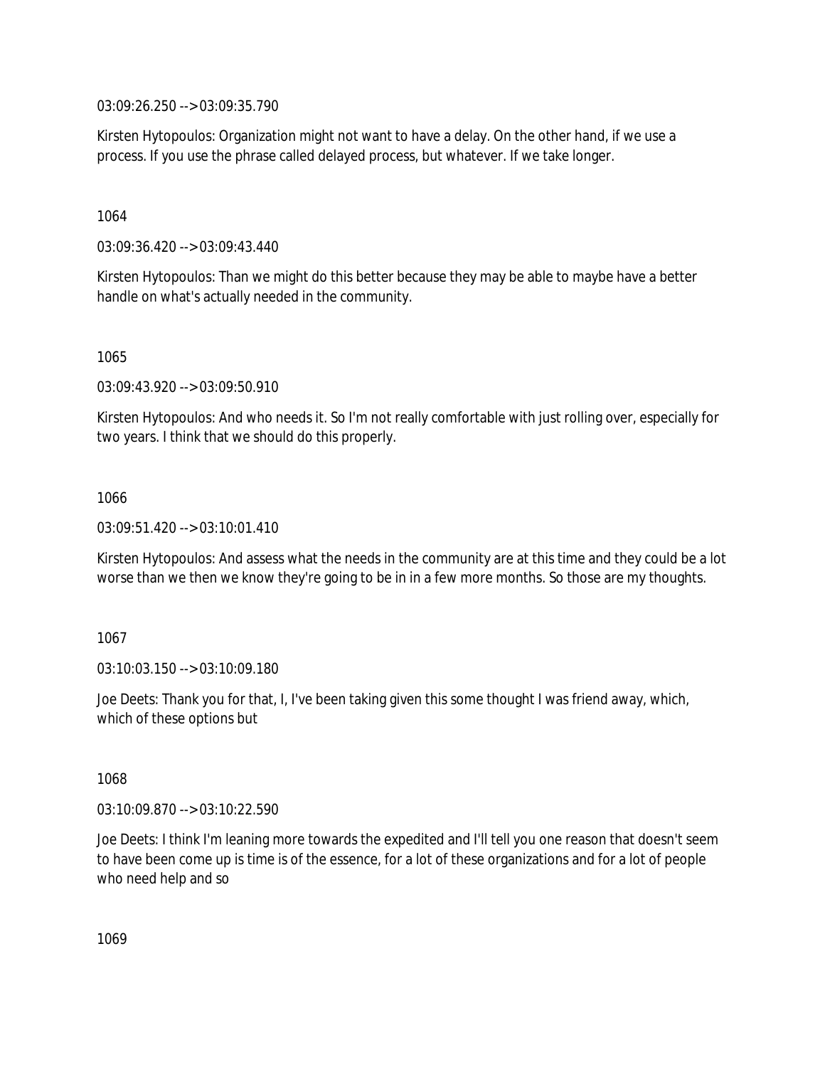03:09:26.250 --> 03:09:35.790

Kirsten Hytopoulos: Organization might not want to have a delay. On the other hand, if we use a process. If you use the phrase called delayed process, but whatever. If we take longer.

1064

03:09:36.420 --> 03:09:43.440

Kirsten Hytopoulos: Than we might do this better because they may be able to maybe have a better handle on what's actually needed in the community.

1065

03:09:43.920 --> 03:09:50.910

Kirsten Hytopoulos: And who needs it. So I'm not really comfortable with just rolling over, especially for two years. I think that we should do this properly.

1066

03:09:51.420 --> 03:10:01.410

Kirsten Hytopoulos: And assess what the needs in the community are at this time and they could be a lot worse than we then we know they're going to be in in a few more months. So those are my thoughts.

1067

03:10:03.150 --> 03:10:09.180

Joe Deets: Thank you for that, I, I've been taking given this some thought I was friend away, which, which of these options but

1068

03:10:09.870 --> 03:10:22.590

Joe Deets: I think I'm leaning more towards the expedited and I'll tell you one reason that doesn't seem to have been come up is time is of the essence, for a lot of these organizations and for a lot of people who need help and so

1069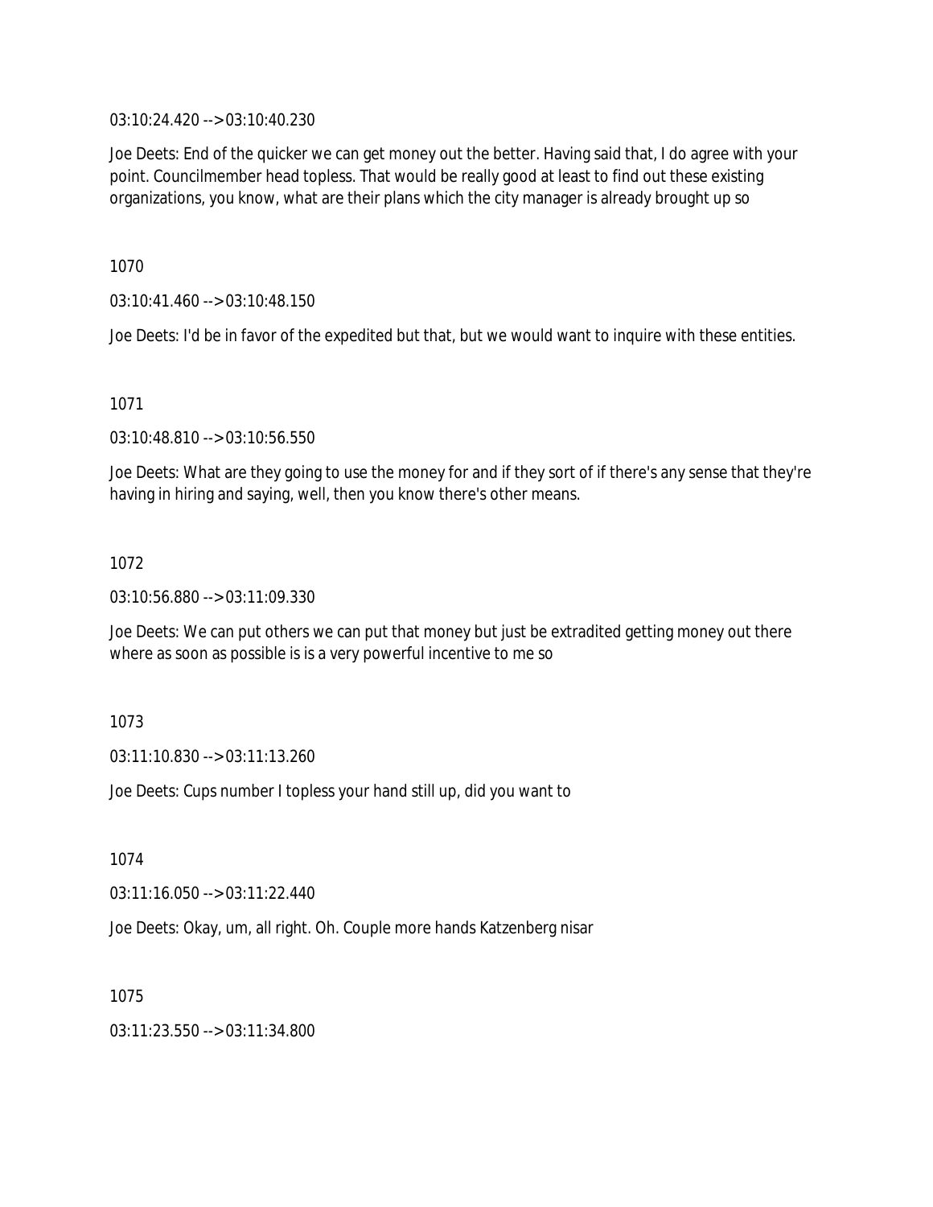03:10:24.420 --> 03:10:40.230

Joe Deets: End of the quicker we can get money out the better. Having said that, I do agree with your point. Councilmember head topless. That would be really good at least to find out these existing organizations, you know, what are their plans which the city manager is already brought up so

1070

03:10:41.460 --> 03:10:48.150

Joe Deets: I'd be in favor of the expedited but that, but we would want to inquire with these entities.

1071

03:10:48.810 --> 03:10:56.550

Joe Deets: What are they going to use the money for and if they sort of if there's any sense that they're having in hiring and saying, well, then you know there's other means.

1072

03:10:56.880 --> 03:11:09.330

Joe Deets: We can put others we can put that money but just be extradited getting money out there where as soon as possible is is a very powerful incentive to me so

1073

03:11:10.830 --> 03:11:13.260

Joe Deets: Cups number I topless your hand still up, did you want to

1074

03:11:16.050 --> 03:11:22.440

Joe Deets: Okay, um, all right. Oh. Couple more hands Katzenberg nisar

1075

03:11:23.550 --> 03:11:34.800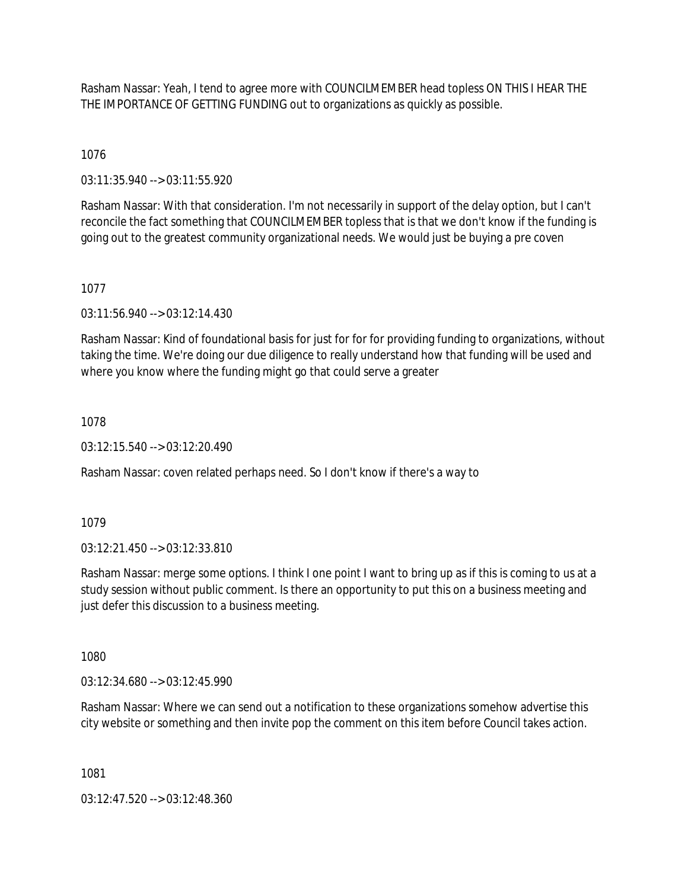Rasham Nassar: Yeah, I tend to agree more with COUNCILMEMBER head topless ON THIS I HEAR THE THE IMPORTANCE OF GETTING FUNDING out to organizations as quickly as possible.

1076

03:11:35.940 --> 03:11:55.920

Rasham Nassar: With that consideration. I'm not necessarily in support of the delay option, but I can't reconcile the fact something that COUNCILMEMBER topless that is that we don't know if the funding is going out to the greatest community organizational needs. We would just be buying a pre coven

1077

03:11:56.940 --> 03:12:14.430

Rasham Nassar: Kind of foundational basis for just for for for providing funding to organizations, without taking the time. We're doing our due diligence to really understand how that funding will be used and where you know where the funding might go that could serve a greater

1078

03:12:15.540 --> 03:12:20.490

Rasham Nassar: coven related perhaps need. So I don't know if there's a way to

1079

03:12:21.450 --> 03:12:33.810

Rasham Nassar: merge some options. I think I one point I want to bring up as if this is coming to us at a study session without public comment. Is there an opportunity to put this on a business meeting and just defer this discussion to a business meeting.

1080

03:12:34.680 --> 03:12:45.990

Rasham Nassar: Where we can send out a notification to these organizations somehow advertise this city website or something and then invite pop the comment on this item before Council takes action.

1081

03:12:47.520 --> 03:12:48.360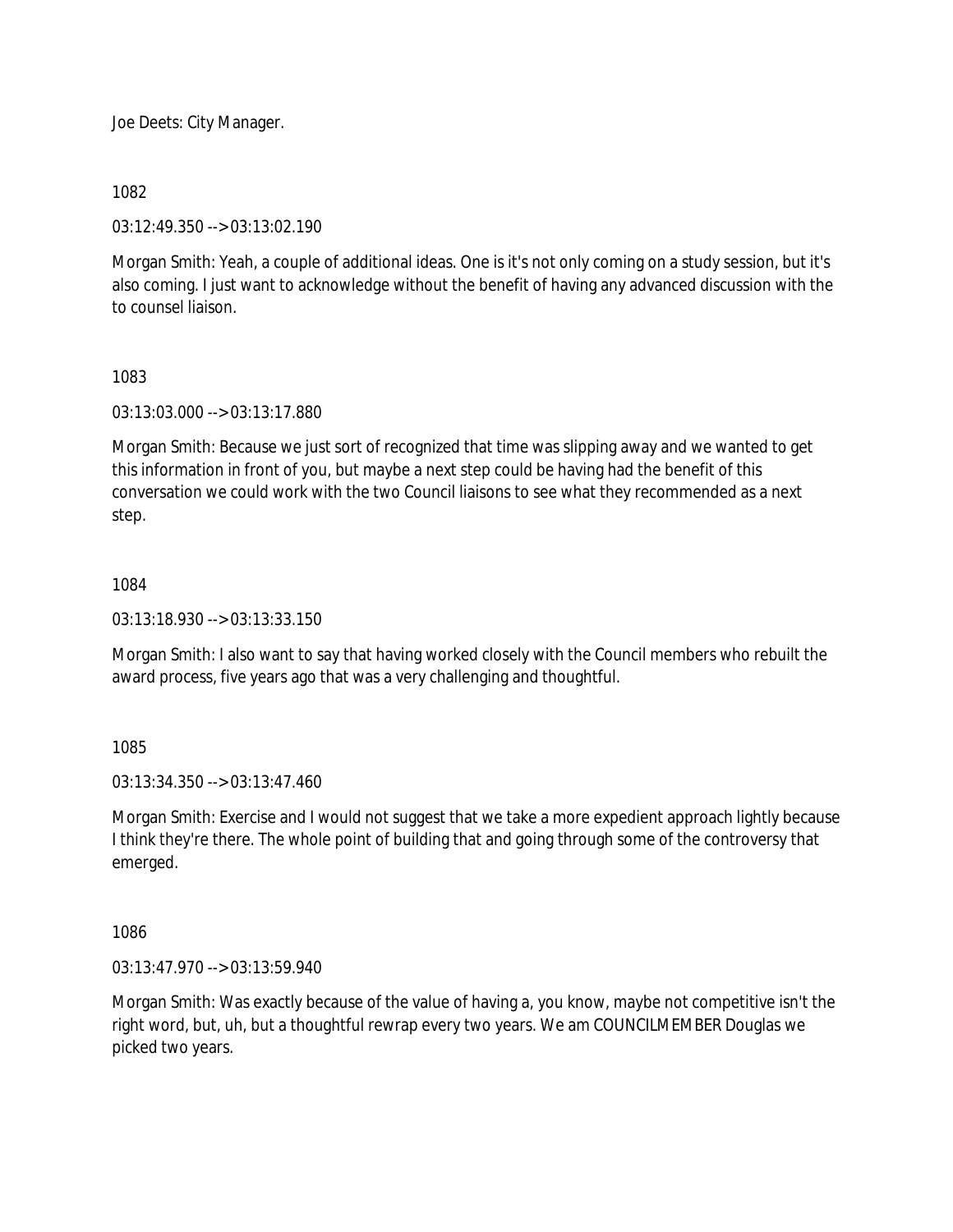Joe Deets: City Manager.

1082

03:12:49.350 --> 03:13:02.190

Morgan Smith: Yeah, a couple of additional ideas. One is it's not only coming on a study session, but it's also coming. I just want to acknowledge without the benefit of having any advanced discussion with the to counsel liaison.

1083

03:13:03.000 --> 03:13:17.880

Morgan Smith: Because we just sort of recognized that time was slipping away and we wanted to get this information in front of you, but maybe a next step could be having had the benefit of this conversation we could work with the two Council liaisons to see what they recommended as a next step.

1084

03:13:18.930 --> 03:13:33.150

Morgan Smith: I also want to say that having worked closely with the Council members who rebuilt the award process, five years ago that was a very challenging and thoughtful.

1085

03:13:34.350 --> 03:13:47.460

Morgan Smith: Exercise and I would not suggest that we take a more expedient approach lightly because I think they're there. The whole point of building that and going through some of the controversy that emerged.

1086

03:13:47.970 --> 03:13:59.940

Morgan Smith: Was exactly because of the value of having a, you know, maybe not competitive isn't the right word, but, uh, but a thoughtful rewrap every two years. We am COUNCILMEMBER Douglas we picked two years.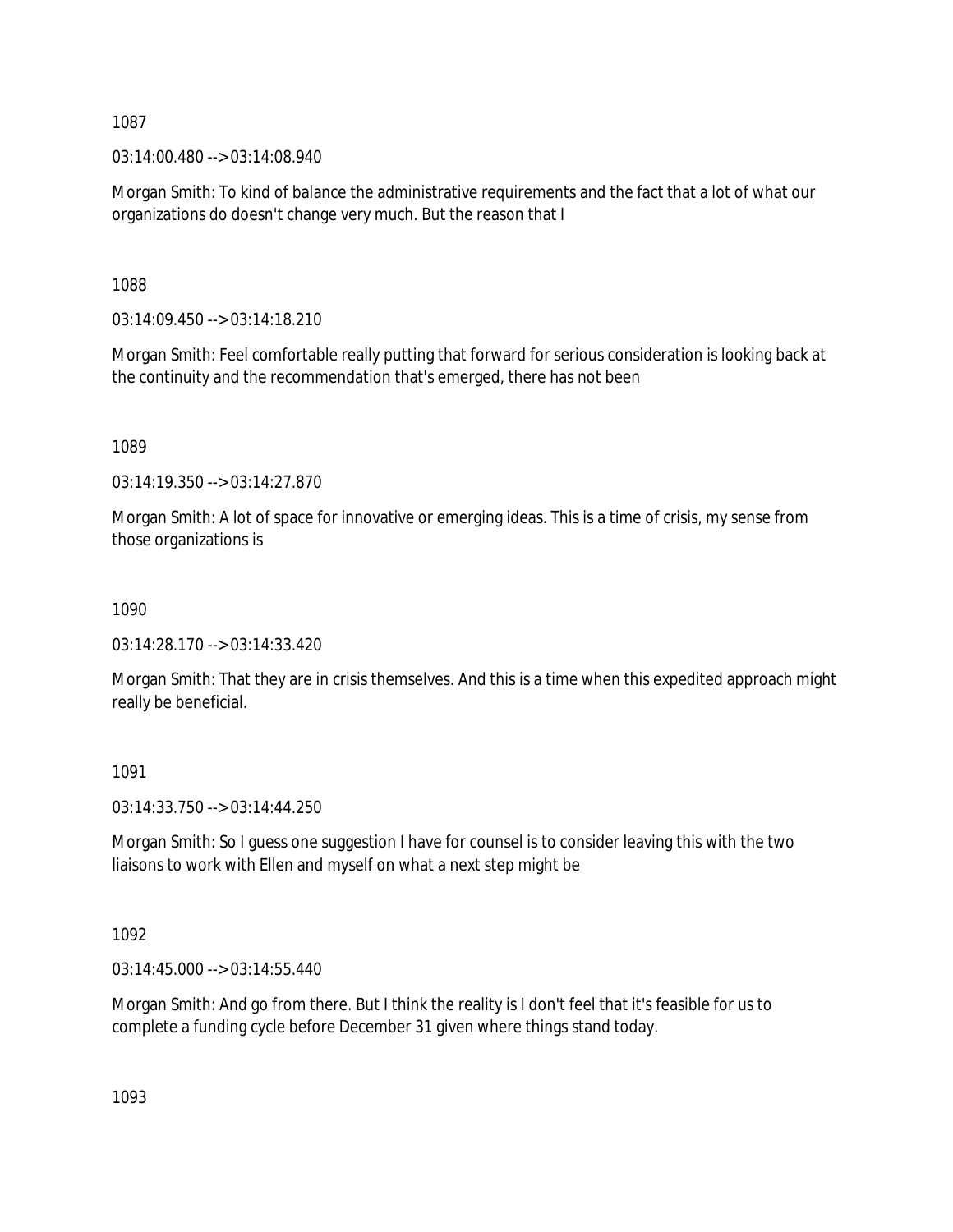1087

03:14:00.480 --> 03:14:08.940

Morgan Smith: To kind of balance the administrative requirements and the fact that a lot of what our organizations do doesn't change very much. But the reason that I

1088

03:14:09.450 --> 03:14:18.210

Morgan Smith: Feel comfortable really putting that forward for serious consideration is looking back at the continuity and the recommendation that's emerged, there has not been

1089

03:14:19.350 --> 03:14:27.870

Morgan Smith: A lot of space for innovative or emerging ideas. This is a time of crisis, my sense from those organizations is

1090

03:14:28.170 --> 03:14:33.420

Morgan Smith: That they are in crisis themselves. And this is a time when this expedited approach might really be beneficial.

1091

03:14:33.750 --> 03:14:44.250

Morgan Smith: So I guess one suggestion I have for counsel is to consider leaving this with the two liaisons to work with Ellen and myself on what a next step might be

1092

03:14:45.000 --> 03:14:55.440

Morgan Smith: And go from there. But I think the reality is I don't feel that it's feasible for us to complete a funding cycle before December 31 given where things stand today.

1093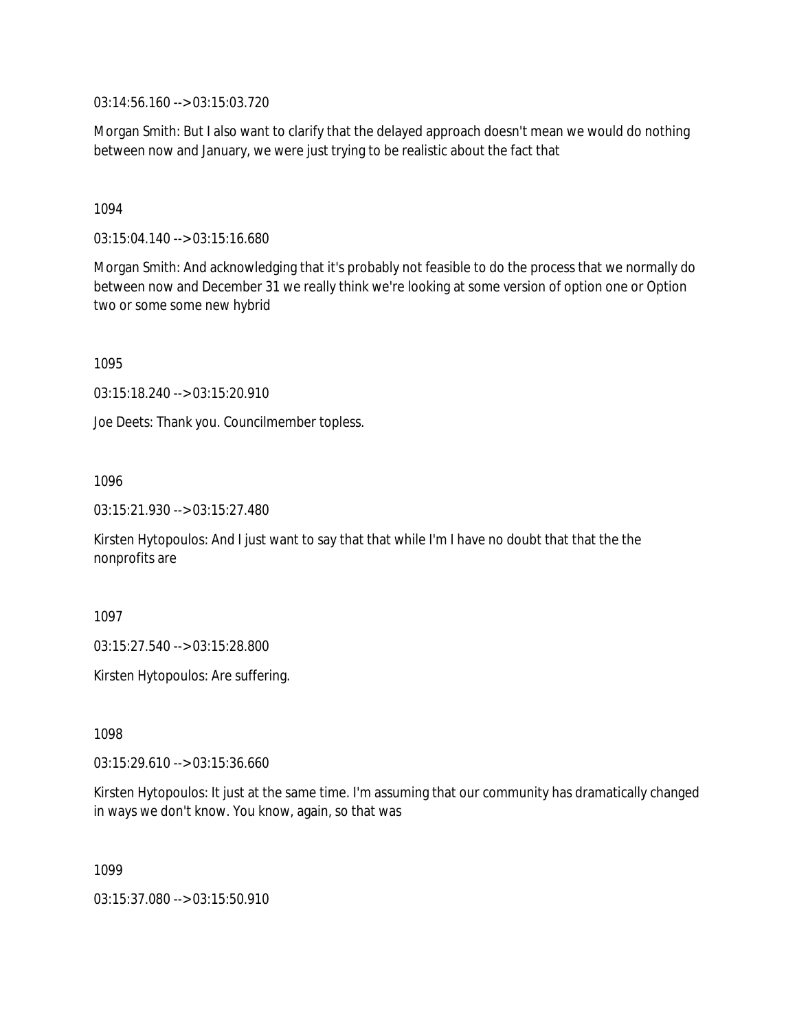03:14:56.160 --> 03:15:03.720

Morgan Smith: But I also want to clarify that the delayed approach doesn't mean we would do nothing between now and January, we were just trying to be realistic about the fact that

1094

03:15:04.140 --> 03:15:16.680

Morgan Smith: And acknowledging that it's probably not feasible to do the process that we normally do between now and December 31 we really think we're looking at some version of option one or Option two or some some new hybrid

1095

03:15:18.240 --> 03:15:20.910

Joe Deets: Thank you. Councilmember topless.

1096

03:15:21.930 --> 03:15:27.480

Kirsten Hytopoulos: And I just want to say that that while I'm I have no doubt that that the the nonprofits are

1097

03:15:27.540 --> 03:15:28.800

Kirsten Hytopoulos: Are suffering.

1098

03:15:29.610 --> 03:15:36.660

Kirsten Hytopoulos: It just at the same time. I'm assuming that our community has dramatically changed in ways we don't know. You know, again, so that was

1099

03:15:37.080 --> 03:15:50.910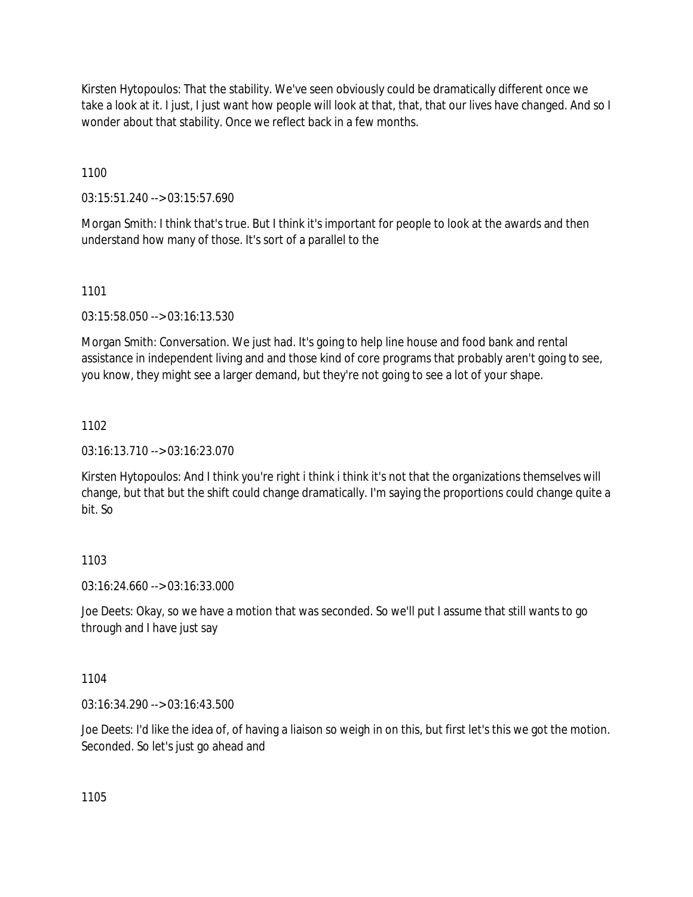Kirsten Hytopoulos: That the stability. We've seen obviously could be dramatically different once we take a look at it. I just, I just want how people will look at that, that, that our lives have changed. And so I wonder about that stability. Once we reflect back in a few months.

1100

03:15:51.240 --> 03:15:57.690

Morgan Smith: I think that's true. But I think it's important for people to look at the awards and then understand how many of those. It's sort of a parallel to the

1101

03:15:58.050 --> 03:16:13.530

Morgan Smith: Conversation. We just had. It's going to help line house and food bank and rental assistance in independent living and and those kind of core programs that probably aren't going to see, you know, they might see a larger demand, but they're not going to see a lot of your shape.

1102

03:16:13.710 --> 03:16:23.070

Kirsten Hytopoulos: And I think you're right i think i think it's not that the organizations themselves will change, but that but the shift could change dramatically. I'm saying the proportions could change quite a bit. So

1103

03:16:24.660 --> 03:16:33.000

Joe Deets: Okay, so we have a motion that was seconded. So we'll put I assume that still wants to go through and I have just say

1104

03:16:34.290 --> 03:16:43.500

Joe Deets: I'd like the idea of, of having a liaison so weigh in on this, but first let's this we got the motion. Seconded. So let's just go ahead and

1105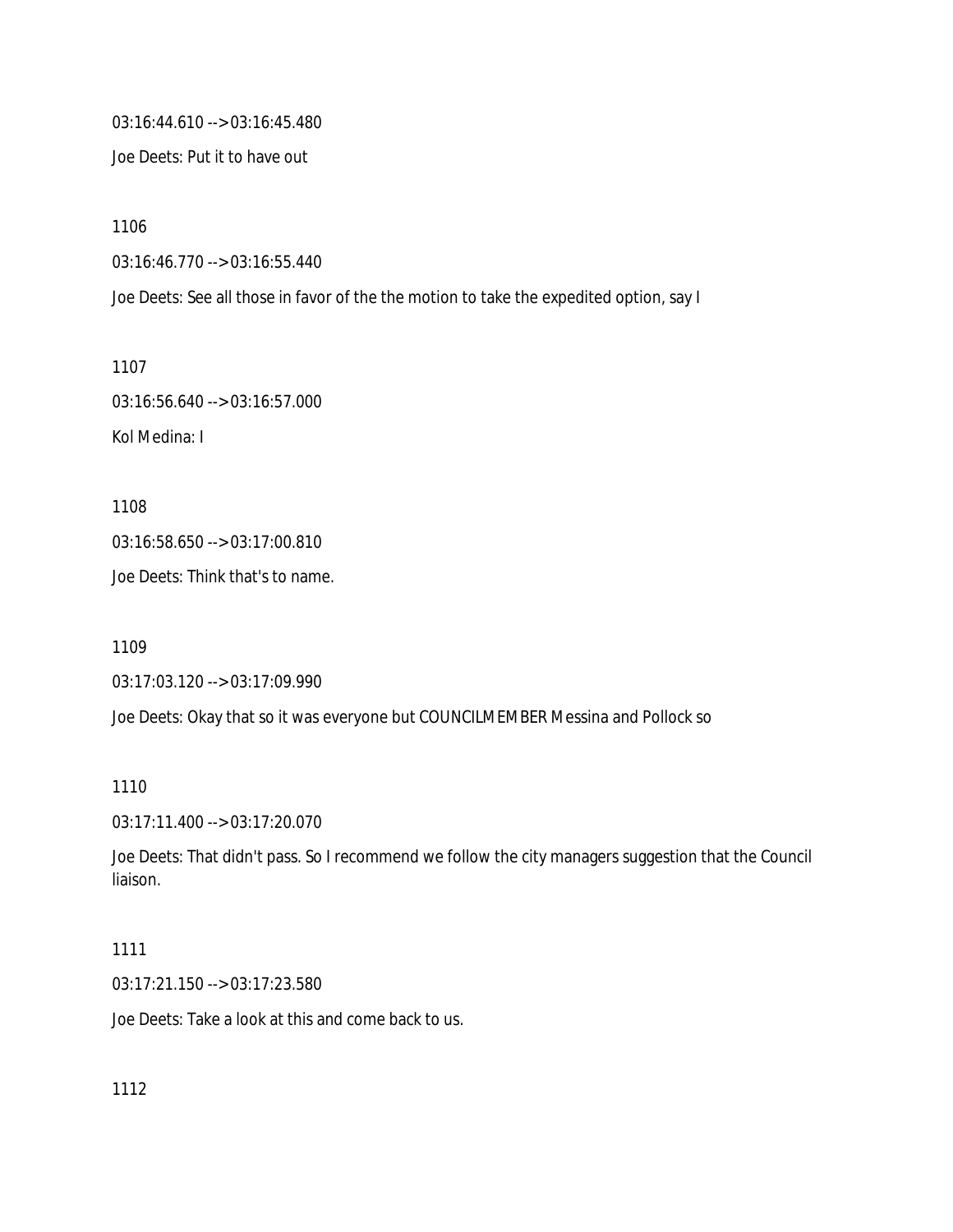03:16:44.610 --> 03:16:45.480

Joe Deets: Put it to have out

1106

03:16:46.770 --> 03:16:55.440

Joe Deets: See all those in favor of the the motion to take the expedited option, say I

1107

03:16:56.640 --> 03:16:57.000

Kol Medina: I

1108

03:16:58.650 --> 03:17:00.810

Joe Deets: Think that's to name.

1109

03:17:03.120 --> 03:17:09.990

Joe Deets: Okay that so it was everyone but COUNCILMEMBER Messina and Pollock so

1110

03:17:11.400 --> 03:17:20.070

Joe Deets: That didn't pass. So I recommend we follow the city managers suggestion that the Council liaison.

1111

03:17:21.150 --> 03:17:23.580

Joe Deets: Take a look at this and come back to us.

1112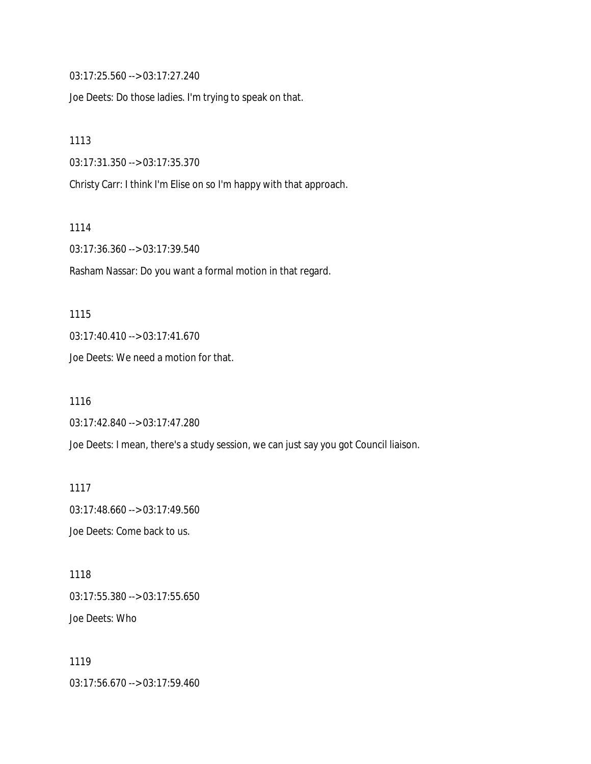03:17:25.560 --> 03:17:27.240

Joe Deets: Do those ladies. I'm trying to speak on that.

1113

03:17:31.350 --> 03:17:35.370

Christy Carr: I think I'm Elise on so I'm happy with that approach.

1114

03:17:36.360 --> 03:17:39.540

Rasham Nassar: Do you want a formal motion in that regard.

1115

03:17:40.410 --> 03:17:41.670

Joe Deets: We need a motion for that.

1116

03:17:42.840 --> 03:17:47.280

Joe Deets: I mean, there's a study session, we can just say you got Council liaison.

1117

03:17:48.660 --> 03:17:49.560

Joe Deets: Come back to us.

1118

03:17:55.380 --> 03:17:55.650

Joe Deets: Who

1119

03:17:56.670 --> 03:17:59.460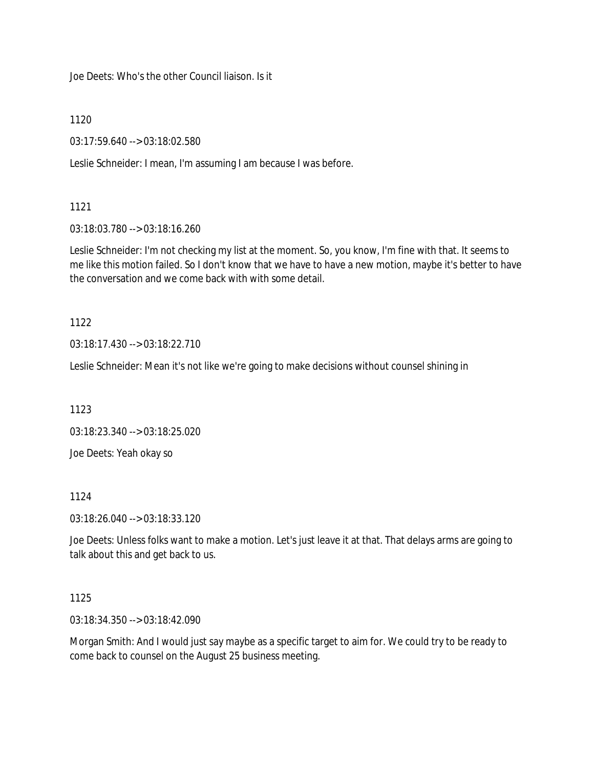Joe Deets: Who's the other Council liaison. Is it

1120

03:17:59.640 --> 03:18:02.580

Leslie Schneider: I mean, I'm assuming I am because I was before.

1121

03:18:03.780 --> 03:18:16.260

Leslie Schneider: I'm not checking my list at the moment. So, you know, I'm fine with that. It seems to me like this motion failed. So I don't know that we have to have a new motion, maybe it's better to have the conversation and we come back with with some detail.

1122

03:18:17.430 --> 03:18:22.710

Leslie Schneider: Mean it's not like we're going to make decisions without counsel shining in

1123

03:18:23.340 --> 03:18:25.020

Joe Deets: Yeah okay so

1124

03:18:26.040 --> 03:18:33.120

Joe Deets: Unless folks want to make a motion. Let's just leave it at that. That delays arms are going to talk about this and get back to us.

1125

03:18:34.350 --> 03:18:42.090

Morgan Smith: And I would just say maybe as a specific target to aim for. We could try to be ready to come back to counsel on the August 25 business meeting.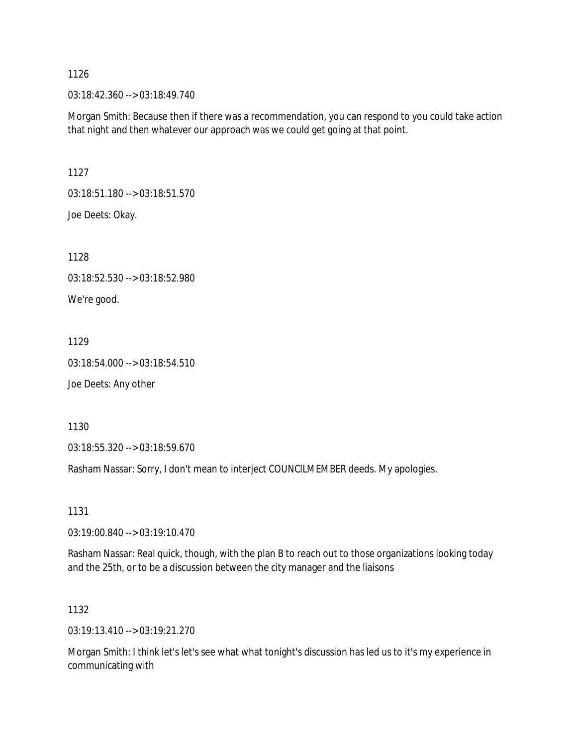1126

03:18:42.360 --> 03:18:49.740

Morgan Smith: Because then if there was a recommendation, you can respond to you could take action that night and then whatever our approach was we could get going at that point.

1127

03:18:51.180 --> 03:18:51.570

Joe Deets: Okay.

1128

03:18:52.530 --> 03:18:52.980

We're good.

1129

03:18:54.000 --> 03:18:54.510

Joe Deets: Any other

1130

03:18:55.320 --> 03:18:59.670

Rasham Nassar: Sorry, I don't mean to interject COUNCILMEMBER deeds. My apologies.

1131

03:19:00.840 --> 03:19:10.470

Rasham Nassar: Real quick, though, with the plan B to reach out to those organizations looking today and the 25th, or to be a discussion between the city manager and the liaisons

1132

03:19:13.410 --> 03:19:21.270

Morgan Smith: I think let's let's see what what tonight's discussion has led us to it's my experience in communicating with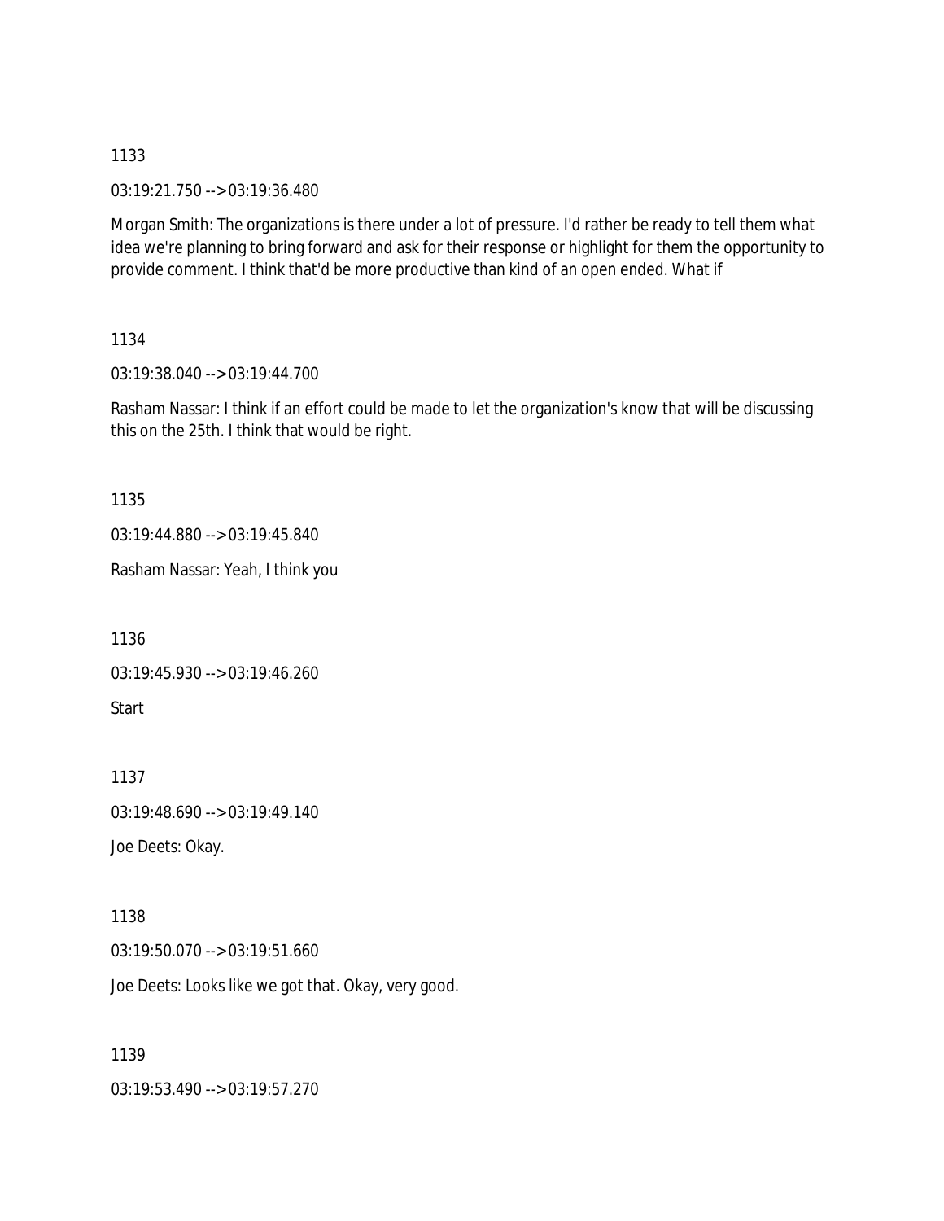1133

03:19:21.750 --> 03:19:36.480

Morgan Smith: The organizations is there under a lot of pressure. I'd rather be ready to tell them what idea we're planning to bring forward and ask for their response or highlight for them the opportunity to provide comment. I think that'd be more productive than kind of an open ended. What if

1134

03:19:38.040 --> 03:19:44.700

Rasham Nassar: I think if an effort could be made to let the organization's know that will be discussing this on the 25th. I think that would be right.

1135

03:19:44.880 --> 03:19:45.840

Rasham Nassar: Yeah, I think you

1136

03:19:45.930 --> 03:19:46.260

Start

1137

03:19:48.690 --> 03:19:49.140

Joe Deets: Okay.

1138

03:19:50.070 --> 03:19:51.660

Joe Deets: Looks like we got that. Okay, very good.

1139

03:19:53.490 --> 03:19:57.270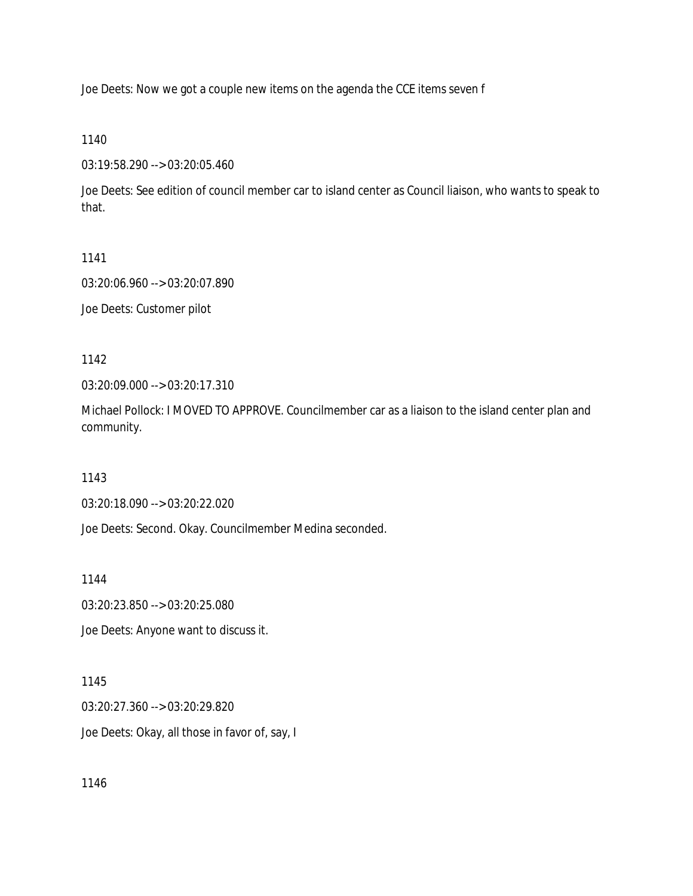Joe Deets: Now we got a couple new items on the agenda the CCE items seven f

1140

03:19:58.290 --> 03:20:05.460

Joe Deets: See edition of council member car to island center as Council liaison, who wants to speak to that.

1141

03:20:06.960 --> 03:20:07.890

Joe Deets: Customer pilot

1142

03:20:09.000 --> 03:20:17.310

Michael Pollock: I MOVED TO APPROVE. Councilmember car as a liaison to the island center plan and community.

1143

03:20:18.090 --> 03:20:22.020

Joe Deets: Second. Okay. Councilmember Medina seconded.

1144

03:20:23.850 --> 03:20:25.080

Joe Deets: Anyone want to discuss it.

1145

03:20:27.360 --> 03:20:29.820

Joe Deets: Okay, all those in favor of, say, I

1146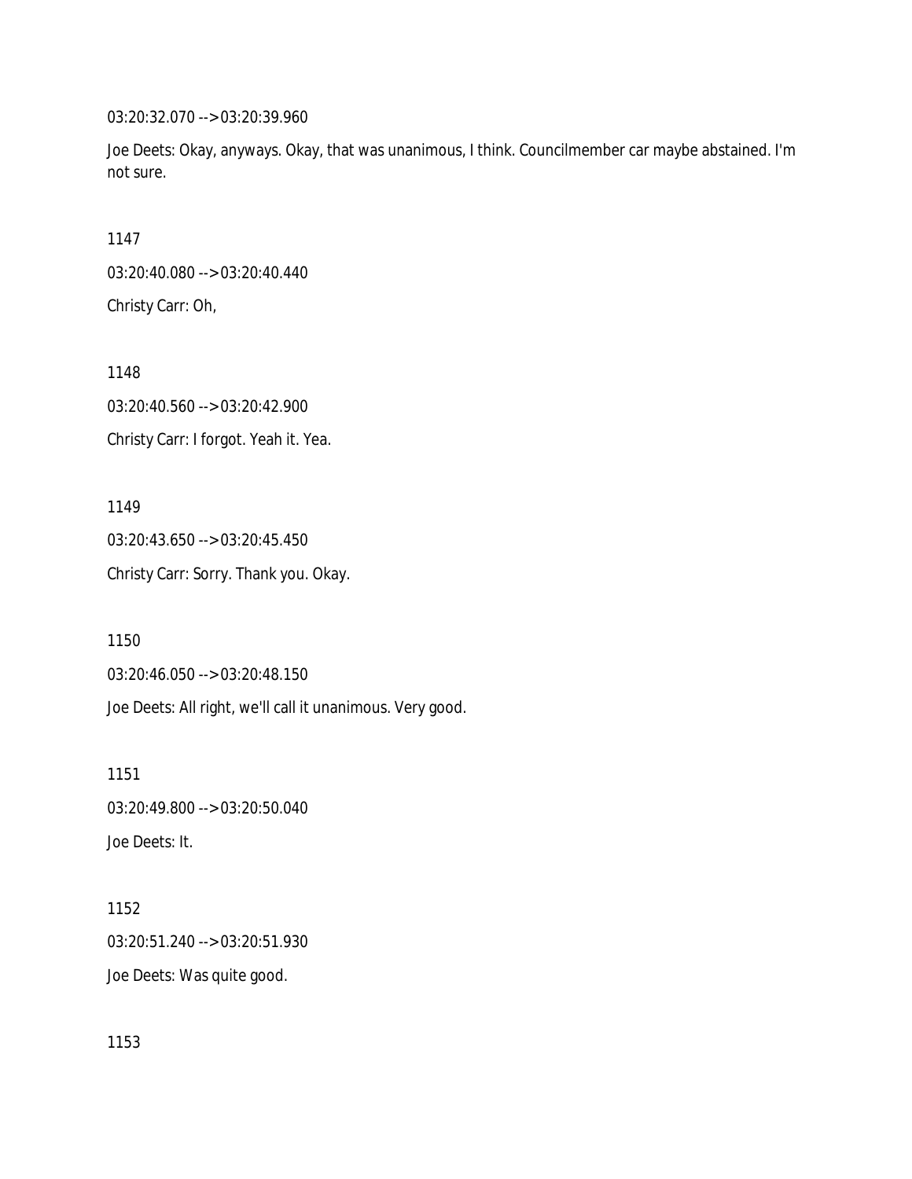03:20:32.070 --> 03:20:39.960

Joe Deets: Okay, anyways. Okay, that was unanimous, I think. Councilmember car maybe abstained. I'm not sure.

1147

03:20:40.080 --> 03:20:40.440

Christy Carr: Oh,

1148

03:20:40.560 --> 03:20:42.900

Christy Carr: I forgot. Yeah it. Yea.

1149

03:20:43.650 --> 03:20:45.450

Christy Carr: Sorry. Thank you. Okay.

1150

03:20:46.050 --> 03:20:48.150

Joe Deets: All right, we'll call it unanimous. Very good.

1151

03:20:49.800 --> 03:20:50.040

Joe Deets: It.

1152

03:20:51.240 --> 03:20:51.930

Joe Deets: Was quite good.

1153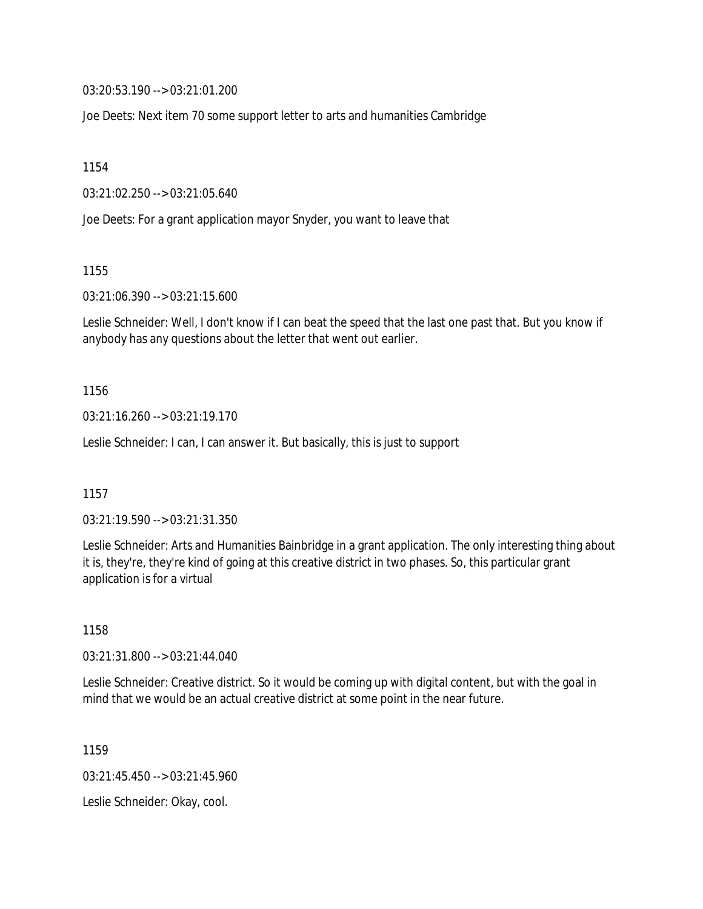03:20:53.190 --> 03:21:01.200

Joe Deets: Next item 70 some support letter to arts and humanities Cambridge

1154

03:21:02.250 --> 03:21:05.640

Joe Deets: For a grant application mayor Snyder, you want to leave that

1155

03:21:06.390 --> 03:21:15.600

Leslie Schneider: Well, I don't know if I can beat the speed that the last one past that. But you know if anybody has any questions about the letter that went out earlier.

1156

03:21:16.260 --> 03:21:19.170

Leslie Schneider: I can, I can answer it. But basically, this is just to support

1157

03:21:19.590 --> 03:21:31.350

Leslie Schneider: Arts and Humanities Bainbridge in a grant application. The only interesting thing about it is, they're, they're kind of going at this creative district in two phases. So, this particular grant application is for a virtual

1158

03:21:31.800 --> 03:21:44.040

Leslie Schneider: Creative district. So it would be coming up with digital content, but with the goal in mind that we would be an actual creative district at some point in the near future.

1159

03:21:45.450 --> 03:21:45.960

Leslie Schneider: Okay, cool.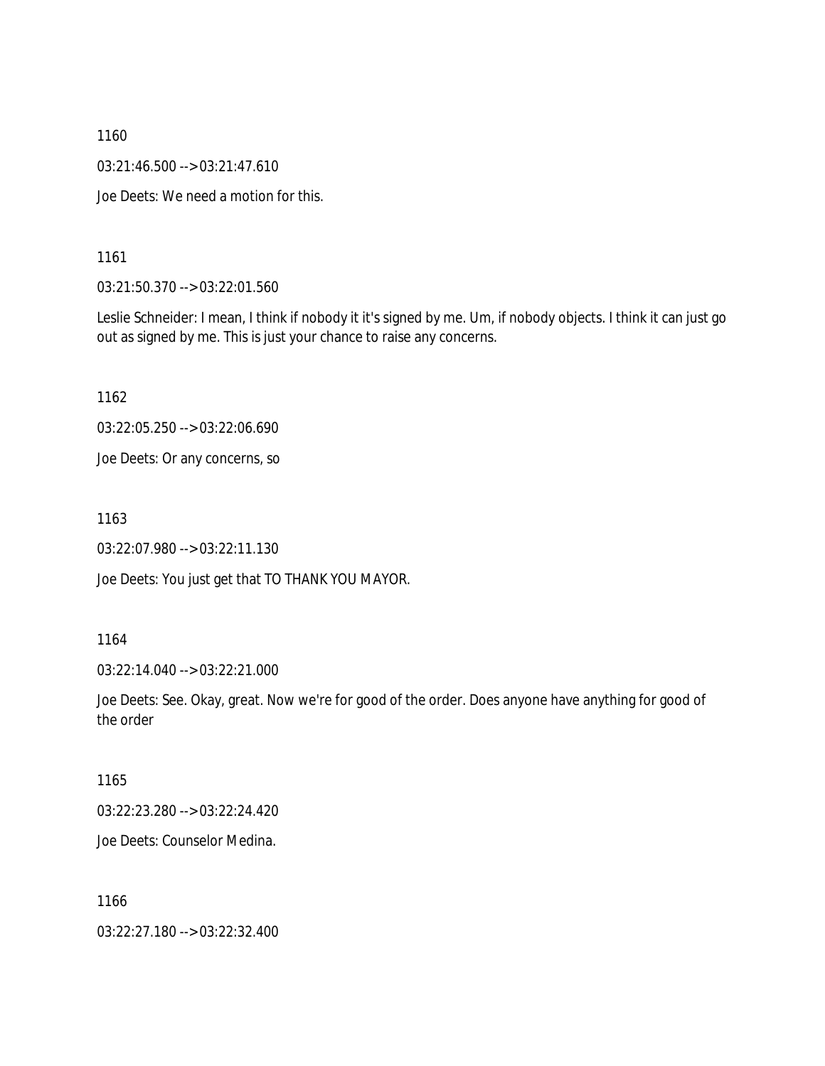1160

03:21:46.500 --> 03:21:47.610

Joe Deets: We need a motion for this.

1161

03:21:50.370 --> 03:22:01.560

Leslie Schneider: I mean, I think if nobody it it's signed by me. Um, if nobody objects. I think it can just go out as signed by me. This is just your chance to raise any concerns.

1162

03:22:05.250 --> 03:22:06.690

Joe Deets: Or any concerns, so

1163

03:22:07.980 --> 03:22:11.130

Joe Deets: You just get that TO THANK YOU MAYOR.

1164

03:22:14.040 --> 03:22:21.000

Joe Deets: See. Okay, great. Now we're for good of the order. Does anyone have anything for good of the order

1165

03:22:23.280 --> 03:22:24.420

Joe Deets: Counselor Medina.

1166

03:22:27.180 --> 03:22:32.400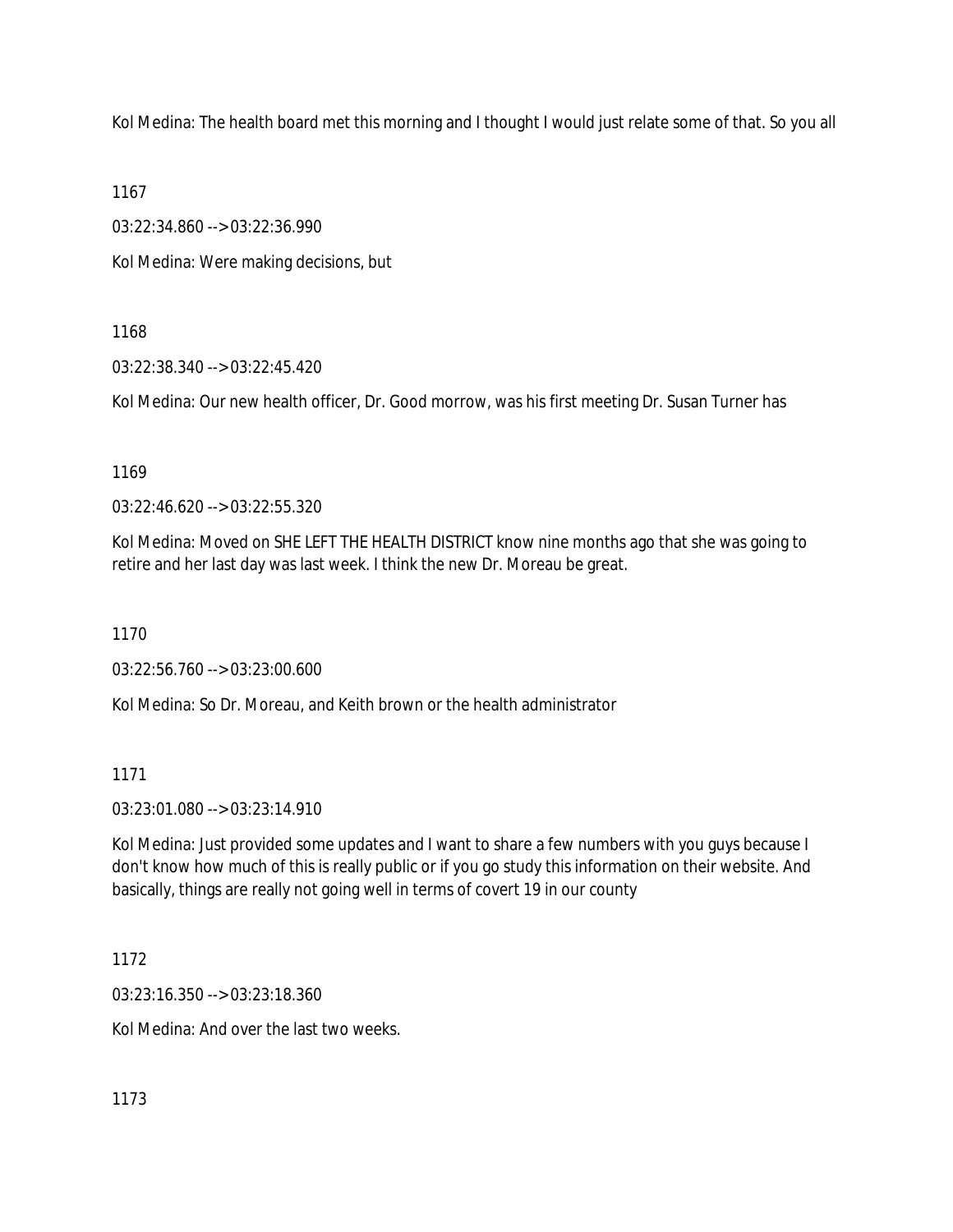Kol Medina: The health board met this morning and I thought I would just relate some of that. So you all

1167

03:22:34.860 --> 03:22:36.990

Kol Medina: Were making decisions, but

1168

03:22:38.340 --> 03:22:45.420

Kol Medina: Our new health officer, Dr. Good morrow, was his first meeting Dr. Susan Turner has

1169

03:22:46.620 --> 03:22:55.320

Kol Medina: Moved on SHE LEFT THE HEALTH DISTRICT know nine months ago that she was going to retire and her last day was last week. I think the new Dr. Moreau be great.

1170

03:22:56.760 --> 03:23:00.600

Kol Medina: So Dr. Moreau, and Keith brown or the health administrator

1171

03:23:01.080 --> 03:23:14.910

Kol Medina: Just provided some updates and I want to share a few numbers with you guys because I don't know how much of this is really public or if you go study this information on their website. And basically, things are really not going well in terms of covert 19 in our county

1172

03:23:16.350 --> 03:23:18.360

Kol Medina: And over the last two weeks.

1173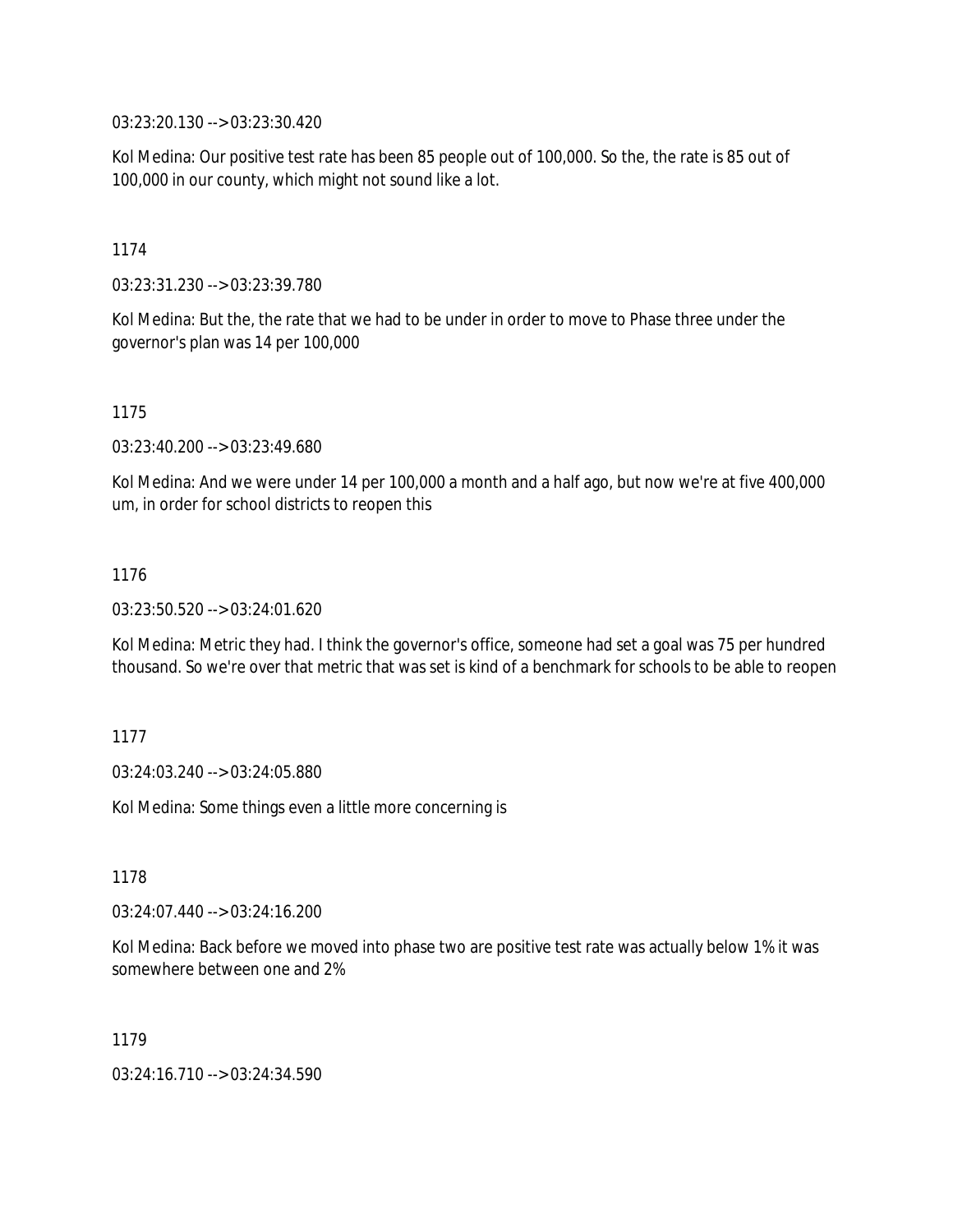03:23:20.130 --> 03:23:30.420

Kol Medina: Our positive test rate has been 85 people out of 100,000. So the, the rate is 85 out of 100,000 in our county, which might not sound like a lot.

1174

03:23:31.230 --> 03:23:39.780

Kol Medina: But the, the rate that we had to be under in order to move to Phase three under the governor's plan was 14 per 100,000

1175

03:23:40.200 --> 03:23:49.680

Kol Medina: And we were under 14 per 100,000 a month and a half ago, but now we're at five 400,000 um, in order for school districts to reopen this

1176

03:23:50.520 --> 03:24:01.620

Kol Medina: Metric they had. I think the governor's office, someone had set a goal was 75 per hundred thousand. So we're over that metric that was set is kind of a benchmark for schools to be able to reopen

1177

03:24:03.240 --> 03:24:05.880

Kol Medina: Some things even a little more concerning is

1178

03:24:07.440 --> 03:24:16.200

Kol Medina: Back before we moved into phase two are positive test rate was actually below 1% it was somewhere between one and 2%

1179

03:24:16.710 --> 03:24:34.590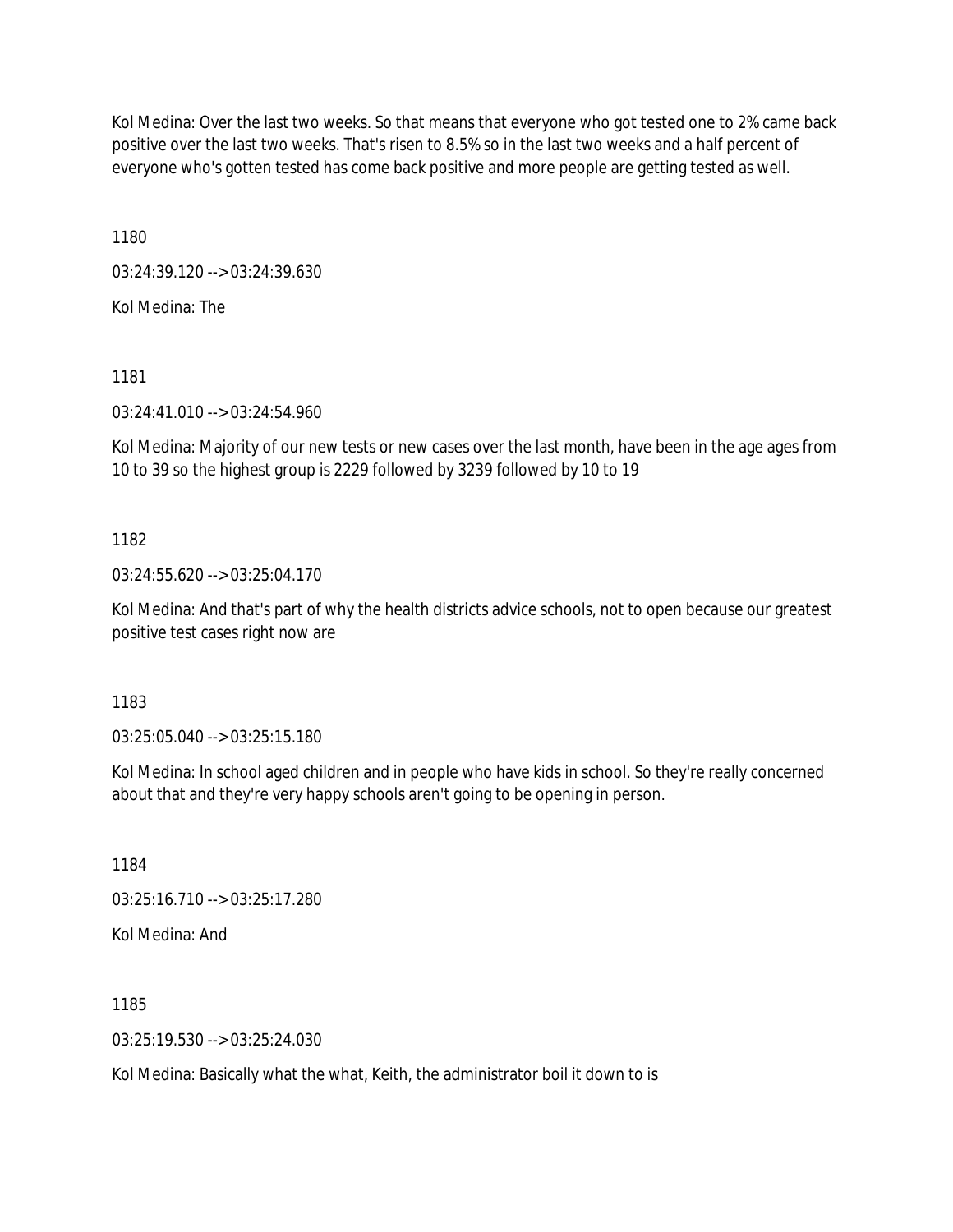Kol Medina: Over the last two weeks. So that means that everyone who got tested one to 2% came back positive over the last two weeks. That's risen to 8.5% so in the last two weeks and a half percent of everyone who's gotten tested has come back positive and more people are getting tested as well.

1180

03:24:39.120 --> 03:24:39.630

Kol Medina: The

1181

03:24:41.010 --> 03:24:54.960

Kol Medina: Majority of our new tests or new cases over the last month, have been in the age ages from 10 to 39 so the highest group is 2229 followed by 3239 followed by 10 to 19

1182

03:24:55.620 --> 03:25:04.170

Kol Medina: And that's part of why the health districts advice schools, not to open because our greatest positive test cases right now are

1183

03:25:05.040 --> 03:25:15.180

Kol Medina: In school aged children and in people who have kids in school. So they're really concerned about that and they're very happy schools aren't going to be opening in person.

1184

03:25:16.710 --> 03:25:17.280

Kol Medina: And

1185

03:25:19.530 --> 03:25:24.030

Kol Medina: Basically what the what, Keith, the administrator boil it down to is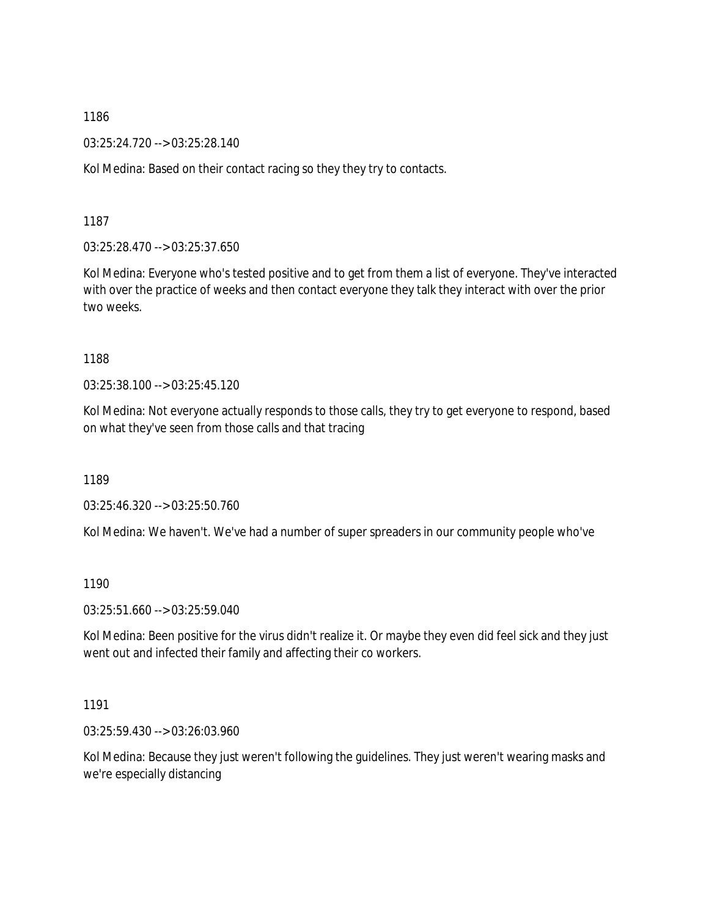1186

03:25:24.720 --> 03:25:28.140

Kol Medina: Based on their contact racing so they they try to contacts.

1187

03:25:28.470 --> 03:25:37.650

Kol Medina: Everyone who's tested positive and to get from them a list of everyone. They've interacted with over the practice of weeks and then contact everyone they talk they interact with over the prior two weeks.

1188

03:25:38.100 --> 03:25:45.120

Kol Medina: Not everyone actually responds to those calls, they try to get everyone to respond, based on what they've seen from those calls and that tracing

1189

03:25:46.320 --> 03:25:50.760

Kol Medina: We haven't. We've had a number of super spreaders in our community people who've

1190

03:25:51.660 --> 03:25:59.040

Kol Medina: Been positive for the virus didn't realize it. Or maybe they even did feel sick and they just went out and infected their family and affecting their co workers.

1191

03:25:59.430 --> 03:26:03.960

Kol Medina: Because they just weren't following the guidelines. They just weren't wearing masks and we're especially distancing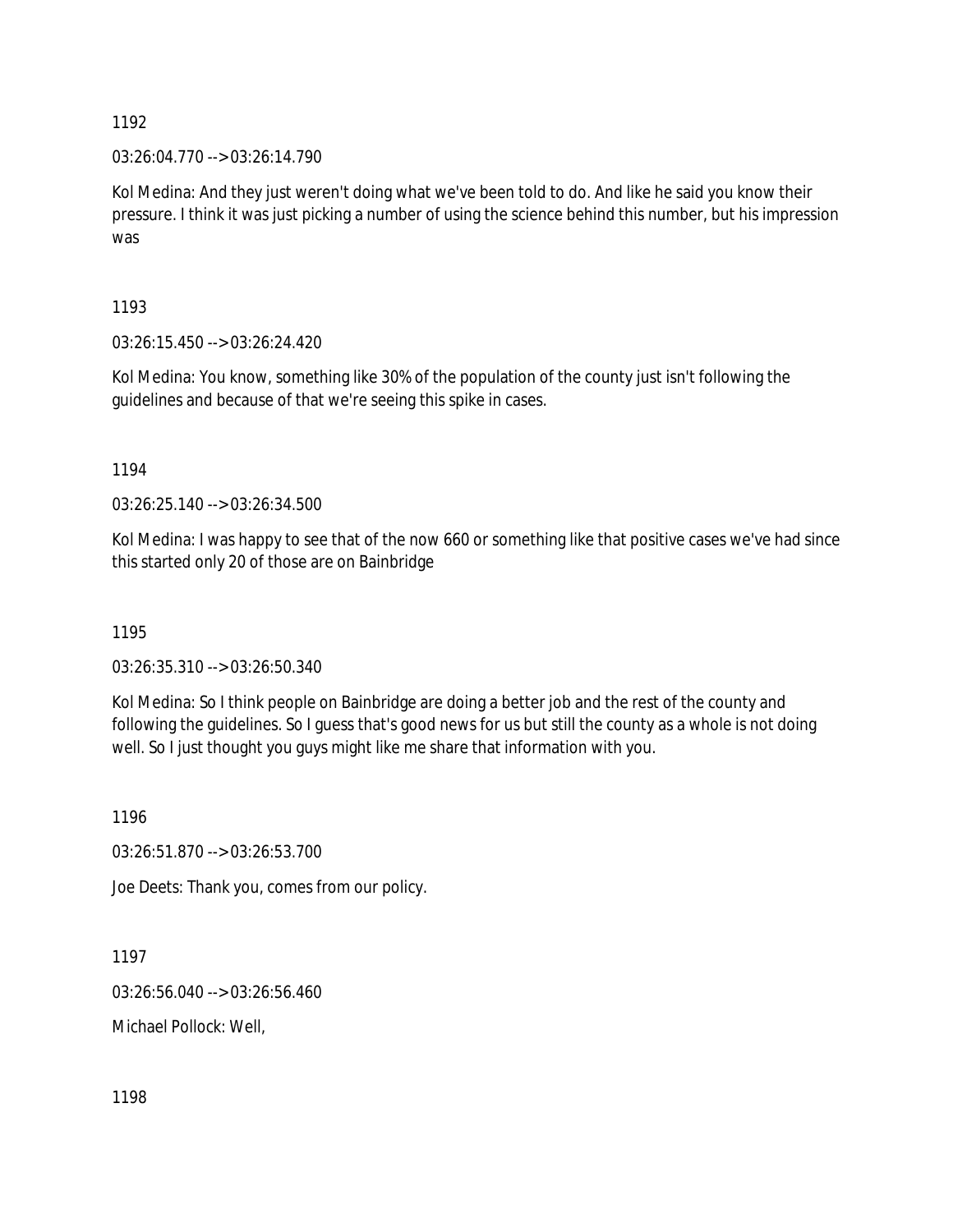1192

03:26:04.770 --> 03:26:14.790

Kol Medina: And they just weren't doing what we've been told to do. And like he said you know their pressure. I think it was just picking a number of using the science behind this number, but his impression was

1193

03:26:15.450 --> 03:26:24.420

Kol Medina: You know, something like 30% of the population of the county just isn't following the guidelines and because of that we're seeing this spike in cases.

1194

03:26:25.140 --> 03:26:34.500

Kol Medina: I was happy to see that of the now 660 or something like that positive cases we've had since this started only 20 of those are on Bainbridge

1195

03:26:35.310 --> 03:26:50.340

Kol Medina: So I think people on Bainbridge are doing a better job and the rest of the county and following the guidelines. So I guess that's good news for us but still the county as a whole is not doing well. So I just thought you guys might like me share that information with you.

1196

03:26:51.870 --> 03:26:53.700

Joe Deets: Thank you, comes from our policy.

1197

03:26:56.040 --> 03:26:56.460

Michael Pollock: Well,

1198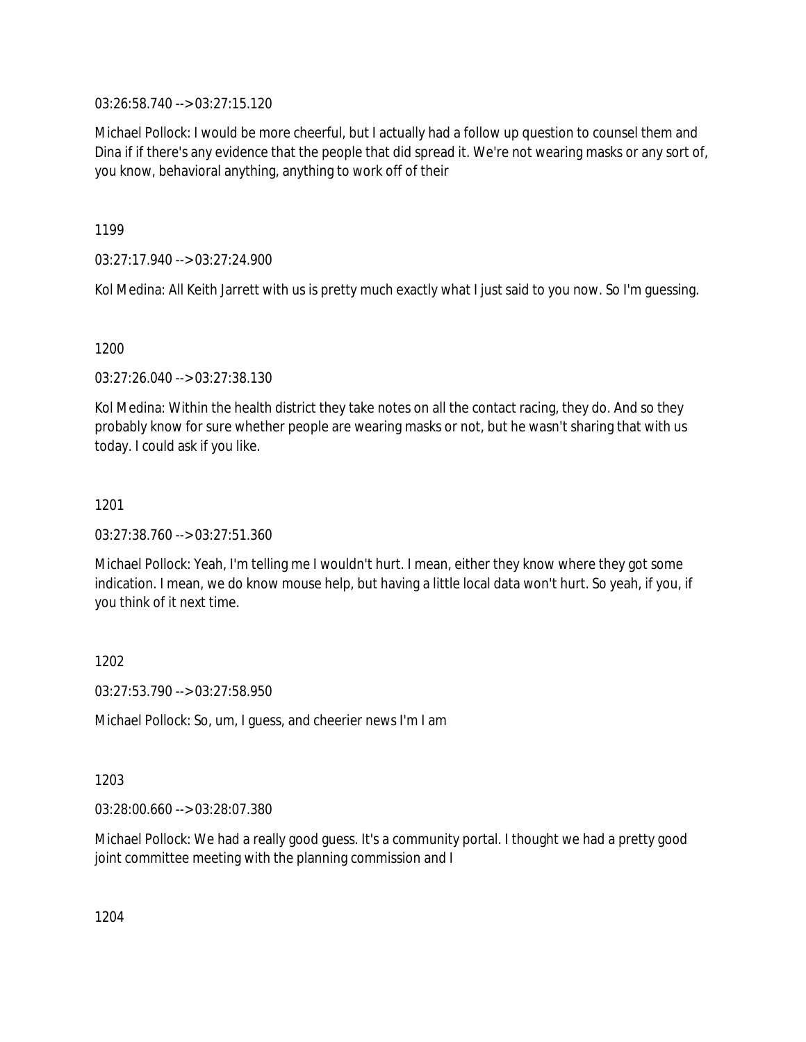03:26:58.740 --> 03:27:15.120

Michael Pollock: I would be more cheerful, but I actually had a follow up question to counsel them and Dina if if there's any evidence that the people that did spread it. We're not wearing masks or any sort of, you know, behavioral anything, anything to work off of their

1199

03:27:17.940 --> 03:27:24.900

Kol Medina: All Keith Jarrett with us is pretty much exactly what I just said to you now. So I'm guessing.

1200

03:27:26.040 --> 03:27:38.130

Kol Medina: Within the health district they take notes on all the contact racing, they do. And so they probably know for sure whether people are wearing masks or not, but he wasn't sharing that with us today. I could ask if you like.

1201

03:27:38.760 --> 03:27:51.360

Michael Pollock: Yeah, I'm telling me I wouldn't hurt. I mean, either they know where they got some indication. I mean, we do know mouse help, but having a little local data won't hurt. So yeah, if you, if you think of it next time.

1202

03:27:53.790 --> 03:27:58.950

Michael Pollock: So, um, I guess, and cheerier news I'm I am

1203

03:28:00.660 --> 03:28:07.380

Michael Pollock: We had a really good guess. It's a community portal. I thought we had a pretty good joint committee meeting with the planning commission and I

1204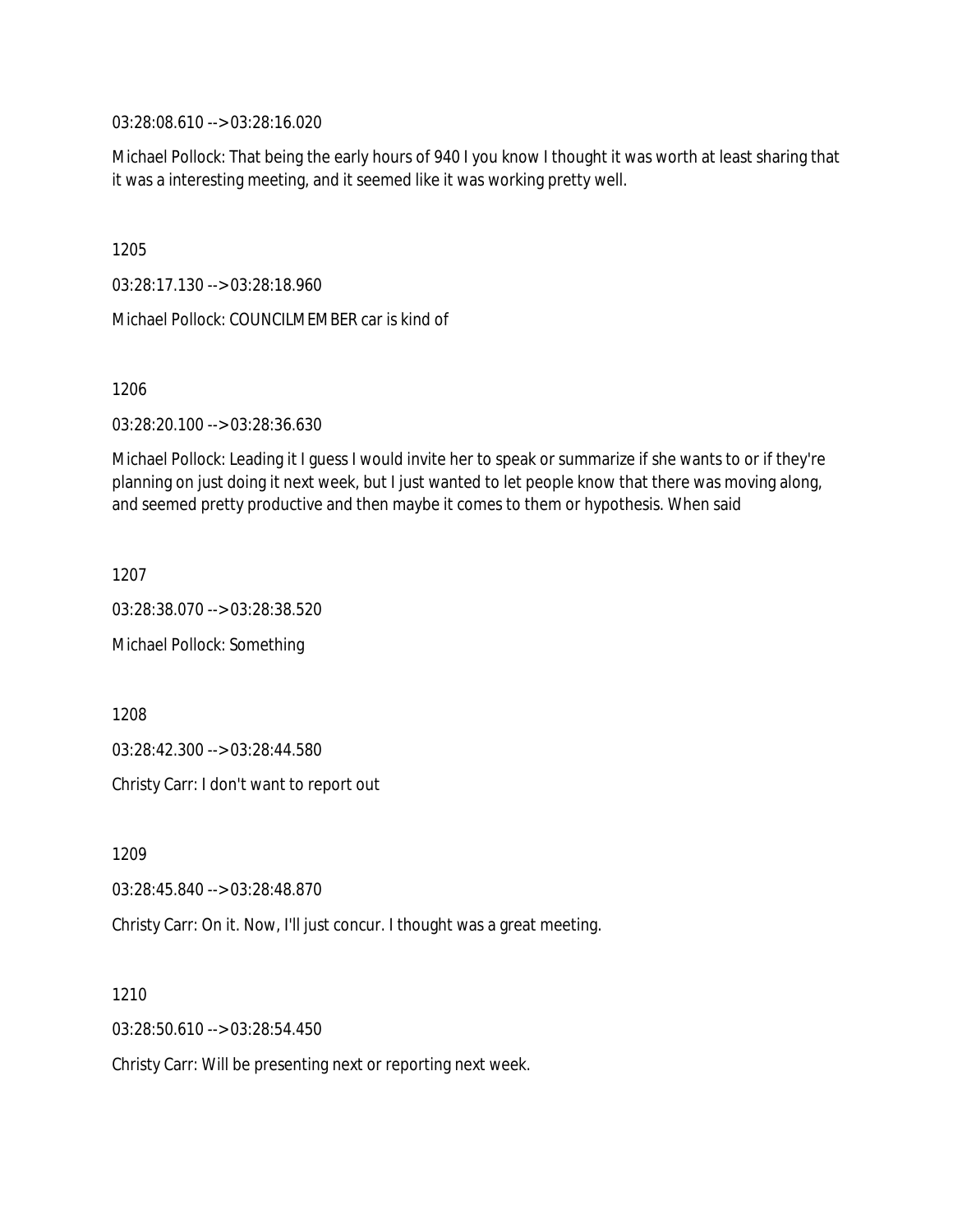03:28:08.610 --> 03:28:16.020

Michael Pollock: That being the early hours of 940 I you know I thought it was worth at least sharing that it was a interesting meeting, and it seemed like it was working pretty well.

1205

03:28:17.130 --> 03:28:18.960

Michael Pollock: COUNCILMEMBER car is kind of

1206

03:28:20.100 --> 03:28:36.630

Michael Pollock: Leading it I guess I would invite her to speak or summarize if she wants to or if they're planning on just doing it next week, but I just wanted to let people know that there was moving along, and seemed pretty productive and then maybe it comes to them or hypothesis. When said

1207

03:28:38.070 --> 03:28:38.520

Michael Pollock: Something

1208

03:28:42.300 --> 03:28:44.580

Christy Carr: I don't want to report out

1209

03:28:45.840 --> 03:28:48.870

Christy Carr: On it. Now, I'll just concur. I thought was a great meeting.

1210

03:28:50.610 --> 03:28:54.450

Christy Carr: Will be presenting next or reporting next week.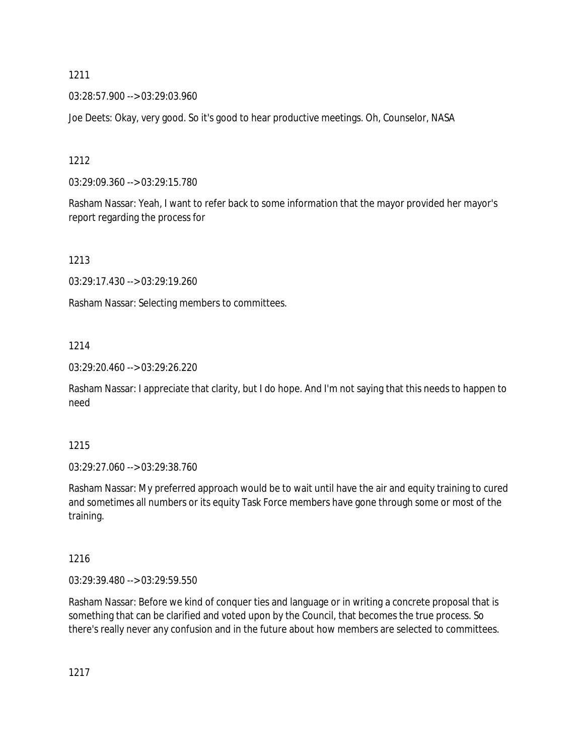1211

03:28:57.900 --> 03:29:03.960

Joe Deets: Okay, very good. So it's good to hear productive meetings. Oh, Counselor, NASA

1212

03:29:09.360 --> 03:29:15.780

Rasham Nassar: Yeah, I want to refer back to some information that the mayor provided her mayor's report regarding the process for

1213

03:29:17.430 --> 03:29:19.260

Rasham Nassar: Selecting members to committees.

1214

03:29:20.460 --> 03:29:26.220

Rasham Nassar: I appreciate that clarity, but I do hope. And I'm not saying that this needs to happen to need

1215

03:29:27.060 --> 03:29:38.760

Rasham Nassar: My preferred approach would be to wait until have the air and equity training to cured and sometimes all numbers or its equity Task Force members have gone through some or most of the training.

1216

03:29:39.480 --> 03:29:59.550

Rasham Nassar: Before we kind of conquer ties and language or in writing a concrete proposal that is something that can be clarified and voted upon by the Council, that becomes the true process. So there's really never any confusion and in the future about how members are selected to committees.

1217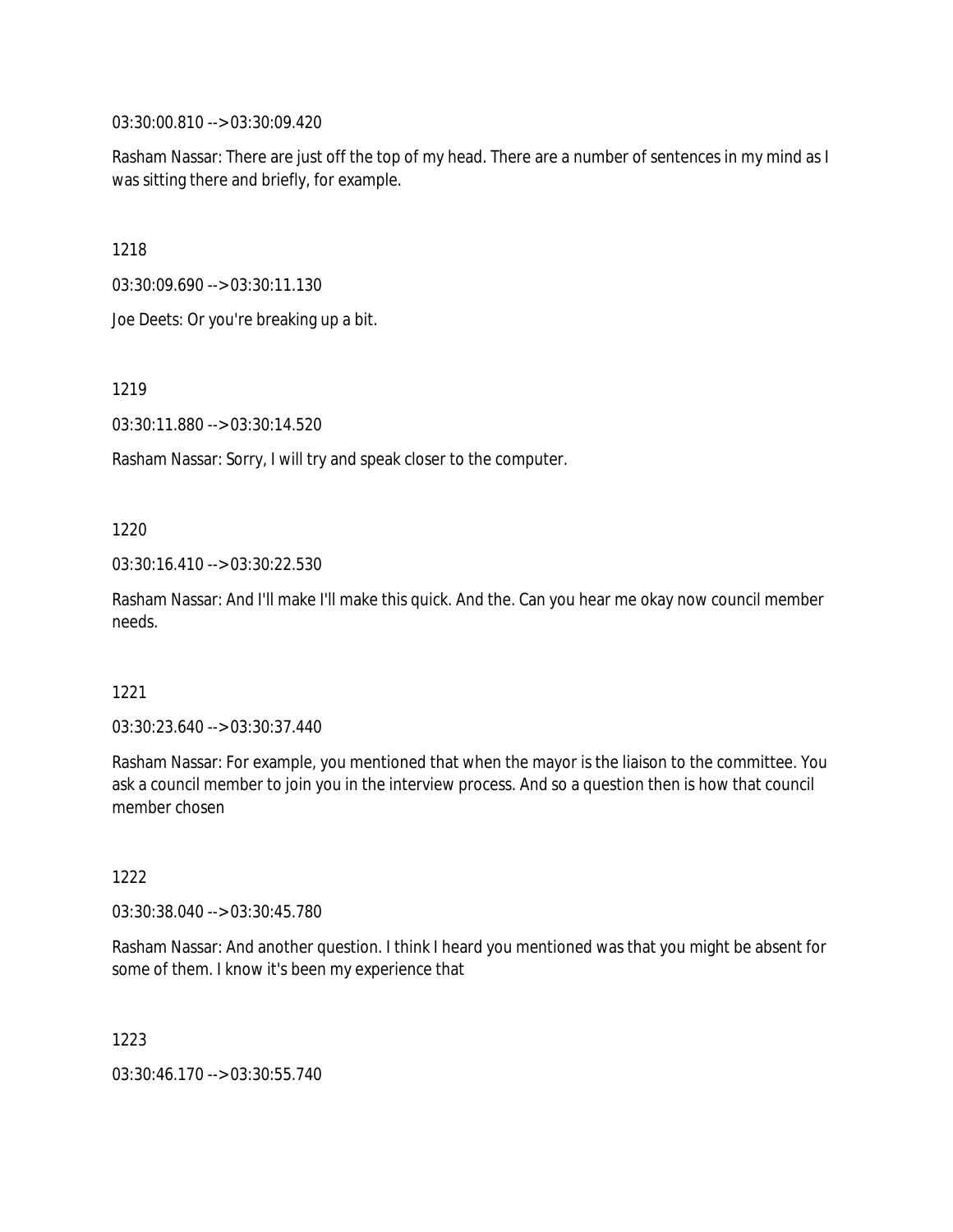03:30:00.810 --> 03:30:09.420

Rasham Nassar: There are just off the top of my head. There are a number of sentences in my mind as I was sitting there and briefly, for example.

1218

03:30:09.690 --> 03:30:11.130

Joe Deets: Or you're breaking up a bit.

1219

03:30:11.880 --> 03:30:14.520

Rasham Nassar: Sorry, I will try and speak closer to the computer.

1220

03:30:16.410 --> 03:30:22.530

Rasham Nassar: And I'll make I'll make this quick. And the. Can you hear me okay now council member needs.

1221

03:30:23.640 --> 03:30:37.440

Rasham Nassar: For example, you mentioned that when the mayor is the liaison to the committee. You ask a council member to join you in the interview process. And so a question then is how that council member chosen

1222

03:30:38.040 --> 03:30:45.780

Rasham Nassar: And another question. I think I heard you mentioned was that you might be absent for some of them. I know it's been my experience that

1223

03:30:46.170 --> 03:30:55.740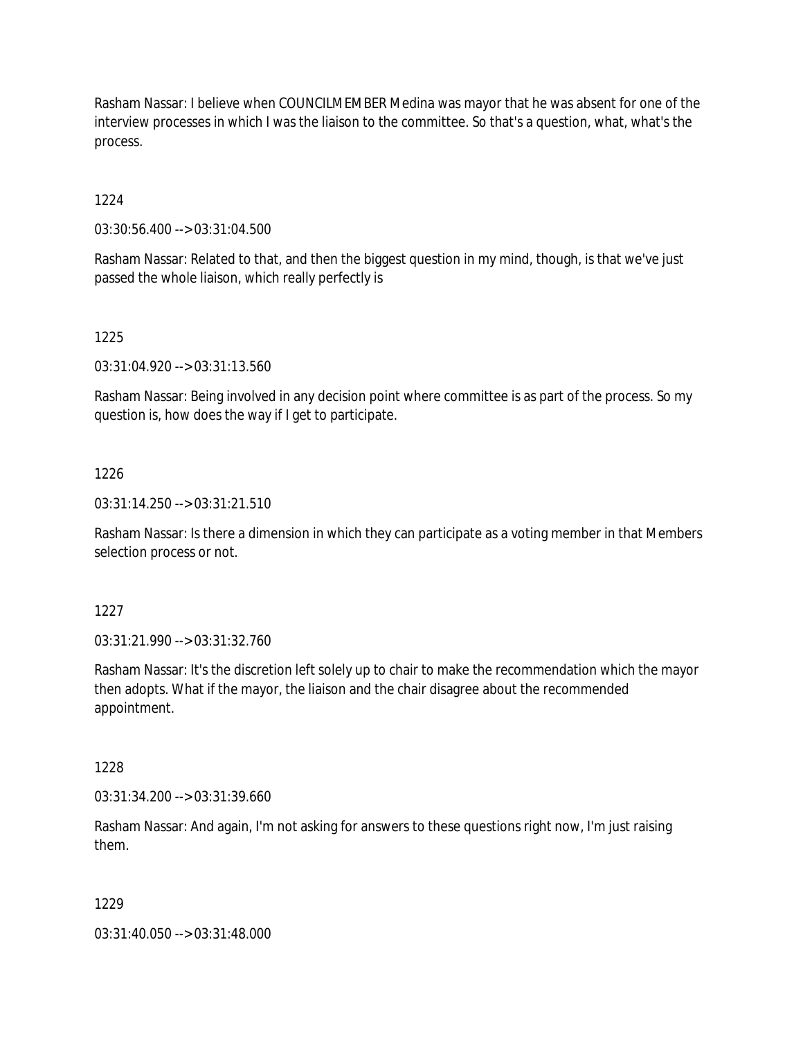Rasham Nassar: I believe when COUNCILMEMBER Medina was mayor that he was absent for one of the interview processes in which I was the liaison to the committee. So that's a question, what, what's the process.

1224

03:30:56.400 --> 03:31:04.500

Rasham Nassar: Related to that, and then the biggest question in my mind, though, is that we've just passed the whole liaison, which really perfectly is

1225

03:31:04.920 --> 03:31:13.560

Rasham Nassar: Being involved in any decision point where committee is as part of the process. So my question is, how does the way if I get to participate.

1226

03:31:14.250 --> 03:31:21.510

Rasham Nassar: Is there a dimension in which they can participate as a voting member in that Members selection process or not.

1227

03:31:21.990 --> 03:31:32.760

Rasham Nassar: It's the discretion left solely up to chair to make the recommendation which the mayor then adopts. What if the mayor, the liaison and the chair disagree about the recommended appointment.

1228

03:31:34.200 --> 03:31:39.660

Rasham Nassar: And again, I'm not asking for answers to these questions right now, I'm just raising them.

1229

03:31:40.050 --> 03:31:48.000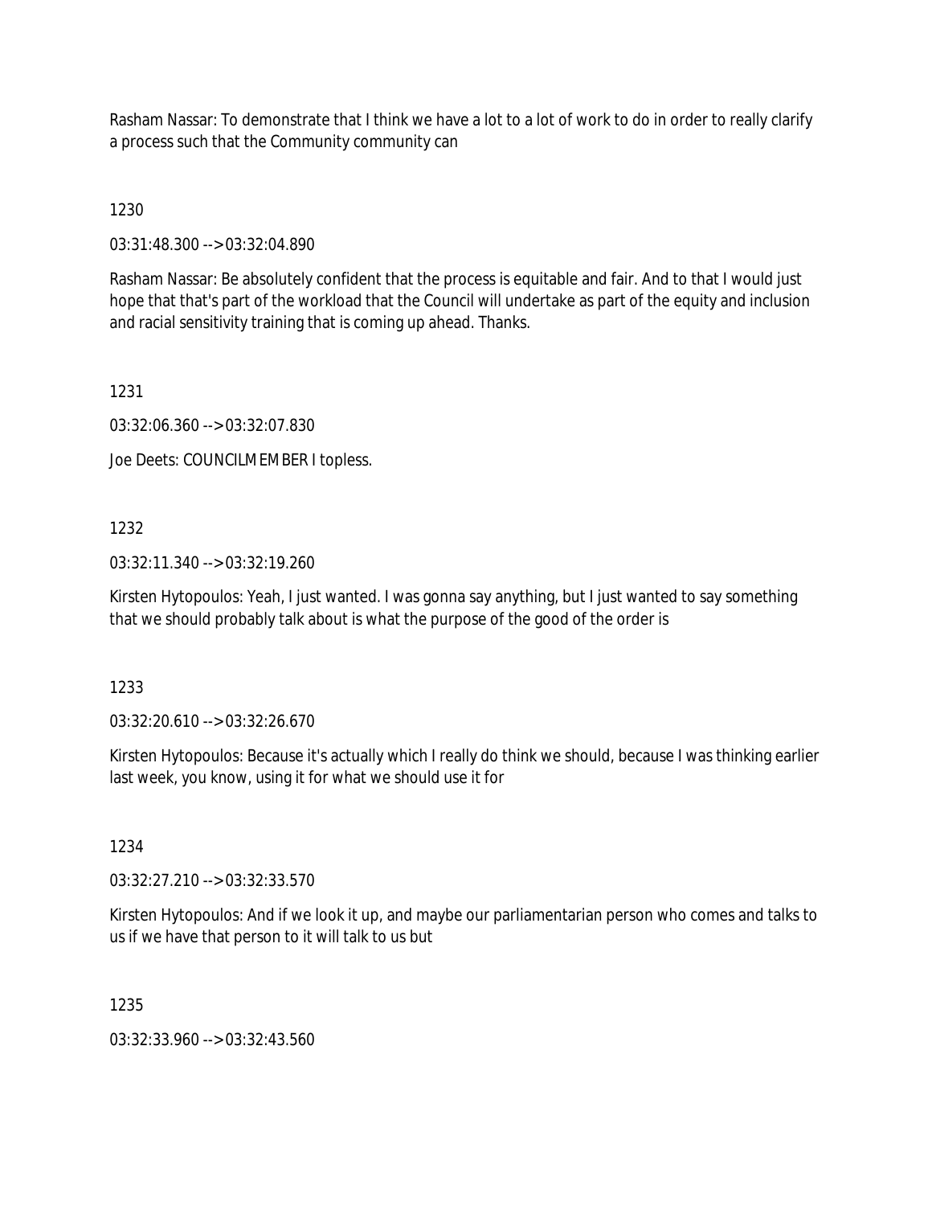Rasham Nassar: To demonstrate that I think we have a lot to a lot of work to do in order to really clarify a process such that the Community community can

1230

03:31:48.300 --> 03:32:04.890

Rasham Nassar: Be absolutely confident that the process is equitable and fair. And to that I would just hope that that's part of the workload that the Council will undertake as part of the equity and inclusion and racial sensitivity training that is coming up ahead. Thanks.

1231

03:32:06.360 --> 03:32:07.830

Joe Deets: COUNCILMEMBER I topless.

1232

03:32:11.340 --> 03:32:19.260

Kirsten Hytopoulos: Yeah, I just wanted. I was gonna say anything, but I just wanted to say something that we should probably talk about is what the purpose of the good of the order is

1233

03:32:20.610 --> 03:32:26.670

Kirsten Hytopoulos: Because it's actually which I really do think we should, because I was thinking earlier last week, you know, using it for what we should use it for

1234

03:32:27.210 --> 03:32:33.570

Kirsten Hytopoulos: And if we look it up, and maybe our parliamentarian person who comes and talks to us if we have that person to it will talk to us but

1235

03:32:33.960 --> 03:32:43.560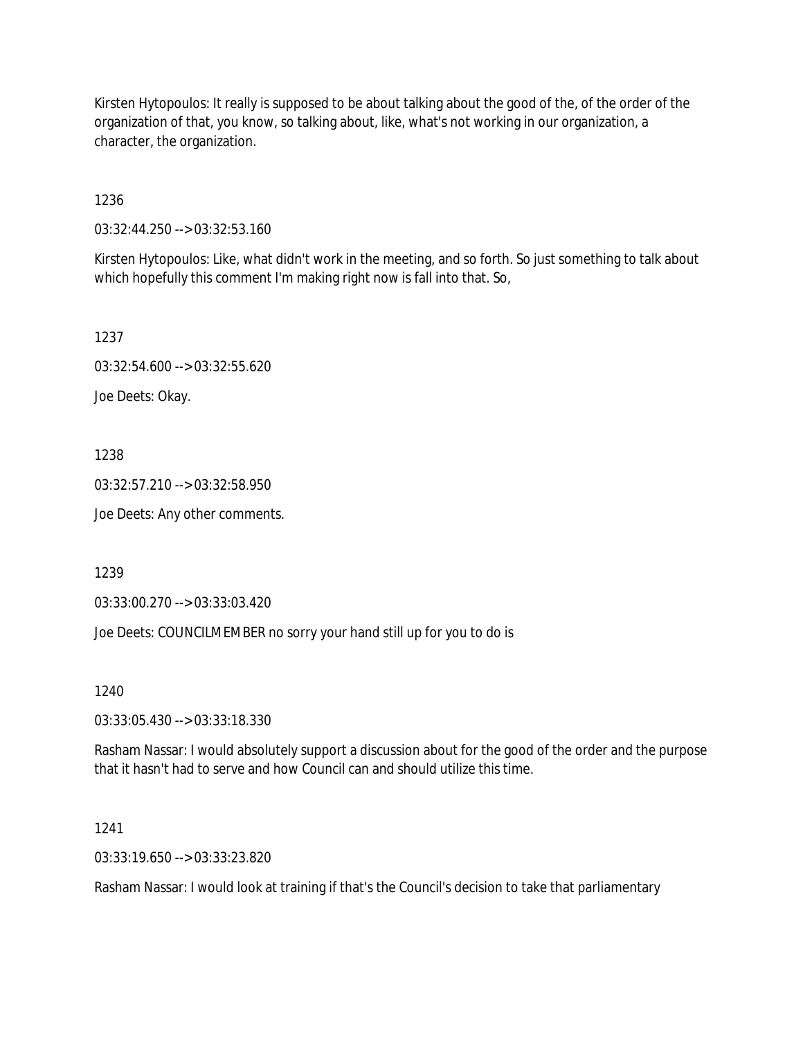Kirsten Hytopoulos: It really is supposed to be about talking about the good of the, of the order of the organization of that, you know, so talking about, like, what's not working in our organization, a character, the organization.

1236

03:32:44.250 --> 03:32:53.160

Kirsten Hytopoulos: Like, what didn't work in the meeting, and so forth. So just something to talk about which hopefully this comment I'm making right now is fall into that. So,

1237

03:32:54.600 --> 03:32:55.620

Joe Deets: Okay.

1238

03:32:57.210 --> 03:32:58.950

Joe Deets: Any other comments.

1239

03:33:00.270 --> 03:33:03.420

Joe Deets: COUNCILMEMBER no sorry your hand still up for you to do is

1240

03:33:05.430 --> 03:33:18.330

Rasham Nassar: I would absolutely support a discussion about for the good of the order and the purpose that it hasn't had to serve and how Council can and should utilize this time.

1241

03:33:19.650 --> 03:33:23.820

Rasham Nassar: I would look at training if that's the Council's decision to take that parliamentary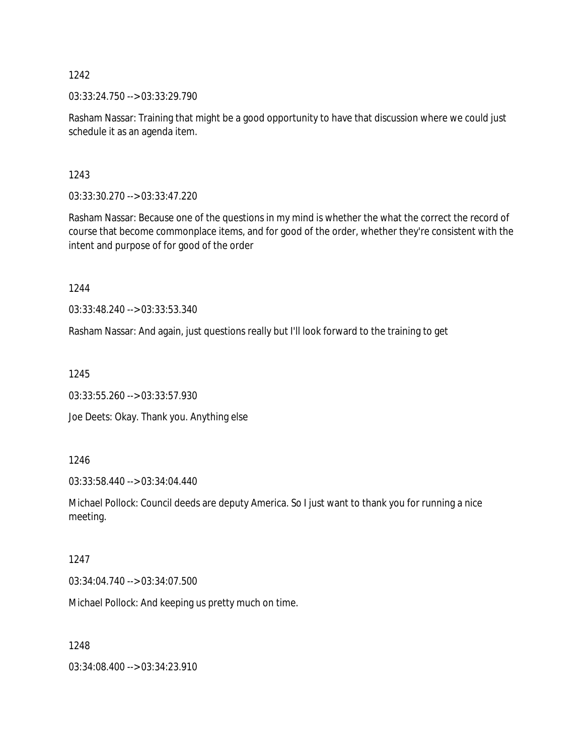1242

03:33:24.750 --> 03:33:29.790

Rasham Nassar: Training that might be a good opportunity to have that discussion where we could just schedule it as an agenda item.

1243

03:33:30.270 --> 03:33:47.220

Rasham Nassar: Because one of the questions in my mind is whether the what the correct the record of course that become commonplace items, and for good of the order, whether they're consistent with the intent and purpose of for good of the order

1244

03:33:48.240 --> 03:33:53.340

Rasham Nassar: And again, just questions really but I'll look forward to the training to get

1245

03:33:55.260 --> 03:33:57.930

Joe Deets: Okay. Thank you. Anything else

1246

03:33:58.440 --> 03:34:04.440

Michael Pollock: Council deeds are deputy America. So I just want to thank you for running a nice meeting.

1247

03:34:04.740 --> 03:34:07.500

Michael Pollock: And keeping us pretty much on time.

1248

03:34:08.400 --> 03:34:23.910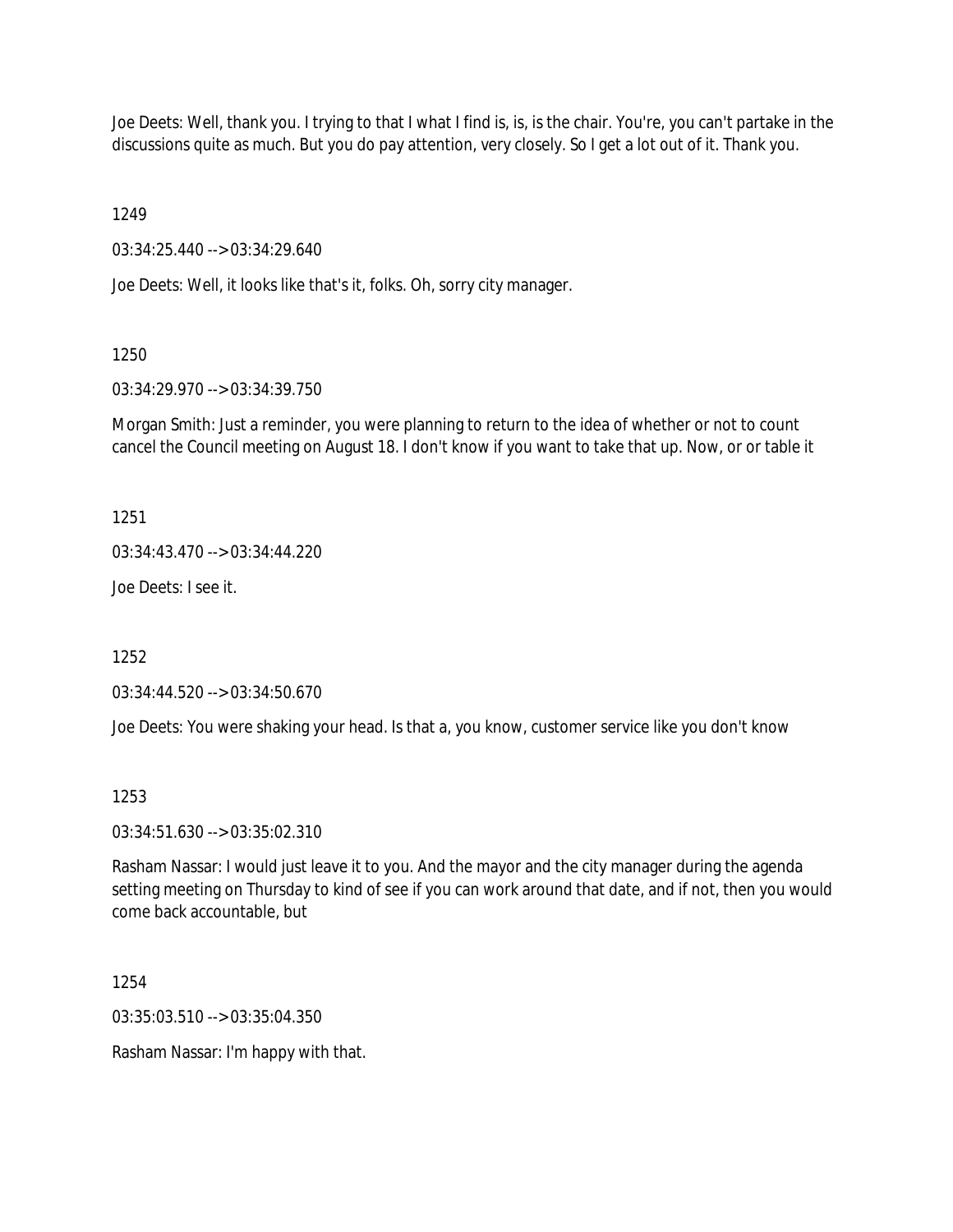Joe Deets: Well, thank you. I trying to that I what I find is, is, is the chair. You're, you can't partake in the discussions quite as much. But you do pay attention, very closely. So I get a lot out of it. Thank you.

1249

03:34:25.440 --> 03:34:29.640

Joe Deets: Well, it looks like that's it, folks. Oh, sorry city manager.

1250

03:34:29.970 --> 03:34:39.750

Morgan Smith: Just a reminder, you were planning to return to the idea of whether or not to count cancel the Council meeting on August 18. I don't know if you want to take that up. Now, or or table it

1251

03:34:43.470 --> 03:34:44.220

Joe Deets: I see it.

1252

03:34:44.520 --> 03:34:50.670

Joe Deets: You were shaking your head. Is that a, you know, customer service like you don't know

1253

03:34:51.630 --> 03:35:02.310

Rasham Nassar: I would just leave it to you. And the mayor and the city manager during the agenda setting meeting on Thursday to kind of see if you can work around that date, and if not, then you would come back accountable, but

1254

03:35:03.510 --> 03:35:04.350

Rasham Nassar: I'm happy with that.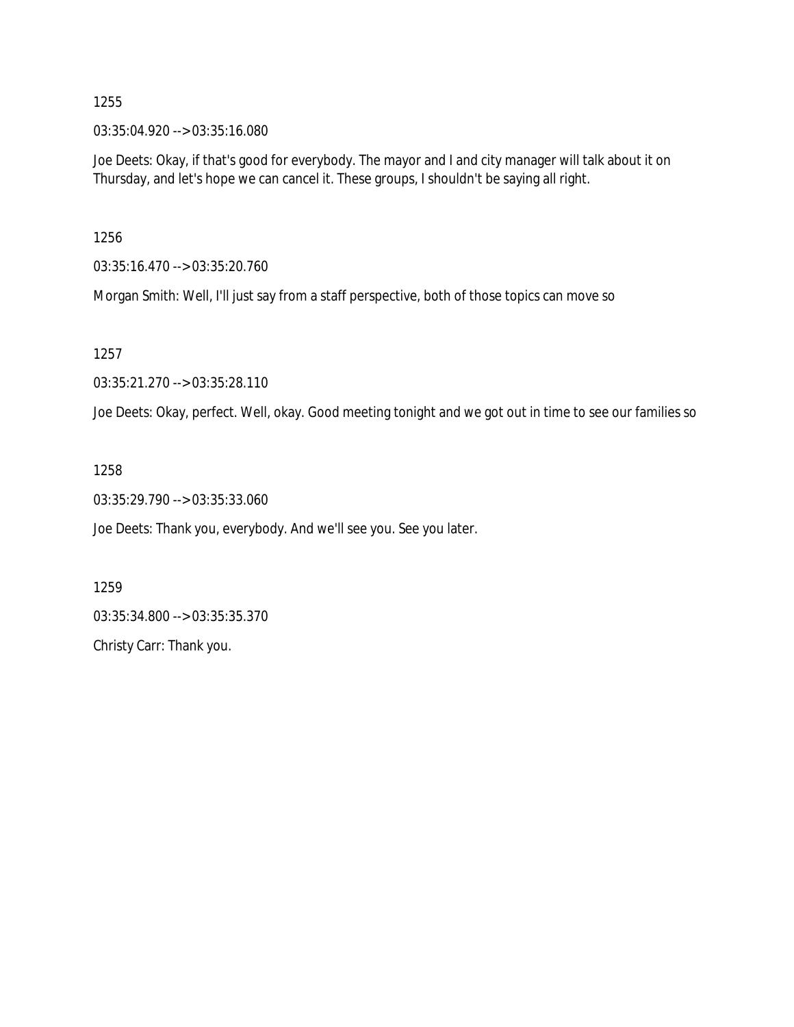1255

03:35:04.920 --> 03:35:16.080

Joe Deets: Okay, if that's good for everybody. The mayor and I and city manager will talk about it on Thursday, and let's hope we can cancel it. These groups, I shouldn't be saying all right.

1256

03:35:16.470 --> 03:35:20.760

Morgan Smith: Well, I'll just say from a staff perspective, both of those topics can move so

1257

03:35:21.270 --> 03:35:28.110

Joe Deets: Okay, perfect. Well, okay. Good meeting tonight and we got out in time to see our families so

1258

03:35:29.790 --> 03:35:33.060

Joe Deets: Thank you, everybody. And we'll see you. See you later.

1259

03:35:34.800 --> 03:35:35.370

Christy Carr: Thank you.